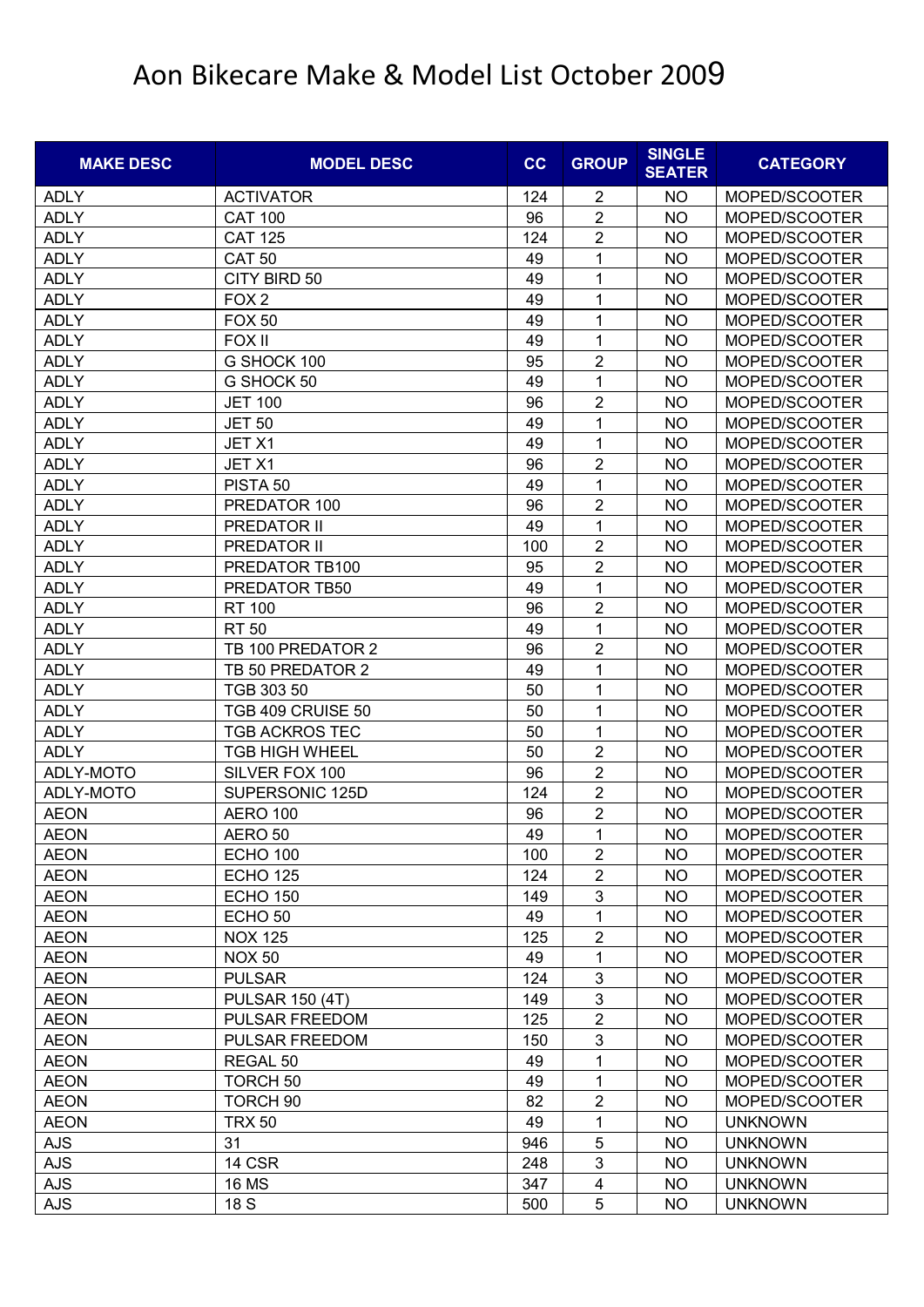# Aon Bikecare Make & Model List October 2009

| MAKE DESC | MODEL DESC | CC | GROUP | SINGLE SEATER | CATEGORY |
|---|---|---|---|---|---|
| ADLY | ACTIVATOR | 124 | 2 | NO | MOPED/SCOOTER |
| ADLY | CAT 100 | 96 | 2 | NO | MOPED/SCOOTER |
| ADLY | CAT 125 | 124 | 2 | NO | MOPED/SCOOTER |
| ADLY | CAT 50 | 49 | 1 | NO | MOPED/SCOOTER |
| ADLY | CITY BIRD 50 | 49 | 1 | NO | MOPED/SCOOTER |
| ADLY | FOX 2 | 49 | 1 | NO | MOPED/SCOOTER |
| ADLY | FOX 50 | 49 | 1 | NO | MOPED/SCOOTER |
| ADLY | FOX II | 49 | 1 | NO | MOPED/SCOOTER |
| ADLY | G SHOCK 100 | 95 | 2 | NO | MOPED/SCOOTER |
| ADLY | G SHOCK 50 | 49 | 1 | NO | MOPED/SCOOTER |
| ADLY | JET 100 | 96 | 2 | NO | MOPED/SCOOTER |
| ADLY | JET 50 | 49 | 1 | NO | MOPED/SCOOTER |
| ADLY | JET X1 | 49 | 1 | NO | MOPED/SCOOTER |
| ADLY | JET X1 | 96 | 2 | NO | MOPED/SCOOTER |
| ADLY | PISTA 50 | 49 | 1 | NO | MOPED/SCOOTER |
| ADLY | PREDATOR 100 | 96 | 2 | NO | MOPED/SCOOTER |
| ADLY | PREDATOR II | 49 | 1 | NO | MOPED/SCOOTER |
| ADLY | PREDATOR II | 100 | 2 | NO | MOPED/SCOOTER |
| ADLY | PREDATOR TB100 | 95 | 2 | NO | MOPED/SCOOTER |
| ADLY | PREDATOR TB50 | 49 | 1 | NO | MOPED/SCOOTER |
| ADLY | RT 100 | 96 | 2 | NO | MOPED/SCOOTER |
| ADLY | RT 50 | 49 | 1 | NO | MOPED/SCOOTER |
| ADLY | TB 100 PREDATOR 2 | 96 | 2 | NO | MOPED/SCOOTER |
| ADLY | TB 50 PREDATOR 2 | 49 | 1 | NO | MOPED/SCOOTER |
| ADLY | TGB 303 50 | 50 | 1 | NO | MOPED/SCOOTER |
| ADLY | TGB 409 CRUISE 50 | 50 | 1 | NO | MOPED/SCOOTER |
| ADLY | TGB ACKROS TEC | 50 | 1 | NO | MOPED/SCOOTER |
| ADLY | TGB HIGH WHEEL | 50 | 2 | NO | MOPED/SCOOTER |
| ADLY-MOTO | SILVER FOX 100 | 96 | 2 | NO | MOPED/SCOOTER |
| ADLY-MOTO | SUPERSONIC 125D | 124 | 2 | NO | MOPED/SCOOTER |
| AEON | AERO 100 | 96 | 2 | NO | MOPED/SCOOTER |
| AEON | AERO 50 | 49 | 1 | NO | MOPED/SCOOTER |
| AEON | ECHO 100 | 100 | 2 | NO | MOPED/SCOOTER |
| AEON | ECHO 125 | 124 | 2 | NO | MOPED/SCOOTER |
| AEON | ECHO 150 | 149 | 3 | NO | MOPED/SCOOTER |
| AEON | ECHO 50 | 49 | 1 | NO | MOPED/SCOOTER |
| AEON | NOX 125 | 125 | 2 | NO | MOPED/SCOOTER |
| AEON | NOX 50 | 49 | 1 | NO | MOPED/SCOOTER |
| AEON | PULSAR | 124 | 3 | NO | MOPED/SCOOTER |
| AEON | PULSAR 150 (4T) | 149 | 3 | NO | MOPED/SCOOTER |
| AEON | PULSAR FREEDOM | 125 | 2 | NO | MOPED/SCOOTER |
| AEON | PULSAR FREEDOM | 150 | 3 | NO | MOPED/SCOOTER |
| AEON | REGAL 50 | 49 | 1 | NO | MOPED/SCOOTER |
| AEON | TORCH 50 | 49 | 1 | NO | MOPED/SCOOTER |
| AEON | TORCH 90 | 82 | 2 | NO | MOPED/SCOOTER |
| AEON | TRX 50 | 49 | 1 | NO | UNKNOWN |
| AJS | 31 | 946 | 5 | NO | UNKNOWN |
| AJS | 14 CSR | 248 | 3 | NO | UNKNOWN |
| AJS | 16 MS | 347 | 4 | NO | UNKNOWN |
| AJS | 18 S | 500 | 5 | NO | UNKNOWN |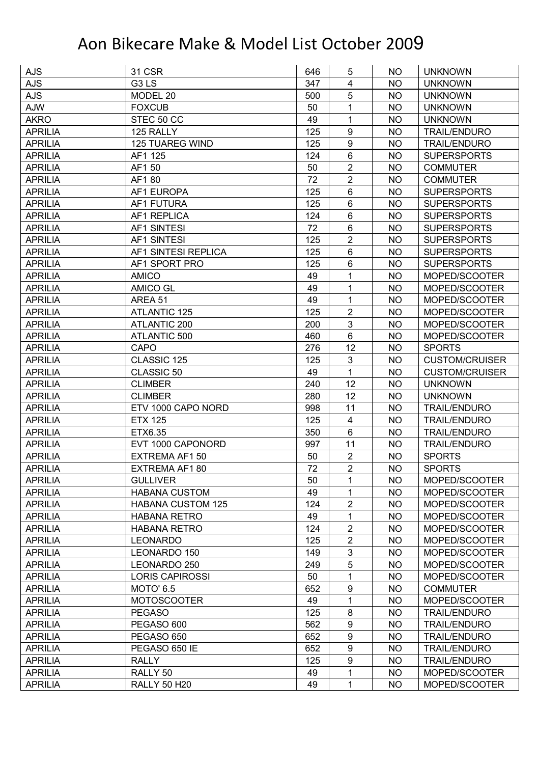# Aon Bikecare Make & Model List October 2009

| | | | | | |
|---|---|---|---|---|---|
| AJS | 31 CSR | 646 | 5 | NO | UNKNOWN |
| AJS | G3 LS | 347 | 4 | NO | UNKNOWN |
| AJS | MODEL 20 | 500 | 5 | NO | UNKNOWN |
| AJW | FOXCUB | 50 | 1 | NO | UNKNOWN |
| AKRO | STEC 50 CC | 49 | 1 | NO | UNKNOWN |
| APRILIA | 125 RALLY | 125 | 9 | NO | TRAIL/ENDURO |
| APRILIA | 125 TUAREG WIND | 125 | 9 | NO | TRAIL/ENDURO |
| APRILIA | AF1 125 | 124 | 6 | NO | SUPERSPORTS |
| APRILIA | AF1 50 | 50 | 2 | NO | COMMUTER |
| APRILIA | AF1 80 | 72 | 2 | NO | COMMUTER |
| APRILIA | AF1 EUROPA | 125 | 6 | NO | SUPERSPORTS |
| APRILIA | AF1 FUTURA | 125 | 6 | NO | SUPERSPORTS |
| APRILIA | AF1 REPLICA | 124 | 6 | NO | SUPERSPORTS |
| APRILIA | AF1 SINTESI | 72 | 6 | NO | SUPERSPORTS |
| APRILIA | AF1 SINTESI | 125 | 2 | NO | SUPERSPORTS |
| APRILIA | AF1 SINTESI REPLICA | 125 | 6 | NO | SUPERSPORTS |
| APRILIA | AF1 SPORT PRO | 125 | 6 | NO | SUPERSPORTS |
| APRILIA | AMICO | 49 | 1 | NO | MOPED/SCOOTER |
| APRILIA | AMICO GL | 49 | 1 | NO | MOPED/SCOOTER |
| APRILIA | AREA 51 | 49 | 1 | NO | MOPED/SCOOTER |
| APRILIA | ATLANTIC 125 | 125 | 2 | NO | MOPED/SCOOTER |
| APRILIA | ATLANTIC 200 | 200 | 3 | NO | MOPED/SCOOTER |
| APRILIA | ATLANTIC 500 | 460 | 6 | NO | MOPED/SCOOTER |
| APRILIA | CAPO | 276 | 12 | NO | SPORTS |
| APRILIA | CLASSIC 125 | 125 | 3 | NO | CUSTOM/CRUISER |
| APRILIA | CLASSIC 50 | 49 | 1 | NO | CUSTOM/CRUISER |
| APRILIA | CLIMBER | 240 | 12 | NO | UNKNOWN |
| APRILIA | CLIMBER | 280 | 12 | NO | UNKNOWN |
| APRILIA | ETV 1000 CAPO NORD | 998 | 11 | NO | TRAIL/ENDURO |
| APRILIA | ETX 125 | 125 | 4 | NO | TRAIL/ENDURO |
| APRILIA | ETX6.35 | 350 | 6 | NO | TRAIL/ENDURO |
| APRILIA | EVT 1000 CAPONORD | 997 | 11 | NO | TRAIL/ENDURO |
| APRILIA | EXTREMA AF1 50 | 50 | 2 | NO | SPORTS |
| APRILIA | EXTREMA AF1 80 | 72 | 2 | NO | SPORTS |
| APRILIA | GULLIVER | 50 | 1 | NO | MOPED/SCOOTER |
| APRILIA | HABANA CUSTOM | 49 | 1 | NO | MOPED/SCOOTER |
| APRILIA | HABANA CUSTOM 125 | 124 | 2 | NO | MOPED/SCOOTER |
| APRILIA | HABANA RETRO | 49 | 1 | NO | MOPED/SCOOTER |
| APRILIA | HABANA RETRO | 124 | 2 | NO | MOPED/SCOOTER |
| APRILIA | LEONARDO | 125 | 2 | NO | MOPED/SCOOTER |
| APRILIA | LEONARDO 150 | 149 | 3 | NO | MOPED/SCOOTER |
| APRILIA | LEONARDO 250 | 249 | 5 | NO | MOPED/SCOOTER |
| APRILIA | LORIS CAPIROSSI | 50 | 1 | NO | MOPED/SCOOTER |
| APRILIA | MOTO' 6.5 | 652 | 9 | NO | COMMUTER |
| APRILIA | MOTOSCOOTER | 49 | 1 | NO | MOPED/SCOOTER |
| APRILIA | PEGASO | 125 | 8 | NO | TRAIL/ENDURO |
| APRILIA | PEGASO 600 | 562 | 9 | NO | TRAIL/ENDURO |
| APRILIA | PEGASO 650 | 652 | 9 | NO | TRAIL/ENDURO |
| APRILIA | PEGASO 650 IE | 652 | 9 | NO | TRAIL/ENDURO |
| APRILIA | RALLY | 125 | 9 | NO | TRAIL/ENDURO |
| APRILIA | RALLY 50 | 49 | 1 | NO | MOPED/SCOOTER |
| APRILIA | RALLY 50 H20 | 49 | 1 | NO | MOPED/SCOOTER |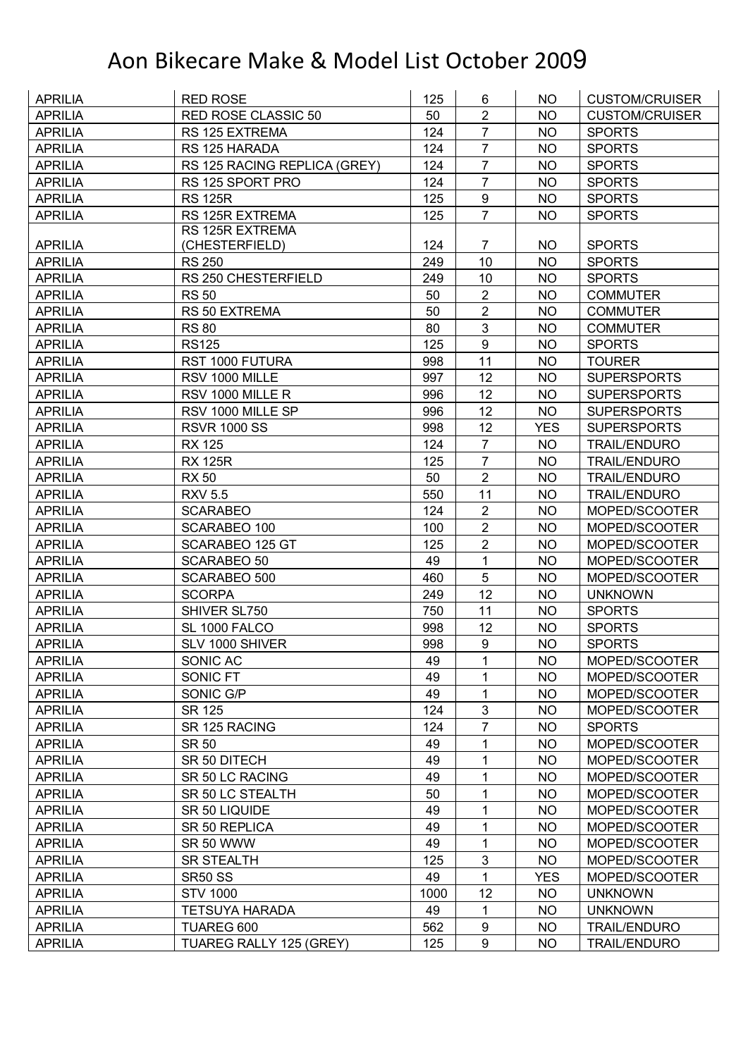# Aon Bikecare Make & Model List October 2009

| APRILIA | RED ROSE | 125 | 6 | NO | CUSTOM/CRUISER |
|---|---|---|---|---|---|
| APRILIA | RED ROSE CLASSIC 50 | 50 | 2 | NO | CUSTOM/CRUISER |
| APRILIA | RS 125 EXTREMA | 124 | 7 | NO | SPORTS |
| APRILIA | RS 125 HARADA | 124 | 7 | NO | SPORTS |
| APRILIA | RS 125 RACING REPLICA (GREY) | 124 | 7 | NO | SPORTS |
| APRILIA | RS 125 SPORT PRO | 124 | 7 | NO | SPORTS |
| APRILIA | RS 125R | 125 | 9 | NO | SPORTS |
| APRILIA | RS 125R EXTREMA | 125 | 7 | NO | SPORTS |
| APRILIA | RS 125R EXTREMA (CHESTERFIELD) | 124 | 7 | NO | SPORTS |
| APRILIA | RS 250 | 249 | 10 | NO | SPORTS |
| APRILIA | RS 250 CHESTERFIELD | 249 | 10 | NO | SPORTS |
| APRILIA | RS 50 | 50 | 2 | NO | COMMUTER |
| APRILIA | RS 50 EXTREMA | 50 | 2 | NO | COMMUTER |
| APRILIA | RS 80 | 80 | 3 | NO | COMMUTER |
| APRILIA | RS125 | 125 | 9 | NO | SPORTS |
| APRILIA | RST 1000 FUTURA | 998 | 11 | NO | TOURER |
| APRILIA | RSV 1000 MILLE | 997 | 12 | NO | SUPERSPORTS |
| APRILIA | RSV 1000 MILLE R | 996 | 12 | NO | SUPERSPORTS |
| APRILIA | RSV 1000 MILLE SP | 996 | 12 | NO | SUPERSPORTS |
| APRILIA | RSVR 1000 SS | 998 | 12 | YES | SUPERSPORTS |
| APRILIA | RX 125 | 124 | 7 | NO | TRAIL/ENDURO |
| APRILIA | RX 125R | 125 | 7 | NO | TRAIL/ENDURO |
| APRILIA | RX 50 | 50 | 2 | NO | TRAIL/ENDURO |
| APRILIA | RXV 5.5 | 550 | 11 | NO | TRAIL/ENDURO |
| APRILIA | SCARABEO | 124 | 2 | NO | MOPED/SCOOTER |
| APRILIA | SCARABEO 100 | 100 | 2 | NO | MOPED/SCOOTER |
| APRILIA | SCARABEO 125 GT | 125 | 2 | NO | MOPED/SCOOTER |
| APRILIA | SCARABEO 50 | 49 | 1 | NO | MOPED/SCOOTER |
| APRILIA | SCARABEO 500 | 460 | 5 | NO | MOPED/SCOOTER |
| APRILIA | SCORPA | 249 | 12 | NO | UNKNOWN |
| APRILIA | SHIVER SL750 | 750 | 11 | NO | SPORTS |
| APRILIA | SL 1000 FALCO | 998 | 12 | NO | SPORTS |
| APRILIA | SLV 1000 SHIVER | 998 | 9 | NO | SPORTS |
| APRILIA | SONIC AC | 49 | 1 | NO | MOPED/SCOOTER |
| APRILIA | SONIC FT | 49 | 1 | NO | MOPED/SCOOTER |
| APRILIA | SONIC G/P | 49 | 1 | NO | MOPED/SCOOTER |
| APRILIA | SR 125 | 124 | 3 | NO | MOPED/SCOOTER |
| APRILIA | SR 125 RACING | 124 | 7 | NO | SPORTS |
| APRILIA | SR 50 | 49 | 1 | NO | MOPED/SCOOTER |
| APRILIA | SR 50 DITECH | 49 | 1 | NO | MOPED/SCOOTER |
| APRILIA | SR 50 LC RACING | 49 | 1 | NO | MOPED/SCOOTER |
| APRILIA | SR 50 LC STEALTH | 50 | 1 | NO | MOPED/SCOOTER |
| APRILIA | SR 50 LIQUIDE | 49 | 1 | NO | MOPED/SCOOTER |
| APRILIA | SR 50 REPLICA | 49 | 1 | NO | MOPED/SCOOTER |
| APRILIA | SR 50 WWW | 49 | 1 | NO | MOPED/SCOOTER |
| APRILIA | SR STEALTH | 125 | 3 | NO | MOPED/SCOOTER |
| APRILIA | SR50 SS | 49 | 1 | YES | MOPED/SCOOTER |
| APRILIA | STV 1000 | 1000 | 12 | NO | UNKNOWN |
| APRILIA | TETSUYA HARADA | 49 | 1 | NO | UNKNOWN |
| APRILIA | TUAREG 600 | 562 | 9 | NO | TRAIL/ENDURO |
| APRILIA | TUAREG RALLY 125 (GREY) | 125 | 9 | NO | TRAIL/ENDURO |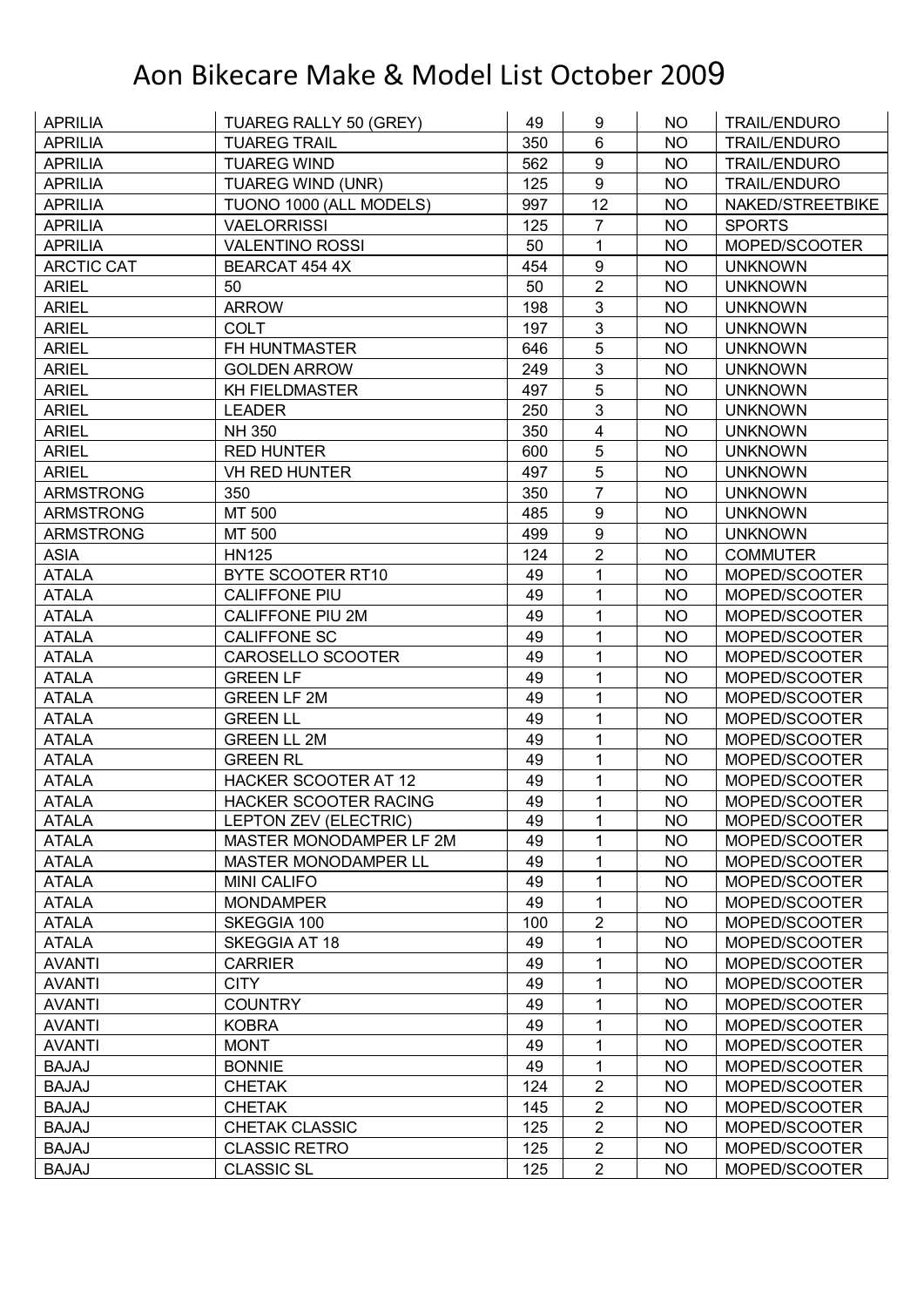# Aon Bikecare Make & Model List October 2009

| | | | | | |
|---|---|---|---|---|---|
| APRILIA | TUAREG RALLY 50 (GREY) | 49 | 9 | NO | TRAIL/ENDURO |
| APRILIA | TUAREG TRAIL | 350 | 6 | NO | TRAIL/ENDURO |
| APRILIA | TUAREG WIND | 562 | 9 | NO | TRAIL/ENDURO |
| APRILIA | TUAREG WIND (UNR) | 125 | 9 | NO | TRAIL/ENDURO |
| APRILIA | TUONO 1000 (ALL MODELS) | 997 | 12 | NO | NAKED/STREETBIKE |
| APRILIA | VAELORRISSI | 125 | 7 | NO | SPORTS |
| APRILIA | VALENTINO ROSSI | 50 | 1 | NO | MOPED/SCOOTER |
| ARCTIC CAT | BEARCAT 454 4X | 454 | 9 | NO | UNKNOWN |
| ARIEL | 50 | 50 | 2 | NO | UNKNOWN |
| ARIEL | ARROW | 198 | 3 | NO | UNKNOWN |
| ARIEL | COLT | 197 | 3 | NO | UNKNOWN |
| ARIEL | FH HUNTMASTER | 646 | 5 | NO | UNKNOWN |
| ARIEL | GOLDEN ARROW | 249 | 3 | NO | UNKNOWN |
| ARIEL | KH FIELDMASTER | 497 | 5 | NO | UNKNOWN |
| ARIEL | LEADER | 250 | 3 | NO | UNKNOWN |
| ARIEL | NH 350 | 350 | 4 | NO | UNKNOWN |
| ARIEL | RED HUNTER | 600 | 5 | NO | UNKNOWN |
| ARIEL | VH RED HUNTER | 497 | 5 | NO | UNKNOWN |
| ARMSTRONG | 350 | 350 | 7 | NO | UNKNOWN |
| ARMSTRONG | MT 500 | 485 | 9 | NO | UNKNOWN |
| ARMSTRONG | MT 500 | 499 | 9 | NO | UNKNOWN |
| ASIA | HN125 | 124 | 2 | NO | COMMUTER |
| ATALA | BYTE SCOOTER RT10 | 49 | 1 | NO | MOPED/SCOOTER |
| ATALA | CALIFFONE PIU | 49 | 1 | NO | MOPED/SCOOTER |
| ATALA | CALIFFONE PIU 2M | 49 | 1 | NO | MOPED/SCOOTER |
| ATALA | CALIFFONE SC | 49 | 1 | NO | MOPED/SCOOTER |
| ATALA | CAROSELLO SCOOTER | 49 | 1 | NO | MOPED/SCOOTER |
| ATALA | GREEN LF | 49 | 1 | NO | MOPED/SCOOTER |
| ATALA | GREEN LF 2M | 49 | 1 | NO | MOPED/SCOOTER |
| ATALA | GREEN LL | 49 | 1 | NO | MOPED/SCOOTER |
| ATALA | GREEN LL 2M | 49 | 1 | NO | MOPED/SCOOTER |
| ATALA | GREEN RL | 49 | 1 | NO | MOPED/SCOOTER |
| ATALA | HACKER SCOOTER AT 12 | 49 | 1 | NO | MOPED/SCOOTER |
| ATALA | HACKER SCOOTER RACING | 49 | 1 | NO | MOPED/SCOOTER |
| ATALA | LEPTON ZEV (ELECTRIC) | 49 | 1 | NO | MOPED/SCOOTER |
| ATALA | MASTER MONODAMPER LF 2M | 49 | 1 | NO | MOPED/SCOOTER |
| ATALA | MASTER MONODAMPER LL | 49 | 1 | NO | MOPED/SCOOTER |
| ATALA | MINI CALIFO | 49 | 1 | NO | MOPED/SCOOTER |
| ATALA | MONDAMPER | 49 | 1 | NO | MOPED/SCOOTER |
| ATALA | SKEGGIA 100 | 100 | 2 | NO | MOPED/SCOOTER |
| ATALA | SKEGGIA AT 18 | 49 | 1 | NO | MOPED/SCOOTER |
| AVANTI | CARRIER | 49 | 1 | NO | MOPED/SCOOTER |
| AVANTI | CITY | 49 | 1 | NO | MOPED/SCOOTER |
| AVANTI | COUNTRY | 49 | 1 | NO | MOPED/SCOOTER |
| AVANTI | KOBRA | 49 | 1 | NO | MOPED/SCOOTER |
| AVANTI | MONT | 49 | 1 | NO | MOPED/SCOOTER |
| BAJAJ | BONNIE | 49 | 1 | NO | MOPED/SCOOTER |
| BAJAJ | CHETAK | 124 | 2 | NO | MOPED/SCOOTER |
| BAJAJ | CHETAK | 145 | 2 | NO | MOPED/SCOOTER |
| BAJAJ | CHETAK CLASSIC | 125 | 2 | NO | MOPED/SCOOTER |
| BAJAJ | CLASSIC RETRO | 125 | 2 | NO | MOPED/SCOOTER |
| BAJAJ | CLASSIC SL | 125 | 2 | NO | MOPED/SCOOTER |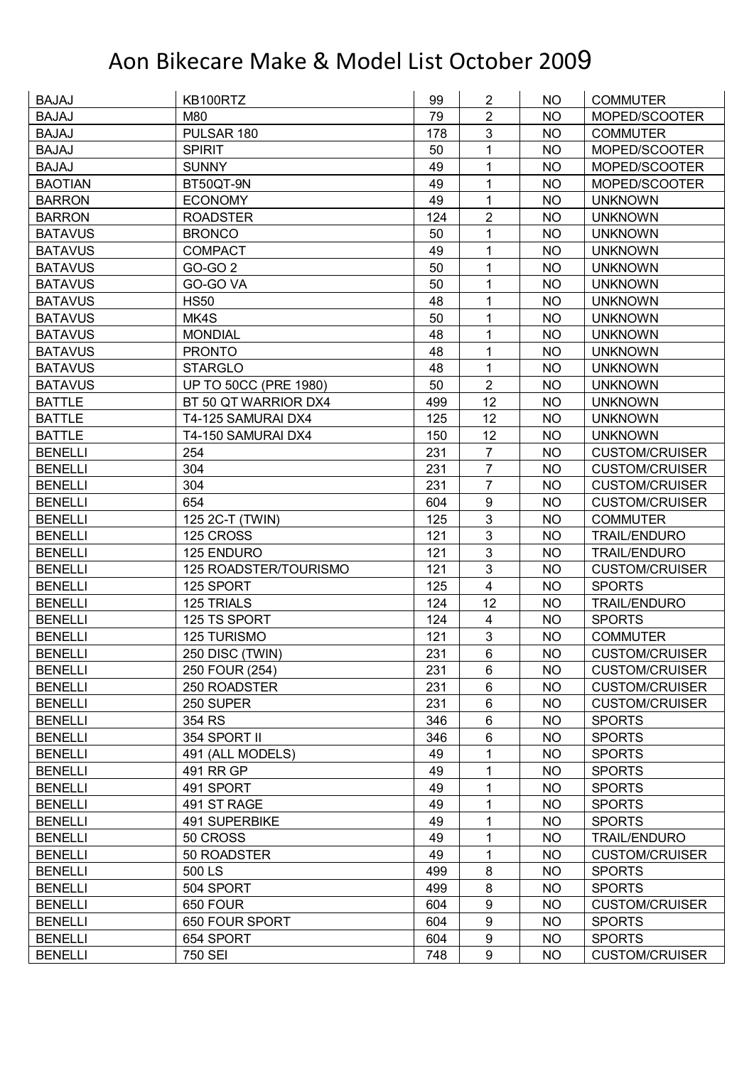# Aon Bikecare Make & Model List October 2009

| | | | | | |
|---|---|---|---|---|---|
| BAJAJ | KB100RTZ | 99 | 2 | NO | COMMUTER |
| BAJAJ | M80 | 79 | 2 | NO | MOPED/SCOOTER |
| BAJAJ | PULSAR 180 | 178 | 3 | NO | COMMUTER |
| BAJAJ | SPIRIT | 50 | 1 | NO | MOPED/SCOOTER |
| BAJAJ | SUNNY | 49 | 1 | NO | MOPED/SCOOTER |
| BAOTIAN | BT50QT-9N | 49 | 1 | NO | MOPED/SCOOTER |
| BARRON | ECONOMY | 49 | 1 | NO | UNKNOWN |
| BARRON | ROADSTER | 124 | 2 | NO | UNKNOWN |
| BATAVUS | BRONCO | 50 | 1 | NO | UNKNOWN |
| BATAVUS | COMPACT | 49 | 1 | NO | UNKNOWN |
| BATAVUS | GO-GO 2 | 50 | 1 | NO | UNKNOWN |
| BATAVUS | GO-GO VA | 50 | 1 | NO | UNKNOWN |
| BATAVUS | HS50 | 48 | 1 | NO | UNKNOWN |
| BATAVUS | MK4S | 50 | 1 | NO | UNKNOWN |
| BATAVUS | MONDIAL | 48 | 1 | NO | UNKNOWN |
| BATAVUS | PRONTO | 48 | 1 | NO | UNKNOWN |
| BATAVUS | STARGLO | 48 | 1 | NO | UNKNOWN |
| BATAVUS | UP TO 50CC (PRE 1980) | 50 | 2 | NO | UNKNOWN |
| BATTLE | BT 50 QT WARRIOR DX4 | 499 | 12 | NO | UNKNOWN |
| BATTLE | T4-125 SAMURAI DX4 | 125 | 12 | NO | UNKNOWN |
| BATTLE | T4-150 SAMURAI DX4 | 150 | 12 | NO | UNKNOWN |
| BENELLI | 254 | 231 | 7 | NO | CUSTOM/CRUISER |
| BENELLI | 304 | 231 | 7 | NO | CUSTOM/CRUISER |
| BENELLI | 304 | 231 | 7 | NO | CUSTOM/CRUISER |
| BENELLI | 654 | 604 | 9 | NO | CUSTOM/CRUISER |
| BENELLI | 125 2C-T (TWIN) | 125 | 3 | NO | COMMUTER |
| BENELLI | 125 CROSS | 121 | 3 | NO | TRAIL/ENDURO |
| BENELLI | 125 ENDURO | 121 | 3 | NO | TRAIL/ENDURO |
| BENELLI | 125 ROADSTER/TOURISMO | 121 | 3 | NO | CUSTOM/CRUISER |
| BENELLI | 125 SPORT | 125 | 4 | NO | SPORTS |
| BENELLI | 125 TRIALS | 124 | 12 | NO | TRAIL/ENDURO |
| BENELLI | 125 TS SPORT | 124 | 4 | NO | SPORTS |
| BENELLI | 125 TURISMO | 121 | 3 | NO | COMMUTER |
| BENELLI | 250 DISC (TWIN) | 231 | 6 | NO | CUSTOM/CRUISER |
| BENELLI | 250 FOUR (254) | 231 | 6 | NO | CUSTOM/CRUISER |
| BENELLI | 250 ROADSTER | 231 | 6 | NO | CUSTOM/CRUISER |
| BENELLI | 250 SUPER | 231 | 6 | NO | CUSTOM/CRUISER |
| BENELLI | 354 RS | 346 | 6 | NO | SPORTS |
| BENELLI | 354 SPORT II | 346 | 6 | NO | SPORTS |
| BENELLI | 491 (ALL MODELS) | 49 | 1 | NO | SPORTS |
| BENELLI | 491 RR GP | 49 | 1 | NO | SPORTS |
| BENELLI | 491 SPORT | 49 | 1 | NO | SPORTS |
| BENELLI | 491 ST RAGE | 49 | 1 | NO | SPORTS |
| BENELLI | 491 SUPERBIKE | 49 | 1 | NO | SPORTS |
| BENELLI | 50 CROSS | 49 | 1 | NO | TRAIL/ENDURO |
| BENELLI | 50 ROADSTER | 49 | 1 | NO | CUSTOM/CRUISER |
| BENELLI | 500 LS | 499 | 8 | NO | SPORTS |
| BENELLI | 504 SPORT | 499 | 8 | NO | SPORTS |
| BENELLI | 650 FOUR | 604 | 9 | NO | CUSTOM/CRUISER |
| BENELLI | 650 FOUR SPORT | 604 | 9 | NO | SPORTS |
| BENELLI | 654 SPORT | 604 | 9 | NO | SPORTS |
| BENELLI | 750 SEI | 748 | 9 | NO | CUSTOM/CRUISER |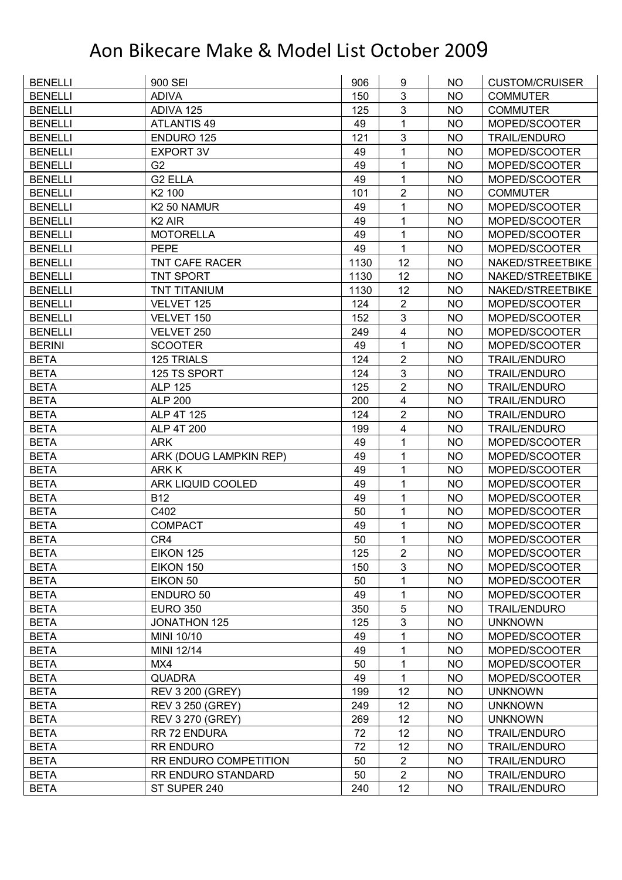# Aon Bikecare Make & Model List October 2009

| | | | | | |
|---|---|---|---|---|---|
| BENELLI | 900 SEI | 906 | 9 | NO | CUSTOM/CRUISER |
| BENELLI | ADIVA | 150 | 3 | NO | COMMUTER |
| BENELLI | ADIVA 125 | 125 | 3 | NO | COMMUTER |
| BENELLI | ATLANTIS 49 | 49 | 1 | NO | MOPED/SCOOTER |
| BENELLI | ENDURO 125 | 121 | 3 | NO | TRAIL/ENDURO |
| BENELLI | EXPORT 3V | 49 | 1 | NO | MOPED/SCOOTER |
| BENELLI | G2 | 49 | 1 | NO | MOPED/SCOOTER |
| BENELLI | G2 ELLA | 49 | 1 | NO | MOPED/SCOOTER |
| BENELLI | K2 100 | 101 | 2 | NO | COMMUTER |
| BENELLI | K2 50 NAMUR | 49 | 1 | NO | MOPED/SCOOTER |
| BENELLI | K2 AIR | 49 | 1 | NO | MOPED/SCOOTER |
| BENELLI | MOTORELLA | 49 | 1 | NO | MOPED/SCOOTER |
| BENELLI | PEPE | 49 | 1 | NO | MOPED/SCOOTER |
| BENELLI | TNT CAFE RACER | 1130 | 12 | NO | NAKED/STREETBIKE |
| BENELLI | TNT SPORT | 1130 | 12 | NO | NAKED/STREETBIKE |
| BENELLI | TNT TITANIUM | 1130 | 12 | NO | NAKED/STREETBIKE |
| BENELLI | VELVET 125 | 124 | 2 | NO | MOPED/SCOOTER |
| BENELLI | VELVET 150 | 152 | 3 | NO | MOPED/SCOOTER |
| BENELLI | VELVET 250 | 249 | 4 | NO | MOPED/SCOOTER |
| BERINI | SCOOTER | 49 | 1 | NO | MOPED/SCOOTER |
| BETA | 125 TRIALS | 124 | 2 | NO | TRAIL/ENDURO |
| BETA | 125 TS SPORT | 124 | 3 | NO | TRAIL/ENDURO |
| BETA | ALP 125 | 125 | 2 | NO | TRAIL/ENDURO |
| BETA | ALP 200 | 200 | 4 | NO | TRAIL/ENDURO |
| BETA | ALP 4T 125 | 124 | 2 | NO | TRAIL/ENDURO |
| BETA | ALP 4T 200 | 199 | 4 | NO | TRAIL/ENDURO |
| BETA | ARK | 49 | 1 | NO | MOPED/SCOOTER |
| BETA | ARK (DOUG LAMPKIN REP) | 49 | 1 | NO | MOPED/SCOOTER |
| BETA | ARK K | 49 | 1 | NO | MOPED/SCOOTER |
| BETA | ARK LIQUID COOLED | 49 | 1 | NO | MOPED/SCOOTER |
| BETA | B12 | 49 | 1 | NO | MOPED/SCOOTER |
| BETA | C402 | 50 | 1 | NO | MOPED/SCOOTER |
| BETA | COMPACT | 49 | 1 | NO | MOPED/SCOOTER |
| BETA | CR4 | 50 | 1 | NO | MOPED/SCOOTER |
| BETA | EIKON 125 | 125 | 2 | NO | MOPED/SCOOTER |
| BETA | EIKON 150 | 150 | 3 | NO | MOPED/SCOOTER |
| BETA | EIKON 50 | 50 | 1 | NO | MOPED/SCOOTER |
| BETA | ENDURO 50 | 49 | 1 | NO | MOPED/SCOOTER |
| BETA | EURO 350 | 350 | 5 | NO | TRAIL/ENDURO |
| BETA | JONATHON 125 | 125 | 3 | NO | UNKNOWN |
| BETA | MINI 10/10 | 49 | 1 | NO | MOPED/SCOOTER |
| BETA | MINI 12/14 | 49 | 1 | NO | MOPED/SCOOTER |
| BETA | MX4 | 50 | 1 | NO | MOPED/SCOOTER |
| BETA | QUADRA | 49 | 1 | NO | MOPED/SCOOTER |
| BETA | REV 3 200 (GREY) | 199 | 12 | NO | UNKNOWN |
| BETA | REV 3 250 (GREY) | 249 | 12 | NO | UNKNOWN |
| BETA | REV 3 270 (GREY) | 269 | 12 | NO | UNKNOWN |
| BETA | RR 72 ENDURA | 72 | 12 | NO | TRAIL/ENDURO |
| BETA | RR ENDURO | 72 | 12 | NO | TRAIL/ENDURO |
| BETA | RR ENDURO COMPETITION | 50 | 2 | NO | TRAIL/ENDURO |
| BETA | RR ENDURO STANDARD | 50 | 2 | NO | TRAIL/ENDURO |
| BETA | ST SUPER 240 | 240 | 12 | NO | TRAIL/ENDURO |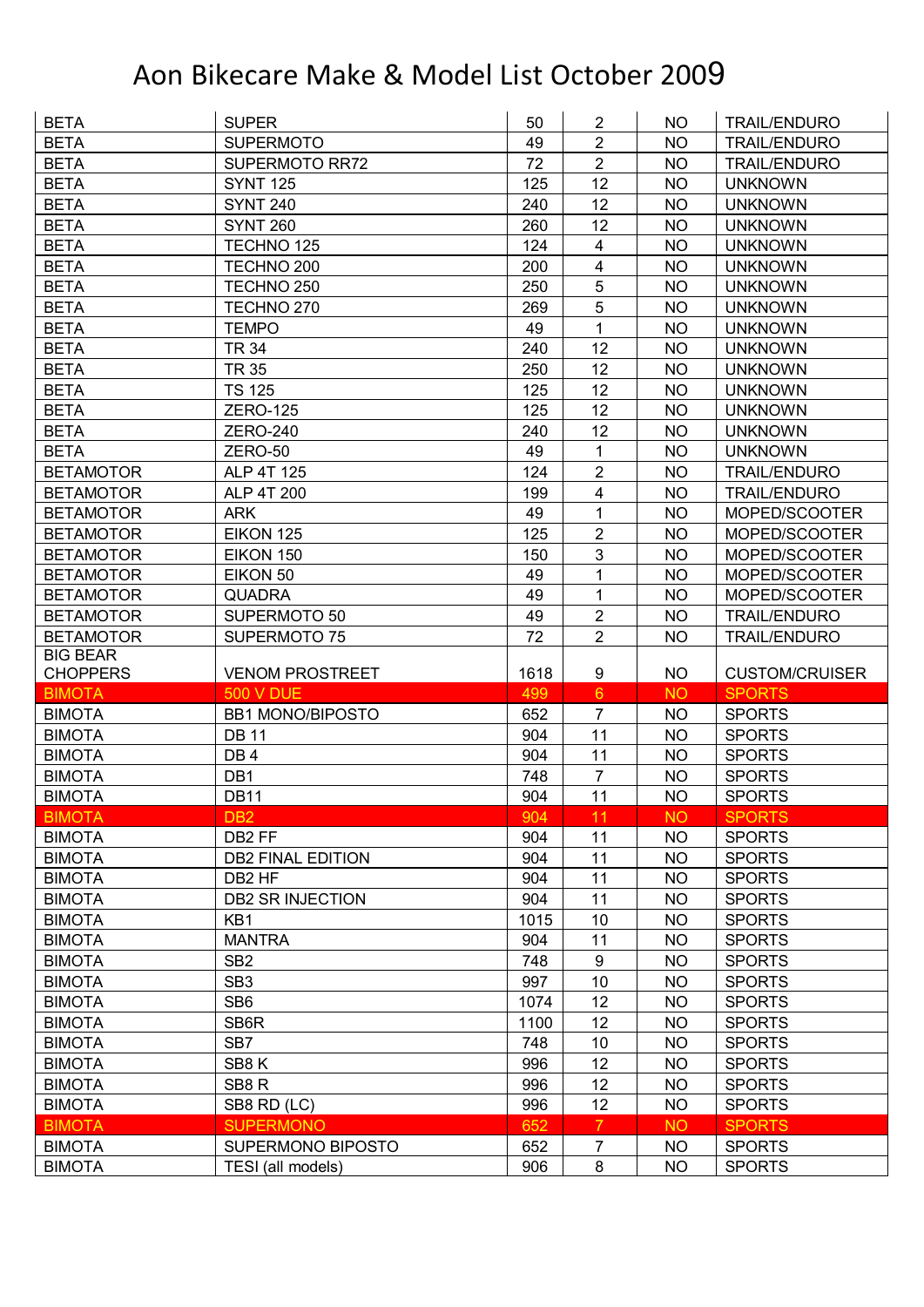# Aon Bikecare Make & Model List October 2009

| | | | | | |
|---|---|---|---|---|---|
| BETA | SUPER | 50 | 2 | NO | TRAIL/ENDURO |
| BETA | SUPERMOTO | 49 | 2 | NO | TRAIL/ENDURO |
| BETA | SUPERMOTO RR72 | 72 | 2 | NO | TRAIL/ENDURO |
| BETA | SYNT 125 | 125 | 12 | NO | UNKNOWN |
| BETA | SYNT 240 | 240 | 12 | NO | UNKNOWN |
| BETA | SYNT 260 | 260 | 12 | NO | UNKNOWN |
| BETA | TECHNO 125 | 124 | 4 | NO | UNKNOWN |
| BETA | TECHNO 200 | 200 | 4 | NO | UNKNOWN |
| BETA | TECHNO 250 | 250 | 5 | NO | UNKNOWN |
| BETA | TECHNO 270 | 269 | 5 | NO | UNKNOWN |
| BETA | TEMPO | 49 | 1 | NO | UNKNOWN |
| BETA | TR 34 | 240 | 12 | NO | UNKNOWN |
| BETA | TR 35 | 250 | 12 | NO | UNKNOWN |
| BETA | TS 125 | 125 | 12 | NO | UNKNOWN |
| BETA | ZERO-125 | 125 | 12 | NO | UNKNOWN |
| BETA | ZERO-240 | 240 | 12 | NO | UNKNOWN |
| BETA | ZERO-50 | 49 | 1 | NO | UNKNOWN |
| BETAMOTOR | ALP 4T 125 | 124 | 2 | NO | TRAIL/ENDURO |
| BETAMOTOR | ALP 4T 200 | 199 | 4 | NO | TRAIL/ENDURO |
| BETAMOTOR | ARK | 49 | 1 | NO | MOPED/SCOOTER |
| BETAMOTOR | EIKON 125 | 125 | 2 | NO | MOPED/SCOOTER |
| BETAMOTOR | EIKON 150 | 150 | 3 | NO | MOPED/SCOOTER |
| BETAMOTOR | EIKON 50 | 49 | 1 | NO | MOPED/SCOOTER |
| BETAMOTOR | QUADRA | 49 | 1 | NO | MOPED/SCOOTER |
| BETAMOTOR | SUPERMOTO 50 | 49 | 2 | NO | TRAIL/ENDURO |
| BETAMOTOR | SUPERMOTO 75 | 72 | 2 | NO | TRAIL/ENDURO |
| BIG BEAR CHOPPERS | VENOM PROSTREET | 1618 | 9 | NO | CUSTOM/CRUISER |
| BIMOTA | 500 V DUE | 499 | 6 | NO | SPORTS |
| BIMOTA | BB1 MONO/BIPOSTO | 652 | 7 | NO | SPORTS |
| BIMOTA | DB 11 | 904 | 11 | NO | SPORTS |
| BIMOTA | DB 4 | 904 | 11 | NO | SPORTS |
| BIMOTA | DB1 | 748 | 7 | NO | SPORTS |
| BIMOTA | DB11 | 904 | 11 | NO | SPORTS |
| BIMOTA | DB2 | 904 | 11 | NO | SPORTS |
| BIMOTA | DB2 FF | 904 | 11 | NO | SPORTS |
| BIMOTA | DB2 FINAL EDITION | 904 | 11 | NO | SPORTS |
| BIMOTA | DB2 HF | 904 | 11 | NO | SPORTS |
| BIMOTA | DB2 SR INJECTION | 904 | 11 | NO | SPORTS |
| BIMOTA | KB1 | 1015 | 10 | NO | SPORTS |
| BIMOTA | MANTRA | 904 | 11 | NO | SPORTS |
| BIMOTA | SB2 | 748 | 9 | NO | SPORTS |
| BIMOTA | SB3 | 997 | 10 | NO | SPORTS |
| BIMOTA | SB6 | 1074 | 12 | NO | SPORTS |
| BIMOTA | SB6R | 1100 | 12 | NO | SPORTS |
| BIMOTA | SB7 | 748 | 10 | NO | SPORTS |
| BIMOTA | SB8 K | 996 | 12 | NO | SPORTS |
| BIMOTA | SB8 R | 996 | 12 | NO | SPORTS |
| BIMOTA | SB8 RD (LC) | 996 | 12 | NO | SPORTS |
| BIMOTA | SUPERMONO | 652 | 7 | NO | SPORTS |
| BIMOTA | SUPERMONO BIPOSTO | 652 | 7 | NO | SPORTS |
| BIMOTA | TESI (all models) | 906 | 8 | NO | SPORTS |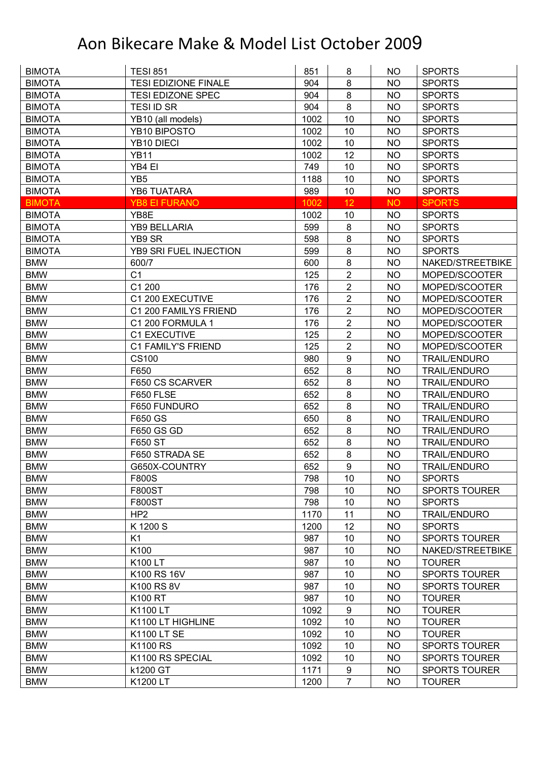# Aon Bikecare Make & Model List October 2009

| | | | | | |
|---|---|---|---|---|---|
| BIMOTA | TESI 851 | 851 | 8 | NO | SPORTS |
| BIMOTA | TESI EDIZIONE FINALE | 904 | 8 | NO | SPORTS |
| BIMOTA | TESI EDIZONE SPEC | 904 | 8 | NO | SPORTS |
| BIMOTA | TESI ID SR | 904 | 8 | NO | SPORTS |
| BIMOTA | YB10 (all models) | 1002 | 10 | NO | SPORTS |
| BIMOTA | YB10 BIPOSTO | 1002 | 10 | NO | SPORTS |
| BIMOTA | YB10 DIECI | 1002 | 10 | NO | SPORTS |
| BIMOTA | YB11 | 1002 | 12 | NO | SPORTS |
| BIMOTA | YB4 EI | 749 | 10 | NO | SPORTS |
| BIMOTA | YB5 | 1188 | 10 | NO | SPORTS |
| BIMOTA | YB6 TUATARA | 989 | 10 | NO | SPORTS |
| BIMOTA | YB8 EI FURANO | 1002 | 12 | NO | SPORTS |
| BIMOTA | YB8E | 1002 | 10 | NO | SPORTS |
| BIMOTA | YB9 BELLARIA | 599 | 8 | NO | SPORTS |
| BIMOTA | YB9 SR | 598 | 8 | NO | SPORTS |
| BIMOTA | YB9 SRI FUEL INJECTION | 599 | 8 | NO | SPORTS |
| BMW | 600/7 | 600 | 8 | NO | NAKED/STREETBIKE |
| BMW | C1 | 125 | 2 | NO | MOPED/SCOOTER |
| BMW | C1 200 | 176 | 2 | NO | MOPED/SCOOTER |
| BMW | C1 200 EXECUTIVE | 176 | 2 | NO | MOPED/SCOOTER |
| BMW | C1 200 FAMILYS FRIEND | 176 | 2 | NO | MOPED/SCOOTER |
| BMW | C1 200 FORMULA 1 | 176 | 2 | NO | MOPED/SCOOTER |
| BMW | C1 EXECUTIVE | 125 | 2 | NO | MOPED/SCOOTER |
| BMW | C1 FAMILY'S FRIEND | 125 | 2 | NO | MOPED/SCOOTER |
| BMW | CS100 | 980 | 9 | NO | TRAIL/ENDURO |
| BMW | F650 | 652 | 8 | NO | TRAIL/ENDURO |
| BMW | F650 CS SCARVER | 652 | 8 | NO | TRAIL/ENDURO |
| BMW | F650 FLSE | 652 | 8 | NO | TRAIL/ENDURO |
| BMW | F650 FUNDURO | 652 | 8 | NO | TRAIL/ENDURO |
| BMW | F650 GS | 650 | 8 | NO | TRAIL/ENDURO |
| BMW | F650 GS GD | 652 | 8 | NO | TRAIL/ENDURO |
| BMW | F650 ST | 652 | 8 | NO | TRAIL/ENDURO |
| BMW | F650 STRADA SE | 652 | 8 | NO | TRAIL/ENDURO |
| BMW | G650X-COUNTRY | 652 | 9 | NO | TRAIL/ENDURO |
| BMW | F800S | 798 | 10 | NO | SPORTS |
| BMW | F800ST | 798 | 10 | NO | SPORTS TOURER |
| BMW | F800ST | 798 | 10 | NO | SPORTS |
| BMW | HP2 | 1170 | 11 | NO | TRAIL/ENDURO |
| BMW | K 1200 S | 1200 | 12 | NO | SPORTS |
| BMW | K1 | 987 | 10 | NO | SPORTS TOURER |
| BMW | K100 | 987 | 10 | NO | NAKED/STREETBIKE |
| BMW | K100 LT | 987 | 10 | NO | TOURER |
| BMW | K100 RS 16V | 987 | 10 | NO | SPORTS TOURER |
| BMW | K100 RS 8V | 987 | 10 | NO | SPORTS TOURER |
| BMW | K100 RT | 987 | 10 | NO | TOURER |
| BMW | K1100 LT | 1092 | 9 | NO | TOURER |
| BMW | K1100 LT HIGHLINE | 1092 | 10 | NO | TOURER |
| BMW | K1100 LT SE | 1092 | 10 | NO | TOURER |
| BMW | K1100 RS | 1092 | 10 | NO | SPORTS TOURER |
| BMW | K1100 RS SPECIAL | 1092 | 10 | NO | SPORTS TOURER |
| BMW | k1200 GT | 1171 | 9 | NO | SPORTS TOURER |
| BMW | K1200 LT | 1200 | 7 | NO | TOURER |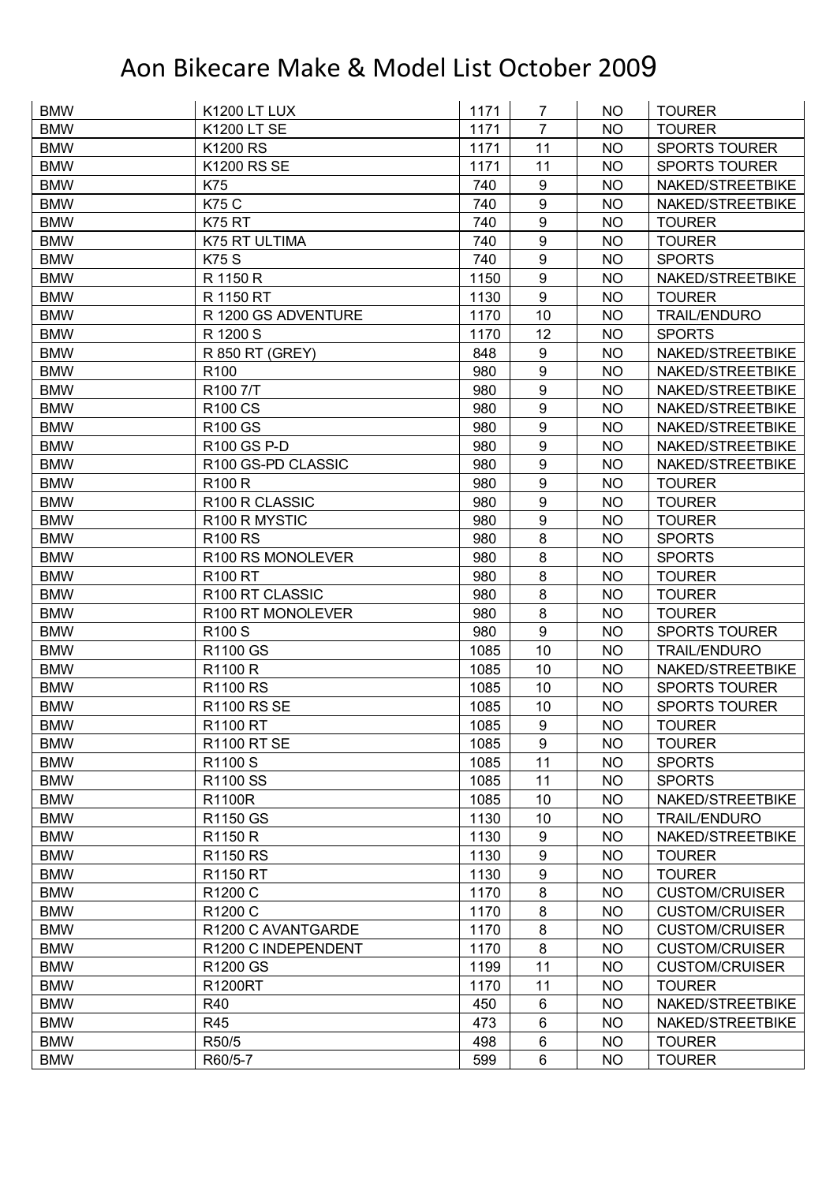# Aon Bikecare Make & Model List October 2009

| | | | | | |
|---|---|---|---|---|---|
| BMW | K1200 LT LUX | 1171 | 7 | NO | TOURER |
| BMW | K1200 LT SE | 1171 | 7 | NO | TOURER |
| BMW | K1200 RS | 1171 | 11 | NO | SPORTS TOURER |
| BMW | K1200 RS SE | 1171 | 11 | NO | SPORTS TOURER |
| BMW | K75 | 740 | 9 | NO | NAKED/STREETBIKE |
| BMW | K75 C | 740 | 9 | NO | NAKED/STREETBIKE |
| BMW | K75 RT | 740 | 9 | NO | TOURER |
| BMW | K75 RT ULTIMA | 740 | 9 | NO | TOURER |
| BMW | K75 S | 740 | 9 | NO | SPORTS |
| BMW | R 1150 R | 1150 | 9 | NO | NAKED/STREETBIKE |
| BMW | R 1150 RT | 1130 | 9 | NO | TOURER |
| BMW | R 1200 GS ADVENTURE | 1170 | 10 | NO | TRAIL/ENDURO |
| BMW | R 1200 S | 1170 | 12 | NO | SPORTS |
| BMW | R 850 RT (GREY) | 848 | 9 | NO | NAKED/STREETBIKE |
| BMW | R100 | 980 | 9 | NO | NAKED/STREETBIKE |
| BMW | R100 7/T | 980 | 9 | NO | NAKED/STREETBIKE |
| BMW | R100 CS | 980 | 9 | NO | NAKED/STREETBIKE |
| BMW | R100 GS | 980 | 9 | NO | NAKED/STREETBIKE |
| BMW | R100 GS P-D | 980 | 9 | NO | NAKED/STREETBIKE |
| BMW | R100 GS-PD CLASSIC | 980 | 9 | NO | NAKED/STREETBIKE |
| BMW | R100 R | 980 | 9 | NO | TOURER |
| BMW | R100 R CLASSIC | 980 | 9 | NO | TOURER |
| BMW | R100 R MYSTIC | 980 | 9 | NO | TOURER |
| BMW | R100 RS | 980 | 8 | NO | SPORTS |
| BMW | R100 RS MONOLEVER | 980 | 8 | NO | SPORTS |
| BMW | R100 RT | 980 | 8 | NO | TOURER |
| BMW | R100 RT CLASSIC | 980 | 8 | NO | TOURER |
| BMW | R100 RT MONOLEVER | 980 | 8 | NO | TOURER |
| BMW | R100 S | 980 | 9 | NO | SPORTS TOURER |
| BMW | R1100 GS | 1085 | 10 | NO | TRAIL/ENDURO |
| BMW | R1100 R | 1085 | 10 | NO | NAKED/STREETBIKE |
| BMW | R1100 RS | 1085 | 10 | NO | SPORTS TOURER |
| BMW | R1100 RS SE | 1085 | 10 | NO | SPORTS TOURER |
| BMW | R1100 RT | 1085 | 9 | NO | TOURER |
| BMW | R1100 RT SE | 1085 | 9 | NO | TOURER |
| BMW | R1100 S | 1085 | 11 | NO | SPORTS |
| BMW | R1100 SS | 1085 | 11 | NO | SPORTS |
| BMW | R1100R | 1085 | 10 | NO | NAKED/STREETBIKE |
| BMW | R1150 GS | 1130 | 10 | NO | TRAIL/ENDURO |
| BMW | R1150 R | 1130 | 9 | NO | NAKED/STREETBIKE |
| BMW | R1150 RS | 1130 | 9 | NO | TOURER |
| BMW | R1150 RT | 1130 | 9 | NO | TOURER |
| BMW | R1200 C | 1170 | 8 | NO | CUSTOM/CRUISER |
| BMW | R1200 C | 1170 | 8 | NO | CUSTOM/CRUISER |
| BMW | R1200 C AVANTGARDE | 1170 | 8 | NO | CUSTOM/CRUISER |
| BMW | R1200 C INDEPENDENT | 1170 | 8 | NO | CUSTOM/CRUISER |
| BMW | R1200 GS | 1199 | 11 | NO | CUSTOM/CRUISER |
| BMW | R1200RT | 1170 | 11 | NO | TOURER |
| BMW | R40 | 450 | 6 | NO | NAKED/STREETBIKE |
| BMW | R45 | 473 | 6 | NO | NAKED/STREETBIKE |
| BMW | R50/5 | 498 | 6 | NO | TOURER |
| BMW | R60/5-7 | 599 | 6 | NO | TOURER |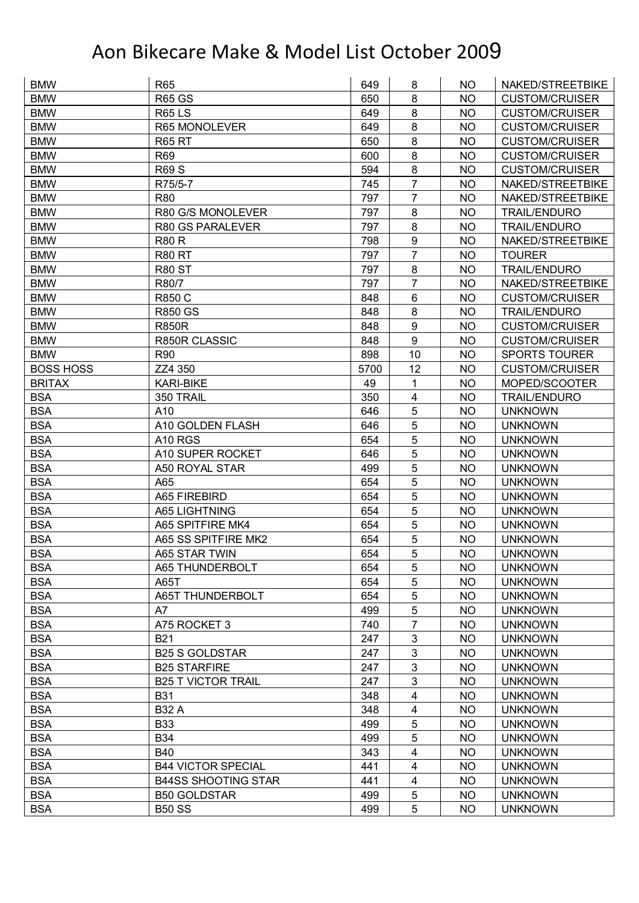# Aon Bikecare Make & Model List October 2009

| | | | | | |
|---|---|---|---|---|---|
| BMW | R65 | 649 | 8 | NO | NAKED/STREETBIKE |
| BMW | R65 GS | 650 | 8 | NO | CUSTOM/CRUISER |
| BMW | R65 LS | 649 | 8 | NO | CUSTOM/CRUISER |
| BMW | R65 MONOLEVER | 649 | 8 | NO | CUSTOM/CRUISER |
| BMW | R65 RT | 650 | 8 | NO | CUSTOM/CRUISER |
| BMW | R69 | 600 | 8 | NO | CUSTOM/CRUISER |
| BMW | R69 S | 594 | 8 | NO | CUSTOM/CRUISER |
| BMW | R75/5-7 | 745 | 7 | NO | NAKED/STREETBIKE |
| BMW | R80 | 797 | 7 | NO | NAKED/STREETBIKE |
| BMW | R80 G/S MONOLEVER | 797 | 8 | NO | TRAIL/ENDURO |
| BMW | R80 GS PARALEVER | 797 | 8 | NO | TRAIL/ENDURO |
| BMW | R80 R | 798 | 9 | NO | NAKED/STREETBIKE |
| BMW | R80 RT | 797 | 7 | NO | TOURER |
| BMW | R80 ST | 797 | 8 | NO | TRAIL/ENDURO |
| BMW | R80/7 | 797 | 7 | NO | NAKED/STREETBIKE |
| BMW | R850 C | 848 | 6 | NO | CUSTOM/CRUISER |
| BMW | R850 GS | 848 | 8 | NO | TRAIL/ENDURO |
| BMW | R850R | 848 | 9 | NO | CUSTOM/CRUISER |
| BMW | R850R CLASSIC | 848 | 9 | NO | CUSTOM/CRUISER |
| BMW | R90 | 898 | 10 | NO | SPORTS TOURER |
| BOSS HOSS | ZZ4 350 | 5700 | 12 | NO | CUSTOM/CRUISER |
| BRITAX | KARI-BIKE | 49 | 1 | NO | MOPED/SCOOTER |
| BSA | 350 TRAIL | 350 | 4 | NO | TRAIL/ENDURO |
| BSA | A10 | 646 | 5 | NO | UNKNOWN |
| BSA | A10 GOLDEN FLASH | 646 | 5 | NO | UNKNOWN |
| BSA | A10 RGS | 654 | 5 | NO | UNKNOWN |
| BSA | A10 SUPER ROCKET | 646 | 5 | NO | UNKNOWN |
| BSA | A50 ROYAL STAR | 499 | 5 | NO | UNKNOWN |
| BSA | A65 | 654 | 5 | NO | UNKNOWN |
| BSA | A65 FIREBIRD | 654 | 5 | NO | UNKNOWN |
| BSA | A65 LIGHTNING | 654 | 5 | NO | UNKNOWN |
| BSA | A65 SPITFIRE MK4 | 654 | 5 | NO | UNKNOWN |
| BSA | A65 SS SPITFIRE MK2 | 654 | 5 | NO | UNKNOWN |
| BSA | A65 STAR TWIN | 654 | 5 | NO | UNKNOWN |
| BSA | A65 THUNDERBOLT | 654 | 5 | NO | UNKNOWN |
| BSA | A65T | 654 | 5 | NO | UNKNOWN |
| BSA | A65T THUNDERBOLT | 654 | 5 | NO | UNKNOWN |
| BSA | A7 | 499 | 5 | NO | UNKNOWN |
| BSA | A75 ROCKET 3 | 740 | 7 | NO | UNKNOWN |
| BSA | B21 | 247 | 3 | NO | UNKNOWN |
| BSA | B25 S GOLDSTAR | 247 | 3 | NO | UNKNOWN |
| BSA | B25 STARFIRE | 247 | 3 | NO | UNKNOWN |
| BSA | B25 T VICTOR TRAIL | 247 | 3 | NO | UNKNOWN |
| BSA | B31 | 348 | 4 | NO | UNKNOWN |
| BSA | B32 A | 348 | 4 | NO | UNKNOWN |
| BSA | B33 | 499 | 5 | NO | UNKNOWN |
| BSA | B34 | 499 | 5 | NO | UNKNOWN |
| BSA | B40 | 343 | 4 | NO | UNKNOWN |
| BSA | B44 VICTOR SPECIAL | 441 | 4 | NO | UNKNOWN |
| BSA | B44SS SHOOTING STAR | 441 | 4 | NO | UNKNOWN |
| BSA | B50 GOLDSTAR | 499 | 5 | NO | UNKNOWN |
| BSA | B50 SS | 499 | 5 | NO | UNKNOWN |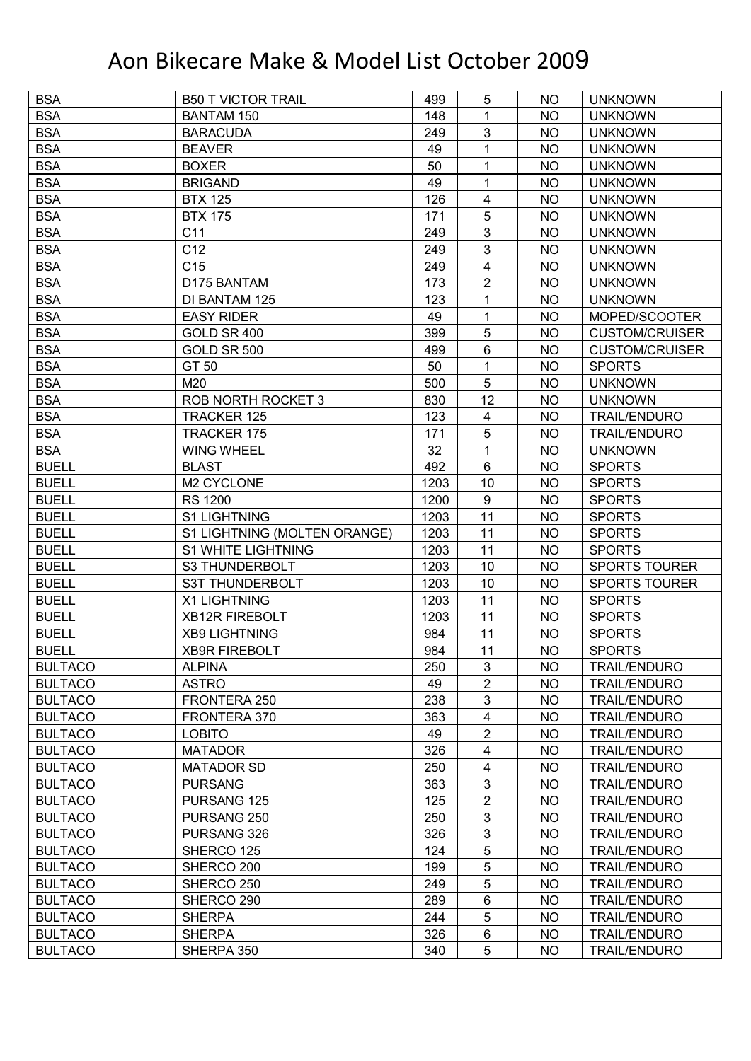# Aon Bikecare Make & Model List October 2009

| | | | | | |
|---|---|---|---|---|---|
| BSA | B50 T VICTOR TRAIL | 499 | 5 | NO | UNKNOWN |
| BSA | BANTAM 150 | 148 | 1 | NO | UNKNOWN |
| BSA | BARACUDA | 249 | 3 | NO | UNKNOWN |
| BSA | BEAVER | 49 | 1 | NO | UNKNOWN |
| BSA | BOXER | 50 | 1 | NO | UNKNOWN |
| BSA | BRIGAND | 49 | 1 | NO | UNKNOWN |
| BSA | BTX 125 | 126 | 4 | NO | UNKNOWN |
| BSA | BTX 175 | 171 | 5 | NO | UNKNOWN |
| BSA | C11 | 249 | 3 | NO | UNKNOWN |
| BSA | C12 | 249 | 3 | NO | UNKNOWN |
| BSA | C15 | 249 | 4 | NO | UNKNOWN |
| BSA | D175 BANTAM | 173 | 2 | NO | UNKNOWN |
| BSA | DI BANTAM 125 | 123 | 1 | NO | UNKNOWN |
| BSA | EASY RIDER | 49 | 1 | NO | MOPED/SCOOTER |
| BSA | GOLD SR 400 | 399 | 5 | NO | CUSTOM/CRUISER |
| BSA | GOLD SR 500 | 499 | 6 | NO | CUSTOM/CRUISER |
| BSA | GT 50 | 50 | 1 | NO | SPORTS |
| BSA | M20 | 500 | 5 | NO | UNKNOWN |
| BSA | ROB NORTH ROCKET 3 | 830 | 12 | NO | UNKNOWN |
| BSA | TRACKER 125 | 123 | 4 | NO | TRAIL/ENDURO |
| BSA | TRACKER 175 | 171 | 5 | NO | TRAIL/ENDURO |
| BSA | WING WHEEL | 32 | 1 | NO | UNKNOWN |
| BUELL | BLAST | 492 | 6 | NO | SPORTS |
| BUELL | M2 CYCLONE | 1203 | 10 | NO | SPORTS |
| BUELL | RS 1200 | 1200 | 9 | NO | SPORTS |
| BUELL | S1 LIGHTNING | 1203 | 11 | NO | SPORTS |
| BUELL | S1 LIGHTNING (MOLTEN ORANGE) | 1203 | 11 | NO | SPORTS |
| BUELL | S1 WHITE LIGHTNING | 1203 | 11 | NO | SPORTS |
| BUELL | S3 THUNDERBOLT | 1203 | 10 | NO | SPORTS TOURER |
| BUELL | S3T THUNDERBOLT | 1203 | 10 | NO | SPORTS TOURER |
| BUELL | X1 LIGHTNING | 1203 | 11 | NO | SPORTS |
| BUELL | XB12R FIREBOLT | 1203 | 11 | NO | SPORTS |
| BUELL | XB9 LIGHTNING | 984 | 11 | NO | SPORTS |
| BUELL | XB9R FIREBOLT | 984 | 11 | NO | SPORTS |
| BULTACO | ALPINA | 250 | 3 | NO | TRAIL/ENDURO |
| BULTACO | ASTRO | 49 | 2 | NO | TRAIL/ENDURO |
| BULTACO | FRONTERA 250 | 238 | 3 | NO | TRAIL/ENDURO |
| BULTACO | FRONTERA 370 | 363 | 4 | NO | TRAIL/ENDURO |
| BULTACO | LOBITO | 49 | 2 | NO | TRAIL/ENDURO |
| BULTACO | MATADOR | 326 | 4 | NO | TRAIL/ENDURO |
| BULTACO | MATADOR SD | 250 | 4 | NO | TRAIL/ENDURO |
| BULTACO | PURSANG | 363 | 3 | NO | TRAIL/ENDURO |
| BULTACO | PURSANG 125 | 125 | 2 | NO | TRAIL/ENDURO |
| BULTACO | PURSANG 250 | 250 | 3 | NO | TRAIL/ENDURO |
| BULTACO | PURSANG 326 | 326 | 3 | NO | TRAIL/ENDURO |
| BULTACO | SHERCO 125 | 124 | 5 | NO | TRAIL/ENDURO |
| BULTACO | SHERCO 200 | 199 | 5 | NO | TRAIL/ENDURO |
| BULTACO | SHERCO 250 | 249 | 5 | NO | TRAIL/ENDURO |
| BULTACO | SHERCO 290 | 289 | 6 | NO | TRAIL/ENDURO |
| BULTACO | SHERPA | 244 | 5 | NO | TRAIL/ENDURO |
| BULTACO | SHERPA | 326 | 6 | NO | TRAIL/ENDURO |
| BULTACO | SHERPA 350 | 340 | 5 | NO | TRAIL/ENDURO |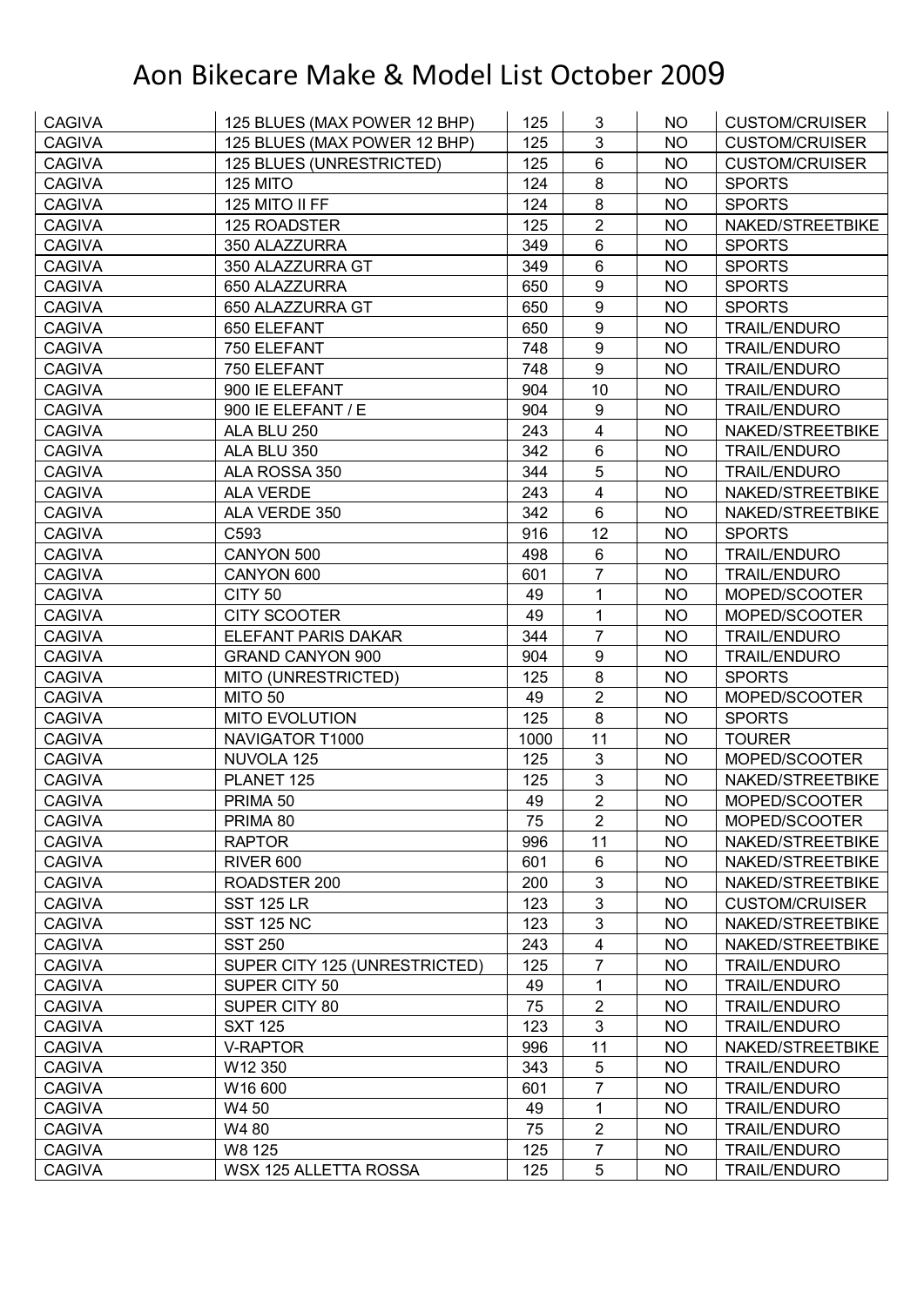# Aon Bikecare Make & Model List October 2009

| | | | | | |
|---|---|---|---|---|---|
| CAGIVA | 125 BLUES (MAX POWER 12 BHP) | 125 | 3 | NO | CUSTOM/CRUISER |
| CAGIVA | 125 BLUES (MAX POWER 12 BHP) | 125 | 3 | NO | CUSTOM/CRUISER |
| CAGIVA | 125 BLUES (UNRESTRICTED) | 125 | 6 | NO | CUSTOM/CRUISER |
| CAGIVA | 125 MITO | 124 | 8 | NO | SPORTS |
| CAGIVA | 125 MITO II FF | 124 | 8 | NO | SPORTS |
| CAGIVA | 125 ROADSTER | 125 | 2 | NO | NAKED/STREETBIKE |
| CAGIVA | 350 ALAZZURRA | 349 | 6 | NO | SPORTS |
| CAGIVA | 350 ALAZZURRA GT | 349 | 6 | NO | SPORTS |
| CAGIVA | 650 ALAZZURRA | 650 | 9 | NO | SPORTS |
| CAGIVA | 650 ALAZZURRA GT | 650 | 9 | NO | SPORTS |
| CAGIVA | 650 ELEFANT | 650 | 9 | NO | TRAIL/ENDURO |
| CAGIVA | 750 ELEFANT | 748 | 9 | NO | TRAIL/ENDURO |
| CAGIVA | 750 ELEFANT | 748 | 9 | NO | TRAIL/ENDURO |
| CAGIVA | 900 IE ELEFANT | 904 | 10 | NO | TRAIL/ENDURO |
| CAGIVA | 900 IE ELEFANT / E | 904 | 9 | NO | TRAIL/ENDURO |
| CAGIVA | ALA BLU 250 | 243 | 4 | NO | NAKED/STREETBIKE |
| CAGIVA | ALA BLU 350 | 342 | 6 | NO | TRAIL/ENDURO |
| CAGIVA | ALA ROSSA 350 | 344 | 5 | NO | TRAIL/ENDURO |
| CAGIVA | ALA VERDE | 243 | 4 | NO | NAKED/STREETBIKE |
| CAGIVA | ALA VERDE 350 | 342 | 6 | NO | NAKED/STREETBIKE |
| CAGIVA | C593 | 916 | 12 | NO | SPORTS |
| CAGIVA | CANYON 500 | 498 | 6 | NO | TRAIL/ENDURO |
| CAGIVA | CANYON 600 | 601 | 7 | NO | TRAIL/ENDURO |
| CAGIVA | CITY 50 | 49 | 1 | NO | MOPED/SCOOTER |
| CAGIVA | CITY SCOOTER | 49 | 1 | NO | MOPED/SCOOTER |
| CAGIVA | ELEFANT PARIS DAKAR | 344 | 7 | NO | TRAIL/ENDURO |
| CAGIVA | GRAND CANYON 900 | 904 | 9 | NO | TRAIL/ENDURO |
| CAGIVA | MITO (UNRESTRICTED) | 125 | 8 | NO | SPORTS |
| CAGIVA | MITO 50 | 49 | 2 | NO | MOPED/SCOOTER |
| CAGIVA | MITO EVOLUTION | 125 | 8 | NO | SPORTS |
| CAGIVA | NAVIGATOR T1000 | 1000 | 11 | NO | TOURER |
| CAGIVA | NUVOLA 125 | 125 | 3 | NO | MOPED/SCOOTER |
| CAGIVA | PLANET 125 | 125 | 3 | NO | NAKED/STREETBIKE |
| CAGIVA | PRIMA 50 | 49 | 2 | NO | MOPED/SCOOTER |
| CAGIVA | PRIMA 80 | 75 | 2 | NO | MOPED/SCOOTER |
| CAGIVA | RAPTOR | 996 | 11 | NO | NAKED/STREETBIKE |
| CAGIVA | RIVER 600 | 601 | 6 | NO | NAKED/STREETBIKE |
| CAGIVA | ROADSTER 200 | 200 | 3 | NO | NAKED/STREETBIKE |
| CAGIVA | SST 125 LR | 123 | 3 | NO | CUSTOM/CRUISER |
| CAGIVA | SST 125 NC | 123 | 3 | NO | NAKED/STREETBIKE |
| CAGIVA | SST 250 | 243 | 4 | NO | NAKED/STREETBIKE |
| CAGIVA | SUPER CITY 125 (UNRESTRICTED) | 125 | 7 | NO | TRAIL/ENDURO |
| CAGIVA | SUPER CITY 50 | 49 | 1 | NO | TRAIL/ENDURO |
| CAGIVA | SUPER CITY 80 | 75 | 2 | NO | TRAIL/ENDURO |
| CAGIVA | SXT 125 | 123 | 3 | NO | TRAIL/ENDURO |
| CAGIVA | V-RAPTOR | 996 | 11 | NO | NAKED/STREETBIKE |
| CAGIVA | W12 350 | 343 | 5 | NO | TRAIL/ENDURO |
| CAGIVA | W16 600 | 601 | 7 | NO | TRAIL/ENDURO |
| CAGIVA | W4 50 | 49 | 1 | NO | TRAIL/ENDURO |
| CAGIVA | W4 80 | 75 | 2 | NO | TRAIL/ENDURO |
| CAGIVA | W8 125 | 125 | 7 | NO | TRAIL/ENDURO |
| CAGIVA | WSX 125 ALLETTA ROSSA | 125 | 5 | NO | TRAIL/ENDURO |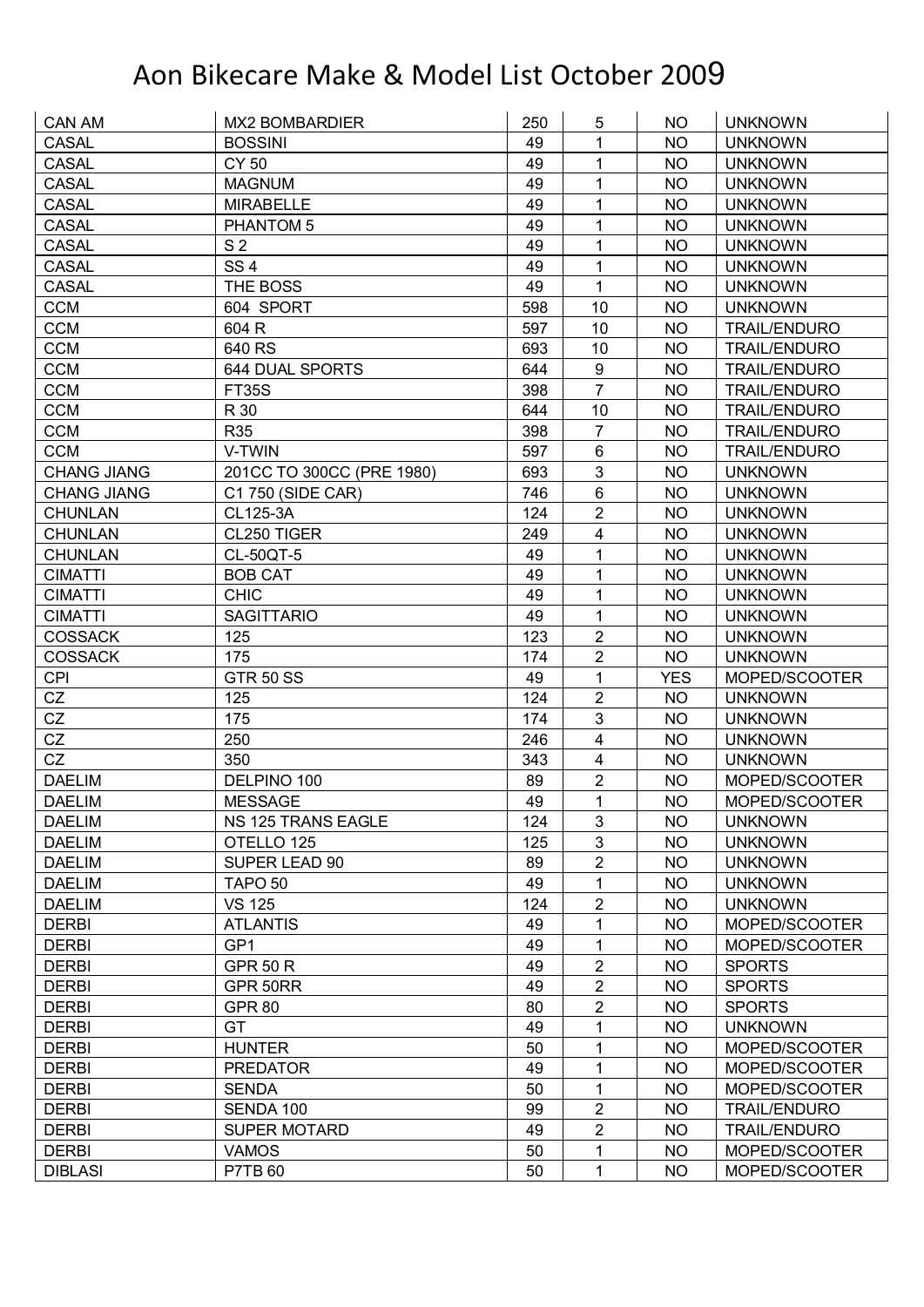# Aon Bikecare Make & Model List October 2009

| | | | | | |
|---|---|---|---|---|---|
| CAN AM | MX2 BOMBARDIER | 250 | 5 | NO | UNKNOWN |
| CASAL | BOSSINI | 49 | 1 | NO | UNKNOWN |
| CASAL | CY 50 | 49 | 1 | NO | UNKNOWN |
| CASAL | MAGNUM | 49 | 1 | NO | UNKNOWN |
| CASAL | MIRABELLE | 49 | 1 | NO | UNKNOWN |
| CASAL | PHANTOM 5 | 49 | 1 | NO | UNKNOWN |
| CASAL | S 2 | 49 | 1 | NO | UNKNOWN |
| CASAL | SS 4 | 49 | 1 | NO | UNKNOWN |
| CASAL | THE BOSS | 49 | 1 | NO | UNKNOWN |
| CCM | 604 SPORT | 598 | 10 | NO | UNKNOWN |
| CCM | 604 R | 597 | 10 | NO | TRAIL/ENDURO |
| CCM | 640 RS | 693 | 10 | NO | TRAIL/ENDURO |
| CCM | 644 DUAL SPORTS | 644 | 9 | NO | TRAIL/ENDURO |
| CCM | FT35S | 398 | 7 | NO | TRAIL/ENDURO |
| CCM | R 30 | 644 | 10 | NO | TRAIL/ENDURO |
| CCM | R35 | 398 | 7 | NO | TRAIL/ENDURO |
| CCM | V-TWIN | 597 | 6 | NO | TRAIL/ENDURO |
| CHANG JIANG | 201CC TO 300CC (PRE 1980) | 693 | 3 | NO | UNKNOWN |
| CHANG JIANG | C1 750 (SIDE CAR) | 746 | 6 | NO | UNKNOWN |
| CHUNLAN | CL125-3A | 124 | 2 | NO | UNKNOWN |
| CHUNLAN | CL250 TIGER | 249 | 4 | NO | UNKNOWN |
| CHUNLAN | CL-50QT-5 | 49 | 1 | NO | UNKNOWN |
| CIMATTI | BOB CAT | 49 | 1 | NO | UNKNOWN |
| CIMATTI | CHIC | 49 | 1 | NO | UNKNOWN |
| CIMATTI | SAGITTARIO | 49 | 1 | NO | UNKNOWN |
| COSSACK | 125 | 123 | 2 | NO | UNKNOWN |
| COSSACK | 175 | 174 | 2 | NO | UNKNOWN |
| CPI | GTR 50 SS | 49 | 1 | YES | MOPED/SCOOTER |
| CZ | 125 | 124 | 2 | NO | UNKNOWN |
| CZ | 175 | 174 | 3 | NO | UNKNOWN |
| CZ | 250 | 246 | 4 | NO | UNKNOWN |
| CZ | 350 | 343 | 4 | NO | UNKNOWN |
| DAELIM | DELPINO 100 | 89 | 2 | NO | MOPED/SCOOTER |
| DAELIM | MESSAGE | 49 | 1 | NO | MOPED/SCOOTER |
| DAELIM | NS 125 TRANS EAGLE | 124 | 3 | NO | UNKNOWN |
| DAELIM | OTELLO 125 | 125 | 3 | NO | UNKNOWN |
| DAELIM | SUPER LEAD 90 | 89 | 2 | NO | UNKNOWN |
| DAELIM | TAPO 50 | 49 | 1 | NO | UNKNOWN |
| DAELIM | VS 125 | 124 | 2 | NO | UNKNOWN |
| DERBI | ATLANTIS | 49 | 1 | NO | MOPED/SCOOTER |
| DERBI | GP1 | 49 | 1 | NO | MOPED/SCOOTER |
| DERBI | GPR 50 R | 49 | 2 | NO | SPORTS |
| DERBI | GPR 50RR | 49 | 2 | NO | SPORTS |
| DERBI | GPR 80 | 80 | 2 | NO | SPORTS |
| DERBI | GT | 49 | 1 | NO | UNKNOWN |
| DERBI | HUNTER | 50 | 1 | NO | MOPED/SCOOTER |
| DERBI | PREDATOR | 49 | 1 | NO | MOPED/SCOOTER |
| DERBI | SENDA | 50 | 1 | NO | MOPED/SCOOTER |
| DERBI | SENDA 100 | 99 | 2 | NO | TRAIL/ENDURO |
| DERBI | SUPER MOTARD | 49 | 2 | NO | TRAIL/ENDURO |
| DERBI | VAMOS | 50 | 1 | NO | MOPED/SCOOTER |
| DIBLASI | P7TB 60 | 50 | 1 | NO | MOPED/SCOOTER |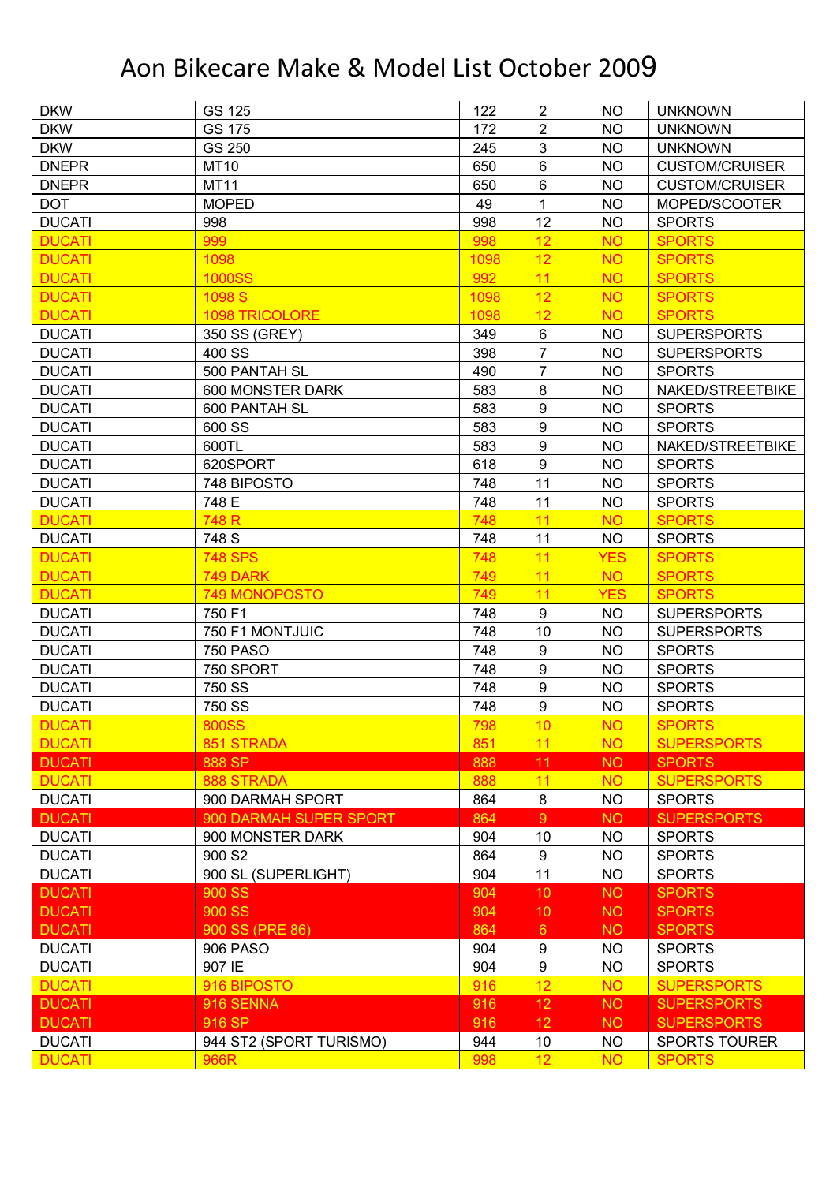# Aon Bikecare Make & Model List October 2009

| | | | | | |
|---|---|---|---|---|---|
| DKW | GS 125 | 122 | 2 | NO | UNKNOWN |
| DKW | GS 175 | 172 | 2 | NO | UNKNOWN |
| DKW | GS 250 | 245 | 3 | NO | UNKNOWN |
| DNEPR | MT10 | 650 | 6 | NO | CUSTOM/CRUISER |
| DNEPR | MT11 | 650 | 6 | NO | CUSTOM/CRUISER |
| DOT | MOPED | 49 | 1 | NO | MOPED/SCOOTER |
| DUCATI | 998 | 998 | 12 | NO | SPORTS |
| DUCATI | 999 | 998 | 12 | NO | SPORTS |
| DUCATI | 1098 | 1098 | 12 | NO | SPORTS |
| DUCATI | 1000SS | 992 | 11 | NO | SPORTS |
| DUCATI | 1098 S | 1098 | 12 | NO | SPORTS |
| DUCATI | 1098 TRICOLORE | 1098 | 12 | NO | SPORTS |
| DUCATI | 350 SS (GREY) | 349 | 6 | NO | SUPERSPORTS |
| DUCATI | 400 SS | 398 | 7 | NO | SUPERSPORTS |
| DUCATI | 500 PANTAH SL | 490 | 7 | NO | SPORTS |
| DUCATI | 600 MONSTER DARK | 583 | 8 | NO | NAKED/STREETBIKE |
| DUCATI | 600 PANTAH SL | 583 | 9 | NO | SPORTS |
| DUCATI | 600 SS | 583 | 9 | NO | SPORTS |
| DUCATI | 600TL | 583 | 9 | NO | NAKED/STREETBIKE |
| DUCATI | 620SPORT | 618 | 9 | NO | SPORTS |
| DUCATI | 748 BIPOSTO | 748 | 11 | NO | SPORTS |
| DUCATI | 748 E | 748 | 11 | NO | SPORTS |
| DUCATI | 748 R | 748 | 11 | NO | SPORTS |
| DUCATI | 748 S | 748 | 11 | NO | SPORTS |
| DUCATI | 748 SPS | 748 | 11 | YES | SPORTS |
| DUCATI | 749 DARK | 749 | 11 | NO | SPORTS |
| DUCATI | 749 MONOPOSTO | 749 | 11 | YES | SPORTS |
| DUCATI | 750 F1 | 748 | 9 | NO | SUPERSPORTS |
| DUCATI | 750 F1 MONTJUIC | 748 | 10 | NO | SUPERSPORTS |
| DUCATI | 750 PASO | 748 | 9 | NO | SPORTS |
| DUCATI | 750 SPORT | 748 | 9 | NO | SPORTS |
| DUCATI | 750 SS | 748 | 9 | NO | SPORTS |
| DUCATI | 750 SS | 748 | 9 | NO | SPORTS |
| DUCATI | 800SS | 798 | 10 | NO | SPORTS |
| DUCATI | 851 STRADA | 851 | 11 | NO | SUPERSPORTS |
| DUCATI | 888 SP | 888 | 11 | NO | SPORTS |
| DUCATI | 888 STRADA | 888 | 11 | NO | SUPERSPORTS |
| DUCATI | 900 DARMAH SPORT | 864 | 8 | NO | SPORTS |
| DUCATI | 900 DARMAH SUPER SPORT | 864 | 9 | NO | SUPERSPORTS |
| DUCATI | 900 MONSTER DARK | 904 | 10 | NO | SPORTS |
| DUCATI | 900 S2 | 864 | 9 | NO | SPORTS |
| DUCATI | 900 SL (SUPERLIGHT) | 904 | 11 | NO | SPORTS |
| DUCATI | 900 SS | 904 | 10 | NO | SPORTS |
| DUCATI | 900 SS | 904 | 10 | NO | SPORTS |
| DUCATI | 900 SS (PRE 86) | 864 | 6 | NO | SPORTS |
| DUCATI | 906 PASO | 904 | 9 | NO | SPORTS |
| DUCATI | 907 IE | 904 | 9 | NO | SPORTS |
| DUCATI | 916 BIPOSTO | 916 | 12 | NO | SUPERSPORTS |
| DUCATI | 916 SENNA | 916 | 12 | NO | SUPERSPORTS |
| DUCATI | 916 SP | 916 | 12 | NO | SUPERSPORTS |
| DUCATI | 944 ST2 (SPORT TURISMO) | 944 | 10 | NO | SPORTS TOURER |
| DUCATI | 966R | 998 | 12 | NO | SPORTS |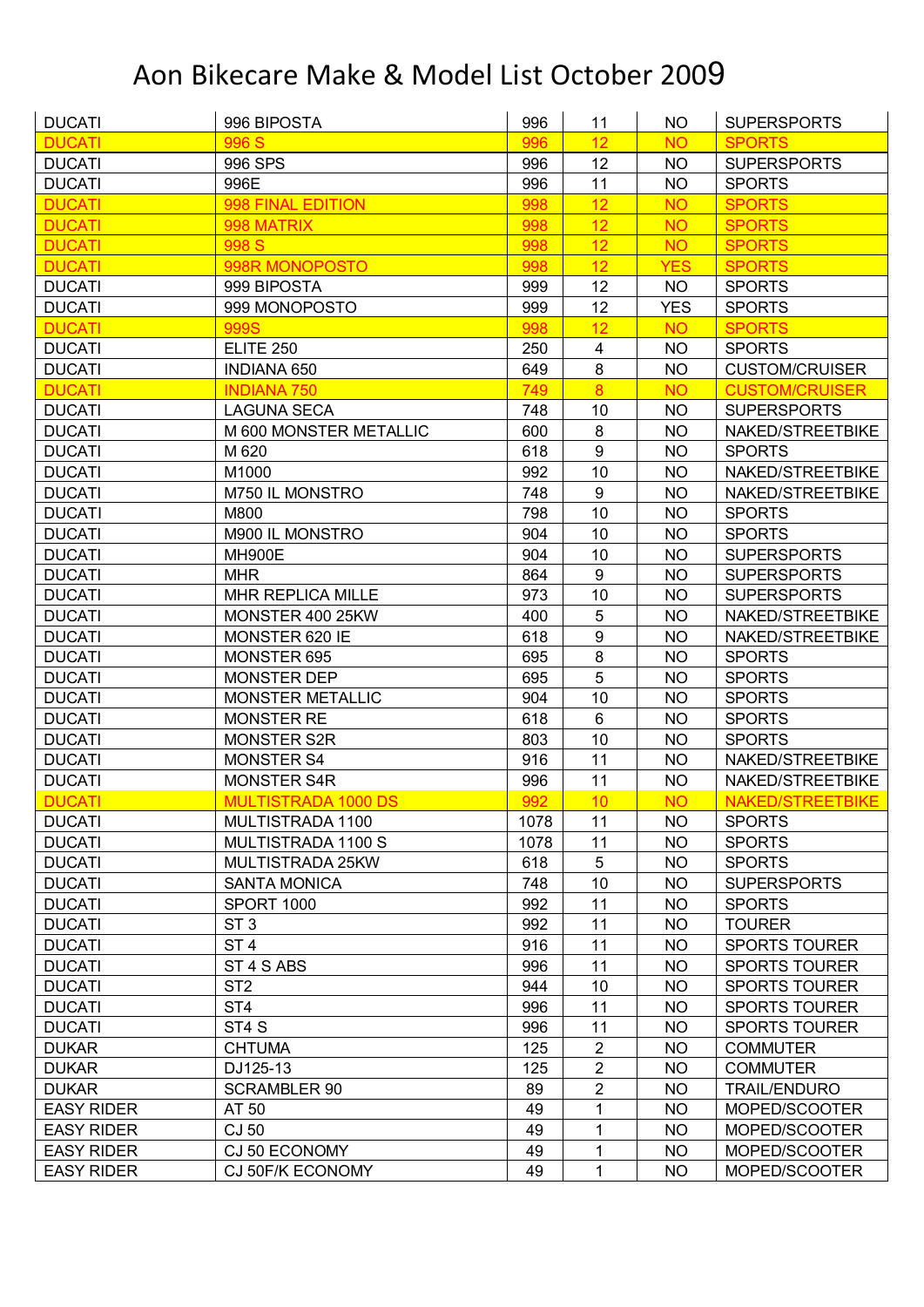# Aon Bikecare Make & Model List October 2009

| | | | | | |
|---|---|---|---|---|---|
| DUCATI | 996 BIPOSTA | 996 | 11 | NO | SUPERSPORTS |
| DUCATI | 996 S | 996 | 12 | NO | SPORTS |
| DUCATI | 996 SPS | 996 | 12 | NO | SUPERSPORTS |
| DUCATI | 996E | 996 | 11 | NO | SPORTS |
| DUCATI | 998 FINAL EDITION | 998 | 12 | NO | SPORTS |
| DUCATI | 998 MATRIX | 998 | 12 | NO | SPORTS |
| DUCATI | 998 S | 998 | 12 | NO | SPORTS |
| DUCATI | 998R MONOPOSTO | 998 | 12 | YES | SPORTS |
| DUCATI | 999 BIPOSTA | 999 | 12 | NO | SPORTS |
| DUCATI | 999 MONOPOSTO | 999 | 12 | YES | SPORTS |
| DUCATI | 999S | 998 | 12 | NO | SPORTS |
| DUCATI | ELITE 250 | 250 | 4 | NO | SPORTS |
| DUCATI | INDIANA 650 | 649 | 8 | NO | CUSTOM/CRUISER |
| DUCATI | INDIANA 750 | 749 | 8 | NO | CUSTOM/CRUISER |
| DUCATI | LAGUNA SECA | 748 | 10 | NO | SUPERSPORTS |
| DUCATI | M 600 MONSTER METALLIC | 600 | 8 | NO | NAKED/STREETBIKE |
| DUCATI | M 620 | 618 | 9 | NO | SPORTS |
| DUCATI | M1000 | 992 | 10 | NO | NAKED/STREETBIKE |
| DUCATI | M750 IL MONSTRO | 748 | 9 | NO | NAKED/STREETBIKE |
| DUCATI | M800 | 798 | 10 | NO | SPORTS |
| DUCATI | M900 IL MONSTRO | 904 | 10 | NO | SPORTS |
| DUCATI | MH900E | 904 | 10 | NO | SUPERSPORTS |
| DUCATI | MHR | 864 | 9 | NO | SUPERSPORTS |
| DUCATI | MHR REPLICA MILLE | 973 | 10 | NO | SUPERSPORTS |
| DUCATI | MONSTER 400 25KW | 400 | 5 | NO | NAKED/STREETBIKE |
| DUCATI | MONSTER 620 IE | 618 | 9 | NO | NAKED/STREETBIKE |
| DUCATI | MONSTER 695 | 695 | 8 | NO | SPORTS |
| DUCATI | MONSTER DEP | 695 | 5 | NO | SPORTS |
| DUCATI | MONSTER METALLIC | 904 | 10 | NO | SPORTS |
| DUCATI | MONSTER RE | 618 | 6 | NO | SPORTS |
| DUCATI | MONSTER S2R | 803 | 10 | NO | SPORTS |
| DUCATI | MONSTER S4 | 916 | 11 | NO | NAKED/STREETBIKE |
| DUCATI | MONSTER S4R | 996 | 11 | NO | NAKED/STREETBIKE |
| DUCATI | MULTISTRADA 1000 DS | 992 | 10 | NO | NAKED/STREETBIKE |
| DUCATI | MULTISTRADA 1100 | 1078 | 11 | NO | SPORTS |
| DUCATI | MULTISTRADA 1100 S | 1078 | 11 | NO | SPORTS |
| DUCATI | MULTISTRADA 25KW | 618 | 5 | NO | SPORTS |
| DUCATI | SANTA MONICA | 748 | 10 | NO | SUPERSPORTS |
| DUCATI | SPORT 1000 | 992 | 11 | NO | SPORTS |
| DUCATI | ST 3 | 992 | 11 | NO | TOURER |
| DUCATI | ST 4 | 916 | 11 | NO | SPORTS TOURER |
| DUCATI | ST 4 S ABS | 996 | 11 | NO | SPORTS TOURER |
| DUCATI | ST2 | 944 | 10 | NO | SPORTS TOURER |
| DUCATI | ST4 | 996 | 11 | NO | SPORTS TOURER |
| DUCATI | ST4 S | 996 | 11 | NO | SPORTS TOURER |
| DUKAR | CHTUMA | 125 | 2 | NO | COMMUTER |
| DUKAR | DJ125-13 | 125 | 2 | NO | COMMUTER |
| DUKAR | SCRAMBLER 90 | 89 | 2 | NO | TRAIL/ENDURO |
| EASY RIDER | AT 50 | 49 | 1 | NO | MOPED/SCOOTER |
| EASY RIDER | CJ 50 | 49 | 1 | NO | MOPED/SCOOTER |
| EASY RIDER | CJ 50 ECONOMY | 49 | 1 | NO | MOPED/SCOOTER |
| EASY RIDER | CJ 50F/K ECONOMY | 49 | 1 | NO | MOPED/SCOOTER |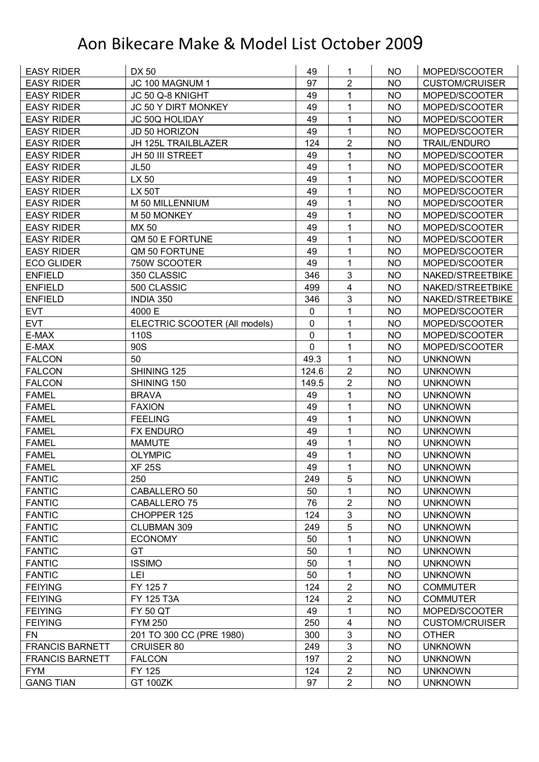# Aon Bikecare Make & Model List October 2009

| EASY RIDER | DX 50 | 49 | 1 | NO | MOPED/SCOOTER |
|---|---|---|---|---|---|
| EASY RIDER | JC 100 MAGNUM 1 | 97 | 2 | NO | CUSTOM/CRUISER |
| EASY RIDER | JC 50 Q-8 KNIGHT | 49 | 1 | NO | MOPED/SCOOTER |
| EASY RIDER | JC 50 Y DIRT MONKEY | 49 | 1 | NO | MOPED/SCOOTER |
| EASY RIDER | JC 50Q HOLIDAY | 49 | 1 | NO | MOPED/SCOOTER |
| EASY RIDER | JD 50 HORIZON | 49 | 1 | NO | MOPED/SCOOTER |
| EASY RIDER | JH 125L TRAILBLAZER | 124 | 2 | NO | TRAIL/ENDURO |
| EASY RIDER | JH 50 III STREET | 49 | 1 | NO | MOPED/SCOOTER |
| EASY RIDER | JL50 | 49 | 1 | NO | MOPED/SCOOTER |
| EASY RIDER | LX 50 | 49 | 1 | NO | MOPED/SCOOTER |
| EASY RIDER | LX 50T | 49 | 1 | NO | MOPED/SCOOTER |
| EASY RIDER | M 50 MILLENNIUM | 49 | 1 | NO | MOPED/SCOOTER |
| EASY RIDER | M 50 MONKEY | 49 | 1 | NO | MOPED/SCOOTER |
| EASY RIDER | MX 50 | 49 | 1 | NO | MOPED/SCOOTER |
| EASY RIDER | QM 50 E FORTUNE | 49 | 1 | NO | MOPED/SCOOTER |
| EASY RIDER | QM 50 FORTUNE | 49 | 1 | NO | MOPED/SCOOTER |
| ECO GLIDER | 750W SCOOTER | 49 | 1 | NO | MOPED/SCOOTER |
| ENFIELD | 350 CLASSIC | 346 | 3 | NO | NAKED/STREETBIKE |
| ENFIELD | 500 CLASSIC | 499 | 4 | NO | NAKED/STREETBIKE |
| ENFIELD | INDIA 350 | 346 | 3 | NO | NAKED/STREETBIKE |
| EVT | 4000 E | 0 | 1 | NO | MOPED/SCOOTER |
| EVT | ELECTRIC SCOOTER (All models) | 0 | 1 | NO | MOPED/SCOOTER |
| E-MAX | 110S | 0 | 1 | NO | MOPED/SCOOTER |
| E-MAX | 90S | 0 | 1 | NO | MOPED/SCOOTER |
| FALCON | 50 | 49.3 | 1 | NO | UNKNOWN |
| FALCON | SHINING 125 | 124.6 | 2 | NO | UNKNOWN |
| FALCON | SHINING 150 | 149.5 | 2 | NO | UNKNOWN |
| FAMEL | BRAVA | 49 | 1 | NO | UNKNOWN |
| FAMEL | FAXION | 49 | 1 | NO | UNKNOWN |
| FAMEL | FEELING | 49 | 1 | NO | UNKNOWN |
| FAMEL | FX ENDURO | 49 | 1 | NO | UNKNOWN |
| FAMEL | MAMUTE | 49 | 1 | NO | UNKNOWN |
| FAMEL | OLYMPIC | 49 | 1 | NO | UNKNOWN |
| FAMEL | XF 25S | 49 | 1 | NO | UNKNOWN |
| FANTIC | 250 | 249 | 5 | NO | UNKNOWN |
| FANTIC | CABALLERO 50 | 50 | 1 | NO | UNKNOWN |
| FANTIC | CABALLERO 75 | 76 | 2 | NO | UNKNOWN |
| FANTIC | CHOPPER 125 | 124 | 3 | NO | UNKNOWN |
| FANTIC | CLUBMAN 309 | 249 | 5 | NO | UNKNOWN |
| FANTIC | ECONOMY | 50 | 1 | NO | UNKNOWN |
| FANTIC | GT | 50 | 1 | NO | UNKNOWN |
| FANTIC | ISSIMO | 50 | 1 | NO | UNKNOWN |
| FANTIC | LEI | 50 | 1 | NO | UNKNOWN |
| FEIYING | FY 125 7 | 124 | 2 | NO | COMMUTER |
| FEIYING | FY 125 T3A | 124 | 2 | NO | COMMUTER |
| FEIYING | FY 50 QT | 49 | 1 | NO | MOPED/SCOOTER |
| FEIYING | FYM 250 | 250 | 4 | NO | CUSTOM/CRUISER |
| FN | 201 TO 300 CC (PRE 1980) | 300 | 3 | NO | OTHER |
| FRANCIS BARNETT | CRUISER 80 | 249 | 3 | NO | UNKNOWN |
| FRANCIS BARNETT | FALCON | 197 | 2 | NO | UNKNOWN |
| FYM | FY 125 | 124 | 2 | NO | UNKNOWN |
| GANG TIAN | GT 100ZK | 97 | 2 | NO | UNKNOWN |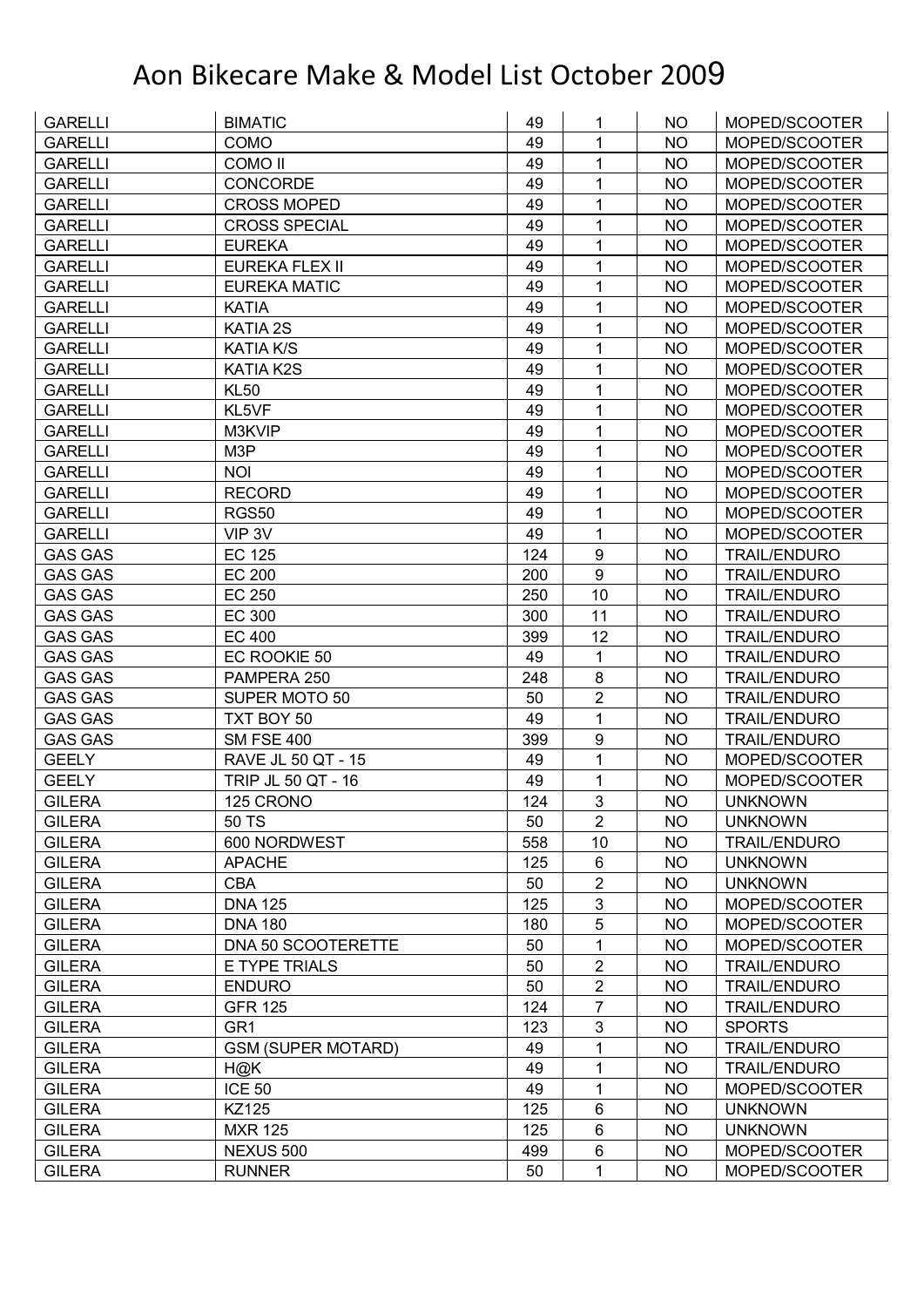# Aon Bikecare Make & Model List October 2009

| | | | | | |
|---|---|---|---|---|---|
| GARELLI | BIMATIC | 49 | 1 | NO | MOPED/SCOOTER |
| GARELLI | COMO | 49 | 1 | NO | MOPED/SCOOTER |
| GARELLI | COMO II | 49 | 1 | NO | MOPED/SCOOTER |
| GARELLI | CONCORDE | 49 | 1 | NO | MOPED/SCOOTER |
| GARELLI | CROSS MOPED | 49 | 1 | NO | MOPED/SCOOTER |
| GARELLI | CROSS SPECIAL | 49 | 1 | NO | MOPED/SCOOTER |
| GARELLI | EUREKA | 49 | 1 | NO | MOPED/SCOOTER |
| GARELLI | EUREKA FLEX II | 49 | 1 | NO | MOPED/SCOOTER |
| GARELLI | EUREKA MATIC | 49 | 1 | NO | MOPED/SCOOTER |
| GARELLI | KATIA | 49 | 1 | NO | MOPED/SCOOTER |
| GARELLI | KATIA 2S | 49 | 1 | NO | MOPED/SCOOTER |
| GARELLI | KATIA K/S | 49 | 1 | NO | MOPED/SCOOTER |
| GARELLI | KATIA K2S | 49 | 1 | NO | MOPED/SCOOTER |
| GARELLI | KL50 | 49 | 1 | NO | MOPED/SCOOTER |
| GARELLI | KL5VF | 49 | 1 | NO | MOPED/SCOOTER |
| GARELLI | M3KVIP | 49 | 1 | NO | MOPED/SCOOTER |
| GARELLI | M3P | 49 | 1 | NO | MOPED/SCOOTER |
| GARELLI | NOI | 49 | 1 | NO | MOPED/SCOOTER |
| GARELLI | RECORD | 49 | 1 | NO | MOPED/SCOOTER |
| GARELLI | RGS50 | 49 | 1 | NO | MOPED/SCOOTER |
| GARELLI | VIP 3V | 49 | 1 | NO | MOPED/SCOOTER |
| GAS GAS | EC 125 | 124 | 9 | NO | TRAIL/ENDURO |
| GAS GAS | EC 200 | 200 | 9 | NO | TRAIL/ENDURO |
| GAS GAS | EC 250 | 250 | 10 | NO | TRAIL/ENDURO |
| GAS GAS | EC 300 | 300 | 11 | NO | TRAIL/ENDURO |
| GAS GAS | EC 400 | 399 | 12 | NO | TRAIL/ENDURO |
| GAS GAS | EC ROOKIE 50 | 49 | 1 | NO | TRAIL/ENDURO |
| GAS GAS | PAMPERA 250 | 248 | 8 | NO | TRAIL/ENDURO |
| GAS GAS | SUPER MOTO 50 | 50 | 2 | NO | TRAIL/ENDURO |
| GAS GAS | TXT BOY 50 | 49 | 1 | NO | TRAIL/ENDURO |
| GAS GAS | SM FSE 400 | 399 | 9 | NO | TRAIL/ENDURO |
| GEELY | RAVE JL 50 QT - 15 | 49 | 1 | NO | MOPED/SCOOTER |
| GEELY | TRIP JL 50 QT - 16 | 49 | 1 | NO | MOPED/SCOOTER |
| GILERA | 125 CRONO | 124 | 3 | NO | UNKNOWN |
| GILERA | 50 TS | 50 | 2 | NO | UNKNOWN |
| GILERA | 600 NORDWEST | 558 | 10 | NO | TRAIL/ENDURO |
| GILERA | APACHE | 125 | 6 | NO | UNKNOWN |
| GILERA | CBA | 50 | 2 | NO | UNKNOWN |
| GILERA | DNA 125 | 125 | 3 | NO | MOPED/SCOOTER |
| GILERA | DNA 180 | 180 | 5 | NO | MOPED/SCOOTER |
| GILERA | DNA 50 SCOOTERETTE | 50 | 1 | NO | MOPED/SCOOTER |
| GILERA | E TYPE TRIALS | 50 | 2 | NO | TRAIL/ENDURO |
| GILERA | ENDURO | 50 | 2 | NO | TRAIL/ENDURO |
| GILERA | GFR 125 | 124 | 7 | NO | TRAIL/ENDURO |
| GILERA | GR1 | 123 | 3 | NO | SPORTS |
| GILERA | GSM (SUPER MOTARD) | 49 | 1 | NO | TRAIL/ENDURO |
| GILERA | H@K | 49 | 1 | NO | TRAIL/ENDURO |
| GILERA | ICE 50 | 49 | 1 | NO | MOPED/SCOOTER |
| GILERA | KZ125 | 125 | 6 | NO | UNKNOWN |
| GILERA | MXR 125 | 125 | 6 | NO | UNKNOWN |
| GILERA | NEXUS 500 | 499 | 6 | NO | MOPED/SCOOTER |
| GILERA | RUNNER | 50 | 1 | NO | MOPED/SCOOTER |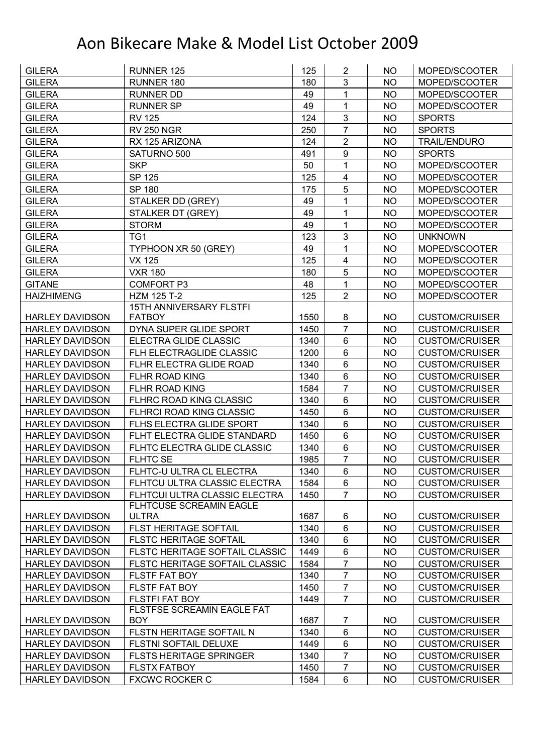# Aon Bikecare Make & Model List October 2009

| | | | | | |
|---|---|---|---|---|---|
| GILERA | RUNNER 125 | 125 | 2 | NO | MOPED/SCOOTER |
| GILERA | RUNNER 180 | 180 | 3 | NO | MOPED/SCOOTER |
| GILERA | RUNNER DD | 49 | 1 | NO | MOPED/SCOOTER |
| GILERA | RUNNER SP | 49 | 1 | NO | MOPED/SCOOTER |
| GILERA | RV 125 | 124 | 3 | NO | SPORTS |
| GILERA | RV 250 NGR | 250 | 7 | NO | SPORTS |
| GILERA | RX 125 ARIZONA | 124 | 2 | NO | TRAIL/ENDURO |
| GILERA | SATURNO 500 | 491 | 9 | NO | SPORTS |
| GILERA | SKP | 50 | 1 | NO | MOPED/SCOOTER |
| GILERA | SP 125 | 125 | 4 | NO | MOPED/SCOOTER |
| GILERA | SP 180 | 175 | 5 | NO | MOPED/SCOOTER |
| GILERA | STALKER DD (GREY) | 49 | 1 | NO | MOPED/SCOOTER |
| GILERA | STALKER DT (GREY) | 49 | 1 | NO | MOPED/SCOOTER |
| GILERA | STORM | 49 | 1 | NO | MOPED/SCOOTER |
| GILERA | TG1 | 123 | 3 | NO | UNKNOWN |
| GILERA | TYPHOON XR 50 (GREY) | 49 | 1 | NO | MOPED/SCOOTER |
| GILERA | VX 125 | 125 | 4 | NO | MOPED/SCOOTER |
| GILERA | VXR 180 | 180 | 5 | NO | MOPED/SCOOTER |
| GITANE | COMFORT P3 | 48 | 1 | NO | MOPED/SCOOTER |
| HAIZHIMENG | HZM 125 T-2 | 125 | 2 | NO | MOPED/SCOOTER |
| HARLEY DAVIDSON | 15TH ANNIVERSARY FLSTFI FATBOY | 1550 | 8 | NO | CUSTOM/CRUISER |
| HARLEY DAVIDSON | DYNA SUPER GLIDE SPORT | 1450 | 7 | NO | CUSTOM/CRUISER |
| HARLEY DAVIDSON | ELECTRA GLIDE CLASSIC | 1340 | 6 | NO | CUSTOM/CRUISER |
| HARLEY DAVIDSON | FLH ELECTRAGLIDE CLASSIC | 1200 | 6 | NO | CUSTOM/CRUISER |
| HARLEY DAVIDSON | FLHR ELECTRA GLIDE ROAD | 1340 | 6 | NO | CUSTOM/CRUISER |
| HARLEY DAVIDSON | FLHR ROAD KING | 1340 | 6 | NO | CUSTOM/CRUISER |
| HARLEY DAVIDSON | FLHR ROAD KING | 1584 | 7 | NO | CUSTOM/CRUISER |
| HARLEY DAVIDSON | FLHRC ROAD KING CLASSIC | 1340 | 6 | NO | CUSTOM/CRUISER |
| HARLEY DAVIDSON | FLHRCI ROAD KING CLASSIC | 1450 | 6 | NO | CUSTOM/CRUISER |
| HARLEY DAVIDSON | FLHS ELECTRA GLIDE SPORT | 1340 | 6 | NO | CUSTOM/CRUISER |
| HARLEY DAVIDSON | FLHT ELECTRA GLIDE STANDARD | 1450 | 6 | NO | CUSTOM/CRUISER |
| HARLEY DAVIDSON | FLHTC ELECTRA GLIDE CLASSIC | 1340 | 6 | NO | CUSTOM/CRUISER |
| HARLEY DAVIDSON | FLHTC SE | 1985 | 7 | NO | CUSTOM/CRUISER |
| HARLEY DAVIDSON | FLHTC-U ULTRA CL ELECTRA | 1340 | 6 | NO | CUSTOM/CRUISER |
| HARLEY DAVIDSON | FLHTCU ULTRA CLASSIC ELECTRA | 1584 | 6 | NO | CUSTOM/CRUISER |
| HARLEY DAVIDSON | FLHTCUI ULTRA CLASSIC ELECTRA | 1450 | 7 | NO | CUSTOM/CRUISER |
| HARLEY DAVIDSON | FLHTCUSE SCREAMIN EAGLE ULTRA | 1687 | 6 | NO | CUSTOM/CRUISER |
| HARLEY DAVIDSON | FLST HERITAGE SOFTAIL | 1340 | 6 | NO | CUSTOM/CRUISER |
| HARLEY DAVIDSON | FLSTC HERITAGE SOFTAIL | 1340 | 6 | NO | CUSTOM/CRUISER |
| HARLEY DAVIDSON | FLSTC HERITAGE SOFTAIL CLASSIC | 1449 | 6 | NO | CUSTOM/CRUISER |
| HARLEY DAVIDSON | FLSTC HERITAGE SOFTAIL CLASSIC | 1584 | 7 | NO | CUSTOM/CRUISER |
| HARLEY DAVIDSON | FLSTF FAT BOY | 1340 | 7 | NO | CUSTOM/CRUISER |
| HARLEY DAVIDSON | FLSTF FAT BOY | 1450 | 7 | NO | CUSTOM/CRUISER |
| HARLEY DAVIDSON | FLSTFI FAT BOY | 1449 | 7 | NO | CUSTOM/CRUISER |
| HARLEY DAVIDSON | FLSTFSE SCREAMIN EAGLE FAT BOY | 1687 | 7 | NO | CUSTOM/CRUISER |
| HARLEY DAVIDSON | FLSTN HERITAGE SOFTAIL N | 1340 | 6 | NO | CUSTOM/CRUISER |
| HARLEY DAVIDSON | FLSTNI SOFTAIL DELUXE | 1449 | 6 | NO | CUSTOM/CRUISER |
| HARLEY DAVIDSON | FLSTS HERITAGE SPRINGER | 1340 | 7 | NO | CUSTOM/CRUISER |
| HARLEY DAVIDSON | FLSTX FATBOY | 1450 | 7 | NO | CUSTOM/CRUISER |
| HARLEY DAVIDSON | FXCWC ROCKER C | 1584 | 6 | NO | CUSTOM/CRUISER |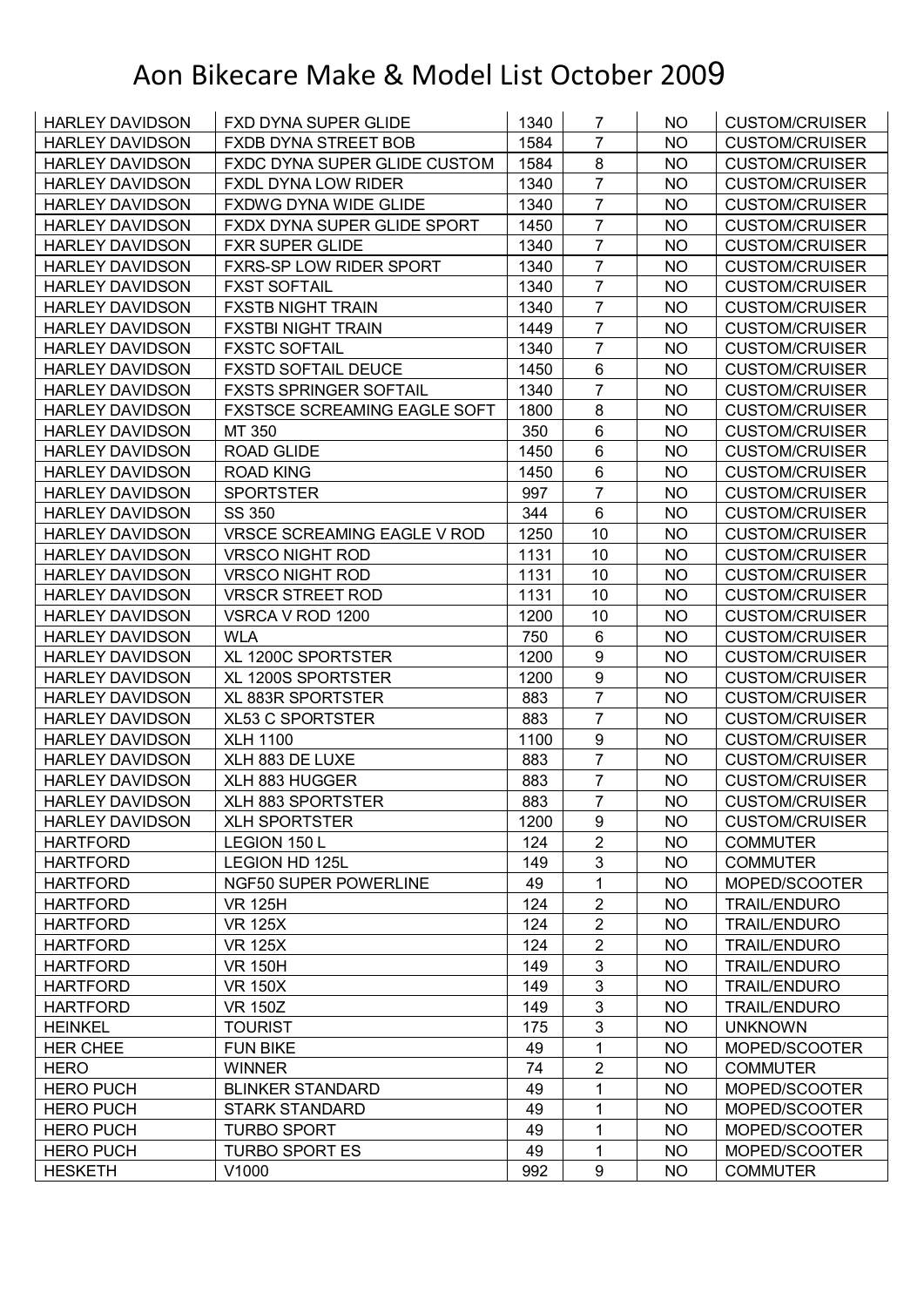# Aon Bikecare Make & Model List October 2009

| | | | | | |
|---|---|---|---|---|---|
| HARLEY DAVIDSON | FXD DYNA SUPER GLIDE | 1340 | 7 | NO | CUSTOM/CRUISER |
| HARLEY DAVIDSON | FXDB DYNA STREET BOB | 1584 | 7 | NO | CUSTOM/CRUISER |
| HARLEY DAVIDSON | FXDC DYNA SUPER GLIDE CUSTOM | 1584 | 8 | NO | CUSTOM/CRUISER |
| HARLEY DAVIDSON | FXDL DYNA LOW RIDER | 1340 | 7 | NO | CUSTOM/CRUISER |
| HARLEY DAVIDSON | FXDWG DYNA WIDE GLIDE | 1340 | 7 | NO | CUSTOM/CRUISER |
| HARLEY DAVIDSON | FXDX DYNA SUPER GLIDE SPORT | 1450 | 7 | NO | CUSTOM/CRUISER |
| HARLEY DAVIDSON | FXR SUPER GLIDE | 1340 | 7 | NO | CUSTOM/CRUISER |
| HARLEY DAVIDSON | FXRS-SP LOW RIDER SPORT | 1340 | 7 | NO | CUSTOM/CRUISER |
| HARLEY DAVIDSON | FXST SOFTAIL | 1340 | 7 | NO | CUSTOM/CRUISER |
| HARLEY DAVIDSON | FXSTB NIGHT TRAIN | 1340 | 7 | NO | CUSTOM/CRUISER |
| HARLEY DAVIDSON | FXSTBI NIGHT TRAIN | 1449 | 7 | NO | CUSTOM/CRUISER |
| HARLEY DAVIDSON | FXSTC SOFTAIL | 1340 | 7 | NO | CUSTOM/CRUISER |
| HARLEY DAVIDSON | FXSTD SOFTAIL DEUCE | 1450 | 6 | NO | CUSTOM/CRUISER |
| HARLEY DAVIDSON | FXSTS SPRINGER SOFTAIL | 1340 | 7 | NO | CUSTOM/CRUISER |
| HARLEY DAVIDSON | FXSTSCE SCREAMING EAGLE SOFT | 1800 | 8 | NO | CUSTOM/CRUISER |
| HARLEY DAVIDSON | MT 350 | 350 | 6 | NO | CUSTOM/CRUISER |
| HARLEY DAVIDSON | ROAD GLIDE | 1450 | 6 | NO | CUSTOM/CRUISER |
| HARLEY DAVIDSON | ROAD KING | 1450 | 6 | NO | CUSTOM/CRUISER |
| HARLEY DAVIDSON | SPORTSTER | 997 | 7 | NO | CUSTOM/CRUISER |
| HARLEY DAVIDSON | SS 350 | 344 | 6 | NO | CUSTOM/CRUISER |
| HARLEY DAVIDSON | VRSCE SCREAMING EAGLE V ROD | 1250 | 10 | NO | CUSTOM/CRUISER |
| HARLEY DAVIDSON | VRSCO NIGHT ROD | 1131 | 10 | NO | CUSTOM/CRUISER |
| HARLEY DAVIDSON | VRSCO NIGHT ROD | 1131 | 10 | NO | CUSTOM/CRUISER |
| HARLEY DAVIDSON | VRSCR STREET ROD | 1131 | 10 | NO | CUSTOM/CRUISER |
| HARLEY DAVIDSON | VSRCA V ROD 1200 | 1200 | 10 | NO | CUSTOM/CRUISER |
| HARLEY DAVIDSON | WLA | 750 | 6 | NO | CUSTOM/CRUISER |
| HARLEY DAVIDSON | XL 1200C SPORTSTER | 1200 | 9 | NO | CUSTOM/CRUISER |
| HARLEY DAVIDSON | XL 1200S SPORTSTER | 1200 | 9 | NO | CUSTOM/CRUISER |
| HARLEY DAVIDSON | XL 883R SPORTSTER | 883 | 7 | NO | CUSTOM/CRUISER |
| HARLEY DAVIDSON | XL53 C SPORTSTER | 883 | 7 | NO | CUSTOM/CRUISER |
| HARLEY DAVIDSON | XLH 1100 | 1100 | 9 | NO | CUSTOM/CRUISER |
| HARLEY DAVIDSON | XLH 883 DE LUXE | 883 | 7 | NO | CUSTOM/CRUISER |
| HARLEY DAVIDSON | XLH 883 HUGGER | 883 | 7 | NO | CUSTOM/CRUISER |
| HARLEY DAVIDSON | XLH 883 SPORTSTER | 883 | 7 | NO | CUSTOM/CRUISER |
| HARLEY DAVIDSON | XLH SPORTSTER | 1200 | 9 | NO | CUSTOM/CRUISER |
| HARTFORD | LEGION 150 L | 124 | 2 | NO | COMMUTER |
| HARTFORD | LEGION HD 125L | 149 | 3 | NO | COMMUTER |
| HARTFORD | NGF50 SUPER POWERLINE | 49 | 1 | NO | MOPED/SCOOTER |
| HARTFORD | VR 125H | 124 | 2 | NO | TRAIL/ENDURO |
| HARTFORD | VR 125X | 124 | 2 | NO | TRAIL/ENDURO |
| HARTFORD | VR 125X | 124 | 2 | NO | TRAIL/ENDURO |
| HARTFORD | VR 150H | 149 | 3 | NO | TRAIL/ENDURO |
| HARTFORD | VR 150X | 149 | 3 | NO | TRAIL/ENDURO |
| HARTFORD | VR 150Z | 149 | 3 | NO | TRAIL/ENDURO |
| HEINKEL | TOURIST | 175 | 3 | NO | UNKNOWN |
| HER CHEE | FUN BIKE | 49 | 1 | NO | MOPED/SCOOTER |
| HERO | WINNER | 74 | 2 | NO | COMMUTER |
| HERO PUCH | BLINKER STANDARD | 49 | 1 | NO | MOPED/SCOOTER |
| HERO PUCH | STARK STANDARD | 49 | 1 | NO | MOPED/SCOOTER |
| HERO PUCH | TURBO SPORT | 49 | 1 | NO | MOPED/SCOOTER |
| HERO PUCH | TURBO SPORT ES | 49 | 1 | NO | MOPED/SCOOTER |
| HESKETH | V1000 | 992 | 9 | NO | COMMUTER |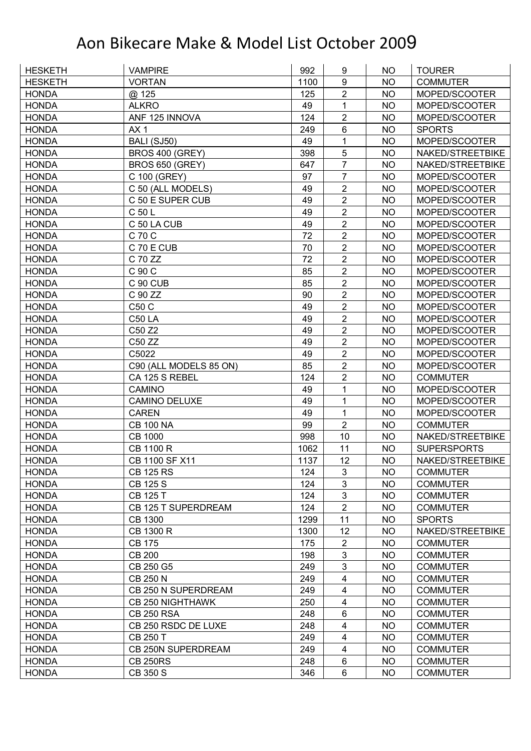# Aon Bikecare Make & Model List October 2009

| | | | | | |
|---|---|---|---|---|---|
| HESKETH | VAMPIRE | 992 | 9 | NO | TOURER |
| HESKETH | VORTAN | 1100 | 9 | NO | COMMUTER |
| HONDA | @ 125 | 125 | 2 | NO | MOPED/SCOOTER |
| HONDA | ALKRO | 49 | 1 | NO | MOPED/SCOOTER |
| HONDA | ANF 125 INNOVA | 124 | 2 | NO | MOPED/SCOOTER |
| HONDA | AX 1 | 249 | 6 | NO | SPORTS |
| HONDA | BALI (SJ50) | 49 | 1 | NO | MOPED/SCOOTER |
| HONDA | BROS 400 (GREY) | 398 | 5 | NO | NAKED/STREETBIKE |
| HONDA | BROS 650 (GREY) | 647 | 7 | NO | NAKED/STREETBIKE |
| HONDA | C 100 (GREY) | 97 | 7 | NO | MOPED/SCOOTER |
| HONDA | C 50 (ALL MODELS) | 49 | 2 | NO | MOPED/SCOOTER |
| HONDA | C 50 E SUPER CUB | 49 | 2 | NO | MOPED/SCOOTER |
| HONDA | C 50 L | 49 | 2 | NO | MOPED/SCOOTER |
| HONDA | C 50 LA CUB | 49 | 2 | NO | MOPED/SCOOTER |
| HONDA | C 70 C | 72 | 2 | NO | MOPED/SCOOTER |
| HONDA | C 70 E CUB | 70 | 2 | NO | MOPED/SCOOTER |
| HONDA | C 70 ZZ | 72 | 2 | NO | MOPED/SCOOTER |
| HONDA | C 90 C | 85 | 2 | NO | MOPED/SCOOTER |
| HONDA | C 90 CUB | 85 | 2 | NO | MOPED/SCOOTER |
| HONDA | C 90 ZZ | 90 | 2 | NO | MOPED/SCOOTER |
| HONDA | C50 C | 49 | 2 | NO | MOPED/SCOOTER |
| HONDA | C50 LA | 49 | 2 | NO | MOPED/SCOOTER |
| HONDA | C50 Z2 | 49 | 2 | NO | MOPED/SCOOTER |
| HONDA | C50 ZZ | 49 | 2 | NO | MOPED/SCOOTER |
| HONDA | C5022 | 49 | 2 | NO | MOPED/SCOOTER |
| HONDA | C90 (ALL MODELS 85 ON) | 85 | 2 | NO | MOPED/SCOOTER |
| HONDA | CA 125 S REBEL | 124 | 2 | NO | COMMUTER |
| HONDA | CAMINO | 49 | 1 | NO | MOPED/SCOOTER |
| HONDA | CAMINO DELUXE | 49 | 1 | NO | MOPED/SCOOTER |
| HONDA | CAREN | 49 | 1 | NO | MOPED/SCOOTER |
| HONDA | CB 100 NA | 99 | 2 | NO | COMMUTER |
| HONDA | CB 1000 | 998 | 10 | NO | NAKED/STREETBIKE |
| HONDA | CB 1100 R | 1062 | 11 | NO | SUPERSPORTS |
| HONDA | CB 1100 SF X11 | 1137 | 12 | NO | NAKED/STREETBIKE |
| HONDA | CB 125 RS | 124 | 3 | NO | COMMUTER |
| HONDA | CB 125 S | 124 | 3 | NO | COMMUTER |
| HONDA | CB 125 T | 124 | 3 | NO | COMMUTER |
| HONDA | CB 125 T SUPERDREAM | 124 | 2 | NO | COMMUTER |
| HONDA | CB 1300 | 1299 | 11 | NO | SPORTS |
| HONDA | CB 1300 R | 1300 | 12 | NO | NAKED/STREETBIKE |
| HONDA | CB 175 | 175 | 2 | NO | COMMUTER |
| HONDA | CB 200 | 198 | 3 | NO | COMMUTER |
| HONDA | CB 250 G5 | 249 | 3 | NO | COMMUTER |
| HONDA | CB 250 N | 249 | 4 | NO | COMMUTER |
| HONDA | CB 250 N SUPERDREAM | 249 | 4 | NO | COMMUTER |
| HONDA | CB 250 NIGHTHAWK | 250 | 4 | NO | COMMUTER |
| HONDA | CB 250 RSA | 248 | 6 | NO | COMMUTER |
| HONDA | CB 250 RSDC DE LUXE | 248 | 4 | NO | COMMUTER |
| HONDA | CB 250 T | 249 | 4 | NO | COMMUTER |
| HONDA | CB 250N SUPERDREAM | 249 | 4 | NO | COMMUTER |
| HONDA | CB 250RS | 248 | 6 | NO | COMMUTER |
| HONDA | CB 350 S | 346 | 6 | NO | COMMUTER |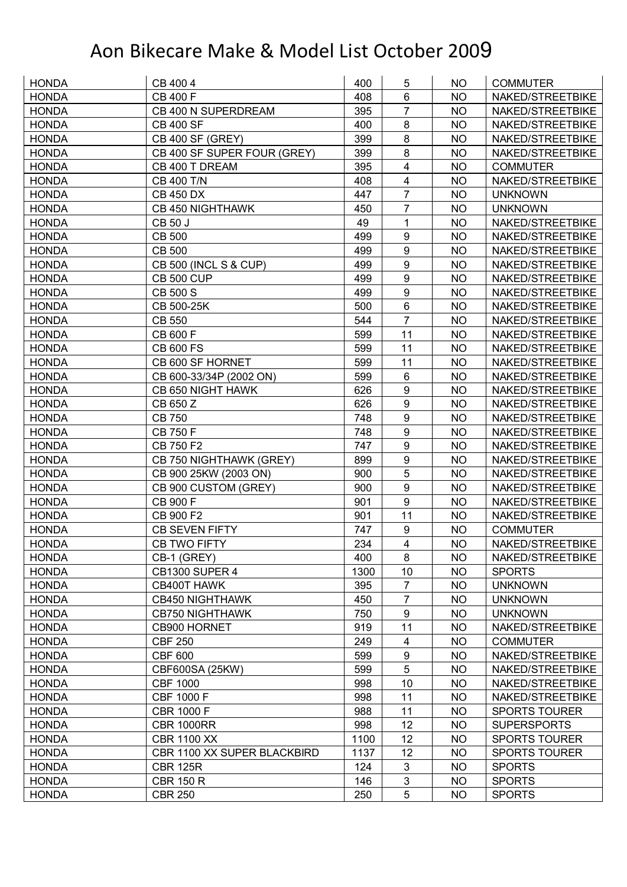# Aon Bikecare Make & Model List October 2009

| | | | | | |
|---|---|---|---|---|---|
| HONDA | CB 400 4 | 400 | 5 | NO | COMMUTER |
| HONDA | CB 400 F | 408 | 6 | NO | NAKED/STREETBIKE |
| HONDA | CB 400 N SUPERDREAM | 395 | 7 | NO | NAKED/STREETBIKE |
| HONDA | CB 400 SF | 400 | 8 | NO | NAKED/STREETBIKE |
| HONDA | CB 400 SF (GREY) | 399 | 8 | NO | NAKED/STREETBIKE |
| HONDA | CB 400 SF SUPER FOUR (GREY) | 399 | 8 | NO | NAKED/STREETBIKE |
| HONDA | CB 400 T DREAM | 395 | 4 | NO | COMMUTER |
| HONDA | CB 400 T/N | 408 | 4 | NO | NAKED/STREETBIKE |
| HONDA | CB 450 DX | 447 | 7 | NO | UNKNOWN |
| HONDA | CB 450 NIGHTHAWK | 450 | 7 | NO | UNKNOWN |
| HONDA | CB 50 J | 49 | 1 | NO | NAKED/STREETBIKE |
| HONDA | CB 500 | 499 | 9 | NO | NAKED/STREETBIKE |
| HONDA | CB 500 | 499 | 9 | NO | NAKED/STREETBIKE |
| HONDA | CB 500 (INCL S & CUP) | 499 | 9 | NO | NAKED/STREETBIKE |
| HONDA | CB 500 CUP | 499 | 9 | NO | NAKED/STREETBIKE |
| HONDA | CB 500 S | 499 | 9 | NO | NAKED/STREETBIKE |
| HONDA | CB 500-25K | 500 | 6 | NO | NAKED/STREETBIKE |
| HONDA | CB 550 | 544 | 7 | NO | NAKED/STREETBIKE |
| HONDA | CB 600 F | 599 | 11 | NO | NAKED/STREETBIKE |
| HONDA | CB 600 FS | 599 | 11 | NO | NAKED/STREETBIKE |
| HONDA | CB 600 SF HORNET | 599 | 11 | NO | NAKED/STREETBIKE |
| HONDA | CB 600-33/34P (2002 ON) | 599 | 6 | NO | NAKED/STREETBIKE |
| HONDA | CB 650 NIGHT HAWK | 626 | 9 | NO | NAKED/STREETBIKE |
| HONDA | CB 650 Z | 626 | 9 | NO | NAKED/STREETBIKE |
| HONDA | CB 750 | 748 | 9 | NO | NAKED/STREETBIKE |
| HONDA | CB 750 F | 748 | 9 | NO | NAKED/STREETBIKE |
| HONDA | CB 750 F2 | 747 | 9 | NO | NAKED/STREETBIKE |
| HONDA | CB 750 NIGHTHAWK (GREY) | 899 | 9 | NO | NAKED/STREETBIKE |
| HONDA | CB 900 25KW (2003 ON) | 900 | 5 | NO | NAKED/STREETBIKE |
| HONDA | CB 900 CUSTOM (GREY) | 900 | 9 | NO | NAKED/STREETBIKE |
| HONDA | CB 900 F | 901 | 9 | NO | NAKED/STREETBIKE |
| HONDA | CB 900 F2 | 901 | 11 | NO | NAKED/STREETBIKE |
| HONDA | CB SEVEN FIFTY | 747 | 9 | NO | COMMUTER |
| HONDA | CB TWO FIFTY | 234 | 4 | NO | NAKED/STREETBIKE |
| HONDA | CB-1 (GREY) | 400 | 8 | NO | NAKED/STREETBIKE |
| HONDA | CB1300 SUPER 4 | 1300 | 10 | NO | SPORTS |
| HONDA | CB400T HAWK | 395 | 7 | NO | UNKNOWN |
| HONDA | CB450 NIGHTHAWK | 450 | 7 | NO | UNKNOWN |
| HONDA | CB750 NIGHTHAWK | 750 | 9 | NO | UNKNOWN |
| HONDA | CB900 HORNET | 919 | 11 | NO | NAKED/STREETBIKE |
| HONDA | CBF 250 | 249 | 4 | NO | COMMUTER |
| HONDA | CBF 600 | 599 | 9 | NO | NAKED/STREETBIKE |
| HONDA | CBF600SA (25KW) | 599 | 5 | NO | NAKED/STREETBIKE |
| HONDA | CBF 1000 | 998 | 10 | NO | NAKED/STREETBIKE |
| HONDA | CBF 1000 F | 998 | 11 | NO | NAKED/STREETBIKE |
| HONDA | CBR 1000 F | 988 | 11 | NO | SPORTS TOURER |
| HONDA | CBR 1000RR | 998 | 12 | NO | SUPERSPORTS |
| HONDA | CBR 1100 XX | 1100 | 12 | NO | SPORTS TOURER |
| HONDA | CBR 1100 XX SUPER BLACKBIRD | 1137 | 12 | NO | SPORTS TOURER |
| HONDA | CBR 125R | 124 | 3 | NO | SPORTS |
| HONDA | CBR 150 R | 146 | 3 | NO | SPORTS |
| HONDA | CBR 250 | 250 | 5 | NO | SPORTS |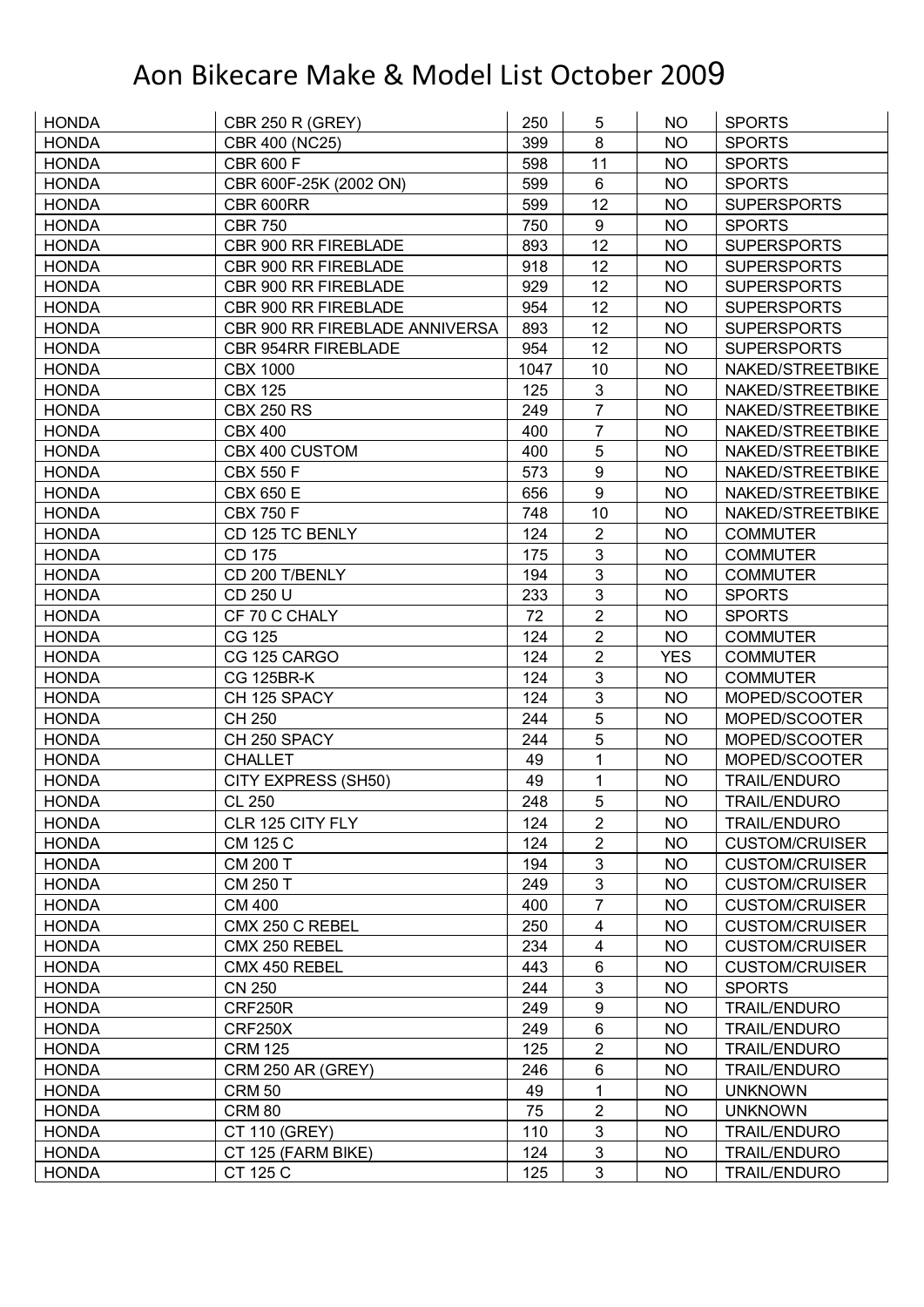# Aon Bikecare Make & Model List October 2009

| | | | | | |
|---|---|---|---|---|---|
| HONDA | CBR 250 R (GREY) | 250 | 5 | NO | SPORTS |
| HONDA | CBR 400 (NC25) | 399 | 8 | NO | SPORTS |
| HONDA | CBR 600 F | 598 | 11 | NO | SPORTS |
| HONDA | CBR 600F-25K (2002 ON) | 599 | 6 | NO | SPORTS |
| HONDA | CBR 600RR | 599 | 12 | NO | SUPERSPORTS |
| HONDA | CBR 750 | 750 | 9 | NO | SPORTS |
| HONDA | CBR 900 RR FIREBLADE | 893 | 12 | NO | SUPERSPORTS |
| HONDA | CBR 900 RR FIREBLADE | 918 | 12 | NO | SUPERSPORTS |
| HONDA | CBR 900 RR FIREBLADE | 929 | 12 | NO | SUPERSPORTS |
| HONDA | CBR 900 RR FIREBLADE | 954 | 12 | NO | SUPERSPORTS |
| HONDA | CBR 900 RR FIREBLADE ANNIVERSA | 893 | 12 | NO | SUPERSPORTS |
| HONDA | CBR 954RR FIREBLADE | 954 | 12 | NO | SUPERSPORTS |
| HONDA | CBX 1000 | 1047 | 10 | NO | NAKED/STREETBIKE |
| HONDA | CBX 125 | 125 | 3 | NO | NAKED/STREETBIKE |
| HONDA | CBX 250 RS | 249 | 7 | NO | NAKED/STREETBIKE |
| HONDA | CBX 400 | 400 | 7 | NO | NAKED/STREETBIKE |
| HONDA | CBX 400 CUSTOM | 400 | 5 | NO | NAKED/STREETBIKE |
| HONDA | CBX 550 F | 573 | 9 | NO | NAKED/STREETBIKE |
| HONDA | CBX 650 E | 656 | 9 | NO | NAKED/STREETBIKE |
| HONDA | CBX 750 F | 748 | 10 | NO | NAKED/STREETBIKE |
| HONDA | CD 125 TC BENLY | 124 | 2 | NO | COMMUTER |
| HONDA | CD 175 | 175 | 3 | NO | COMMUTER |
| HONDA | CD 200 T/BENLY | 194 | 3 | NO | COMMUTER |
| HONDA | CD 250 U | 233 | 3 | NO | SPORTS |
| HONDA | CF 70 C CHALY | 72 | 2 | NO | SPORTS |
| HONDA | CG 125 | 124 | 2 | NO | COMMUTER |
| HONDA | CG 125 CARGO | 124 | 2 | YES | COMMUTER |
| HONDA | CG 125BR-K | 124 | 3 | NO | COMMUTER |
| HONDA | CH 125 SPACY | 124 | 3 | NO | MOPED/SCOOTER |
| HONDA | CH 250 | 244 | 5 | NO | MOPED/SCOOTER |
| HONDA | CH 250 SPACY | 244 | 5 | NO | MOPED/SCOOTER |
| HONDA | CHALLET | 49 | 1 | NO | MOPED/SCOOTER |
| HONDA | CITY EXPRESS (SH50) | 49 | 1 | NO | TRAIL/ENDURO |
| HONDA | CL 250 | 248 | 5 | NO | TRAIL/ENDURO |
| HONDA | CLR 125 CITY FLY | 124 | 2 | NO | TRAIL/ENDURO |
| HONDA | CM 125 C | 124 | 2 | NO | CUSTOM/CRUISER |
| HONDA | CM 200 T | 194 | 3 | NO | CUSTOM/CRUISER |
| HONDA | CM 250 T | 249 | 3 | NO | CUSTOM/CRUISER |
| HONDA | CM 400 | 400 | 7 | NO | CUSTOM/CRUISER |
| HONDA | CMX 250 C REBEL | 250 | 4 | NO | CUSTOM/CRUISER |
| HONDA | CMX 250 REBEL | 234 | 4 | NO | CUSTOM/CRUISER |
| HONDA | CMX 450 REBEL | 443 | 6 | NO | CUSTOM/CRUISER |
| HONDA | CN 250 | 244 | 3 | NO | SPORTS |
| HONDA | CRF250R | 249 | 9 | NO | TRAIL/ENDURO |
| HONDA | CRF250X | 249 | 6 | NO | TRAIL/ENDURO |
| HONDA | CRM 125 | 125 | 2 | NO | TRAIL/ENDURO |
| HONDA | CRM 250 AR (GREY) | 246 | 6 | NO | TRAIL/ENDURO |
| HONDA | CRM 50 | 49 | 1 | NO | UNKNOWN |
| HONDA | CRM 80 | 75 | 2 | NO | UNKNOWN |
| HONDA | CT 110 (GREY) | 110 | 3 | NO | TRAIL/ENDURO |
| HONDA | CT 125 (FARM BIKE) | 124 | 3 | NO | TRAIL/ENDURO |
| HONDA | CT 125 C | 125 | 3 | NO | TRAIL/ENDURO |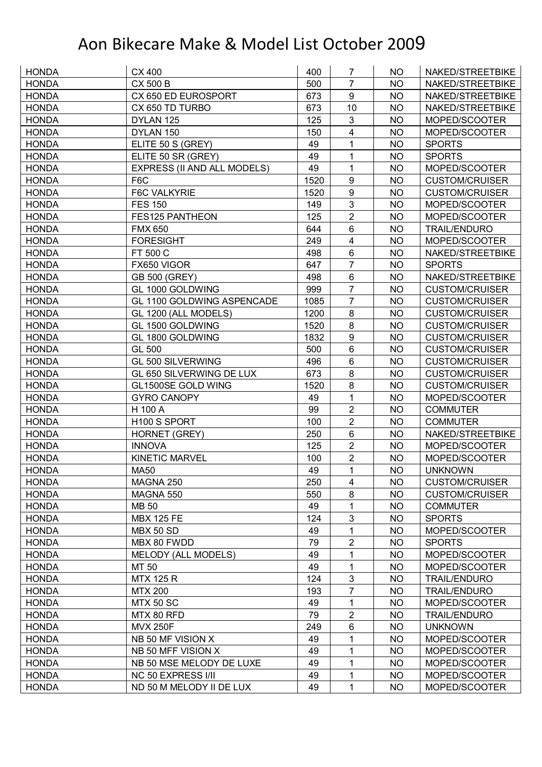# Aon Bikecare Make & Model List October 2009

| HONDA | CX 400 | 400 | 7 | NO | NAKED/STREETBIKE |
|---|---|---|---|---|---|
| HONDA | CX 500 B | 500 | 7 | NO | NAKED/STREETBIKE |
| HONDA | CX 650 ED EUROSPORT | 673 | 9 | NO | NAKED/STREETBIKE |
| HONDA | CX 650 TD TURBO | 673 | 10 | NO | NAKED/STREETBIKE |
| HONDA | DYLAN 125 | 125 | 3 | NO | MOPED/SCOOTER |
| HONDA | DYLAN 150 | 150 | 4 | NO | MOPED/SCOOTER |
| HONDA | ELITE 50 S (GREY) | 49 | 1 | NO | SPORTS |
| HONDA | ELITE 50 SR (GREY) | 49 | 1 | NO | SPORTS |
| HONDA | EXPRESS (II AND ALL MODELS) | 49 | 1 | NO | MOPED/SCOOTER |
| HONDA | F6C | 1520 | 9 | NO | CUSTOM/CRUISER |
| HONDA | F6C VALKYRIE | 1520 | 9 | NO | CUSTOM/CRUISER |
| HONDA | FES 150 | 149 | 3 | NO | MOPED/SCOOTER |
| HONDA | FES125 PANTHEON | 125 | 2 | NO | MOPED/SCOOTER |
| HONDA | FMX 650 | 644 | 6 | NO | TRAIL/ENDURO |
| HONDA | FORESIGHT | 249 | 4 | NO | MOPED/SCOOTER |
| HONDA | FT 500 C | 498 | 6 | NO | NAKED/STREETBIKE |
| HONDA | FX650 VIGOR | 647 | 7 | NO | SPORTS |
| HONDA | GB 500 (GREY) | 498 | 6 | NO | NAKED/STREETBIKE |
| HONDA | GL 1000 GOLDWING | 999 | 7 | NO | CUSTOM/CRUISER |
| HONDA | GL 1100 GOLDWING ASPENCADE | 1085 | 7 | NO | CUSTOM/CRUISER |
| HONDA | GL 1200 (ALL MODELS) | 1200 | 8 | NO | CUSTOM/CRUISER |
| HONDA | GL 1500 GOLDWING | 1520 | 8 | NO | CUSTOM/CRUISER |
| HONDA | GL 1800 GOLDWING | 1832 | 9 | NO | CUSTOM/CRUISER |
| HONDA | GL 500 | 500 | 6 | NO | CUSTOM/CRUISER |
| HONDA | GL 500 SILVERWING | 496 | 6 | NO | CUSTOM/CRUISER |
| HONDA | GL 650 SILVERWING DE LUX | 673 | 8 | NO | CUSTOM/CRUISER |
| HONDA | GL1500SE GOLD WING | 1520 | 8 | NO | CUSTOM/CRUISER |
| HONDA | GYRO CANOPY | 49 | 1 | NO | MOPED/SCOOTER |
| HONDA | H 100 A | 99 | 2 | NO | COMMUTER |
| HONDA | H100 S SPORT | 100 | 2 | NO | COMMUTER |
| HONDA | HORNET (GREY) | 250 | 6 | NO | NAKED/STREETBIKE |
| HONDA | INNOVA | 125 | 2 | NO | MOPED/SCOOTER |
| HONDA | KINETIC MARVEL | 100 | 2 | NO | MOPED/SCOOTER |
| HONDA | MA50 | 49 | 1 | NO | UNKNOWN |
| HONDA | MAGNA 250 | 250 | 4 | NO | CUSTOM/CRUISER |
| HONDA | MAGNA 550 | 550 | 8 | NO | CUSTOM/CRUISER |
| HONDA | MB 50 | 49 | 1 | NO | COMMUTER |
| HONDA | MBX 125 FE | 124 | 3 | NO | SPORTS |
| HONDA | MBX 50 SD | 49 | 1 | NO | MOPED/SCOOTER |
| HONDA | MBX 80 FWDD | 79 | 2 | NO | SPORTS |
| HONDA | MELODY (ALL MODELS) | 49 | 1 | NO | MOPED/SCOOTER |
| HONDA | MT 50 | 49 | 1 | NO | MOPED/SCOOTER |
| HONDA | MTX 125 R | 124 | 3 | NO | TRAIL/ENDURO |
| HONDA | MTX 200 | 193 | 7 | NO | TRAIL/ENDURO |
| HONDA | MTX 50 SC | 49 | 1 | NO | MOPED/SCOOTER |
| HONDA | MTX 80 RFD | 79 | 2 | NO | TRAIL/ENDURO |
| HONDA | MVX 250F | 249 | 6 | NO | UNKNOWN |
| HONDA | NB 50 MF VISION X | 49 | 1 | NO | MOPED/SCOOTER |
| HONDA | NB 50 MFF VISION X | 49 | 1 | NO | MOPED/SCOOTER |
| HONDA | NB 50 MSE MELODY DE LUXE | 49 | 1 | NO | MOPED/SCOOTER |
| HONDA | NC 50 EXPRESS I/II | 49 | 1 | NO | MOPED/SCOOTER |
| HONDA | ND 50 M MELODY II DE LUX | 49 | 1 | NO | MOPED/SCOOTER |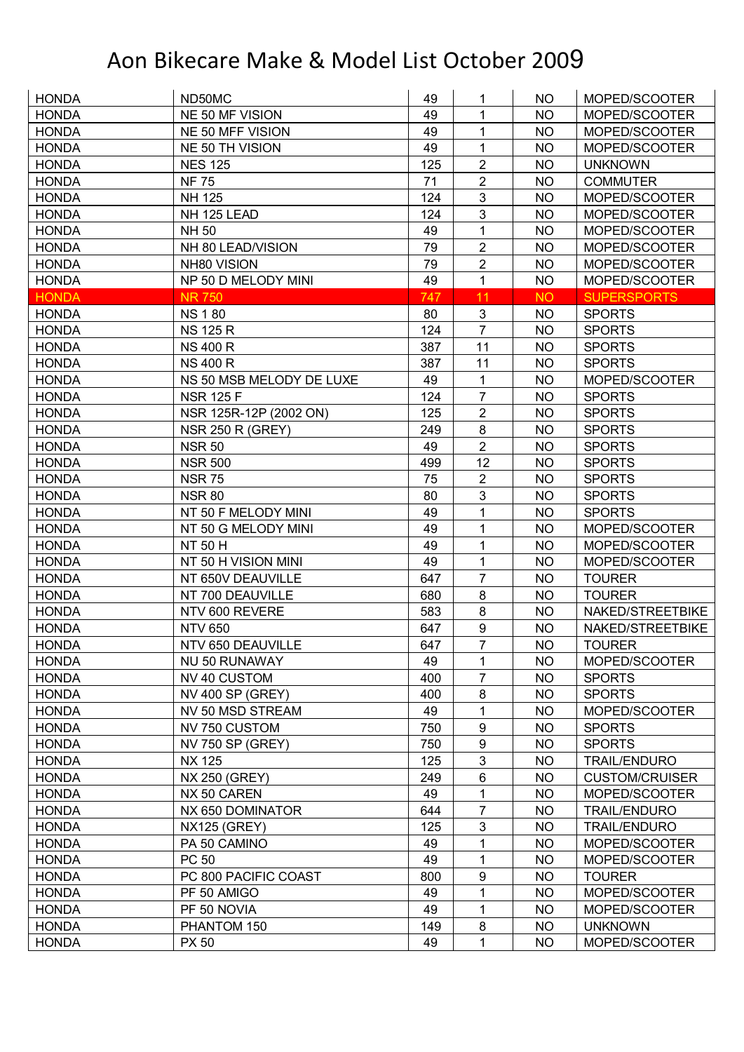# Aon Bikecare Make & Model List October 2009

| | | | | | |
|---|---|---|---|---|---|
| HONDA | ND50MC | 49 | 1 | NO | MOPED/SCOOTER |
| HONDA | NE 50 MF VISION | 49 | 1 | NO | MOPED/SCOOTER |
| HONDA | NE 50 MFF VISION | 49 | 1 | NO | MOPED/SCOOTER |
| HONDA | NE 50 TH VISION | 49 | 1 | NO | MOPED/SCOOTER |
| HONDA | NES 125 | 125 | 2 | NO | UNKNOWN |
| HONDA | NF 75 | 71 | 2 | NO | COMMUTER |
| HONDA | NH 125 | 124 | 3 | NO | MOPED/SCOOTER |
| HONDA | NH 125 LEAD | 124 | 3 | NO | MOPED/SCOOTER |
| HONDA | NH 50 | 49 | 1 | NO | MOPED/SCOOTER |
| HONDA | NH 80 LEAD/VISION | 79 | 2 | NO | MOPED/SCOOTER |
| HONDA | NH80 VISION | 79 | 2 | NO | MOPED/SCOOTER |
| HONDA | NP 50 D MELODY MINI | 49 | 1 | NO | MOPED/SCOOTER |
| HONDA | NR 750 | 747 | 11 | NO | SUPERSPORTS |
| HONDA | NS 1 80 | 80 | 3 | NO | SPORTS |
| HONDA | NS 125 R | 124 | 7 | NO | SPORTS |
| HONDA | NS 400 R | 387 | 11 | NO | SPORTS |
| HONDA | NS 400 R | 387 | 11 | NO | SPORTS |
| HONDA | NS 50 MSB MELODY DE LUXE | 49 | 1 | NO | MOPED/SCOOTER |
| HONDA | NSR 125 F | 124 | 7 | NO | SPORTS |
| HONDA | NSR 125R-12P (2002 ON) | 125 | 2 | NO | SPORTS |
| HONDA | NSR 250 R (GREY) | 249 | 8 | NO | SPORTS |
| HONDA | NSR 50 | 49 | 2 | NO | SPORTS |
| HONDA | NSR 500 | 499 | 12 | NO | SPORTS |
| HONDA | NSR 75 | 75 | 2 | NO | SPORTS |
| HONDA | NSR 80 | 80 | 3 | NO | SPORTS |
| HONDA | NT 50 F MELODY MINI | 49 | 1 | NO | SPORTS |
| HONDA | NT 50 G MELODY MINI | 49 | 1 | NO | MOPED/SCOOTER |
| HONDA | NT 50 H | 49 | 1 | NO | MOPED/SCOOTER |
| HONDA | NT 50 H VISION MINI | 49 | 1 | NO | MOPED/SCOOTER |
| HONDA | NT 650V DEAUVILLE | 647 | 7 | NO | TOURER |
| HONDA | NT 700 DEAUVILLE | 680 | 8 | NO | TOURER |
| HONDA | NTV 600 REVERE | 583 | 8 | NO | NAKED/STREETBIKE |
| HONDA | NTV 650 | 647 | 9 | NO | NAKED/STREETBIKE |
| HONDA | NTV 650 DEAUVILLE | 647 | 7 | NO | TOURER |
| HONDA | NU 50 RUNAWAY | 49 | 1 | NO | MOPED/SCOOTER |
| HONDA | NV 40 CUSTOM | 400 | 7 | NO | SPORTS |
| HONDA | NV 400 SP (GREY) | 400 | 8 | NO | SPORTS |
| HONDA | NV 50 MSD STREAM | 49 | 1 | NO | MOPED/SCOOTER |
| HONDA | NV 750 CUSTOM | 750 | 9 | NO | SPORTS |
| HONDA | NV 750 SP (GREY) | 750 | 9 | NO | SPORTS |
| HONDA | NX 125 | 125 | 3 | NO | TRAIL/ENDURO |
| HONDA | NX 250 (GREY) | 249 | 6 | NO | CUSTOM/CRUISER |
| HONDA | NX 50 CAREN | 49 | 1 | NO | MOPED/SCOOTER |
| HONDA | NX 650 DOMINATOR | 644 | 7 | NO | TRAIL/ENDURO |
| HONDA | NX125 (GREY) | 125 | 3 | NO | TRAIL/ENDURO |
| HONDA | PA 50 CAMINO | 49 | 1 | NO | MOPED/SCOOTER |
| HONDA | PC 50 | 49 | 1 | NO | MOPED/SCOOTER |
| HONDA | PC 800 PACIFIC COAST | 800 | 9 | NO | TOURER |
| HONDA | PF 50 AMIGO | 49 | 1 | NO | MOPED/SCOOTER |
| HONDA | PF 50 NOVIA | 49 | 1 | NO | MOPED/SCOOTER |
| HONDA | PHANTOM 150 | 149 | 8 | NO | UNKNOWN |
| HONDA | PX 50 | 49 | 1 | NO | MOPED/SCOOTER |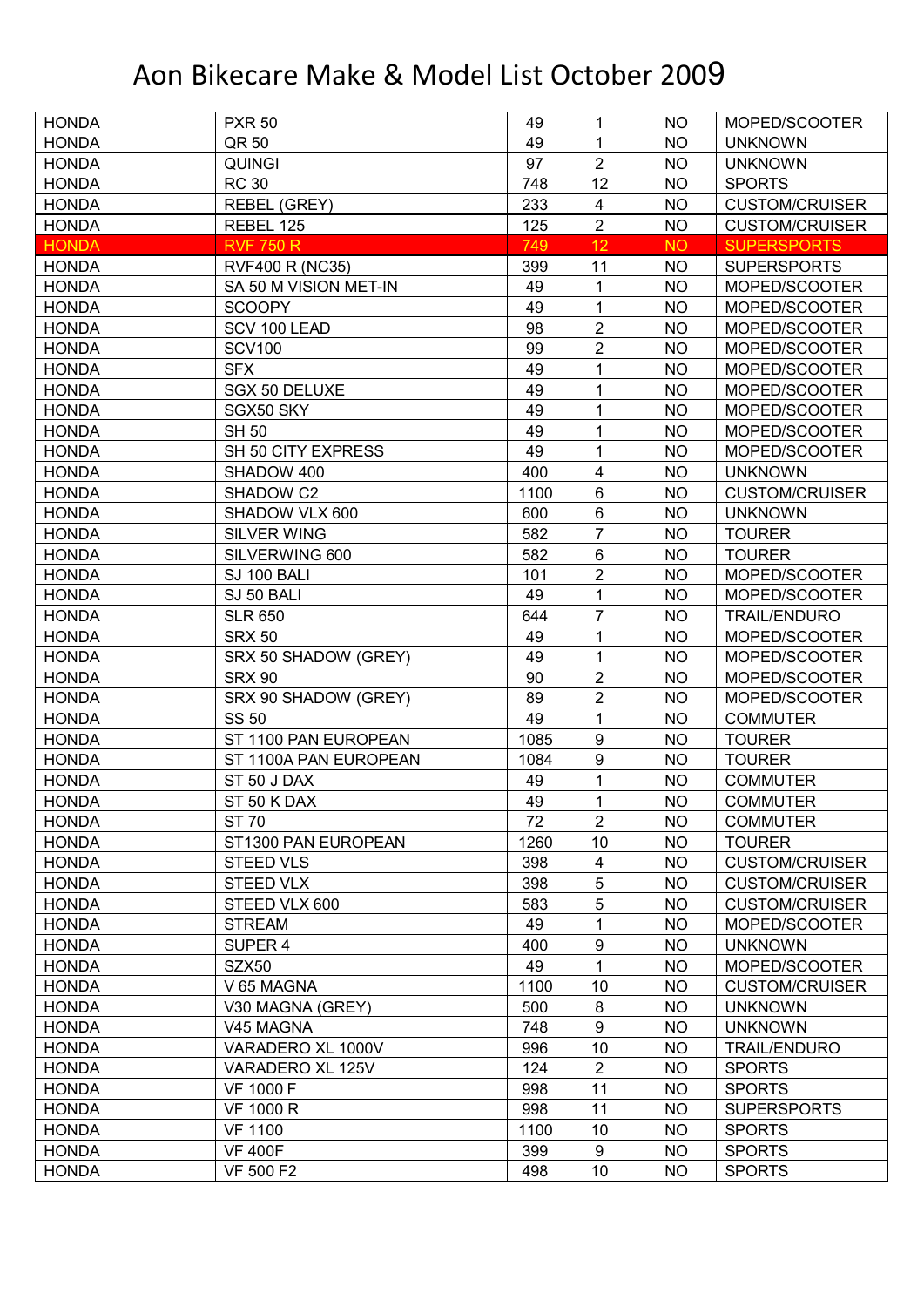# Aon Bikecare Make & Model List October 2009

| | | | | | |
|---|---|---|---|---|---|
| HONDA | PXR 50 | 49 | 1 | NO | MOPED/SCOOTER |
| HONDA | QR 50 | 49 | 1 | NO | UNKNOWN |
| HONDA | QUINGI | 97 | 2 | NO | UNKNOWN |
| HONDA | RC 30 | 748 | 12 | NO | SPORTS |
| HONDA | REBEL (GREY) | 233 | 4 | NO | CUSTOM/CRUISER |
| HONDA | REBEL 125 | 125 | 2 | NO | CUSTOM/CRUISER |
| HONDA | RVF 750 R | 749 | 12 | NO | SUPERSPORTS |
| HONDA | RVF400 R (NC35) | 399 | 11 | NO | SUPERSPORTS |
| HONDA | SA 50 M VISION MET-IN | 49 | 1 | NO | MOPED/SCOOTER |
| HONDA | SCOOPY | 49 | 1 | NO | MOPED/SCOOTER |
| HONDA | SCV 100 LEAD | 98 | 2 | NO | MOPED/SCOOTER |
| HONDA | SCV100 | 99 | 2 | NO | MOPED/SCOOTER |
| HONDA | SFX | 49 | 1 | NO | MOPED/SCOOTER |
| HONDA | SGX 50 DELUXE | 49 | 1 | NO | MOPED/SCOOTER |
| HONDA | SGX50 SKY | 49 | 1 | NO | MOPED/SCOOTER |
| HONDA | SH 50 | 49 | 1 | NO | MOPED/SCOOTER |
| HONDA | SH 50 CITY EXPRESS | 49 | 1 | NO | MOPED/SCOOTER |
| HONDA | SHADOW 400 | 400 | 4 | NO | UNKNOWN |
| HONDA | SHADOW C2 | 1100 | 6 | NO | CUSTOM/CRUISER |
| HONDA | SHADOW VLX 600 | 600 | 6 | NO | UNKNOWN |
| HONDA | SILVER WING | 582 | 7 | NO | TOURER |
| HONDA | SILVERWING 600 | 582 | 6 | NO | TOURER |
| HONDA | SJ 100 BALI | 101 | 2 | NO | MOPED/SCOOTER |
| HONDA | SJ 50 BALI | 49 | 1 | NO | MOPED/SCOOTER |
| HONDA | SLR 650 | 644 | 7 | NO | TRAIL/ENDURO |
| HONDA | SRX 50 | 49 | 1 | NO | MOPED/SCOOTER |
| HONDA | SRX 50 SHADOW (GREY) | 49 | 1 | NO | MOPED/SCOOTER |
| HONDA | SRX 90 | 90 | 2 | NO | MOPED/SCOOTER |
| HONDA | SRX 90 SHADOW (GREY) | 89 | 2 | NO | MOPED/SCOOTER |
| HONDA | SS 50 | 49 | 1 | NO | COMMUTER |
| HONDA | ST 1100 PAN EUROPEAN | 1085 | 9 | NO | TOURER |
| HONDA | ST 1100A PAN EUROPEAN | 1084 | 9 | NO | TOURER |
| HONDA | ST 50 J DAX | 49 | 1 | NO | COMMUTER |
| HONDA | ST 50 K DAX | 49 | 1 | NO | COMMUTER |
| HONDA | ST 70 | 72 | 2 | NO | COMMUTER |
| HONDA | ST1300 PAN EUROPEAN | 1260 | 10 | NO | TOURER |
| HONDA | STEED VLS | 398 | 4 | NO | CUSTOM/CRUISER |
| HONDA | STEED VLX | 398 | 5 | NO | CUSTOM/CRUISER |
| HONDA | STEED VLX 600 | 583 | 5 | NO | CUSTOM/CRUISER |
| HONDA | STREAM | 49 | 1 | NO | MOPED/SCOOTER |
| HONDA | SUPER 4 | 400 | 9 | NO | UNKNOWN |
| HONDA | SZX50 | 49 | 1 | NO | MOPED/SCOOTER |
| HONDA | V 65 MAGNA | 1100 | 10 | NO | CUSTOM/CRUISER |
| HONDA | V30 MAGNA (GREY) | 500 | 8 | NO | UNKNOWN |
| HONDA | V45 MAGNA | 748 | 9 | NO | UNKNOWN |
| HONDA | VARADERO XL 1000V | 996 | 10 | NO | TRAIL/ENDURO |
| HONDA | VARADERO XL 125V | 124 | 2 | NO | SPORTS |
| HONDA | VF 1000 F | 998 | 11 | NO | SPORTS |
| HONDA | VF 1000 R | 998 | 11 | NO | SUPERSPORTS |
| HONDA | VF 1100 | 1100 | 10 | NO | SPORTS |
| HONDA | VF 400F | 399 | 9 | NO | SPORTS |
| HONDA | VF 500 F2 | 498 | 10 | NO | SPORTS |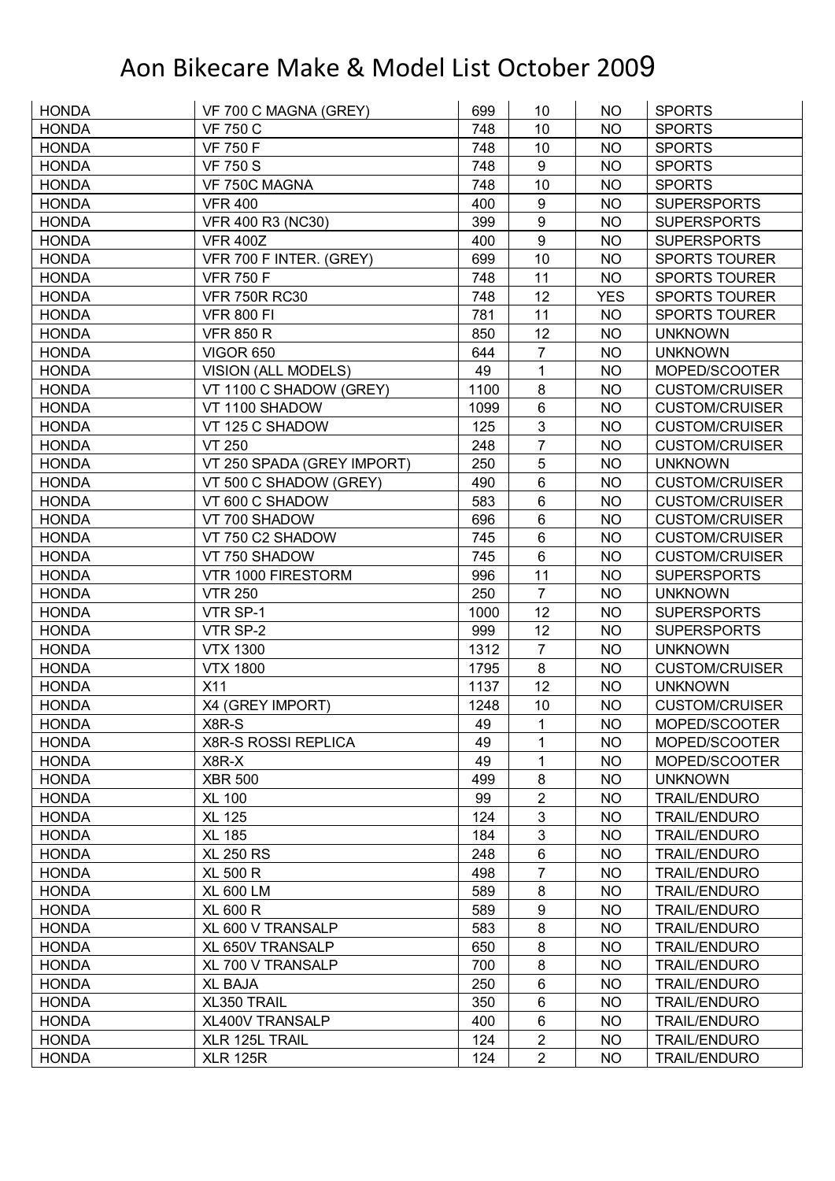# Aon Bikecare Make & Model List October 2009

| | | | | | |
|---|---|---|---|---|---|
| HONDA | VF 700 C MAGNA (GREY) | 699 | 10 | NO | SPORTS |
| HONDA | VF 750 C | 748 | 10 | NO | SPORTS |
| HONDA | VF 750 F | 748 | 10 | NO | SPORTS |
| HONDA | VF 750 S | 748 | 9 | NO | SPORTS |
| HONDA | VF 750C MAGNA | 748 | 10 | NO | SPORTS |
| HONDA | VFR 400 | 400 | 9 | NO | SUPERSPORTS |
| HONDA | VFR 400 R3 (NC30) | 399 | 9 | NO | SUPERSPORTS |
| HONDA | VFR 400Z | 400 | 9 | NO | SUPERSPORTS |
| HONDA | VFR 700 F INTER. (GREY) | 699 | 10 | NO | SPORTS TOURER |
| HONDA | VFR 750 F | 748 | 11 | NO | SPORTS TOURER |
| HONDA | VFR 750R RC30 | 748 | 12 | YES | SPORTS TOURER |
| HONDA | VFR 800 FI | 781 | 11 | NO | SPORTS TOURER |
| HONDA | VFR 850 R | 850 | 12 | NO | UNKNOWN |
| HONDA | VIGOR 650 | 644 | 7 | NO | UNKNOWN |
| HONDA | VISION (ALL MODELS) | 49 | 1 | NO | MOPED/SCOOTER |
| HONDA | VT 1100 C SHADOW (GREY) | 1100 | 8 | NO | CUSTOM/CRUISER |
| HONDA | VT 1100 SHADOW | 1099 | 6 | NO | CUSTOM/CRUISER |
| HONDA | VT 125 C SHADOW | 125 | 3 | NO | CUSTOM/CRUISER |
| HONDA | VT 250 | 248 | 7 | NO | CUSTOM/CRUISER |
| HONDA | VT 250 SPADA (GREY IMPORT) | 250 | 5 | NO | UNKNOWN |
| HONDA | VT 500 C SHADOW (GREY) | 490 | 6 | NO | CUSTOM/CRUISER |
| HONDA | VT 600 C SHADOW | 583 | 6 | NO | CUSTOM/CRUISER |
| HONDA | VT 700 SHADOW | 696 | 6 | NO | CUSTOM/CRUISER |
| HONDA | VT 750 C2 SHADOW | 745 | 6 | NO | CUSTOM/CRUISER |
| HONDA | VT 750 SHADOW | 745 | 6 | NO | CUSTOM/CRUISER |
| HONDA | VTR 1000 FIRESTORM | 996 | 11 | NO | SUPERSPORTS |
| HONDA | VTR 250 | 250 | 7 | NO | UNKNOWN |
| HONDA | VTR SP-1 | 1000 | 12 | NO | SUPERSPORTS |
| HONDA | VTR SP-2 | 999 | 12 | NO | SUPERSPORTS |
| HONDA | VTX 1300 | 1312 | 7 | NO | UNKNOWN |
| HONDA | VTX 1800 | 1795 | 8 | NO | CUSTOM/CRUISER |
| HONDA | X11 | 1137 | 12 | NO | UNKNOWN |
| HONDA | X4 (GREY IMPORT) | 1248 | 10 | NO | CUSTOM/CRUISER |
| HONDA | X8R-S | 49 | 1 | NO | MOPED/SCOOTER |
| HONDA | X8R-S ROSSI REPLICA | 49 | 1 | NO | MOPED/SCOOTER |
| HONDA | X8R-X | 49 | 1 | NO | MOPED/SCOOTER |
| HONDA | XBR 500 | 499 | 8 | NO | UNKNOWN |
| HONDA | XL 100 | 99 | 2 | NO | TRAIL/ENDURO |
| HONDA | XL 125 | 124 | 3 | NO | TRAIL/ENDURO |
| HONDA | XL 185 | 184 | 3 | NO | TRAIL/ENDURO |
| HONDA | XL 250 RS | 248 | 6 | NO | TRAIL/ENDURO |
| HONDA | XL 500 R | 498 | 7 | NO | TRAIL/ENDURO |
| HONDA | XL 600 LM | 589 | 8 | NO | TRAIL/ENDURO |
| HONDA | XL 600 R | 589 | 9 | NO | TRAIL/ENDURO |
| HONDA | XL 600 V TRANSALP | 583 | 8 | NO | TRAIL/ENDURO |
| HONDA | XL 650V TRANSALP | 650 | 8 | NO | TRAIL/ENDURO |
| HONDA | XL 700 V TRANSALP | 700 | 8 | NO | TRAIL/ENDURO |
| HONDA | XL BAJA | 250 | 6 | NO | TRAIL/ENDURO |
| HONDA | XL350 TRAIL | 350 | 6 | NO | TRAIL/ENDURO |
| HONDA | XL400V TRANSALP | 400 | 6 | NO | TRAIL/ENDURO |
| HONDA | XLR 125L TRAIL | 124 | 2 | NO | TRAIL/ENDURO |
| HONDA | XLR 125R | 124 | 2 | NO | TRAIL/ENDURO |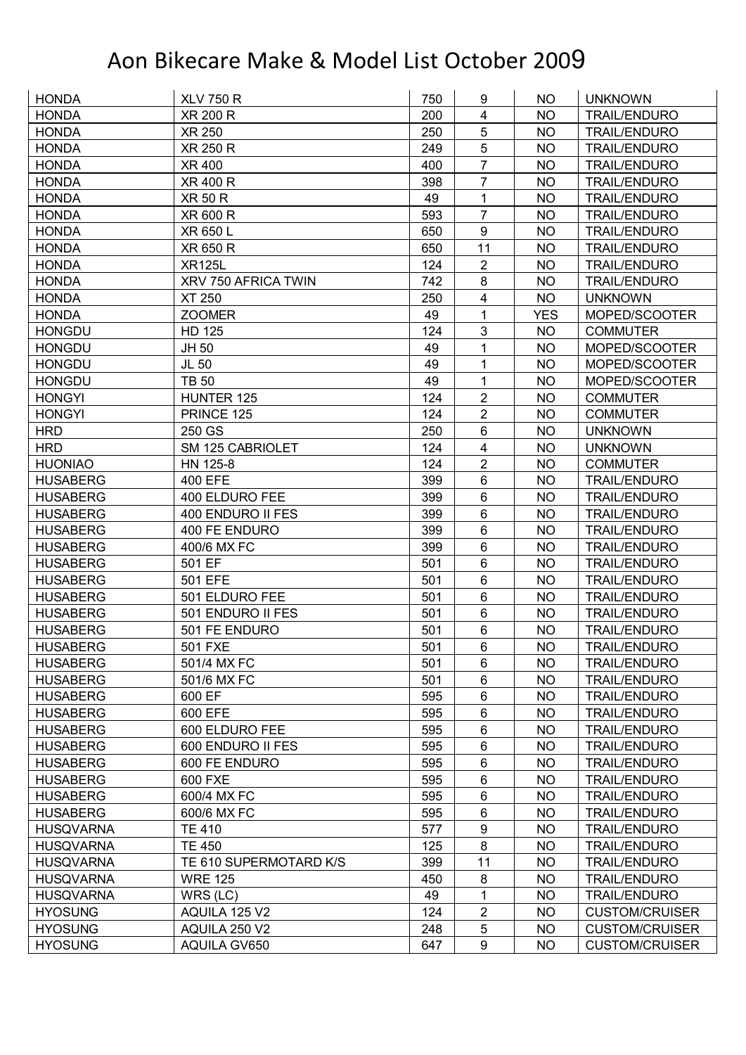# Aon Bikecare Make & Model List October 2009

| | | | | | |
|---|---|---|---|---|---|
| HONDA | XLV 750 R | 750 | 9 | NO | UNKNOWN |
| HONDA | XR 200 R | 200 | 4 | NO | TRAIL/ENDURO |
| HONDA | XR 250 | 250 | 5 | NO | TRAIL/ENDURO |
| HONDA | XR 250 R | 249 | 5 | NO | TRAIL/ENDURO |
| HONDA | XR 400 | 400 | 7 | NO | TRAIL/ENDURO |
| HONDA | XR 400 R | 398 | 7 | NO | TRAIL/ENDURO |
| HONDA | XR 50 R | 49 | 1 | NO | TRAIL/ENDURO |
| HONDA | XR 600 R | 593 | 7 | NO | TRAIL/ENDURO |
| HONDA | XR 650 L | 650 | 9 | NO | TRAIL/ENDURO |
| HONDA | XR 650 R | 650 | 11 | NO | TRAIL/ENDURO |
| HONDA | XR125L | 124 | 2 | NO | TRAIL/ENDURO |
| HONDA | XRV 750 AFRICA TWIN | 742 | 8 | NO | TRAIL/ENDURO |
| HONDA | XT 250 | 250 | 4 | NO | UNKNOWN |
| HONDA | ZOOMER | 49 | 1 | YES | MOPED/SCOOTER |
| HONGDU | HD 125 | 124 | 3 | NO | COMMUTER |
| HONGDU | JH 50 | 49 | 1 | NO | MOPED/SCOOTER |
| HONGDU | JL 50 | 49 | 1 | NO | MOPED/SCOOTER |
| HONGDU | TB 50 | 49 | 1 | NO | MOPED/SCOOTER |
| HONGYI | HUNTER 125 | 124 | 2 | NO | COMMUTER |
| HONGYI | PRINCE 125 | 124 | 2 | NO | COMMUTER |
| HRD | 250 GS | 250 | 6 | NO | UNKNOWN |
| HRD | SM 125 CABRIOLET | 124 | 4 | NO | UNKNOWN |
| HUONIAO | HN 125-8 | 124 | 2 | NO | COMMUTER |
| HUSABERG | 400 EFE | 399 | 6 | NO | TRAIL/ENDURO |
| HUSABERG | 400 ELDURO FEE | 399 | 6 | NO | TRAIL/ENDURO |
| HUSABERG | 400 ENDURO II FES | 399 | 6 | NO | TRAIL/ENDURO |
| HUSABERG | 400 FE ENDURO | 399 | 6 | NO | TRAIL/ENDURO |
| HUSABERG | 400/6 MX FC | 399 | 6 | NO | TRAIL/ENDURO |
| HUSABERG | 501 EF | 501 | 6 | NO | TRAIL/ENDURO |
| HUSABERG | 501 EFE | 501 | 6 | NO | TRAIL/ENDURO |
| HUSABERG | 501 ELDURO FEE | 501 | 6 | NO | TRAIL/ENDURO |
| HUSABERG | 501 ENDURO II FES | 501 | 6 | NO | TRAIL/ENDURO |
| HUSABERG | 501 FE ENDURO | 501 | 6 | NO | TRAIL/ENDURO |
| HUSABERG | 501 FXE | 501 | 6 | NO | TRAIL/ENDURO |
| HUSABERG | 501/4 MX FC | 501 | 6 | NO | TRAIL/ENDURO |
| HUSABERG | 501/6 MX FC | 501 | 6 | NO | TRAIL/ENDURO |
| HUSABERG | 600 EF | 595 | 6 | NO | TRAIL/ENDURO |
| HUSABERG | 600 EFE | 595 | 6 | NO | TRAIL/ENDURO |
| HUSABERG | 600 ELDURO FEE | 595 | 6 | NO | TRAIL/ENDURO |
| HUSABERG | 600 ENDURO II FES | 595 | 6 | NO | TRAIL/ENDURO |
| HUSABERG | 600 FE ENDURO | 595 | 6 | NO | TRAIL/ENDURO |
| HUSABERG | 600 FXE | 595 | 6 | NO | TRAIL/ENDURO |
| HUSABERG | 600/4 MX FC | 595 | 6 | NO | TRAIL/ENDURO |
| HUSABERG | 600/6 MX FC | 595 | 6 | NO | TRAIL/ENDURO |
| HUSQVARNA | TE 410 | 577 | 9 | NO | TRAIL/ENDURO |
| HUSQVARNA | TE 450 | 125 | 8 | NO | TRAIL/ENDURO |
| HUSQVARNA | TE 610 SUPERMOTARD K/S | 399 | 11 | NO | TRAIL/ENDURO |
| HUSQVARNA | WRE 125 | 450 | 8 | NO | TRAIL/ENDURO |
| HUSQVARNA | WRS (LC) | 49 | 1 | NO | TRAIL/ENDURO |
| HYOSUNG | AQUILA 125 V2 | 124 | 2 | NO | CUSTOM/CRUISER |
| HYOSUNG | AQUILA 250 V2 | 248 | 5 | NO | CUSTOM/CRUISER |
| HYOSUNG | AQUILA GV650 | 647 | 9 | NO | CUSTOM/CRUISER |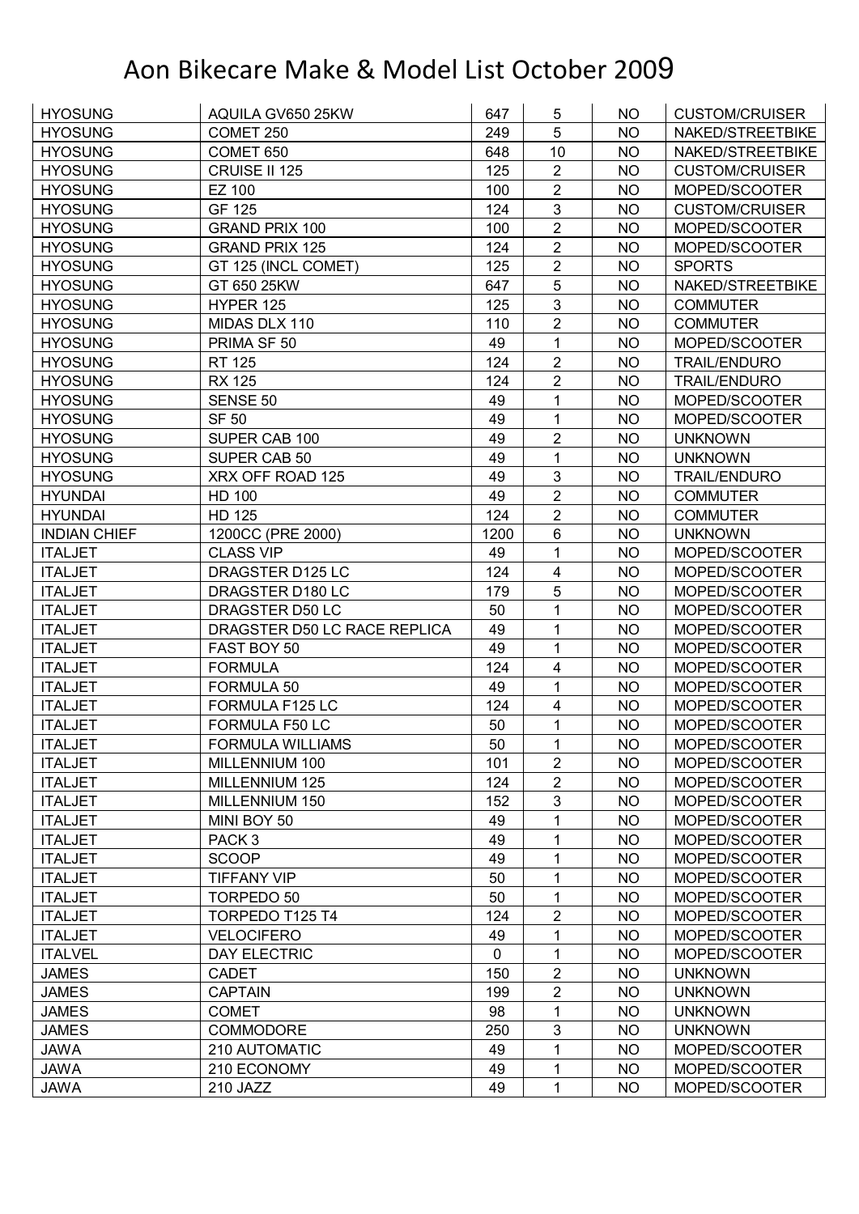# Aon Bikecare Make & Model List October 2009

| | | | | | |
|---|---|---|---|---|---|
| HYOSUNG | AQUILA GV650 25KW | 647 | 5 | NO | CUSTOM/CRUISER |
| HYOSUNG | COMET 250 | 249 | 5 | NO | NAKED/STREETBIKE |
| HYOSUNG | COMET 650 | 648 | 10 | NO | NAKED/STREETBIKE |
| HYOSUNG | CRUISE II 125 | 125 | 2 | NO | CUSTOM/CRUISER |
| HYOSUNG | EZ 100 | 100 | 2 | NO | MOPED/SCOOTER |
| HYOSUNG | GF 125 | 124 | 3 | NO | CUSTOM/CRUISER |
| HYOSUNG | GRAND PRIX 100 | 100 | 2 | NO | MOPED/SCOOTER |
| HYOSUNG | GRAND PRIX 125 | 124 | 2 | NO | MOPED/SCOOTER |
| HYOSUNG | GT 125 (INCL COMET) | 125 | 2 | NO | SPORTS |
| HYOSUNG | GT 650 25KW | 647 | 5 | NO | NAKED/STREETBIKE |
| HYOSUNG | HYPER 125 | 125 | 3 | NO | COMMUTER |
| HYOSUNG | MIDAS DLX 110 | 110 | 2 | NO | COMMUTER |
| HYOSUNG | PRIMA SF 50 | 49 | 1 | NO | MOPED/SCOOTER |
| HYOSUNG | RT 125 | 124 | 2 | NO | TRAIL/ENDURO |
| HYOSUNG | RX 125 | 124 | 2 | NO | TRAIL/ENDURO |
| HYOSUNG | SENSE 50 | 49 | 1 | NO | MOPED/SCOOTER |
| HYOSUNG | SF 50 | 49 | 1 | NO | MOPED/SCOOTER |
| HYOSUNG | SUPER CAB 100 | 49 | 2 | NO | UNKNOWN |
| HYOSUNG | SUPER CAB 50 | 49 | 1 | NO | UNKNOWN |
| HYOSUNG | XRX OFF ROAD 125 | 49 | 3 | NO | TRAIL/ENDURO |
| HYUNDAI | HD 100 | 49 | 2 | NO | COMMUTER |
| HYUNDAI | HD 125 | 124 | 2 | NO | COMMUTER |
| INDIAN CHIEF | 1200CC (PRE 2000) | 1200 | 6 | NO | UNKNOWN |
| ITALJET | CLASS VIP | 49 | 1 | NO | MOPED/SCOOTER |
| ITALJET | DRAGSTER D125 LC | 124 | 4 | NO | MOPED/SCOOTER |
| ITALJET | DRAGSTER D180 LC | 179 | 5 | NO | MOPED/SCOOTER |
| ITALJET | DRAGSTER D50 LC | 50 | 1 | NO | MOPED/SCOOTER |
| ITALJET | DRAGSTER D50 LC RACE REPLICA | 49 | 1 | NO | MOPED/SCOOTER |
| ITALJET | FAST BOY 50 | 49 | 1 | NO | MOPED/SCOOTER |
| ITALJET | FORMULA | 124 | 4 | NO | MOPED/SCOOTER |
| ITALJET | FORMULA 50 | 49 | 1 | NO | MOPED/SCOOTER |
| ITALJET | FORMULA F125 LC | 124 | 4 | NO | MOPED/SCOOTER |
| ITALJET | FORMULA F50 LC | 50 | 1 | NO | MOPED/SCOOTER |
| ITALJET | FORMULA WILLIAMS | 50 | 1 | NO | MOPED/SCOOTER |
| ITALJET | MILLENNIUM 100 | 101 | 2 | NO | MOPED/SCOOTER |
| ITALJET | MILLENNIUM 125 | 124 | 2 | NO | MOPED/SCOOTER |
| ITALJET | MILLENNIUM 150 | 152 | 3 | NO | MOPED/SCOOTER |
| ITALJET | MINI BOY 50 | 49 | 1 | NO | MOPED/SCOOTER |
| ITALJET | PACK 3 | 49 | 1 | NO | MOPED/SCOOTER |
| ITALJET | SCOOP | 49 | 1 | NO | MOPED/SCOOTER |
| ITALJET | TIFFANY VIP | 50 | 1 | NO | MOPED/SCOOTER |
| ITALJET | TORPEDO 50 | 50 | 1 | NO | MOPED/SCOOTER |
| ITALJET | TORPEDO T125 T4 | 124 | 2 | NO | MOPED/SCOOTER |
| ITALJET | VELOCIFERO | 49 | 1 | NO | MOPED/SCOOTER |
| ITALVEL | DAY ELECTRIC | 0 | 1 | NO | MOPED/SCOOTER |
| JAMES | CADET | 150 | 2 | NO | UNKNOWN |
| JAMES | CAPTAIN | 199 | 2 | NO | UNKNOWN |
| JAMES | COMET | 98 | 1 | NO | UNKNOWN |
| JAMES | COMMODORE | 250 | 3 | NO | UNKNOWN |
| JAWA | 210 AUTOMATIC | 49 | 1 | NO | MOPED/SCOOTER |
| JAWA | 210 ECONOMY | 49 | 1 | NO | MOPED/SCOOTER |
| JAWA | 210 JAZZ | 49 | 1 | NO | MOPED/SCOOTER |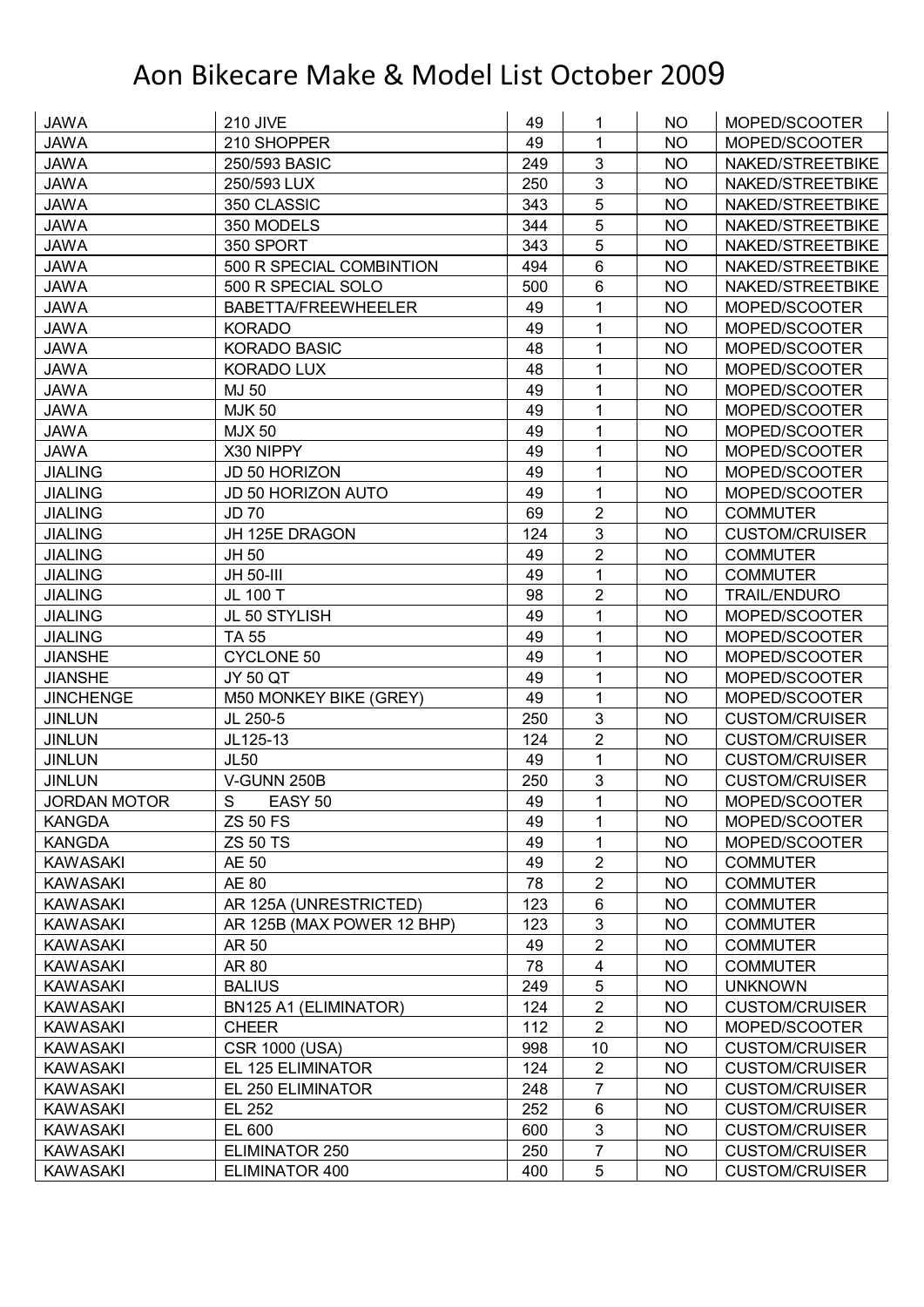# Aon Bikecare Make & Model List October 2009

| | | | | | |
|---|---|---|---|---|---|
| JAWA | 210 JIVE | 49 | 1 | NO | MOPED/SCOOTER |
| JAWA | 210 SHOPPER | 49 | 1 | NO | MOPED/SCOOTER |
| JAWA | 250/593 BASIC | 249 | 3 | NO | NAKED/STREETBIKE |
| JAWA | 250/593 LUX | 250 | 3 | NO | NAKED/STREETBIKE |
| JAWA | 350 CLASSIC | 343 | 5 | NO | NAKED/STREETBIKE |
| JAWA | 350 MODELS | 344 | 5 | NO | NAKED/STREETBIKE |
| JAWA | 350 SPORT | 343 | 5 | NO | NAKED/STREETBIKE |
| JAWA | 500 R SPECIAL COMBINTION | 494 | 6 | NO | NAKED/STREETBIKE |
| JAWA | 500 R SPECIAL SOLO | 500 | 6 | NO | NAKED/STREETBIKE |
| JAWA | BABETTA/FREEWHEELER | 49 | 1 | NO | MOPED/SCOOTER |
| JAWA | KORADO | 49 | 1 | NO | MOPED/SCOOTER |
| JAWA | KORADO BASIC | 48 | 1 | NO | MOPED/SCOOTER |
| JAWA | KORADO LUX | 48 | 1 | NO | MOPED/SCOOTER |
| JAWA | MJ 50 | 49 | 1 | NO | MOPED/SCOOTER |
| JAWA | MJK 50 | 49 | 1 | NO | MOPED/SCOOTER |
| JAWA | MJX 50 | 49 | 1 | NO | MOPED/SCOOTER |
| JAWA | X30 NIPPY | 49 | 1 | NO | MOPED/SCOOTER |
| JIALING | JD 50 HORIZON | 49 | 1 | NO | MOPED/SCOOTER |
| JIALING | JD 50 HORIZON AUTO | 49 | 1 | NO | MOPED/SCOOTER |
| JIALING | JD 70 | 69 | 2 | NO | COMMUTER |
| JIALING | JH 125E DRAGON | 124 | 3 | NO | CUSTOM/CRUISER |
| JIALING | JH 50 | 49 | 2 | NO | COMMUTER |
| JIALING | JH 50-III | 49 | 1 | NO | COMMUTER |
| JIALING | JL 100 T | 98 | 2 | NO | TRAIL/ENDURO |
| JIALING | JL 50 STYLISH | 49 | 1 | NO | MOPED/SCOOTER |
| JIALING | TA 55 | 49 | 1 | NO | MOPED/SCOOTER |
| JIANSHE | CYCLONE 50 | 49 | 1 | NO | MOPED/SCOOTER |
| JIANSHE | JY 50 QT | 49 | 1 | NO | MOPED/SCOOTER |
| JINCHENGE | M50 MONKEY BIKE (GREY) | 49 | 1 | NO | MOPED/SCOOTER |
| JINLUN | JL 250-5 | 250 | 3 | NO | CUSTOM/CRUISER |
| JINLUN | JL125-13 | 124 | 2 | NO | CUSTOM/CRUISER |
| JINLUN | JL50 | 49 | 1 | NO | CUSTOM/CRUISER |
| JINLUN | V-GUNN 250B | 250 | 3 | NO | CUSTOM/CRUISER |
| JORDAN MOTOR | S EASY 50 | 49 | 1 | NO | MOPED/SCOOTER |
| KANGDA | ZS 50 FS | 49 | 1 | NO | MOPED/SCOOTER |
| KANGDA | ZS 50 TS | 49 | 1 | NO | MOPED/SCOOTER |
| KAWASAKI | AE 50 | 49 | 2 | NO | COMMUTER |
| KAWASAKI | AE 80 | 78 | 2 | NO | COMMUTER |
| KAWASAKI | AR 125A (UNRESTRICTED) | 123 | 6 | NO | COMMUTER |
| KAWASAKI | AR 125B (MAX POWER 12 BHP) | 123 | 3 | NO | COMMUTER |
| KAWASAKI | AR 50 | 49 | 2 | NO | COMMUTER |
| KAWASAKI | AR 80 | 78 | 4 | NO | COMMUTER |
| KAWASAKI | BALIUS | 249 | 5 | NO | UNKNOWN |
| KAWASAKI | BN125 A1 (ELIMINATOR) | 124 | 2 | NO | CUSTOM/CRUISER |
| KAWASAKI | CHEER | 112 | 2 | NO | MOPED/SCOOTER |
| KAWASAKI | CSR 1000 (USA) | 998 | 10 | NO | CUSTOM/CRUISER |
| KAWASAKI | EL 125 ELIMINATOR | 124 | 2 | NO | CUSTOM/CRUISER |
| KAWASAKI | EL 250 ELIMINATOR | 248 | 7 | NO | CUSTOM/CRUISER |
| KAWASAKI | EL 252 | 252 | 6 | NO | CUSTOM/CRUISER |
| KAWASAKI | EL 600 | 600 | 3 | NO | CUSTOM/CRUISER |
| KAWASAKI | ELIMINATOR 250 | 250 | 7 | NO | CUSTOM/CRUISER |
| KAWASAKI | ELIMINATOR 400 | 400 | 5 | NO | CUSTOM/CRUISER |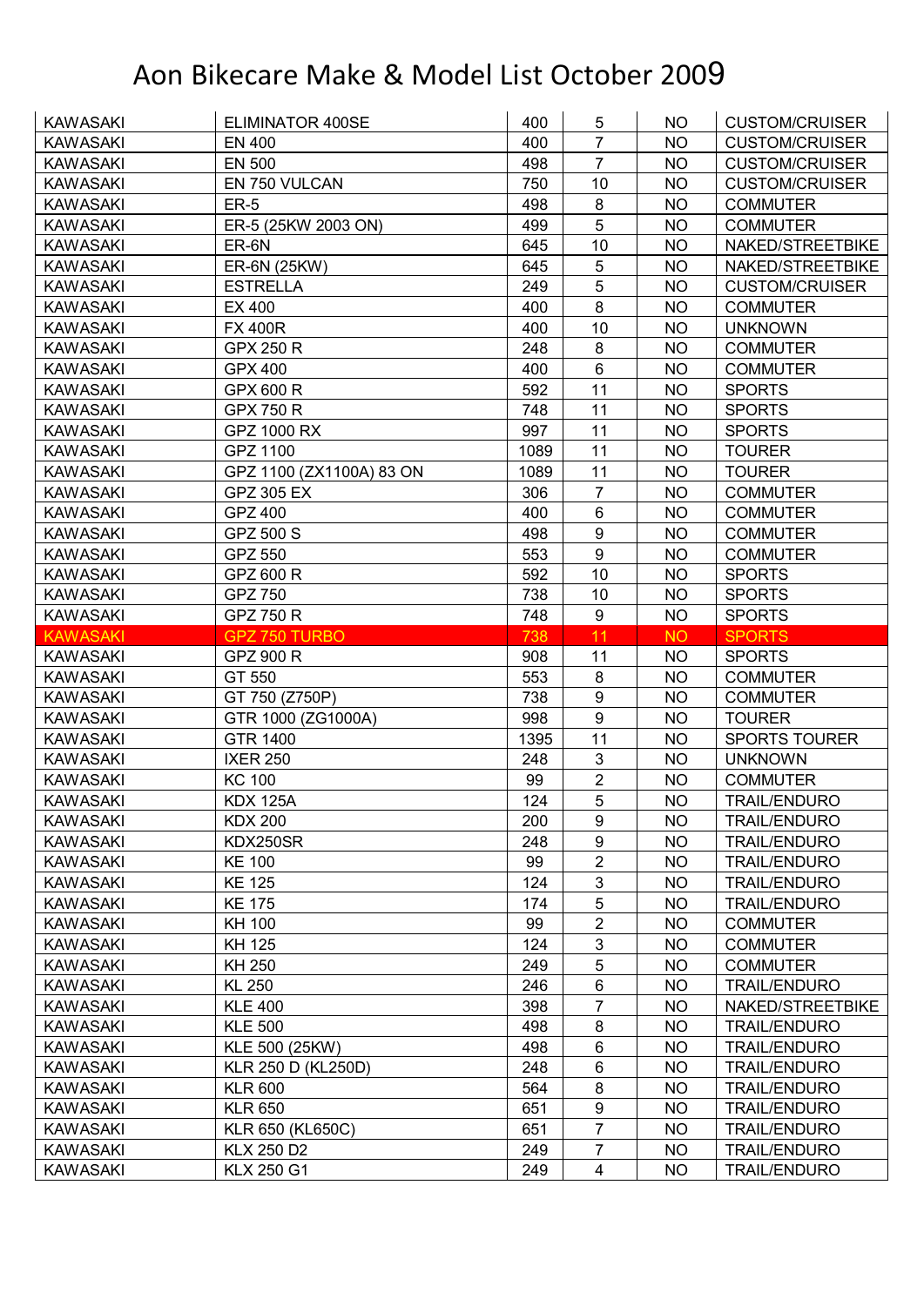# Aon Bikecare Make & Model List October 2009

| | | | | | |
|---|---|---|---|---|---|
| KAWASAKI | ELIMINATOR 400SE | 400 | 5 | NO | CUSTOM/CRUISER |
| KAWASAKI | EN 400 | 400 | 7 | NO | CUSTOM/CRUISER |
| KAWASAKI | EN 500 | 498 | 7 | NO | CUSTOM/CRUISER |
| KAWASAKI | EN 750 VULCAN | 750 | 10 | NO | CUSTOM/CRUISER |
| KAWASAKI | ER-5 | 498 | 8 | NO | COMMUTER |
| KAWASAKI | ER-5 (25KW 2003 ON) | 499 | 5 | NO | COMMUTER |
| KAWASAKI | ER-6N | 645 | 10 | NO | NAKED/STREETBIKE |
| KAWASAKI | ER-6N (25KW) | 645 | 5 | NO | NAKED/STREETBIKE |
| KAWASAKI | ESTRELLA | 249 | 5 | NO | CUSTOM/CRUISER |
| KAWASAKI | EX 400 | 400 | 8 | NO | COMMUTER |
| KAWASAKI | FX 400R | 400 | 10 | NO | UNKNOWN |
| KAWASAKI | GPX 250 R | 248 | 8 | NO | COMMUTER |
| KAWASAKI | GPX 400 | 400 | 6 | NO | COMMUTER |
| KAWASAKI | GPX 600 R | 592 | 11 | NO | SPORTS |
| KAWASAKI | GPX 750 R | 748 | 11 | NO | SPORTS |
| KAWASAKI | GPZ 1000 RX | 997 | 11 | NO | SPORTS |
| KAWASAKI | GPZ 1100 | 1089 | 11 | NO | TOURER |
| KAWASAKI | GPZ 1100 (ZX1100A) 83 ON | 1089 | 11 | NO | TOURER |
| KAWASAKI | GPZ 305 EX | 306 | 7 | NO | COMMUTER |
| KAWASAKI | GPZ 400 | 400 | 6 | NO | COMMUTER |
| KAWASAKI | GPZ 500 S | 498 | 9 | NO | COMMUTER |
| KAWASAKI | GPZ 550 | 553 | 9 | NO | COMMUTER |
| KAWASAKI | GPZ 600 R | 592 | 10 | NO | SPORTS |
| KAWASAKI | GPZ 750 | 738 | 10 | NO | SPORTS |
| KAWASAKI | GPZ 750 R | 748 | 9 | NO | SPORTS |
| KAWASAKI | GPZ 750 TURBO | 738 | 11 | NO | SPORTS |
| KAWASAKI | GPZ 900 R | 908 | 11 | NO | SPORTS |
| KAWASAKI | GT 550 | 553 | 8 | NO | COMMUTER |
| KAWASAKI | GT 750 (Z750P) | 738 | 9 | NO | COMMUTER |
| KAWASAKI | GTR 1000 (ZG1000A) | 998 | 9 | NO | TOURER |
| KAWASAKI | GTR 1400 | 1395 | 11 | NO | SPORTS TOURER |
| KAWASAKI | IXER 250 | 248 | 3 | NO | UNKNOWN |
| KAWASAKI | KC 100 | 99 | 2 | NO | COMMUTER |
| KAWASAKI | KDX 125A | 124 | 5 | NO | TRAIL/ENDURO |
| KAWASAKI | KDX 200 | 200 | 9 | NO | TRAIL/ENDURO |
| KAWASAKI | KDX250SR | 248 | 9 | NO | TRAIL/ENDURO |
| KAWASAKI | KE 100 | 99 | 2 | NO | TRAIL/ENDURO |
| KAWASAKI | KE 125 | 124 | 3 | NO | TRAIL/ENDURO |
| KAWASAKI | KE 175 | 174 | 5 | NO | TRAIL/ENDURO |
| KAWASAKI | KH 100 | 99 | 2 | NO | COMMUTER |
| KAWASAKI | KH 125 | 124 | 3 | NO | COMMUTER |
| KAWASAKI | KH 250 | 249 | 5 | NO | COMMUTER |
| KAWASAKI | KL 250 | 246 | 6 | NO | TRAIL/ENDURO |
| KAWASAKI | KLE 400 | 398 | 7 | NO | NAKED/STREETBIKE |
| KAWASAKI | KLE 500 | 498 | 8 | NO | TRAIL/ENDURO |
| KAWASAKI | KLE 500 (25KW) | 498 | 6 | NO | TRAIL/ENDURO |
| KAWASAKI | KLR 250 D (KL250D) | 248 | 6 | NO | TRAIL/ENDURO |
| KAWASAKI | KLR 600 | 564 | 8 | NO | TRAIL/ENDURO |
| KAWASAKI | KLR 650 | 651 | 9 | NO | TRAIL/ENDURO |
| KAWASAKI | KLR 650 (KL650C) | 651 | 7 | NO | TRAIL/ENDURO |
| KAWASAKI | KLX 250 D2 | 249 | 7 | NO | TRAIL/ENDURO |
| KAWASAKI | KLX 250 G1 | 249 | 4 | NO | TRAIL/ENDURO |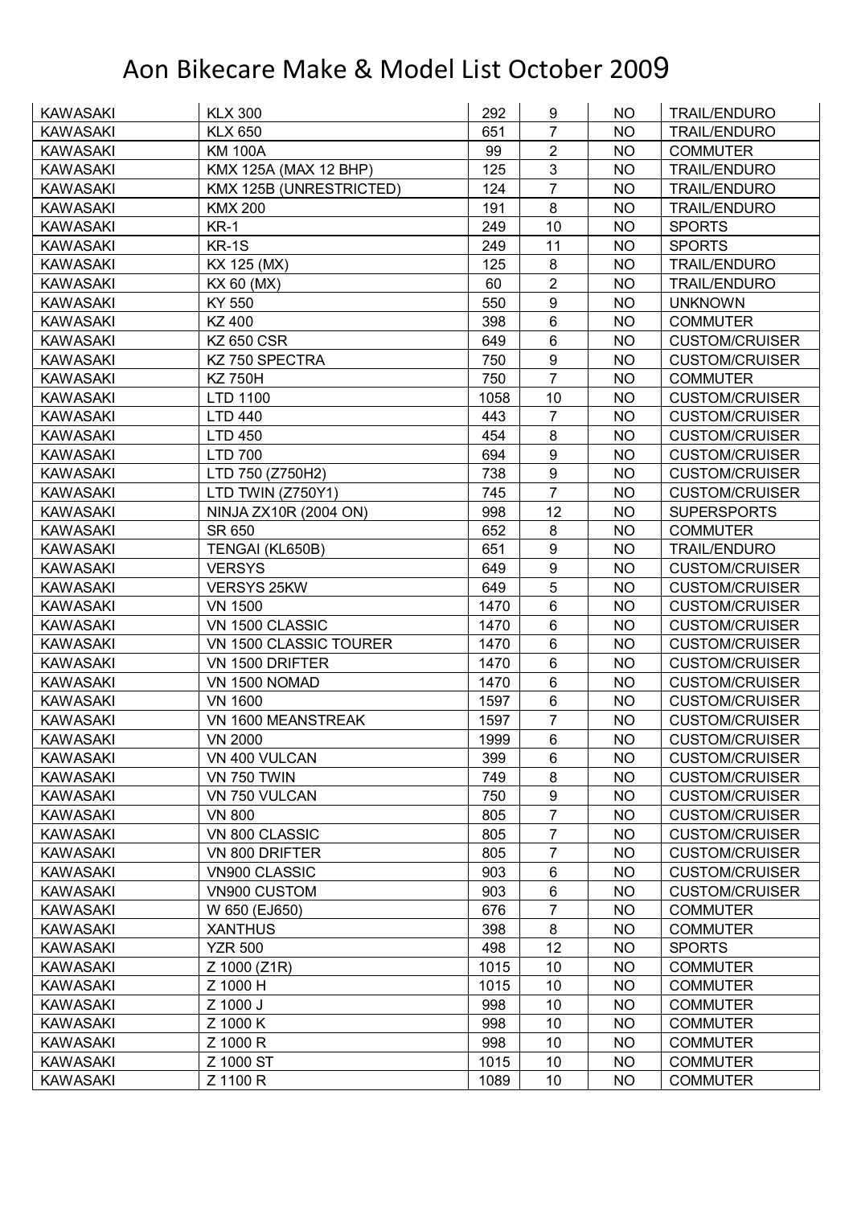# Aon Bikecare Make & Model List October 2009

| | | | | | |
|---|---|---|---|---|---|
| KAWASAKI | KLX 300 | 292 | 9 | NO | TRAIL/ENDURO |
| KAWASAKI | KLX 650 | 651 | 7 | NO | TRAIL/ENDURO |
| KAWASAKI | KM 100A | 99 | 2 | NO | COMMUTER |
| KAWASAKI | KMX 125A (MAX 12 BHP) | 125 | 3 | NO | TRAIL/ENDURO |
| KAWASAKI | KMX 125B (UNRESTRICTED) | 124 | 7 | NO | TRAIL/ENDURO |
| KAWASAKI | KMX 200 | 191 | 8 | NO | TRAIL/ENDURO |
| KAWASAKI | KR-1 | 249 | 10 | NO | SPORTS |
| KAWASAKI | KR-1S | 249 | 11 | NO | SPORTS |
| KAWASAKI | KX 125 (MX) | 125 | 8 | NO | TRAIL/ENDURO |
| KAWASAKI | KX 60 (MX) | 60 | 2 | NO | TRAIL/ENDURO |
| KAWASAKI | KY 550 | 550 | 9 | NO | UNKNOWN |
| KAWASAKI | KZ 400 | 398 | 6 | NO | COMMUTER |
| KAWASAKI | KZ 650 CSR | 649 | 6 | NO | CUSTOM/CRUISER |
| KAWASAKI | KZ 750 SPECTRA | 750 | 9 | NO | CUSTOM/CRUISER |
| KAWASAKI | KZ 750H | 750 | 7 | NO | COMMUTER |
| KAWASAKI | LTD 1100 | 1058 | 10 | NO | CUSTOM/CRUISER |
| KAWASAKI | LTD 440 | 443 | 7 | NO | CUSTOM/CRUISER |
| KAWASAKI | LTD 450 | 454 | 8 | NO | CUSTOM/CRUISER |
| KAWASAKI | LTD 700 | 694 | 9 | NO | CUSTOM/CRUISER |
| KAWASAKI | LTD 750 (Z750H2) | 738 | 9 | NO | CUSTOM/CRUISER |
| KAWASAKI | LTD TWIN (Z750Y1) | 745 | 7 | NO | CUSTOM/CRUISER |
| KAWASAKI | NINJA ZX10R (2004 ON) | 998 | 12 | NO | SUPERSPORTS |
| KAWASAKI | SR 650 | 652 | 8 | NO | COMMUTER |
| KAWASAKI | TENGAI (KL650B) | 651 | 9 | NO | TRAIL/ENDURO |
| KAWASAKI | VERSYS | 649 | 9 | NO | CUSTOM/CRUISER |
| KAWASAKI | VERSYS 25KW | 649 | 5 | NO | CUSTOM/CRUISER |
| KAWASAKI | VN 1500 | 1470 | 6 | NO | CUSTOM/CRUISER |
| KAWASAKI | VN 1500 CLASSIC | 1470 | 6 | NO | CUSTOM/CRUISER |
| KAWASAKI | VN 1500 CLASSIC TOURER | 1470 | 6 | NO | CUSTOM/CRUISER |
| KAWASAKI | VN 1500 DRIFTER | 1470 | 6 | NO | CUSTOM/CRUISER |
| KAWASAKI | VN 1500 NOMAD | 1470 | 6 | NO | CUSTOM/CRUISER |
| KAWASAKI | VN 1600 | 1597 | 6 | NO | CUSTOM/CRUISER |
| KAWASAKI | VN 1600 MEANSTREAK | 1597 | 7 | NO | CUSTOM/CRUISER |
| KAWASAKI | VN 2000 | 1999 | 6 | NO | CUSTOM/CRUISER |
| KAWASAKI | VN 400 VULCAN | 399 | 6 | NO | CUSTOM/CRUISER |
| KAWASAKI | VN 750 TWIN | 749 | 8 | NO | CUSTOM/CRUISER |
| KAWASAKI | VN 750 VULCAN | 750 | 9 | NO | CUSTOM/CRUISER |
| KAWASAKI | VN 800 | 805 | 7 | NO | CUSTOM/CRUISER |
| KAWASAKI | VN 800 CLASSIC | 805 | 7 | NO | CUSTOM/CRUISER |
| KAWASAKI | VN 800 DRIFTER | 805 | 7 | NO | CUSTOM/CRUISER |
| KAWASAKI | VN900 CLASSIC | 903 | 6 | NO | CUSTOM/CRUISER |
| KAWASAKI | VN900 CUSTOM | 903 | 6 | NO | CUSTOM/CRUISER |
| KAWASAKI | W 650 (EJ650) | 676 | 7 | NO | COMMUTER |
| KAWASAKI | XANTHUS | 398 | 8 | NO | COMMUTER |
| KAWASAKI | YZR 500 | 498 | 12 | NO | SPORTS |
| KAWASAKI | Z 1000 (Z1R) | 1015 | 10 | NO | COMMUTER |
| KAWASAKI | Z 1000 H | 1015 | 10 | NO | COMMUTER |
| KAWASAKI | Z 1000 J | 998 | 10 | NO | COMMUTER |
| KAWASAKI | Z 1000 K | 998 | 10 | NO | COMMUTER |
| KAWASAKI | Z 1000 R | 998 | 10 | NO | COMMUTER |
| KAWASAKI | Z 1000 ST | 1015 | 10 | NO | COMMUTER |
| KAWASAKI | Z 1100 R | 1089 | 10 | NO | COMMUTER |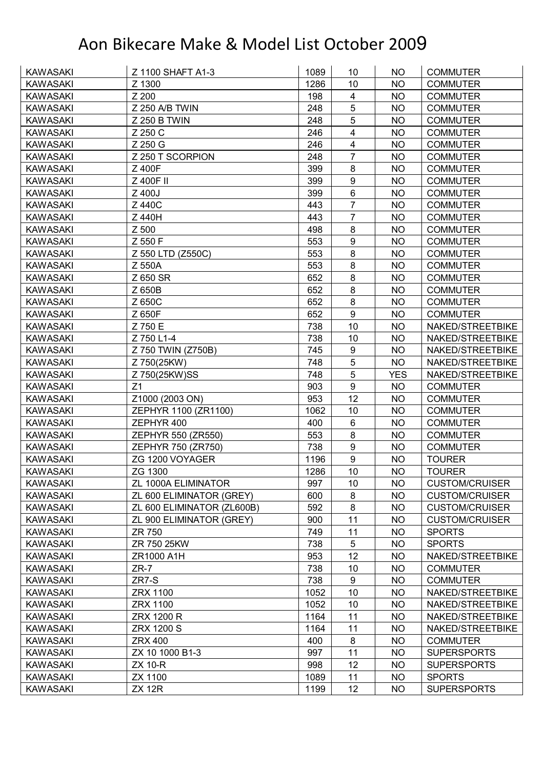# Aon Bikecare Make & Model List October 2009

| | | | | | |
|---|---|---|---|---|---|
| KAWASAKI | Z 1100 SHAFT A1-3 | 1089 | 10 | NO | COMMUTER |
| KAWASAKI | Z 1300 | 1286 | 10 | NO | COMMUTER |
| KAWASAKI | Z 200 | 198 | 4 | NO | COMMUTER |
| KAWASAKI | Z 250 A/B TWIN | 248 | 5 | NO | COMMUTER |
| KAWASAKI | Z 250 B TWIN | 248 | 5 | NO | COMMUTER |
| KAWASAKI | Z 250 C | 246 | 4 | NO | COMMUTER |
| KAWASAKI | Z 250 G | 246 | 4 | NO | COMMUTER |
| KAWASAKI | Z 250 T SCORPION | 248 | 7 | NO | COMMUTER |
| KAWASAKI | Z 400F | 399 | 8 | NO | COMMUTER |
| KAWASAKI | Z 400F II | 399 | 9 | NO | COMMUTER |
| KAWASAKI | Z 400J | 399 | 6 | NO | COMMUTER |
| KAWASAKI | Z 440C | 443 | 7 | NO | COMMUTER |
| KAWASAKI | Z 440H | 443 | 7 | NO | COMMUTER |
| KAWASAKI | Z 500 | 498 | 8 | NO | COMMUTER |
| KAWASAKI | Z 550 F | 553 | 9 | NO | COMMUTER |
| KAWASAKI | Z 550 LTD (Z550C) | 553 | 8 | NO | COMMUTER |
| KAWASAKI | Z 550A | 553 | 8 | NO | COMMUTER |
| KAWASAKI | Z 650 SR | 652 | 8 | NO | COMMUTER |
| KAWASAKI | Z 650B | 652 | 8 | NO | COMMUTER |
| KAWASAKI | Z 650C | 652 | 8 | NO | COMMUTER |
| KAWASAKI | Z 650F | 652 | 9 | NO | COMMUTER |
| KAWASAKI | Z 750 E | 738 | 10 | NO | NAKED/STREETBIKE |
| KAWASAKI | Z 750 L1-4 | 738 | 10 | NO | NAKED/STREETBIKE |
| KAWASAKI | Z 750 TWIN (Z750B) | 745 | 9 | NO | NAKED/STREETBIKE |
| KAWASAKI | Z 750(25KW) | 748 | 5 | NO | NAKED/STREETBIKE |
| KAWASAKI | Z 750(25KW)SS | 748 | 5 | YES | NAKED/STREETBIKE |
| KAWASAKI | Z1 | 903 | 9 | NO | COMMUTER |
| KAWASAKI | Z1000 (2003 ON) | 953 | 12 | NO | COMMUTER |
| KAWASAKI | ZEPHYR 1100 (ZR1100) | 1062 | 10 | NO | COMMUTER |
| KAWASAKI | ZEPHYR 400 | 400 | 6 | NO | COMMUTER |
| KAWASAKI | ZEPHYR 550 (ZR550) | 553 | 8 | NO | COMMUTER |
| KAWASAKI | ZEPHYR 750 (ZR750) | 738 | 9 | NO | COMMUTER |
| KAWASAKI | ZG 1200 VOYAGER | 1196 | 9 | NO | TOURER |
| KAWASAKI | ZG 1300 | 1286 | 10 | NO | TOURER |
| KAWASAKI | ZL 1000A ELIMINATOR | 997 | 10 | NO | CUSTOM/CRUISER |
| KAWASAKI | ZL 600 ELIMINATOR (GREY) | 600 | 8 | NO | CUSTOM/CRUISER |
| KAWASAKI | ZL 600 ELIMINATOR (ZL600B) | 592 | 8 | NO | CUSTOM/CRUISER |
| KAWASAKI | ZL 900 ELIMINATOR (GREY) | 900 | 11 | NO | CUSTOM/CRUISER |
| KAWASAKI | ZR 750 | 749 | 11 | NO | SPORTS |
| KAWASAKI | ZR 750 25KW | 738 | 5 | NO | SPORTS |
| KAWASAKI | ZR1000 A1H | 953 | 12 | NO | NAKED/STREETBIKE |
| KAWASAKI | ZR-7 | 738 | 10 | NO | COMMUTER |
| KAWASAKI | ZR7-S | 738 | 9 | NO | COMMUTER |
| KAWASAKI | ZRX 1100 | 1052 | 10 | NO | NAKED/STREETBIKE |
| KAWASAKI | ZRX 1100 | 1052 | 10 | NO | NAKED/STREETBIKE |
| KAWASAKI | ZRX 1200 R | 1164 | 11 | NO | NAKED/STREETBIKE |
| KAWASAKI | ZRX 1200 S | 1164 | 11 | NO | NAKED/STREETBIKE |
| KAWASAKI | ZRX 400 | 400 | 8 | NO | COMMUTER |
| KAWASAKI | ZX 10 1000 B1-3 | 997 | 11 | NO | SUPERSPORTS |
| KAWASAKI | ZX 10-R | 998 | 12 | NO | SUPERSPORTS |
| KAWASAKI | ZX 1100 | 1089 | 11 | NO | SPORTS |
| KAWASAKI | ZX 12R | 1199 | 12 | NO | SUPERSPORTS |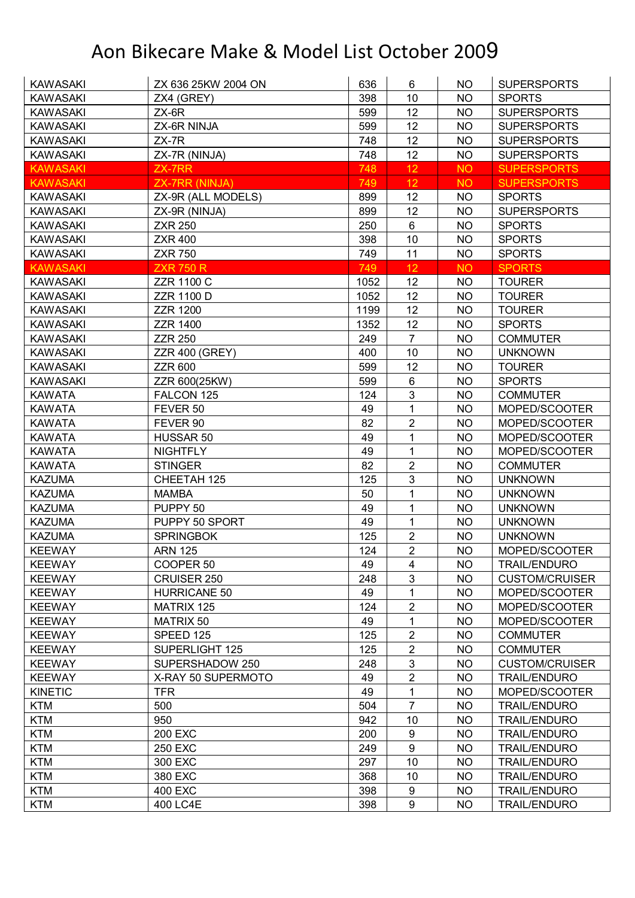# Aon Bikecare Make & Model List October 2009

| | | | | | |
|---|---|---|---|---|---|
| KAWASAKI | ZX 636 25KW 2004 ON | 636 | 6 | NO | SUPERSPORTS |
| KAWASAKI | ZX4 (GREY) | 398 | 10 | NO | SPORTS |
| KAWASAKI | ZX-6R | 599 | 12 | NO | SUPERSPORTS |
| KAWASAKI | ZX-6R NINJA | 599 | 12 | NO | SUPERSPORTS |
| KAWASAKI | ZX-7R | 748 | 12 | NO | SUPERSPORTS |
| KAWASAKI | ZX-7R (NINJA) | 748 | 12 | NO | SUPERSPORTS |
| KAWASAKI | ZX-7RR | 748 | 12 | NO | SUPERSPORTS |
| KAWASAKI | ZX-7RR (NINJA) | 749 | 12 | NO | SUPERSPORTS |
| KAWASAKI | ZX-9R (ALL MODELS) | 899 | 12 | NO | SPORTS |
| KAWASAKI | ZX-9R (NINJA) | 899 | 12 | NO | SUPERSPORTS |
| KAWASAKI | ZXR 250 | 250 | 6 | NO | SPORTS |
| KAWASAKI | ZXR 400 | 398 | 10 | NO | SPORTS |
| KAWASAKI | ZXR 750 | 749 | 11 | NO | SPORTS |
| KAWASAKI | ZXR 750 R | 749 | 12 | NO | SPORTS |
| KAWASAKI | ZZR 1100 C | 1052 | 12 | NO | TOURER |
| KAWASAKI | ZZR 1100 D | 1052 | 12 | NO | TOURER |
| KAWASAKI | ZZR 1200 | 1199 | 12 | NO | TOURER |
| KAWASAKI | ZZR 1400 | 1352 | 12 | NO | SPORTS |
| KAWASAKI | ZZR 250 | 249 | 7 | NO | COMMUTER |
| KAWASAKI | ZZR 400 (GREY) | 400 | 10 | NO | UNKNOWN |
| KAWASAKI | ZZR 600 | 599 | 12 | NO | TOURER |
| KAWASAKI | ZZR 600(25KW) | 599 | 6 | NO | SPORTS |
| KAWATA | FALCON 125 | 124 | 3 | NO | COMMUTER |
| KAWATA | FEVER 50 | 49 | 1 | NO | MOPED/SCOOTER |
| KAWATA | FEVER 90 | 82 | 2 | NO | MOPED/SCOOTER |
| KAWATA | HUSSAR 50 | 49 | 1 | NO | MOPED/SCOOTER |
| KAWATA | NIGHTFLY | 49 | 1 | NO | MOPED/SCOOTER |
| KAWATA | STINGER | 82 | 2 | NO | COMMUTER |
| KAZUMA | CHEETAH 125 | 125 | 3 | NO | UNKNOWN |
| KAZUMA | MAMBA | 50 | 1 | NO | UNKNOWN |
| KAZUMA | PUPPY 50 | 49 | 1 | NO | UNKNOWN |
| KAZUMA | PUPPY 50 SPORT | 49 | 1 | NO | UNKNOWN |
| KAZUMA | SPRINGBOK | 125 | 2 | NO | UNKNOWN |
| KEEWAY | ARN 125 | 124 | 2 | NO | MOPED/SCOOTER |
| KEEWAY | COOPER 50 | 49 | 4 | NO | TRAIL/ENDURO |
| KEEWAY | CRUISER 250 | 248 | 3 | NO | CUSTOM/CRUISER |
| KEEWAY | HURRICANE 50 | 49 | 1 | NO | MOPED/SCOOTER |
| KEEWAY | MATRIX 125 | 124 | 2 | NO | MOPED/SCOOTER |
| KEEWAY | MATRIX 50 | 49 | 1 | NO | MOPED/SCOOTER |
| KEEWAY | SPEED 125 | 125 | 2 | NO | COMMUTER |
| KEEWAY | SUPERLIGHT 125 | 125 | 2 | NO | COMMUTER |
| KEEWAY | SUPERSHADOW 250 | 248 | 3 | NO | CUSTOM/CRUISER |
| KEEWAY | X-RAY 50 SUPERMOTO | 49 | 2 | NO | TRAIL/ENDURO |
| KINETIC | TFR | 49 | 1 | NO | MOPED/SCOOTER |
| KTM | 500 | 504 | 7 | NO | TRAIL/ENDURO |
| KTM | 950 | 942 | 10 | NO | TRAIL/ENDURO |
| KTM | 200 EXC | 200 | 9 | NO | TRAIL/ENDURO |
| KTM | 250 EXC | 249 | 9 | NO | TRAIL/ENDURO |
| KTM | 300 EXC | 297 | 10 | NO | TRAIL/ENDURO |
| KTM | 380 EXC | 368 | 10 | NO | TRAIL/ENDURO |
| KTM | 400 EXC | 398 | 9 | NO | TRAIL/ENDURO |
| KTM | 400 LC4E | 398 | 9 | NO | TRAIL/ENDURO |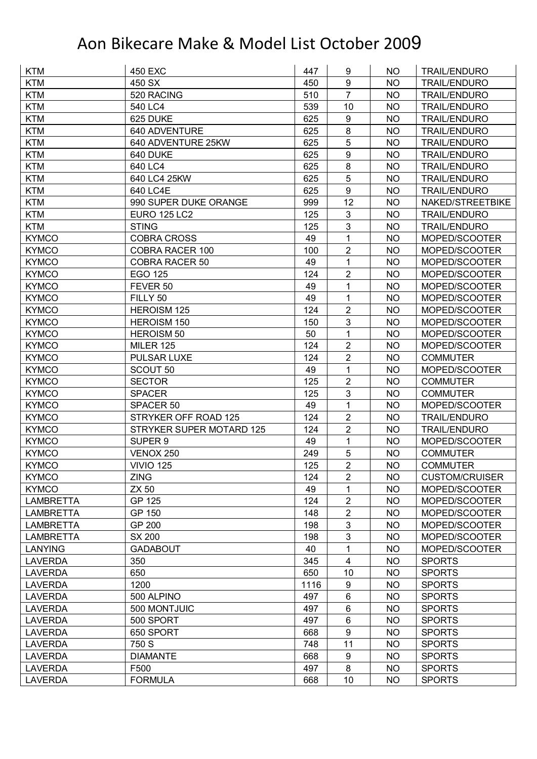# Aon Bikecare Make & Model List October 2009

| | | | | | |
|---|---|---|---|---|---|
| KTM | 450 EXC | 447 | 9 | NO | TRAIL/ENDURO |
| KTM | 450 SX | 450 | 9 | NO | TRAIL/ENDURO |
| KTM | 520 RACING | 510 | 7 | NO | TRAIL/ENDURO |
| KTM | 540 LC4 | 539 | 10 | NO | TRAIL/ENDURO |
| KTM | 625 DUKE | 625 | 9 | NO | TRAIL/ENDURO |
| KTM | 640 ADVENTURE | 625 | 8 | NO | TRAIL/ENDURO |
| KTM | 640 ADVENTURE 25KW | 625 | 5 | NO | TRAIL/ENDURO |
| KTM | 640 DUKE | 625 | 9 | NO | TRAIL/ENDURO |
| KTM | 640 LC4 | 625 | 8 | NO | TRAIL/ENDURO |
| KTM | 640 LC4 25KW | 625 | 5 | NO | TRAIL/ENDURO |
| KTM | 640 LC4E | 625 | 9 | NO | TRAIL/ENDURO |
| KTM | 990 SUPER DUKE ORANGE | 999 | 12 | NO | NAKED/STREETBIKE |
| KTM | EURO 125 LC2 | 125 | 3 | NO | TRAIL/ENDURO |
| KTM | STING | 125 | 3 | NO | TRAIL/ENDURO |
| KYMCO | COBRA CROSS | 49 | 1 | NO | MOPED/SCOOTER |
| KYMCO | COBRA RACER 100 | 100 | 2 | NO | MOPED/SCOOTER |
| KYMCO | COBRA RACER 50 | 49 | 1 | NO | MOPED/SCOOTER |
| KYMCO | EGO 125 | 124 | 2 | NO | MOPED/SCOOTER |
| KYMCO | FEVER 50 | 49 | 1 | NO | MOPED/SCOOTER |
| KYMCO | FILLY 50 | 49 | 1 | NO | MOPED/SCOOTER |
| KYMCO | HEROISM 125 | 124 | 2 | NO | MOPED/SCOOTER |
| KYMCO | HEROISM 150 | 150 | 3 | NO | MOPED/SCOOTER |
| KYMCO | HEROISM 50 | 50 | 1 | NO | MOPED/SCOOTER |
| KYMCO | MILER 125 | 124 | 2 | NO | MOPED/SCOOTER |
| KYMCO | PULSAR LUXE | 124 | 2 | NO | COMMUTER |
| KYMCO | SCOUT 50 | 49 | 1 | NO | MOPED/SCOOTER |
| KYMCO | SECTOR | 125 | 2 | NO | COMMUTER |
| KYMCO | SPACER | 125 | 3 | NO | COMMUTER |
| KYMCO | SPACER 50 | 49 | 1 | NO | MOPED/SCOOTER |
| KYMCO | STRYKER OFF ROAD 125 | 124 | 2 | NO | TRAIL/ENDURO |
| KYMCO | STRYKER SUPER MOTARD 125 | 124 | 2 | NO | TRAIL/ENDURO |
| KYMCO | SUPER 9 | 49 | 1 | NO | MOPED/SCOOTER |
| KYMCO | VENOX 250 | 249 | 5 | NO | COMMUTER |
| KYMCO | VIVIO 125 | 125 | 2 | NO | COMMUTER |
| KYMCO | ZING | 124 | 2 | NO | CUSTOM/CRUISER |
| KYMCO | ZX 50 | 49 | 1 | NO | MOPED/SCOOTER |
| LAMBRETTA | GP 125 | 124 | 2 | NO | MOPED/SCOOTER |
| LAMBRETTA | GP 150 | 148 | 2 | NO | MOPED/SCOOTER |
| LAMBRETTA | GP 200 | 198 | 3 | NO | MOPED/SCOOTER |
| LAMBRETTA | SX 200 | 198 | 3 | NO | MOPED/SCOOTER |
| LANYING | GADABOUT | 40 | 1 | NO | MOPED/SCOOTER |
| LAVERDA | 350 | 345 | 4 | NO | SPORTS |
| LAVERDA | 650 | 650 | 10 | NO | SPORTS |
| LAVERDA | 1200 | 1116 | 9 | NO | SPORTS |
| LAVERDA | 500 ALPINO | 497 | 6 | NO | SPORTS |
| LAVERDA | 500 MONTJUIC | 497 | 6 | NO | SPORTS |
| LAVERDA | 500 SPORT | 497 | 6 | NO | SPORTS |
| LAVERDA | 650 SPORT | 668 | 9 | NO | SPORTS |
| LAVERDA | 750 S | 748 | 11 | NO | SPORTS |
| LAVERDA | DIAMANTE | 668 | 9 | NO | SPORTS |
| LAVERDA | F500 | 497 | 8 | NO | SPORTS |
| LAVERDA | FORMULA | 668 | 10 | NO | SPORTS |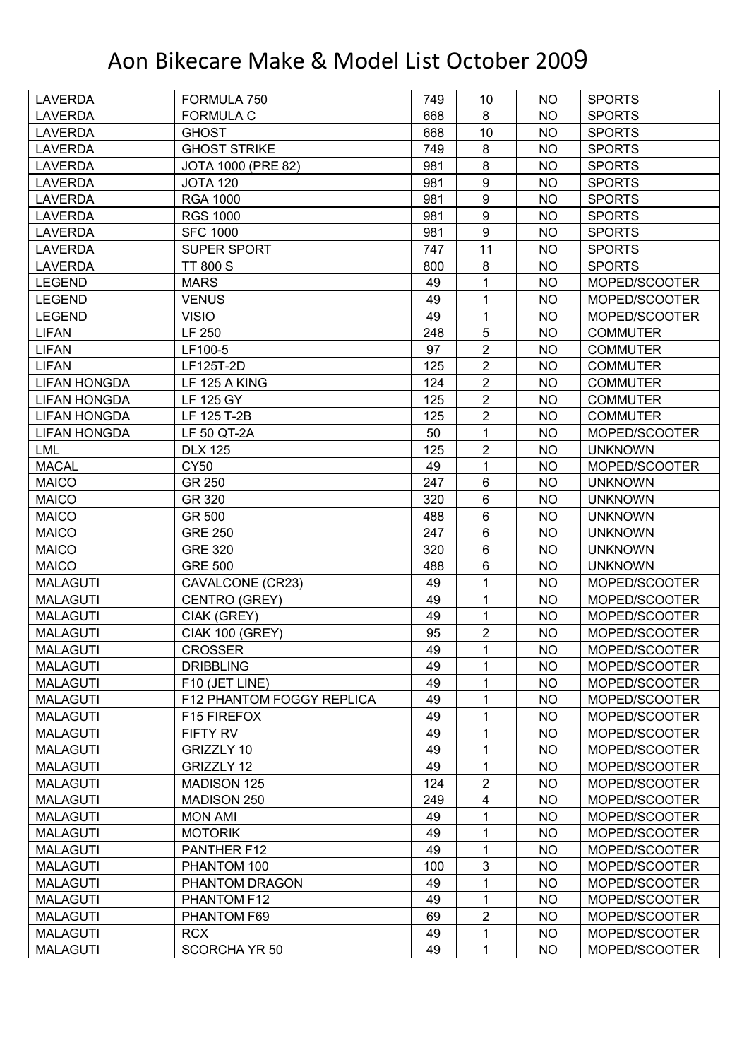# Aon Bikecare Make & Model List October 2009

| | | | | | |
|---|---|---|---|---|---|
| LAVERDA | FORMULA 750 | 749 | 10 | NO | SPORTS |
| LAVERDA | FORMULA C | 668 | 8 | NO | SPORTS |
| LAVERDA | GHOST | 668 | 10 | NO | SPORTS |
| LAVERDA | GHOST STRIKE | 749 | 8 | NO | SPORTS |
| LAVERDA | JOTA 1000 (PRE 82) | 981 | 8 | NO | SPORTS |
| LAVERDA | JOTA 120 | 981 | 9 | NO | SPORTS |
| LAVERDA | RGA 1000 | 981 | 9 | NO | SPORTS |
| LAVERDA | RGS 1000 | 981 | 9 | NO | SPORTS |
| LAVERDA | SFC 1000 | 981 | 9 | NO | SPORTS |
| LAVERDA | SUPER SPORT | 747 | 11 | NO | SPORTS |
| LAVERDA | TT 800 S | 800 | 8 | NO | SPORTS |
| LEGEND | MARS | 49 | 1 | NO | MOPED/SCOOTER |
| LEGEND | VENUS | 49 | 1 | NO | MOPED/SCOOTER |
| LEGEND | VISIO | 49 | 1 | NO | MOPED/SCOOTER |
| LIFAN | LF 250 | 248 | 5 | NO | COMMUTER |
| LIFAN | LF100-5 | 97 | 2 | NO | COMMUTER |
| LIFAN | LF125T-2D | 125 | 2 | NO | COMMUTER |
| LIFAN HONGDA | LF 125 A KING | 124 | 2 | NO | COMMUTER |
| LIFAN HONGDA | LF 125 GY | 125 | 2 | NO | COMMUTER |
| LIFAN HONGDA | LF 125 T-2B | 125 | 2 | NO | COMMUTER |
| LIFAN HONGDA | LF 50 QT-2A | 50 | 1 | NO | MOPED/SCOOTER |
| LML | DLX 125 | 125 | 2 | NO | UNKNOWN |
| MACAL | CY50 | 49 | 1 | NO | MOPED/SCOOTER |
| MAICO | GR 250 | 247 | 6 | NO | UNKNOWN |
| MAICO | GR 320 | 320 | 6 | NO | UNKNOWN |
| MAICO | GR 500 | 488 | 6 | NO | UNKNOWN |
| MAICO | GRE 250 | 247 | 6 | NO | UNKNOWN |
| MAICO | GRE 320 | 320 | 6 | NO | UNKNOWN |
| MAICO | GRE 500 | 488 | 6 | NO | UNKNOWN |
| MALAGUTI | CAVALCONE (CR23) | 49 | 1 | NO | MOPED/SCOOTER |
| MALAGUTI | CENTRO (GREY) | 49 | 1 | NO | MOPED/SCOOTER |
| MALAGUTI | CIAK (GREY) | 49 | 1 | NO | MOPED/SCOOTER |
| MALAGUTI | CIAK 100 (GREY) | 95 | 2 | NO | MOPED/SCOOTER |
| MALAGUTI | CROSSER | 49 | 1 | NO | MOPED/SCOOTER |
| MALAGUTI | DRIBBLING | 49 | 1 | NO | MOPED/SCOOTER |
| MALAGUTI | F10 (JET LINE) | 49 | 1 | NO | MOPED/SCOOTER |
| MALAGUTI | F12 PHANTOM FOGGY REPLICA | 49 | 1 | NO | MOPED/SCOOTER |
| MALAGUTI | F15 FIREFOX | 49 | 1 | NO | MOPED/SCOOTER |
| MALAGUTI | FIFTY RV | 49 | 1 | NO | MOPED/SCOOTER |
| MALAGUTI | GRIZZLY 10 | 49 | 1 | NO | MOPED/SCOOTER |
| MALAGUTI | GRIZZLY 12 | 49 | 1 | NO | MOPED/SCOOTER |
| MALAGUTI | MADISON 125 | 124 | 2 | NO | MOPED/SCOOTER |
| MALAGUTI | MADISON 250 | 249 | 4 | NO | MOPED/SCOOTER |
| MALAGUTI | MON AMI | 49 | 1 | NO | MOPED/SCOOTER |
| MALAGUTI | MOTORIK | 49 | 1 | NO | MOPED/SCOOTER |
| MALAGUTI | PANTHER F12 | 49 | 1 | NO | MOPED/SCOOTER |
| MALAGUTI | PHANTOM 100 | 100 | 3 | NO | MOPED/SCOOTER |
| MALAGUTI | PHANTOM DRAGON | 49 | 1 | NO | MOPED/SCOOTER |
| MALAGUTI | PHANTOM F12 | 49 | 1 | NO | MOPED/SCOOTER |
| MALAGUTI | PHANTOM F69 | 69 | 2 | NO | MOPED/SCOOTER |
| MALAGUTI | RCX | 49 | 1 | NO | MOPED/SCOOTER |
| MALAGUTI | SCORCHA YR 50 | 49 | 1 | NO | MOPED/SCOOTER |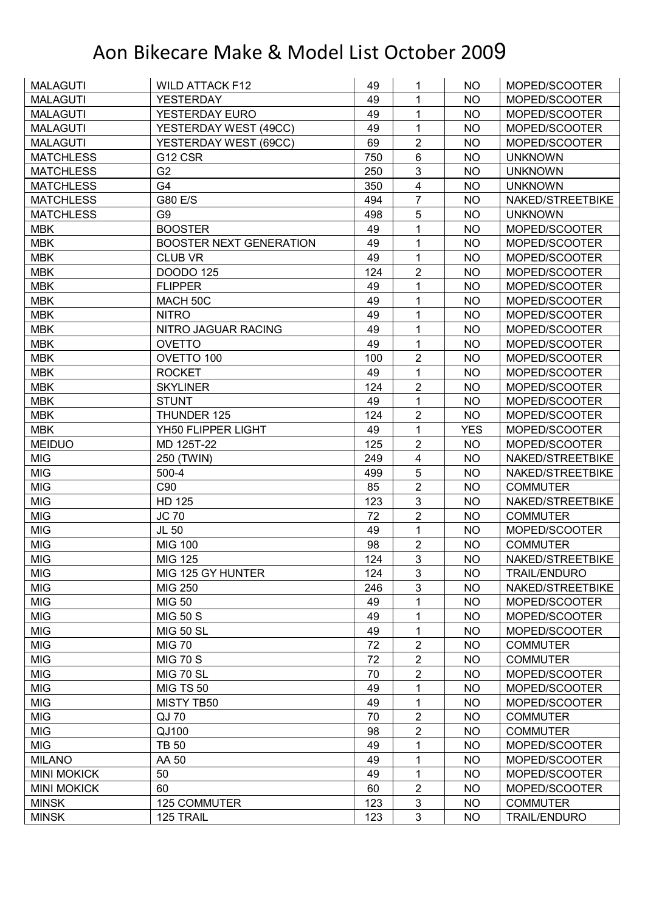# Aon Bikecare Make & Model List October 2009

| | | | | | |
|---|---|---|---|---|---|
| MALAGUTI | WILD ATTACK F12 | 49 | 1 | NO | MOPED/SCOOTER |
| MALAGUTI | YESTERDAY | 49 | 1 | NO | MOPED/SCOOTER |
| MALAGUTI | YESTERDAY EURO | 49 | 1 | NO | MOPED/SCOOTER |
| MALAGUTI | YESTERDAY WEST (49CC) | 49 | 1 | NO | MOPED/SCOOTER |
| MALAGUTI | YESTERDAY WEST (69CC) | 69 | 2 | NO | MOPED/SCOOTER |
| MATCHLESS | G12 CSR | 750 | 6 | NO | UNKNOWN |
| MATCHLESS | G2 | 250 | 3 | NO | UNKNOWN |
| MATCHLESS | G4 | 350 | 4 | NO | UNKNOWN |
| MATCHLESS | G80 E/S | 494 | 7 | NO | NAKED/STREETBIKE |
| MATCHLESS | G9 | 498 | 5 | NO | UNKNOWN |
| MBK | BOOSTER | 49 | 1 | NO | MOPED/SCOOTER |
| MBK | BOOSTER NEXT GENERATION | 49 | 1 | NO | MOPED/SCOOTER |
| MBK | CLUB VR | 49 | 1 | NO | MOPED/SCOOTER |
| MBK | DOODO 125 | 124 | 2 | NO | MOPED/SCOOTER |
| MBK | FLIPPER | 49 | 1 | NO | MOPED/SCOOTER |
| MBK | MACH 50C | 49 | 1 | NO | MOPED/SCOOTER |
| MBK | NITRO | 49 | 1 | NO | MOPED/SCOOTER |
| MBK | NITRO JAGUAR RACING | 49 | 1 | NO | MOPED/SCOOTER |
| MBK | OVETTO | 49 | 1 | NO | MOPED/SCOOTER |
| MBK | OVETTO 100 | 100 | 2 | NO | MOPED/SCOOTER |
| MBK | ROCKET | 49 | 1 | NO | MOPED/SCOOTER |
| MBK | SKYLINER | 124 | 2 | NO | MOPED/SCOOTER |
| MBK | STUNT | 49 | 1 | NO | MOPED/SCOOTER |
| MBK | THUNDER 125 | 124 | 2 | NO | MOPED/SCOOTER |
| MBK | YH50 FLIPPER LIGHT | 49 | 1 | YES | MOPED/SCOOTER |
| MEIDUO | MD 125T-22 | 125 | 2 | NO | MOPED/SCOOTER |
| MIG | 250 (TWIN) | 249 | 4 | NO | NAKED/STREETBIKE |
| MIG | 500-4 | 499 | 5 | NO | NAKED/STREETBIKE |
| MIG | C90 | 85 | 2 | NO | COMMUTER |
| MIG | HD 125 | 123 | 3 | NO | NAKED/STREETBIKE |
| MIG | JC 70 | 72 | 2 | NO | COMMUTER |
| MIG | JL 50 | 49 | 1 | NO | MOPED/SCOOTER |
| MIG | MIG 100 | 98 | 2 | NO | COMMUTER |
| MIG | MIG 125 | 124 | 3 | NO | NAKED/STREETBIKE |
| MIG | MIG 125 GY HUNTER | 124 | 3 | NO | TRAIL/ENDURO |
| MIG | MIG 250 | 246 | 3 | NO | NAKED/STREETBIKE |
| MIG | MIG 50 | 49 | 1 | NO | MOPED/SCOOTER |
| MIG | MIG 50 S | 49 | 1 | NO | MOPED/SCOOTER |
| MIG | MIG 50 SL | 49 | 1 | NO | MOPED/SCOOTER |
| MIG | MIG 70 | 72 | 2 | NO | COMMUTER |
| MIG | MIG 70 S | 72 | 2 | NO | COMMUTER |
| MIG | MIG 70 SL | 70 | 2 | NO | MOPED/SCOOTER |
| MIG | MIG TS 50 | 49 | 1 | NO | MOPED/SCOOTER |
| MIG | MISTY TB50 | 49 | 1 | NO | MOPED/SCOOTER |
| MIG | QJ 70 | 70 | 2 | NO | COMMUTER |
| MIG | QJ100 | 98 | 2 | NO | COMMUTER |
| MIG | TB 50 | 49 | 1 | NO | MOPED/SCOOTER |
| MILANO | AA 50 | 49 | 1 | NO | MOPED/SCOOTER |
| MINI MOKICK | 50 | 49 | 1 | NO | MOPED/SCOOTER |
| MINI MOKICK | 60 | 60 | 2 | NO | MOPED/SCOOTER |
| MINSK | 125 COMMUTER | 123 | 3 | NO | COMMUTER |
| MINSK | 125 TRAIL | 123 | 3 | NO | TRAIL/ENDURO |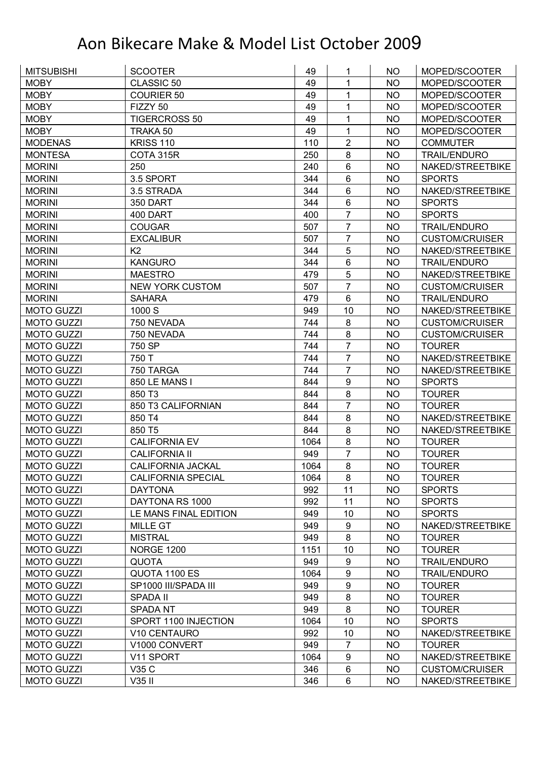# Aon Bikecare Make & Model List October 2009

| | | | | | |
|---|---|---|---|---|---|
| MITSUBISHI | SCOOTER | 49 | 1 | NO | MOPED/SCOOTER |
| MOBY | CLASSIC 50 | 49 | 1 | NO | MOPED/SCOOTER |
| MOBY | COURIER 50 | 49 | 1 | NO | MOPED/SCOOTER |
| MOBY | FIZZY 50 | 49 | 1 | NO | MOPED/SCOOTER |
| MOBY | TIGERCROSS 50 | 49 | 1 | NO | MOPED/SCOOTER |
| MOBY | TRAKA 50 | 49 | 1 | NO | MOPED/SCOOTER |
| MODENAS | KRISS 110 | 110 | 2 | NO | COMMUTER |
| MONTESA | COTA 315R | 250 | 8 | NO | TRAIL/ENDURO |
| MORINI | 250 | 240 | 6 | NO | NAKED/STREETBIKE |
| MORINI | 3.5 SPORT | 344 | 6 | NO | SPORTS |
| MORINI | 3.5 STRADA | 344 | 6 | NO | NAKED/STREETBIKE |
| MORINI | 350 DART | 344 | 6 | NO | SPORTS |
| MORINI | 400 DART | 400 | 7 | NO | SPORTS |
| MORINI | COUGAR | 507 | 7 | NO | TRAIL/ENDURO |
| MORINI | EXCALIBUR | 507 | 7 | NO | CUSTOM/CRUISER |
| MORINI | K2 | 344 | 5 | NO | NAKED/STREETBIKE |
| MORINI | KANGURO | 344 | 6 | NO | TRAIL/ENDURO |
| MORINI | MAESTRO | 479 | 5 | NO | NAKED/STREETBIKE |
| MORINI | NEW YORK CUSTOM | 507 | 7 | NO | CUSTOM/CRUISER |
| MORINI | SAHARA | 479 | 6 | NO | TRAIL/ENDURO |
| MOTO GUZZI | 1000 S | 949 | 10 | NO | NAKED/STREETBIKE |
| MOTO GUZZI | 750 NEVADA | 744 | 8 | NO | CUSTOM/CRUISER |
| MOTO GUZZI | 750 NEVADA | 744 | 8 | NO | CUSTOM/CRUISER |
| MOTO GUZZI | 750 SP | 744 | 7 | NO | TOURER |
| MOTO GUZZI | 750 T | 744 | 7 | NO | NAKED/STREETBIKE |
| MOTO GUZZI | 750 TARGA | 744 | 7 | NO | NAKED/STREETBIKE |
| MOTO GUZZI | 850 LE MANS I | 844 | 9 | NO | SPORTS |
| MOTO GUZZI | 850 T3 | 844 | 8 | NO | TOURER |
| MOTO GUZZI | 850 T3 CALIFORNIAN | 844 | 7 | NO | TOURER |
| MOTO GUZZI | 850 T4 | 844 | 8 | NO | NAKED/STREETBIKE |
| MOTO GUZZI | 850 T5 | 844 | 8 | NO | NAKED/STREETBIKE |
| MOTO GUZZI | CALIFORNIA EV | 1064 | 8 | NO | TOURER |
| MOTO GUZZI | CALIFORNIA II | 949 | 7 | NO | TOURER |
| MOTO GUZZI | CALIFORNIA JACKAL | 1064 | 8 | NO | TOURER |
| MOTO GUZZI | CALIFORNIA SPECIAL | 1064 | 8 | NO | TOURER |
| MOTO GUZZI | DAYTONA | 992 | 11 | NO | SPORTS |
| MOTO GUZZI | DAYTONA RS 1000 | 992 | 11 | NO | SPORTS |
| MOTO GUZZI | LE MANS FINAL EDITION | 949 | 10 | NO | SPORTS |
| MOTO GUZZI | MILLE GT | 949 | 9 | NO | NAKED/STREETBIKE |
| MOTO GUZZI | MISTRAL | 949 | 8 | NO | TOURER |
| MOTO GUZZI | NORGE 1200 | 1151 | 10 | NO | TOURER |
| MOTO GUZZI | QUOTA | 949 | 9 | NO | TRAIL/ENDURO |
| MOTO GUZZI | QUOTA 1100 ES | 1064 | 9 | NO | TRAIL/ENDURO |
| MOTO GUZZI | SP1000 III/SPADA III | 949 | 9 | NO | TOURER |
| MOTO GUZZI | SPADA II | 949 | 8 | NO | TOURER |
| MOTO GUZZI | SPADA NT | 949 | 8 | NO | TOURER |
| MOTO GUZZI | SPORT 1100 INJECTION | 1064 | 10 | NO | SPORTS |
| MOTO GUZZI | V10 CENTAURO | 992 | 10 | NO | NAKED/STREETBIKE |
| MOTO GUZZI | V1000 CONVERT | 949 | 7 | NO | TOURER |
| MOTO GUZZI | V11 SPORT | 1064 | 9 | NO | NAKED/STREETBIKE |
| MOTO GUZZI | V35 C | 346 | 6 | NO | CUSTOM/CRUISER |
| MOTO GUZZI | V35 II | 346 | 6 | NO | NAKED/STREETBIKE |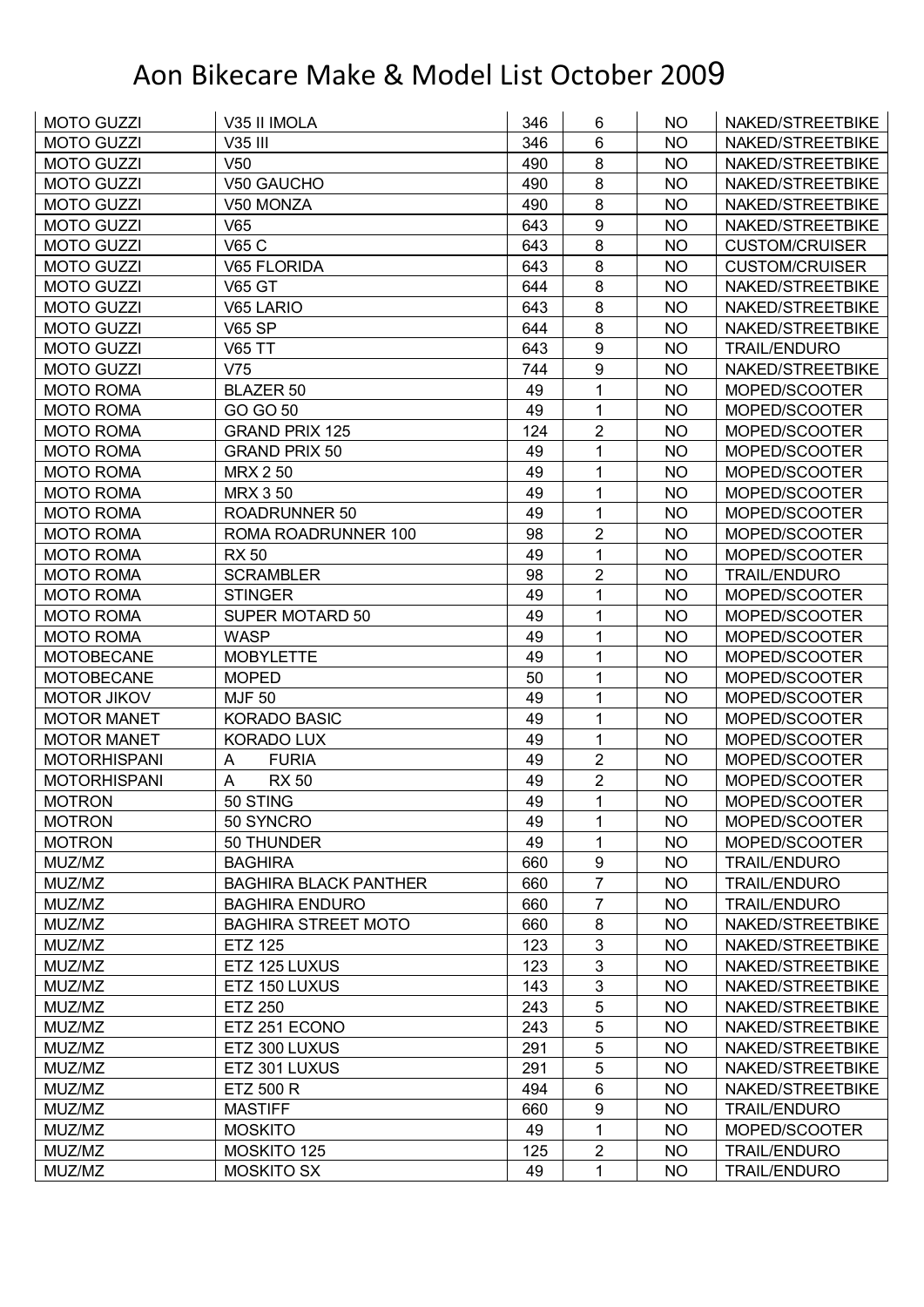# Aon Bikecare Make & Model List October 2009

| | | | | | |
|---|---|---|---|---|---|
| MOTO GUZZI | V35 II IMOLA | 346 | 6 | NO | NAKED/STREETBIKE |
| MOTO GUZZI | V35 III | 346 | 6 | NO | NAKED/STREETBIKE |
| MOTO GUZZI | V50 | 490 | 8 | NO | NAKED/STREETBIKE |
| MOTO GUZZI | V50 GAUCHO | 490 | 8 | NO | NAKED/STREETBIKE |
| MOTO GUZZI | V50 MONZA | 490 | 8 | NO | NAKED/STREETBIKE |
| MOTO GUZZI | V65 | 643 | 9 | NO | NAKED/STREETBIKE |
| MOTO GUZZI | V65 C | 643 | 8 | NO | CUSTOM/CRUISER |
| MOTO GUZZI | V65 FLORIDA | 643 | 8 | NO | CUSTOM/CRUISER |
| MOTO GUZZI | V65 GT | 644 | 8 | NO | NAKED/STREETBIKE |
| MOTO GUZZI | V65 LARIO | 643 | 8 | NO | NAKED/STREETBIKE |
| MOTO GUZZI | V65 SP | 644 | 8 | NO | NAKED/STREETBIKE |
| MOTO GUZZI | V65 TT | 643 | 9 | NO | TRAIL/ENDURO |
| MOTO GUZZI | V75 | 744 | 9 | NO | NAKED/STREETBIKE |
| MOTO ROMA | BLAZER 50 | 49 | 1 | NO | MOPED/SCOOTER |
| MOTO ROMA | GO GO 50 | 49 | 1 | NO | MOPED/SCOOTER |
| MOTO ROMA | GRAND PRIX 125 | 124 | 2 | NO | MOPED/SCOOTER |
| MOTO ROMA | GRAND PRIX 50 | 49 | 1 | NO | MOPED/SCOOTER |
| MOTO ROMA | MRX 2 50 | 49 | 1 | NO | MOPED/SCOOTER |
| MOTO ROMA | MRX 3 50 | 49 | 1 | NO | MOPED/SCOOTER |
| MOTO ROMA | ROADRUNNER 50 | 49 | 1 | NO | MOPED/SCOOTER |
| MOTO ROMA | ROMA ROADRUNNER 100 | 98 | 2 | NO | MOPED/SCOOTER |
| MOTO ROMA | RX 50 | 49 | 1 | NO | MOPED/SCOOTER |
| MOTO ROMA | SCRAMBLER | 98 | 2 | NO | TRAIL/ENDURO |
| MOTO ROMA | STINGER | 49 | 1 | NO | MOPED/SCOOTER |
| MOTO ROMA | SUPER MOTARD 50 | 49 | 1 | NO | MOPED/SCOOTER |
| MOTO ROMA | WASP | 49 | 1 | NO | MOPED/SCOOTER |
| MOTOBECANE | MOBYLETTE | 49 | 1 | NO | MOPED/SCOOTER |
| MOTOBECANE | MOPED | 50 | 1 | NO | MOPED/SCOOTER |
| MOTOR JIKOV | MJF 50 | 49 | 1 | NO | MOPED/SCOOTER |
| MOTOR MANET | KORADO BASIC | 49 | 1 | NO | MOPED/SCOOTER |
| MOTOR MANET | KORADO LUX | 49 | 1 | NO | MOPED/SCOOTER |
| MOTORHISPANI | A FURIA | 49 | 2 | NO | MOPED/SCOOTER |
| MOTORHISPANI | A RX 50 | 49 | 2 | NO | MOPED/SCOOTER |
| MOTRON | 50 STING | 49 | 1 | NO | MOPED/SCOOTER |
| MOTRON | 50 SYNCRO | 49 | 1 | NO | MOPED/SCOOTER |
| MOTRON | 50 THUNDER | 49 | 1 | NO | MOPED/SCOOTER |
| MUZ/MZ | BAGHIRA | 660 | 9 | NO | TRAIL/ENDURO |
| MUZ/MZ | BAGHIRA BLACK PANTHER | 660 | 7 | NO | TRAIL/ENDURO |
| MUZ/MZ | BAGHIRA ENDURO | 660 | 7 | NO | TRAIL/ENDURO |
| MUZ/MZ | BAGHIRA STREET MOTO | 660 | 8 | NO | NAKED/STREETBIKE |
| MUZ/MZ | ETZ 125 | 123 | 3 | NO | NAKED/STREETBIKE |
| MUZ/MZ | ETZ 125 LUXUS | 123 | 3 | NO | NAKED/STREETBIKE |
| MUZ/MZ | ETZ 150 LUXUS | 143 | 3 | NO | NAKED/STREETBIKE |
| MUZ/MZ | ETZ 250 | 243 | 5 | NO | NAKED/STREETBIKE |
| MUZ/MZ | ETZ 251 ECONO | 243 | 5 | NO | NAKED/STREETBIKE |
| MUZ/MZ | ETZ 300 LUXUS | 291 | 5 | NO | NAKED/STREETBIKE |
| MUZ/MZ | ETZ 301 LUXUS | 291 | 5 | NO | NAKED/STREETBIKE |
| MUZ/MZ | ETZ 500 R | 494 | 6 | NO | NAKED/STREETBIKE |
| MUZ/MZ | MASTIFF | 660 | 9 | NO | TRAIL/ENDURO |
| MUZ/MZ | MOSKITO | 49 | 1 | NO | MOPED/SCOOTER |
| MUZ/MZ | MOSKITO 125 | 125 | 2 | NO | TRAIL/ENDURO |
| MUZ/MZ | MOSKITO SX | 49 | 1 | NO | TRAIL/ENDURO |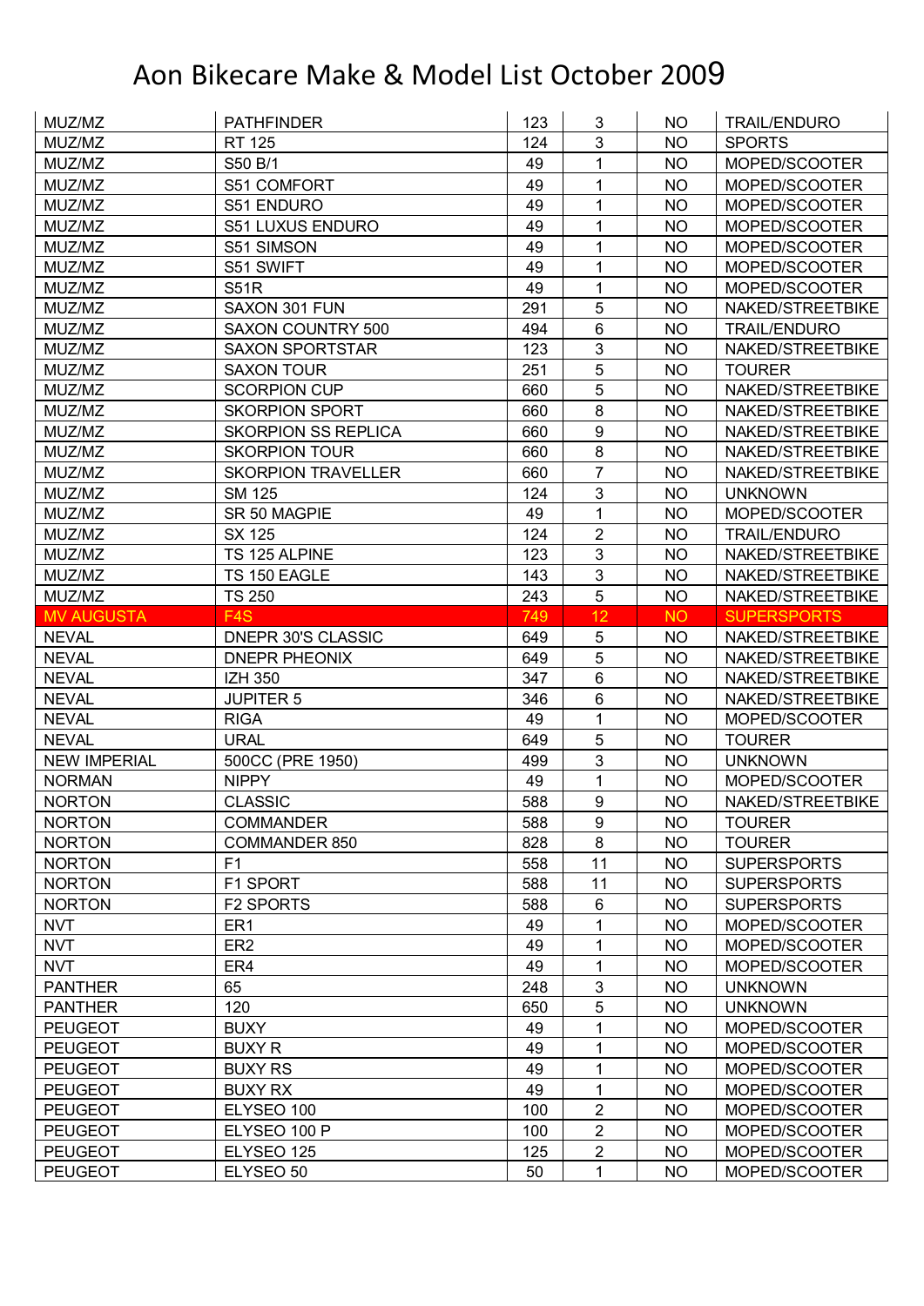# Aon Bikecare Make & Model List October 2009

| | | | | | |
|---|---|---|---|---|---|
| MUZ/MZ | PATHFINDER | 123 | 3 | NO | TRAIL/ENDURO |
| MUZ/MZ | RT 125 | 124 | 3 | NO | SPORTS |
| MUZ/MZ | S50 B/1 | 49 | 1 | NO | MOPED/SCOOTER |
| MUZ/MZ | S51 COMFORT | 49 | 1 | NO | MOPED/SCOOTER |
| MUZ/MZ | S51 ENDURO | 49 | 1 | NO | MOPED/SCOOTER |
| MUZ/MZ | S51 LUXUS ENDURO | 49 | 1 | NO | MOPED/SCOOTER |
| MUZ/MZ | S51 SIMSON | 49 | 1 | NO | MOPED/SCOOTER |
| MUZ/MZ | S51 SWIFT | 49 | 1 | NO | MOPED/SCOOTER |
| MUZ/MZ | S51R | 49 | 1 | NO | MOPED/SCOOTER |
| MUZ/MZ | SAXON 301 FUN | 291 | 5 | NO | NAKED/STREETBIKE |
| MUZ/MZ | SAXON COUNTRY 500 | 494 | 6 | NO | TRAIL/ENDURO |
| MUZ/MZ | SAXON SPORTSTAR | 123 | 3 | NO | NAKED/STREETBIKE |
| MUZ/MZ | SAXON TOUR | 251 | 5 | NO | TOURER |
| MUZ/MZ | SCORPION CUP | 660 | 5 | NO | NAKED/STREETBIKE |
| MUZ/MZ | SKORPION SPORT | 660 | 8 | NO | NAKED/STREETBIKE |
| MUZ/MZ | SKORPION SS REPLICA | 660 | 9 | NO | NAKED/STREETBIKE |
| MUZ/MZ | SKORPION TOUR | 660 | 8 | NO | NAKED/STREETBIKE |
| MUZ/MZ | SKORPION TRAVELLER | 660 | 7 | NO | NAKED/STREETBIKE |
| MUZ/MZ | SM 125 | 124 | 3 | NO | UNKNOWN |
| MUZ/MZ | SR 50 MAGPIE | 49 | 1 | NO | MOPED/SCOOTER |
| MUZ/MZ | SX 125 | 124 | 2 | NO | TRAIL/ENDURO |
| MUZ/MZ | TS 125 ALPINE | 123 | 3 | NO | NAKED/STREETBIKE |
| MUZ/MZ | TS 150 EAGLE | 143 | 3 | NO | NAKED/STREETBIKE |
| MUZ/MZ | TS 250 | 243 | 5 | NO | NAKED/STREETBIKE |
| MV AUGUSTA | F4S | 749 | 12 | NO | SUPERSPORTS |
| NEVAL | DNEPR 30'S CLASSIC | 649 | 5 | NO | NAKED/STREETBIKE |
| NEVAL | DNEPR PHEONIX | 649 | 5 | NO | NAKED/STREETBIKE |
| NEVAL | IZH 350 | 347 | 6 | NO | NAKED/STREETBIKE |
| NEVAL | JUPITER 5 | 346 | 6 | NO | NAKED/STREETBIKE |
| NEVAL | RIGA | 49 | 1 | NO | MOPED/SCOOTER |
| NEVAL | URAL | 649 | 5 | NO | TOURER |
| NEW IMPERIAL | 500CC (PRE 1950) | 499 | 3 | NO | UNKNOWN |
| NORMAN | NIPPY | 49 | 1 | NO | MOPED/SCOOTER |
| NORTON | CLASSIC | 588 | 9 | NO | NAKED/STREETBIKE |
| NORTON | COMMANDER | 588 | 9 | NO | TOURER |
| NORTON | COMMANDER 850 | 828 | 8 | NO | TOURER |
| NORTON | F1 | 558 | 11 | NO | SUPERSPORTS |
| NORTON | F1 SPORT | 588 | 11 | NO | SUPERSPORTS |
| NORTON | F2 SPORTS | 588 | 6 | NO | SUPERSPORTS |
| NVT | ER1 | 49 | 1 | NO | MOPED/SCOOTER |
| NVT | ER2 | 49 | 1 | NO | MOPED/SCOOTER |
| NVT | ER4 | 49 | 1 | NO | MOPED/SCOOTER |
| PANTHER | 65 | 248 | 3 | NO | UNKNOWN |
| PANTHER | 120 | 650 | 5 | NO | UNKNOWN |
| PEUGEOT | BUXY | 49 | 1 | NO | MOPED/SCOOTER |
| PEUGEOT | BUXY R | 49 | 1 | NO | MOPED/SCOOTER |
| PEUGEOT | BUXY RS | 49 | 1 | NO | MOPED/SCOOTER |
| PEUGEOT | BUXY RX | 49 | 1 | NO | MOPED/SCOOTER |
| PEUGEOT | ELYSEO 100 | 100 | 2 | NO | MOPED/SCOOTER |
| PEUGEOT | ELYSEO 100 P | 100 | 2 | NO | MOPED/SCOOTER |
| PEUGEOT | ELYSEO 125 | 125 | 2 | NO | MOPED/SCOOTER |
| PEUGEOT | ELYSEO 50 | 50 | 1 | NO | MOPED/SCOOTER |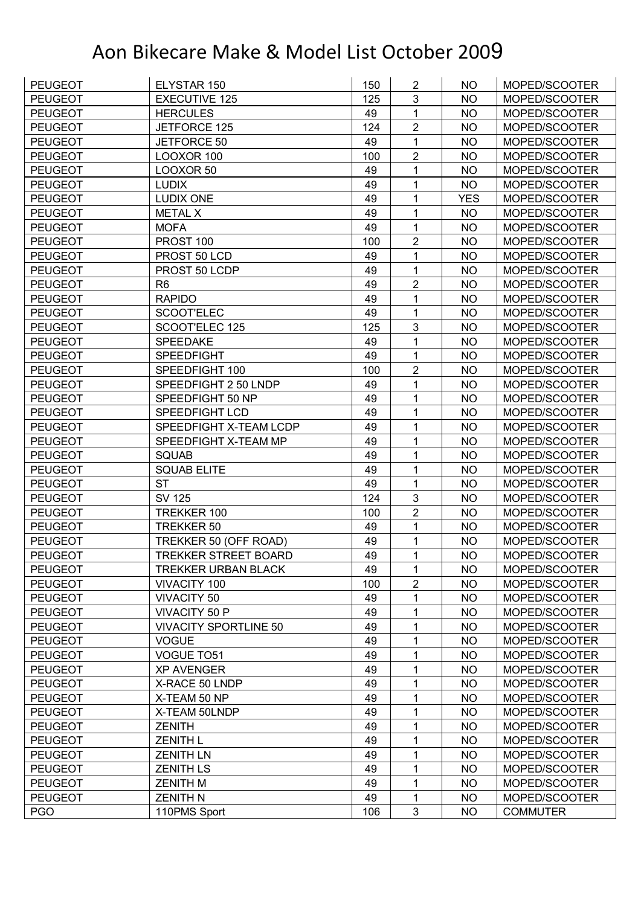# Aon Bikecare Make & Model List October 2009

| | | | | | |
|---|---|---|---|---|---|
| PEUGEOT | ELYSTAR 150 | 150 | 2 | NO | MOPED/SCOOTER |
| PEUGEOT | EXECUTIVE 125 | 125 | 3 | NO | MOPED/SCOOTER |
| PEUGEOT | HERCULES | 49 | 1 | NO | MOPED/SCOOTER |
| PEUGEOT | JETFORCE 125 | 124 | 2 | NO | MOPED/SCOOTER |
| PEUGEOT | JETFORCE 50 | 49 | 1 | NO | MOPED/SCOOTER |
| PEUGEOT | LOOXOR 100 | 100 | 2 | NO | MOPED/SCOOTER |
| PEUGEOT | LOOXOR 50 | 49 | 1 | NO | MOPED/SCOOTER |
| PEUGEOT | LUDIX | 49 | 1 | NO | MOPED/SCOOTER |
| PEUGEOT | LUDIX ONE | 49 | 1 | YES | MOPED/SCOOTER |
| PEUGEOT | METAL X | 49 | 1 | NO | MOPED/SCOOTER |
| PEUGEOT | MOFA | 49 | 1 | NO | MOPED/SCOOTER |
| PEUGEOT | PROST 100 | 100 | 2 | NO | MOPED/SCOOTER |
| PEUGEOT | PROST 50 LCD | 49 | 1 | NO | MOPED/SCOOTER |
| PEUGEOT | PROST 50 LCDP | 49 | 1 | NO | MOPED/SCOOTER |
| PEUGEOT | R6 | 49 | 2 | NO | MOPED/SCOOTER |
| PEUGEOT | RAPIDO | 49 | 1 | NO | MOPED/SCOOTER |
| PEUGEOT | SCOOT'ELEC | 49 | 1 | NO | MOPED/SCOOTER |
| PEUGEOT | SCOOT'ELEC 125 | 125 | 3 | NO | MOPED/SCOOTER |
| PEUGEOT | SPEEDAKE | 49 | 1 | NO | MOPED/SCOOTER |
| PEUGEOT | SPEEDFIGHT | 49 | 1 | NO | MOPED/SCOOTER |
| PEUGEOT | SPEEDFIGHT 100 | 100 | 2 | NO | MOPED/SCOOTER |
| PEUGEOT | SPEEDFIGHT 2 50 LNDP | 49 | 1 | NO | MOPED/SCOOTER |
| PEUGEOT | SPEEDFIGHT 50 NP | 49 | 1 | NO | MOPED/SCOOTER |
| PEUGEOT | SPEEDFIGHT LCD | 49 | 1 | NO | MOPED/SCOOTER |
| PEUGEOT | SPEEDFIGHT X-TEAM LCDP | 49 | 1 | NO | MOPED/SCOOTER |
| PEUGEOT | SPEEDFIGHT X-TEAM MP | 49 | 1 | NO | MOPED/SCOOTER |
| PEUGEOT | SQUAB | 49 | 1 | NO | MOPED/SCOOTER |
| PEUGEOT | SQUAB ELITE | 49 | 1 | NO | MOPED/SCOOTER |
| PEUGEOT | ST | 49 | 1 | NO | MOPED/SCOOTER |
| PEUGEOT | SV 125 | 124 | 3 | NO | MOPED/SCOOTER |
| PEUGEOT | TREKKER 100 | 100 | 2 | NO | MOPED/SCOOTER |
| PEUGEOT | TREKKER 50 | 49 | 1 | NO | MOPED/SCOOTER |
| PEUGEOT | TREKKER 50 (OFF ROAD) | 49 | 1 | NO | MOPED/SCOOTER |
| PEUGEOT | TREKKER STREET BOARD | 49 | 1 | NO | MOPED/SCOOTER |
| PEUGEOT | TREKKER URBAN BLACK | 49 | 1 | NO | MOPED/SCOOTER |
| PEUGEOT | VIVACITY 100 | 100 | 2 | NO | MOPED/SCOOTER |
| PEUGEOT | VIVACITY 50 | 49 | 1 | NO | MOPED/SCOOTER |
| PEUGEOT | VIVACITY 50 P | 49 | 1 | NO | MOPED/SCOOTER |
| PEUGEOT | VIVACITY SPORTLINE 50 | 49 | 1 | NO | MOPED/SCOOTER |
| PEUGEOT | VOGUE | 49 | 1 | NO | MOPED/SCOOTER |
| PEUGEOT | VOGUE TO51 | 49 | 1 | NO | MOPED/SCOOTER |
| PEUGEOT | XP AVENGER | 49 | 1 | NO | MOPED/SCOOTER |
| PEUGEOT | X-RACE 50 LNDP | 49 | 1 | NO | MOPED/SCOOTER |
| PEUGEOT | X-TEAM 50 NP | 49 | 1 | NO | MOPED/SCOOTER |
| PEUGEOT | X-TEAM 50LNDP | 49 | 1 | NO | MOPED/SCOOTER |
| PEUGEOT | ZENITH | 49 | 1 | NO | MOPED/SCOOTER |
| PEUGEOT | ZENITH L | 49 | 1 | NO | MOPED/SCOOTER |
| PEUGEOT | ZENITH LN | 49 | 1 | NO | MOPED/SCOOTER |
| PEUGEOT | ZENITH LS | 49 | 1 | NO | MOPED/SCOOTER |
| PEUGEOT | ZENITH M | 49 | 1 | NO | MOPED/SCOOTER |
| PEUGEOT | ZENITH N | 49 | 1 | NO | MOPED/SCOOTER |
| PGO | 110PMS Sport | 106 | 3 | NO | COMMUTER |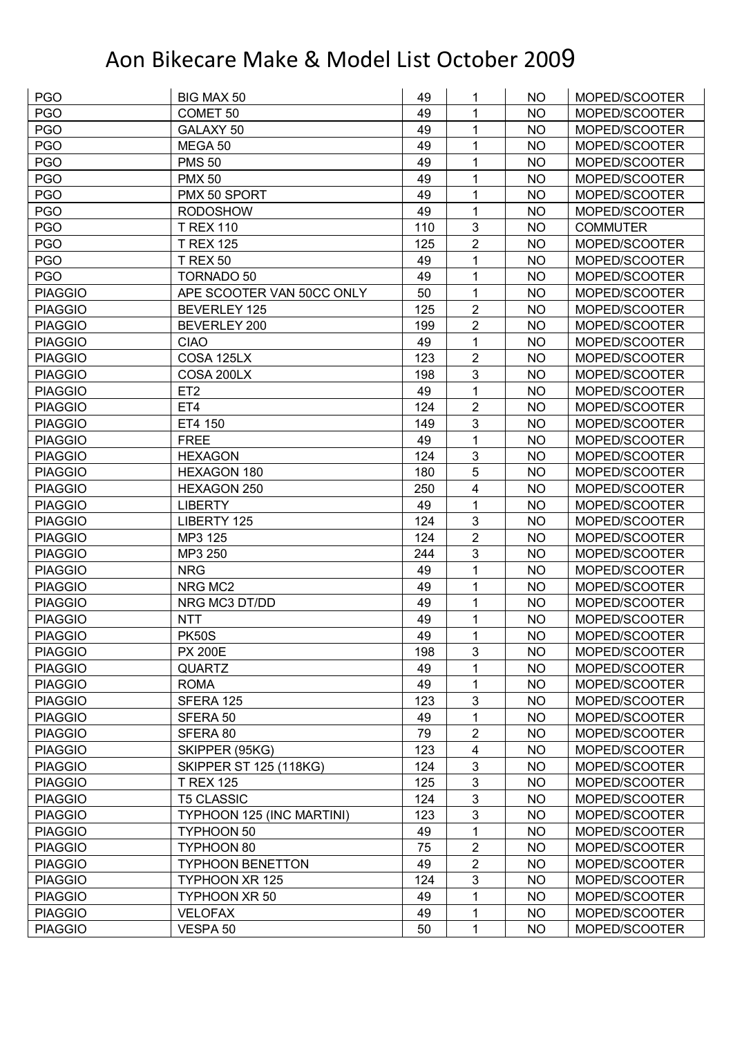# Aon Bikecare Make & Model List October 2009

| | | | | | |
|---|---|---|---|---|---|
| PGO | BIG MAX 50 | 49 | 1 | NO | MOPED/SCOOTER |
| PGO | COMET 50 | 49 | 1 | NO | MOPED/SCOOTER |
| PGO | GALAXY 50 | 49 | 1 | NO | MOPED/SCOOTER |
| PGO | MEGA 50 | 49 | 1 | NO | MOPED/SCOOTER |
| PGO | PMS 50 | 49 | 1 | NO | MOPED/SCOOTER |
| PGO | PMX 50 | 49 | 1 | NO | MOPED/SCOOTER |
| PGO | PMX 50 SPORT | 49 | 1 | NO | MOPED/SCOOTER |
| PGO | RODOSHOW | 49 | 1 | NO | MOPED/SCOOTER |
| PGO | T REX 110 | 110 | 3 | NO | COMMUTER |
| PGO | T REX 125 | 125 | 2 | NO | MOPED/SCOOTER |
| PGO | T REX 50 | 49 | 1 | NO | MOPED/SCOOTER |
| PGO | TORNADO 50 | 49 | 1 | NO | MOPED/SCOOTER |
| PIAGGIO | APE SCOOTER VAN 50CC ONLY | 50 | 1 | NO | MOPED/SCOOTER |
| PIAGGIO | BEVERLEY 125 | 125 | 2 | NO | MOPED/SCOOTER |
| PIAGGIO | BEVERLEY 200 | 199 | 2 | NO | MOPED/SCOOTER |
| PIAGGIO | CIAO | 49 | 1 | NO | MOPED/SCOOTER |
| PIAGGIO | COSA 125LX | 123 | 2 | NO | MOPED/SCOOTER |
| PIAGGIO | COSA 200LX | 198 | 3 | NO | MOPED/SCOOTER |
| PIAGGIO | ET2 | 49 | 1 | NO | MOPED/SCOOTER |
| PIAGGIO | ET4 | 124 | 2 | NO | MOPED/SCOOTER |
| PIAGGIO | ET4 150 | 149 | 3 | NO | MOPED/SCOOTER |
| PIAGGIO | FREE | 49 | 1 | NO | MOPED/SCOOTER |
| PIAGGIO | HEXAGON | 124 | 3 | NO | MOPED/SCOOTER |
| PIAGGIO | HEXAGON 180 | 180 | 5 | NO | MOPED/SCOOTER |
| PIAGGIO | HEXAGON 250 | 250 | 4 | NO | MOPED/SCOOTER |
| PIAGGIO | LIBERTY | 49 | 1 | NO | MOPED/SCOOTER |
| PIAGGIO | LIBERTY 125 | 124 | 3 | NO | MOPED/SCOOTER |
| PIAGGIO | MP3 125 | 124 | 2 | NO | MOPED/SCOOTER |
| PIAGGIO | MP3 250 | 244 | 3 | NO | MOPED/SCOOTER |
| PIAGGIO | NRG | 49 | 1 | NO | MOPED/SCOOTER |
| PIAGGIO | NRG MC2 | 49 | 1 | NO | MOPED/SCOOTER |
| PIAGGIO | NRG MC3 DT/DD | 49 | 1 | NO | MOPED/SCOOTER |
| PIAGGIO | NTT | 49 | 1 | NO | MOPED/SCOOTER |
| PIAGGIO | PK50S | 49 | 1 | NO | MOPED/SCOOTER |
| PIAGGIO | PX 200E | 198 | 3 | NO | MOPED/SCOOTER |
| PIAGGIO | QUARTZ | 49 | 1 | NO | MOPED/SCOOTER |
| PIAGGIO | ROMA | 49 | 1 | NO | MOPED/SCOOTER |
| PIAGGIO | SFERA 125 | 123 | 3 | NO | MOPED/SCOOTER |
| PIAGGIO | SFERA 50 | 49 | 1 | NO | MOPED/SCOOTER |
| PIAGGIO | SFERA 80 | 79 | 2 | NO | MOPED/SCOOTER |
| PIAGGIO | SKIPPER (95KG) | 123 | 4 | NO | MOPED/SCOOTER |
| PIAGGIO | SKIPPER ST 125 (118KG) | 124 | 3 | NO | MOPED/SCOOTER |
| PIAGGIO | T REX 125 | 125 | 3 | NO | MOPED/SCOOTER |
| PIAGGIO | T5 CLASSIC | 124 | 3 | NO | MOPED/SCOOTER |
| PIAGGIO | TYPHOON 125 (INC MARTINI) | 123 | 3 | NO | MOPED/SCOOTER |
| PIAGGIO | TYPHOON 50 | 49 | 1 | NO | MOPED/SCOOTER |
| PIAGGIO | TYPHOON 80 | 75 | 2 | NO | MOPED/SCOOTER |
| PIAGGIO | TYPHOON BENETTON | 49 | 2 | NO | MOPED/SCOOTER |
| PIAGGIO | TYPHOON XR 125 | 124 | 3 | NO | MOPED/SCOOTER |
| PIAGGIO | TYPHOON XR 50 | 49 | 1 | NO | MOPED/SCOOTER |
| PIAGGIO | VELOFAX | 49 | 1 | NO | MOPED/SCOOTER |
| PIAGGIO | VESPA 50 | 50 | 1 | NO | MOPED/SCOOTER |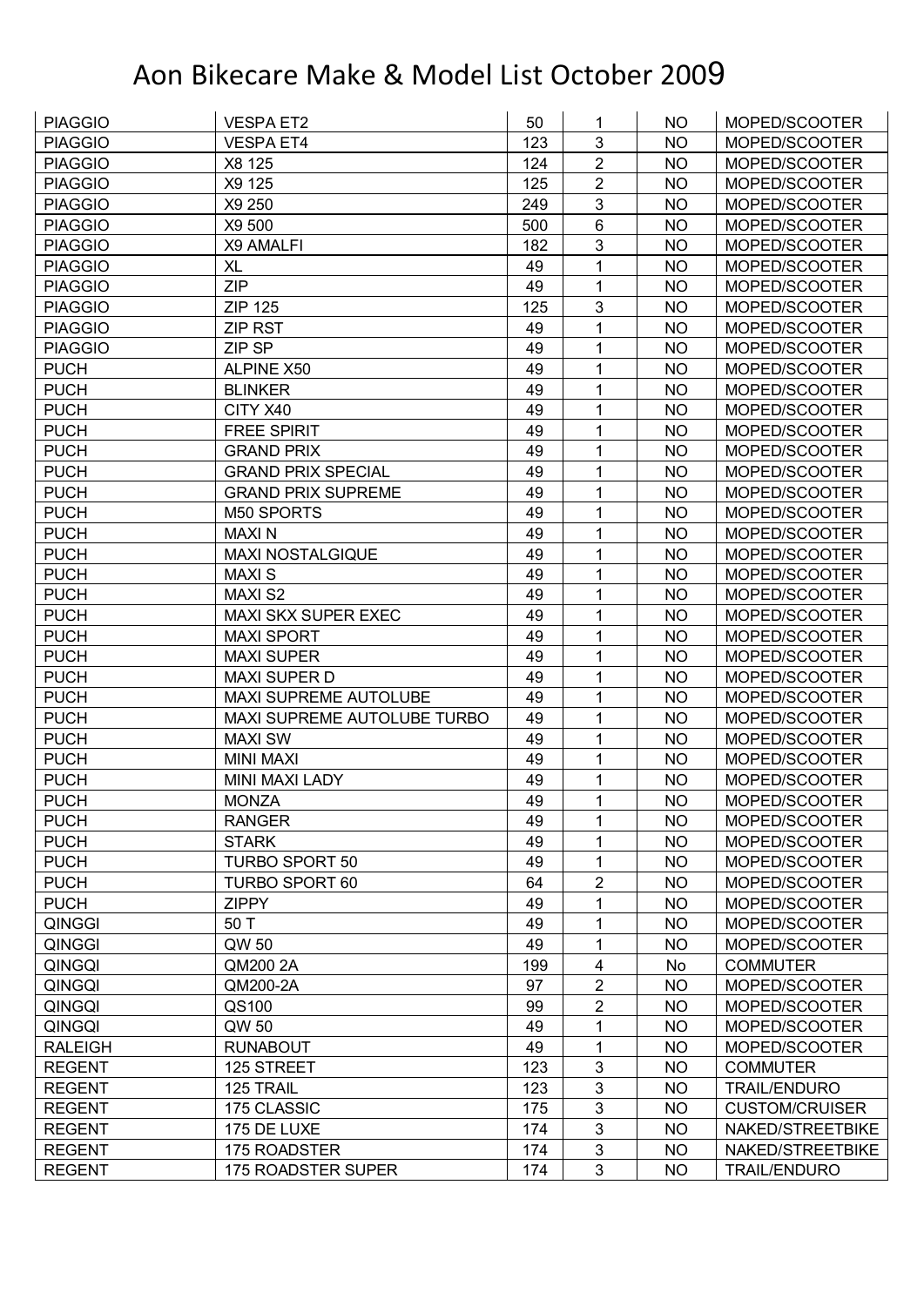# Aon Bikecare Make & Model List October 2009

| | | | | | |
|---|---|---|---|---|---|
| PIAGGIO | VESPA ET2 | 50 | 1 | NO | MOPED/SCOOTER |
| PIAGGIO | VESPA ET4 | 123 | 3 | NO | MOPED/SCOOTER |
| PIAGGIO | X8 125 | 124 | 2 | NO | MOPED/SCOOTER |
| PIAGGIO | X9 125 | 125 | 2 | NO | MOPED/SCOOTER |
| PIAGGIO | X9 250 | 249 | 3 | NO | MOPED/SCOOTER |
| PIAGGIO | X9 500 | 500 | 6 | NO | MOPED/SCOOTER |
| PIAGGIO | X9 AMALFI | 182 | 3 | NO | MOPED/SCOOTER |
| PIAGGIO | XL | 49 | 1 | NO | MOPED/SCOOTER |
| PIAGGIO | ZIP | 49 | 1 | NO | MOPED/SCOOTER |
| PIAGGIO | ZIP 125 | 125 | 3 | NO | MOPED/SCOOTER |
| PIAGGIO | ZIP RST | 49 | 1 | NO | MOPED/SCOOTER |
| PIAGGIO | ZIP SP | 49 | 1 | NO | MOPED/SCOOTER |
| PUCH | ALPINE X50 | 49 | 1 | NO | MOPED/SCOOTER |
| PUCH | BLINKER | 49 | 1 | NO | MOPED/SCOOTER |
| PUCH | CITY X40 | 49 | 1 | NO | MOPED/SCOOTER |
| PUCH | FREE SPIRIT | 49 | 1 | NO | MOPED/SCOOTER |
| PUCH | GRAND PRIX | 49 | 1 | NO | MOPED/SCOOTER |
| PUCH | GRAND PRIX SPECIAL | 49 | 1 | NO | MOPED/SCOOTER |
| PUCH | GRAND PRIX SUPREME | 49 | 1 | NO | MOPED/SCOOTER |
| PUCH | M50 SPORTS | 49 | 1 | NO | MOPED/SCOOTER |
| PUCH | MAXI N | 49 | 1 | NO | MOPED/SCOOTER |
| PUCH | MAXI NOSTALGIQUE | 49 | 1 | NO | MOPED/SCOOTER |
| PUCH | MAXI S | 49 | 1 | NO | MOPED/SCOOTER |
| PUCH | MAXI S2 | 49 | 1 | NO | MOPED/SCOOTER |
| PUCH | MAXI SKX SUPER EXEC | 49 | 1 | NO | MOPED/SCOOTER |
| PUCH | MAXI SPORT | 49 | 1 | NO | MOPED/SCOOTER |
| PUCH | MAXI SUPER | 49 | 1 | NO | MOPED/SCOOTER |
| PUCH | MAXI SUPER D | 49 | 1 | NO | MOPED/SCOOTER |
| PUCH | MAXI SUPREME AUTOLUBE | 49 | 1 | NO | MOPED/SCOOTER |
| PUCH | MAXI SUPREME AUTOLUBE TURBO | 49 | 1 | NO | MOPED/SCOOTER |
| PUCH | MAXI SW | 49 | 1 | NO | MOPED/SCOOTER |
| PUCH | MINI MAXI | 49 | 1 | NO | MOPED/SCOOTER |
| PUCH | MINI MAXI LADY | 49 | 1 | NO | MOPED/SCOOTER |
| PUCH | MONZA | 49 | 1 | NO | MOPED/SCOOTER |
| PUCH | RANGER | 49 | 1 | NO | MOPED/SCOOTER |
| PUCH | STARK | 49 | 1 | NO | MOPED/SCOOTER |
| PUCH | TURBO SPORT 50 | 49 | 1 | NO | MOPED/SCOOTER |
| PUCH | TURBO SPORT 60 | 64 | 2 | NO | MOPED/SCOOTER |
| PUCH | ZIPPY | 49 | 1 | NO | MOPED/SCOOTER |
| QINGGI | 50 T | 49 | 1 | NO | MOPED/SCOOTER |
| QINGGI | QW 50 | 49 | 1 | NO | MOPED/SCOOTER |
| QINGQI | QM200 2A | 199 | 4 | No | COMMUTER |
| QINGQI | QM200-2A | 97 | 2 | NO | MOPED/SCOOTER |
| QINGQI | QS100 | 99 | 2 | NO | MOPED/SCOOTER |
| QINGQI | QW 50 | 49 | 1 | NO | MOPED/SCOOTER |
| RALEIGH | RUNABOUT | 49 | 1 | NO | MOPED/SCOOTER |
| REGENT | 125 STREET | 123 | 3 | NO | COMMUTER |
| REGENT | 125 TRAIL | 123 | 3 | NO | TRAIL/ENDURO |
| REGENT | 175 CLASSIC | 175 | 3 | NO | CUSTOM/CRUISER |
| REGENT | 175 DE LUXE | 174 | 3 | NO | NAKED/STREETBIKE |
| REGENT | 175 ROADSTER | 174 | 3 | NO | NAKED/STREETBIKE |
| REGENT | 175 ROADSTER SUPER | 174 | 3 | NO | TRAIL/ENDURO |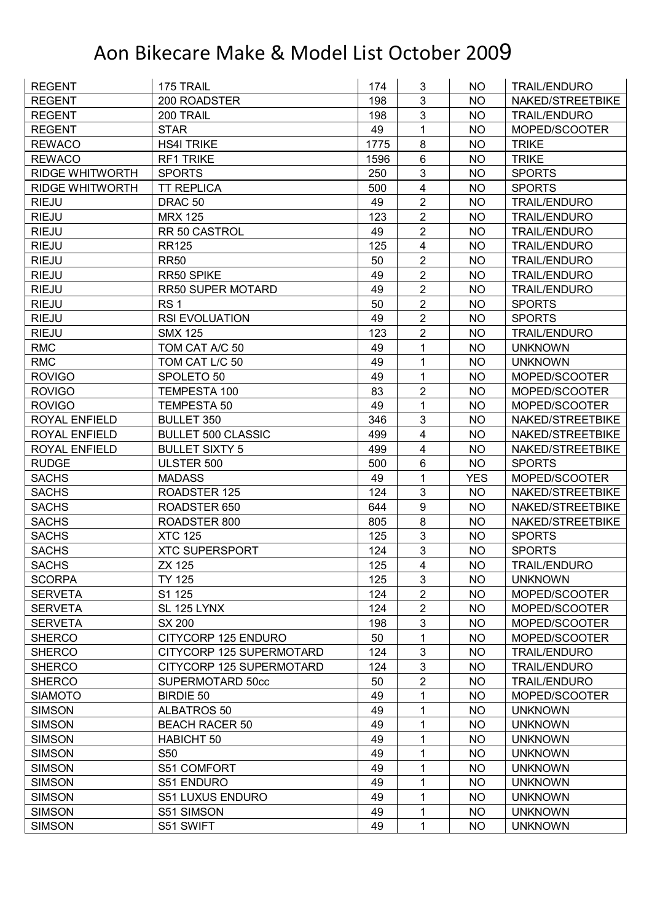# Aon Bikecare Make & Model List October 2009

| | | | | | |
|---|---|---|---|---|---|
| REGENT | 175 TRAIL | 174 | 3 | NO | TRAIL/ENDURO |
| REGENT | 200 ROADSTER | 198 | 3 | NO | NAKED/STREETBIKE |
| REGENT | 200 TRAIL | 198 | 3 | NO | TRAIL/ENDURO |
| REGENT | STAR | 49 | 1 | NO | MOPED/SCOOTER |
| REWACO | HS4I TRIKE | 1775 | 8 | NO | TRIKE |
| REWACO | RF1 TRIKE | 1596 | 6 | NO | TRIKE |
| RIDGE WHITWORTH | SPORTS | 250 | 3 | NO | SPORTS |
| RIDGE WHITWORTH | TT REPLICA | 500 | 4 | NO | SPORTS |
| RIEJU | DRAC 50 | 49 | 2 | NO | TRAIL/ENDURO |
| RIEJU | MRX 125 | 123 | 2 | NO | TRAIL/ENDURO |
| RIEJU | RR 50 CASTROL | 49 | 2 | NO | TRAIL/ENDURO |
| RIEJU | RR125 | 125 | 4 | NO | TRAIL/ENDURO |
| RIEJU | RR50 | 50 | 2 | NO | TRAIL/ENDURO |
| RIEJU | RR50 SPIKE | 49 | 2 | NO | TRAIL/ENDURO |
| RIEJU | RR50 SUPER MOTARD | 49 | 2 | NO | TRAIL/ENDURO |
| RIEJU | RS 1 | 50 | 2 | NO | SPORTS |
| RIEJU | RSI EVOLUATION | 49 | 2 | NO | SPORTS |
| RIEJU | SMX 125 | 123 | 2 | NO | TRAIL/ENDURO |
| RMC | TOM CAT A/C 50 | 49 | 1 | NO | UNKNOWN |
| RMC | TOM CAT L/C 50 | 49 | 1 | NO | UNKNOWN |
| ROVIGO | SPOLETO 50 | 49 | 1 | NO | MOPED/SCOOTER |
| ROVIGO | TEMPESTA 100 | 83 | 2 | NO | MOPED/SCOOTER |
| ROVIGO | TEMPESTA 50 | 49 | 1 | NO | MOPED/SCOOTER |
| ROYAL ENFIELD | BULLET 350 | 346 | 3 | NO | NAKED/STREETBIKE |
| ROYAL ENFIELD | BULLET 500 CLASSIC | 499 | 4 | NO | NAKED/STREETBIKE |
| ROYAL ENFIELD | BULLET SIXTY 5 | 499 | 4 | NO | NAKED/STREETBIKE |
| RUDGE | ULSTER 500 | 500 | 6 | NO | SPORTS |
| SACHS | MADASS | 49 | 1 | YES | MOPED/SCOOTER |
| SACHS | ROADSTER 125 | 124 | 3 | NO | NAKED/STREETBIKE |
| SACHS | ROADSTER 650 | 644 | 9 | NO | NAKED/STREETBIKE |
| SACHS | ROADSTER 800 | 805 | 8 | NO | NAKED/STREETBIKE |
| SACHS | XTC 125 | 125 | 3 | NO | SPORTS |
| SACHS | XTC SUPERSPORT | 124 | 3 | NO | SPORTS |
| SACHS | ZX 125 | 125 | 4 | NO | TRAIL/ENDURO |
| SCORPA | TY 125 | 125 | 3 | NO | UNKNOWN |
| SERVETA | S1 125 | 124 | 2 | NO | MOPED/SCOOTER |
| SERVETA | SL 125 LYNX | 124 | 2 | NO | MOPED/SCOOTER |
| SERVETA | SX 200 | 198 | 3 | NO | MOPED/SCOOTER |
| SHERCO | CITYCORP 125 ENDURO | 50 | 1 | NO | MOPED/SCOOTER |
| SHERCO | CITYCORP 125 SUPERMOTARD | 124 | 3 | NO | TRAIL/ENDURO |
| SHERCO | CITYCORP 125 SUPERMOTARD | 124 | 3 | NO | TRAIL/ENDURO |
| SHERCO | SUPERMOTARD 50cc | 50 | 2 | NO | TRAIL/ENDURO |
| SIAMOTO | BIRDIE 50 | 49 | 1 | NO | MOPED/SCOOTER |
| SIMSON | ALBATROS 50 | 49 | 1 | NO | UNKNOWN |
| SIMSON | BEACH RACER 50 | 49 | 1 | NO | UNKNOWN |
| SIMSON | HABICHT 50 | 49 | 1 | NO | UNKNOWN |
| SIMSON | S50 | 49 | 1 | NO | UNKNOWN |
| SIMSON | S51 COMFORT | 49 | 1 | NO | UNKNOWN |
| SIMSON | S51 ENDURO | 49 | 1 | NO | UNKNOWN |
| SIMSON | S51 LUXUS ENDURO | 49 | 1 | NO | UNKNOWN |
| SIMSON | S51 SIMSON | 49 | 1 | NO | UNKNOWN |
| SIMSON | S51 SWIFT | 49 | 1 | NO | UNKNOWN |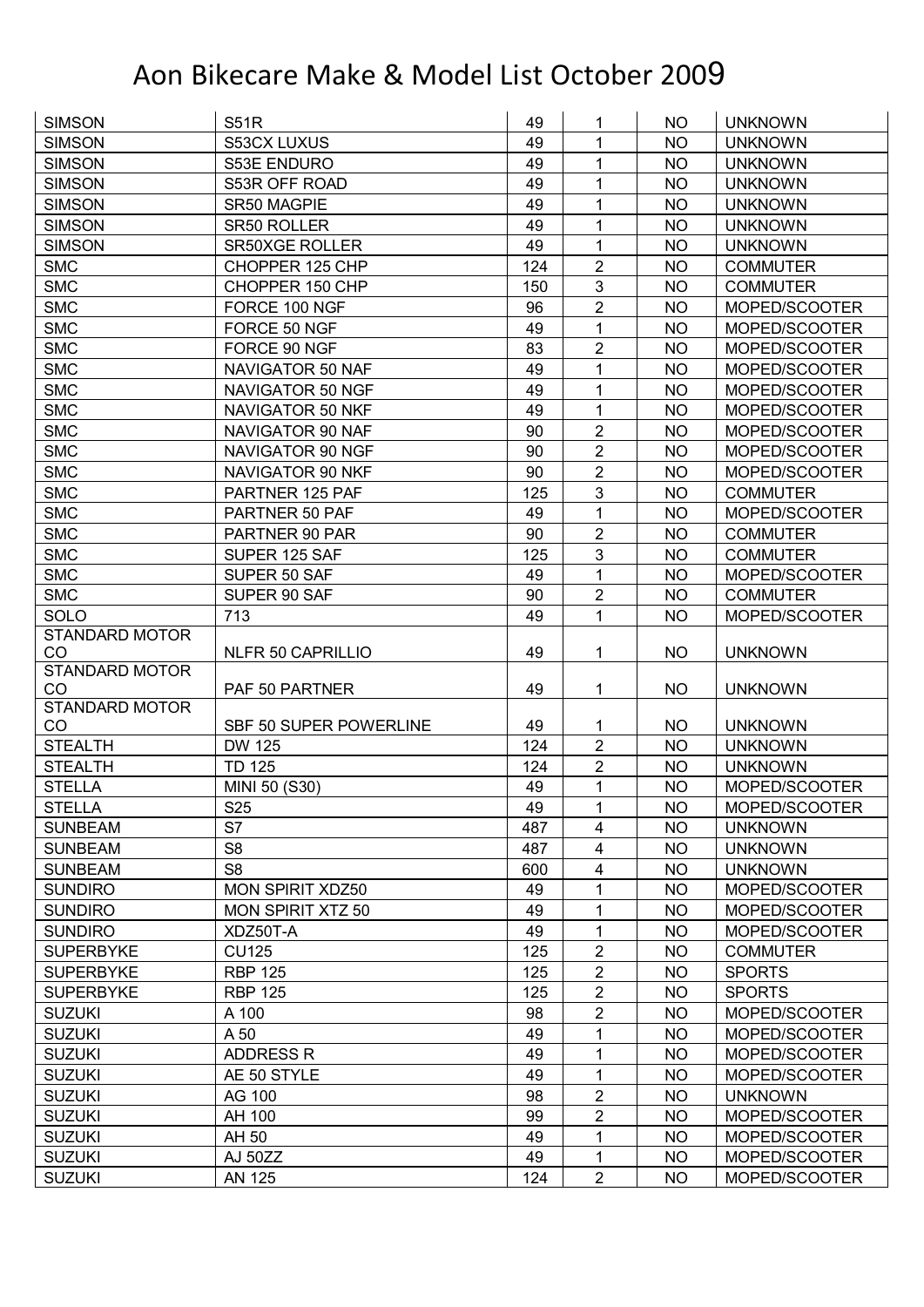# Aon Bikecare Make & Model List October 2009

| | | | | | |
|---|---|---|---|---|---|
| SIMSON | S51R | 49 | 1 | NO | UNKNOWN |
| SIMSON | S53CX LUXUS | 49 | 1 | NO | UNKNOWN |
| SIMSON | S53E ENDURO | 49 | 1 | NO | UNKNOWN |
| SIMSON | S53R OFF ROAD | 49 | 1 | NO | UNKNOWN |
| SIMSON | SR50 MAGPIE | 49 | 1 | NO | UNKNOWN |
| SIMSON | SR50 ROLLER | 49 | 1 | NO | UNKNOWN |
| SIMSON | SR50XGE ROLLER | 49 | 1 | NO | UNKNOWN |
| SMC | CHOPPER 125 CHP | 124 | 2 | NO | COMMUTER |
| SMC | CHOPPER 150 CHP | 150 | 3 | NO | COMMUTER |
| SMC | FORCE 100 NGF | 96 | 2 | NO | MOPED/SCOOTER |
| SMC | FORCE 50 NGF | 49 | 1 | NO | MOPED/SCOOTER |
| SMC | FORCE 90 NGF | 83 | 2 | NO | MOPED/SCOOTER |
| SMC | NAVIGATOR 50 NAF | 49 | 1 | NO | MOPED/SCOOTER |
| SMC | NAVIGATOR 50 NGF | 49 | 1 | NO | MOPED/SCOOTER |
| SMC | NAVIGATOR 50 NKF | 49 | 1 | NO | MOPED/SCOOTER |
| SMC | NAVIGATOR 90 NAF | 90 | 2 | NO | MOPED/SCOOTER |
| SMC | NAVIGATOR 90 NGF | 90 | 2 | NO | MOPED/SCOOTER |
| SMC | NAVIGATOR 90 NKF | 90 | 2 | NO | MOPED/SCOOTER |
| SMC | PARTNER 125 PAF | 125 | 3 | NO | COMMUTER |
| SMC | PARTNER 50 PAF | 49 | 1 | NO | MOPED/SCOOTER |
| SMC | PARTNER 90 PAR | 90 | 2 | NO | COMMUTER |
| SMC | SUPER 125 SAF | 125 | 3 | NO | COMMUTER |
| SMC | SUPER 50 SAF | 49 | 1 | NO | MOPED/SCOOTER |
| SMC | SUPER 90 SAF | 90 | 2 | NO | COMMUTER |
| SOLO | 713 | 49 | 1 | NO | MOPED/SCOOTER |
| STANDARD MOTOR CO | NLFR 50 CAPRILLIO | 49 | 1 | NO | UNKNOWN |
| STANDARD MOTOR CO | PAF 50 PARTNER | 49 | 1 | NO | UNKNOWN |
| STANDARD MOTOR CO | SBF 50 SUPER POWERLINE | 49 | 1 | NO | UNKNOWN |
| STEALTH | DW 125 | 124 | 2 | NO | UNKNOWN |
| STEALTH | TD 125 | 124 | 2 | NO | UNKNOWN |
| STELLA | MINI 50 (S30) | 49 | 1 | NO | MOPED/SCOOTER |
| STELLA | S25 | 49 | 1 | NO | MOPED/SCOOTER |
| SUNBEAM | S7 | 487 | 4 | NO | UNKNOWN |
| SUNBEAM | S8 | 487 | 4 | NO | UNKNOWN |
| SUNBEAM | S8 | 600 | 4 | NO | UNKNOWN |
| SUNDIRO | MON SPIRIT XDZ50 | 49 | 1 | NO | MOPED/SCOOTER |
| SUNDIRO | MON SPIRIT XTZ 50 | 49 | 1 | NO | MOPED/SCOOTER |
| SUNDIRO | XDZ50T-A | 49 | 1 | NO | MOPED/SCOOTER |
| SUPERBYKE | CU125 | 125 | 2 | NO | COMMUTER |
| SUPERBYKE | RBP 125 | 125 | 2 | NO | SPORTS |
| SUPERBYKE | RBP 125 | 125 | 2 | NO | SPORTS |
| SUZUKI | A 100 | 98 | 2 | NO | MOPED/SCOOTER |
| SUZUKI | A 50 | 49 | 1 | NO | MOPED/SCOOTER |
| SUZUKI | ADDRESS R | 49 | 1 | NO | MOPED/SCOOTER |
| SUZUKI | AE 50 STYLE | 49 | 1 | NO | MOPED/SCOOTER |
| SUZUKI | AG 100 | 98 | 2 | NO | UNKNOWN |
| SUZUKI | AH 100 | 99 | 2 | NO | MOPED/SCOOTER |
| SUZUKI | AH 50 | 49 | 1 | NO | MOPED/SCOOTER |
| SUZUKI | AJ 50ZZ | 49 | 1 | NO | MOPED/SCOOTER |
| SUZUKI | AN 125 | 124 | 2 | NO | MOPED/SCOOTER |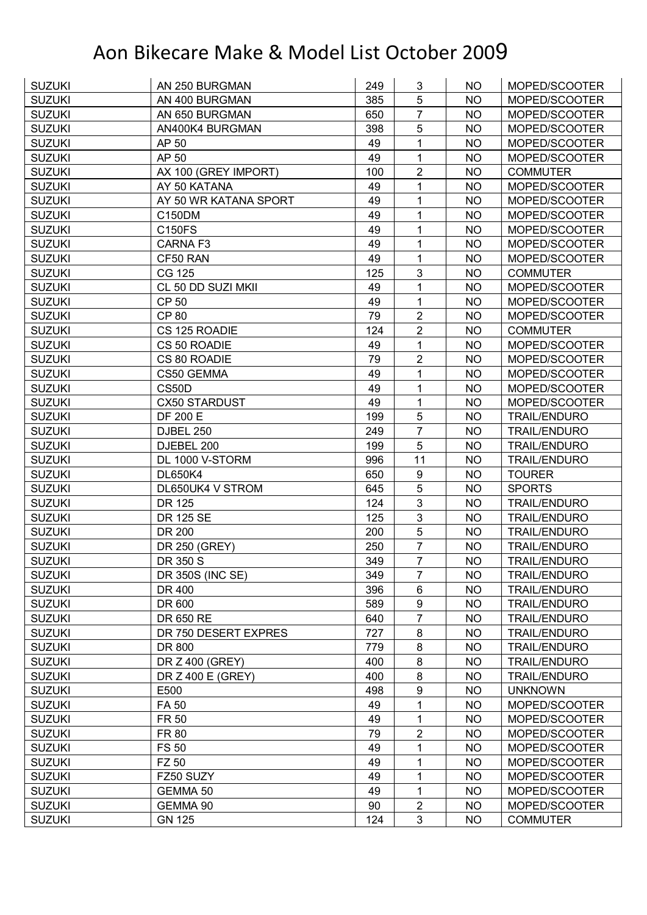# Aon Bikecare Make & Model List October 2009

| | | | | | |
|---|---|---|---|---|---|
| SUZUKI | AN 250 BURGMAN | 249 | 3 | NO | MOPED/SCOOTER |
| SUZUKI | AN 400 BURGMAN | 385 | 5 | NO | MOPED/SCOOTER |
| SUZUKI | AN 650 BURGMAN | 650 | 7 | NO | MOPED/SCOOTER |
| SUZUKI | AN400K4 BURGMAN | 398 | 5 | NO | MOPED/SCOOTER |
| SUZUKI | AP 50 | 49 | 1 | NO | MOPED/SCOOTER |
| SUZUKI | AP 50 | 49 | 1 | NO | MOPED/SCOOTER |
| SUZUKI | AX 100 (GREY IMPORT) | 100 | 2 | NO | COMMUTER |
| SUZUKI | AY 50 KATANA | 49 | 1 | NO | MOPED/SCOOTER |
| SUZUKI | AY 50 WR KATANA SPORT | 49 | 1 | NO | MOPED/SCOOTER |
| SUZUKI | C150DM | 49 | 1 | NO | MOPED/SCOOTER |
| SUZUKI | C150FS | 49 | 1 | NO | MOPED/SCOOTER |
| SUZUKI | CARNA F3 | 49 | 1 | NO | MOPED/SCOOTER |
| SUZUKI | CF50 RAN | 49 | 1 | NO | MOPED/SCOOTER |
| SUZUKI | CG 125 | 125 | 3 | NO | COMMUTER |
| SUZUKI | CL 50 DD SUZI MKII | 49 | 1 | NO | MOPED/SCOOTER |
| SUZUKI | CP 50 | 49 | 1 | NO | MOPED/SCOOTER |
| SUZUKI | CP 80 | 79 | 2 | NO | MOPED/SCOOTER |
| SUZUKI | CS 125 ROADIE | 124 | 2 | NO | COMMUTER |
| SUZUKI | CS 50 ROADIE | 49 | 1 | NO | MOPED/SCOOTER |
| SUZUKI | CS 80 ROADIE | 79 | 2 | NO | MOPED/SCOOTER |
| SUZUKI | CS50 GEMMA | 49 | 1 | NO | MOPED/SCOOTER |
| SUZUKI | CS50D | 49 | 1 | NO | MOPED/SCOOTER |
| SUZUKI | CX50 STARDUST | 49 | 1 | NO | MOPED/SCOOTER |
| SUZUKI | DF 200 E | 199 | 5 | NO | TRAIL/ENDURO |
| SUZUKI | DJBEL 250 | 249 | 7 | NO | TRAIL/ENDURO |
| SUZUKI | DJEBEL 200 | 199 | 5 | NO | TRAIL/ENDURO |
| SUZUKI | DL 1000 V-STORM | 996 | 11 | NO | TRAIL/ENDURO |
| SUZUKI | DL650K4 | 650 | 9 | NO | TOURER |
| SUZUKI | DL650UK4 V STROM | 645 | 5 | NO | SPORTS |
| SUZUKI | DR 125 | 124 | 3 | NO | TRAIL/ENDURO |
| SUZUKI | DR 125 SE | 125 | 3 | NO | TRAIL/ENDURO |
| SUZUKI | DR 200 | 200 | 5 | NO | TRAIL/ENDURO |
| SUZUKI | DR 250 (GREY) | 250 | 7 | NO | TRAIL/ENDURO |
| SUZUKI | DR 350 S | 349 | 7 | NO | TRAIL/ENDURO |
| SUZUKI | DR 350S (INC SE) | 349 | 7 | NO | TRAIL/ENDURO |
| SUZUKI | DR 400 | 396 | 6 | NO | TRAIL/ENDURO |
| SUZUKI | DR 600 | 589 | 9 | NO | TRAIL/ENDURO |
| SUZUKI | DR 650 RE | 640 | 7 | NO | TRAIL/ENDURO |
| SUZUKI | DR 750 DESERT EXPRES | 727 | 8 | NO | TRAIL/ENDURO |
| SUZUKI | DR 800 | 779 | 8 | NO | TRAIL/ENDURO |
| SUZUKI | DR Z 400 (GREY) | 400 | 8 | NO | TRAIL/ENDURO |
| SUZUKI | DR Z 400 E (GREY) | 400 | 8 | NO | TRAIL/ENDURO |
| SUZUKI | E500 | 498 | 9 | NO | UNKNOWN |
| SUZUKI | FA 50 | 49 | 1 | NO | MOPED/SCOOTER |
| SUZUKI | FR 50 | 49 | 1 | NO | MOPED/SCOOTER |
| SUZUKI | FR 80 | 79 | 2 | NO | MOPED/SCOOTER |
| SUZUKI | FS 50 | 49 | 1 | NO | MOPED/SCOOTER |
| SUZUKI | FZ 50 | 49 | 1 | NO | MOPED/SCOOTER |
| SUZUKI | FZ50 SUZY | 49 | 1 | NO | MOPED/SCOOTER |
| SUZUKI | GEMMA 50 | 49 | 1 | NO | MOPED/SCOOTER |
| SUZUKI | GEMMA 90 | 90 | 2 | NO | MOPED/SCOOTER |
| SUZUKI | GN 125 | 124 | 3 | NO | COMMUTER |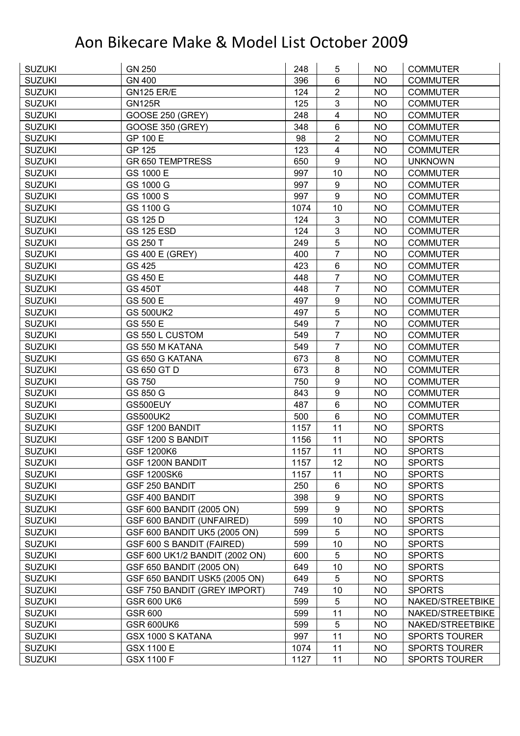# Aon Bikecare Make & Model List October 2009

| | | | | | |
|---|---|---|---|---|---|
| SUZUKI | GN 250 | 248 | 5 | NO | COMMUTER |
| SUZUKI | GN 400 | 396 | 6 | NO | COMMUTER |
| SUZUKI | GN125 ER/E | 124 | 2 | NO | COMMUTER |
| SUZUKI | GN125R | 125 | 3 | NO | COMMUTER |
| SUZUKI | GOOSE 250 (GREY) | 248 | 4 | NO | COMMUTER |
| SUZUKI | GOOSE 350 (GREY) | 348 | 6 | NO | COMMUTER |
| SUZUKI | GP 100 E | 98 | 2 | NO | COMMUTER |
| SUZUKI | GP 125 | 123 | 4 | NO | COMMUTER |
| SUZUKI | GR 650 TEMPTRESS | 650 | 9 | NO | UNKNOWN |
| SUZUKI | GS 1000 E | 997 | 10 | NO | COMMUTER |
| SUZUKI | GS 1000 G | 997 | 9 | NO | COMMUTER |
| SUZUKI | GS 1000 S | 997 | 9 | NO | COMMUTER |
| SUZUKI | GS 1100 G | 1074 | 10 | NO | COMMUTER |
| SUZUKI | GS 125 D | 124 | 3 | NO | COMMUTER |
| SUZUKI | GS 125 ESD | 124 | 3 | NO | COMMUTER |
| SUZUKI | GS 250 T | 249 | 5 | NO | COMMUTER |
| SUZUKI | GS 400 E (GREY) | 400 | 7 | NO | COMMUTER |
| SUZUKI | GS 425 | 423 | 6 | NO | COMMUTER |
| SUZUKI | GS 450 E | 448 | 7 | NO | COMMUTER |
| SUZUKI | GS 450T | 448 | 7 | NO | COMMUTER |
| SUZUKI | GS 500 E | 497 | 9 | NO | COMMUTER |
| SUZUKI | GS 500UK2 | 497 | 5 | NO | COMMUTER |
| SUZUKI | GS 550 E | 549 | 7 | NO | COMMUTER |
| SUZUKI | GS 550 L CUSTOM | 549 | 7 | NO | COMMUTER |
| SUZUKI | GS 550 M KATANA | 549 | 7 | NO | COMMUTER |
| SUZUKI | GS 650 G KATANA | 673 | 8 | NO | COMMUTER |
| SUZUKI | GS 650 GT D | 673 | 8 | NO | COMMUTER |
| SUZUKI | GS 750 | 750 | 9 | NO | COMMUTER |
| SUZUKI | GS 850 G | 843 | 9 | NO | COMMUTER |
| SUZUKI | GS500EUY | 487 | 6 | NO | COMMUTER |
| SUZUKI | GS500UK2 | 500 | 6 | NO | COMMUTER |
| SUZUKI | GSF 1200 BANDIT | 1157 | 11 | NO | SPORTS |
| SUZUKI | GSF 1200 S BANDIT | 1156 | 11 | NO | SPORTS |
| SUZUKI | GSF 1200K6 | 1157 | 11 | NO | SPORTS |
| SUZUKI | GSF 1200N BANDIT | 1157 | 12 | NO | SPORTS |
| SUZUKI | GSF 1200SK6 | 1157 | 11 | NO | SPORTS |
| SUZUKI | GSF 250 BANDIT | 250 | 6 | NO | SPORTS |
| SUZUKI | GSF 400 BANDIT | 398 | 9 | NO | SPORTS |
| SUZUKI | GSF 600 BANDIT (2005 ON) | 599 | 9 | NO | SPORTS |
| SUZUKI | GSF 600 BANDIT (UNFAIRED) | 599 | 10 | NO | SPORTS |
| SUZUKI | GSF 600 BANDIT UK5 (2005 ON) | 599 | 5 | NO | SPORTS |
| SUZUKI | GSF 600 S BANDIT (FAIRED) | 599 | 10 | NO | SPORTS |
| SUZUKI | GSF 600 UK1/2 BANDIT (2002 ON) | 600 | 5 | NO | SPORTS |
| SUZUKI | GSF 650 BANDIT (2005 ON) | 649 | 10 | NO | SPORTS |
| SUZUKI | GSF 650 BANDIT USK5 (2005 ON) | 649 | 5 | NO | SPORTS |
| SUZUKI | GSF 750 BANDIT (GREY IMPORT) | 749 | 10 | NO | SPORTS |
| SUZUKI | GSR 600 UK6 | 599 | 5 | NO | NAKED/STREETBIKE |
| SUZUKI | GSR 600 | 599 | 11 | NO | NAKED/STREETBIKE |
| SUZUKI | GSR 600UK6 | 599 | 5 | NO | NAKED/STREETBIKE |
| SUZUKI | GSX 1000 S KATANA | 997 | 11 | NO | SPORTS TOURER |
| SUZUKI | GSX 1100 E | 1074 | 11 | NO | SPORTS TOURER |
| SUZUKI | GSX 1100 F | 1127 | 11 | NO | SPORTS TOURER |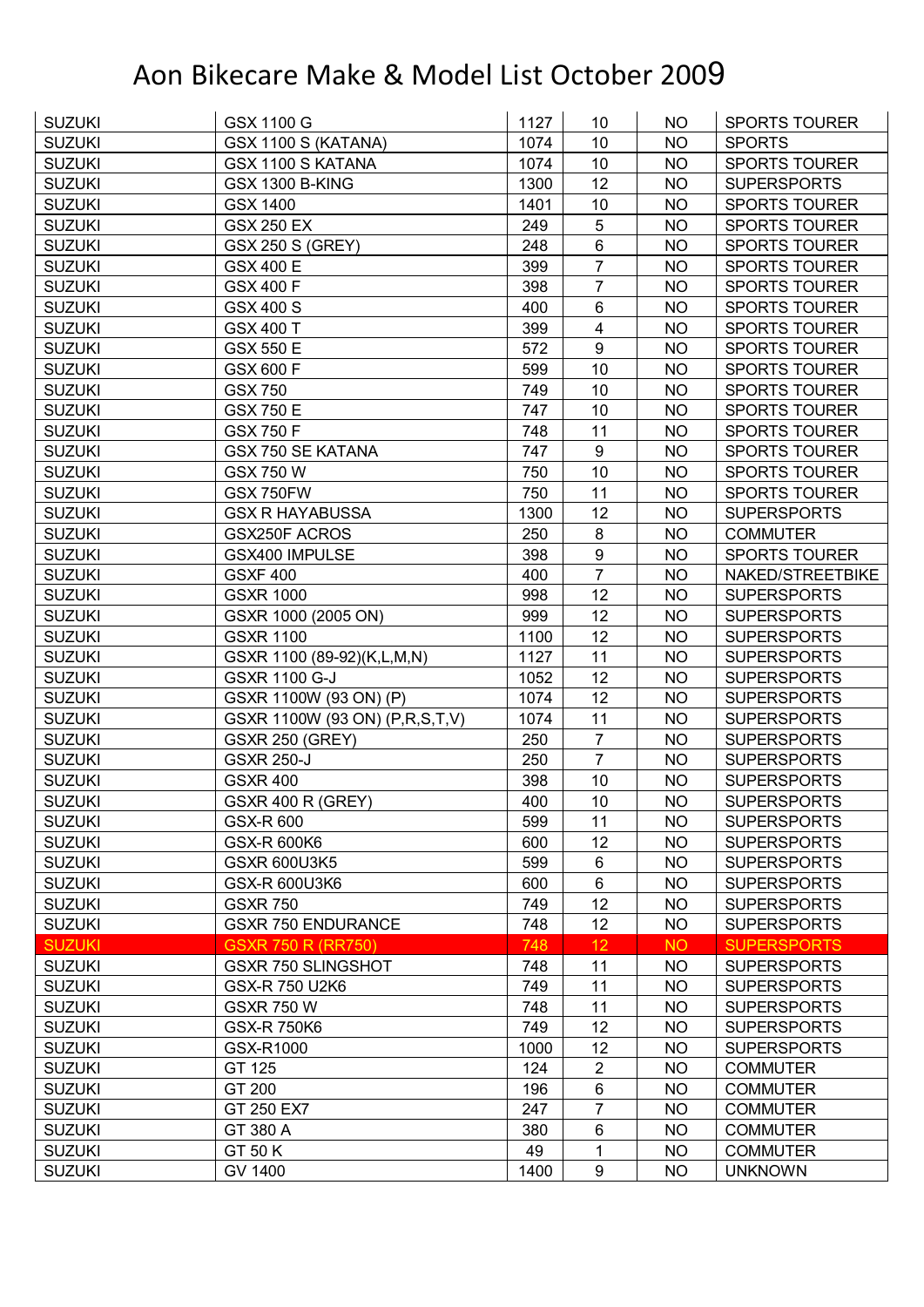# Aon Bikecare Make & Model List October 2009

| | | | | | |
|---|---|---|---|---|---|
| SUZUKI | GSX 1100 G | 1127 | 10 | NO | SPORTS TOURER |
| SUZUKI | GSX 1100 S (KATANA) | 1074 | 10 | NO | SPORTS |
| SUZUKI | GSX 1100 S KATANA | 1074 | 10 | NO | SPORTS TOURER |
| SUZUKI | GSX 1300 B-KING | 1300 | 12 | NO | SUPERSPORTS |
| SUZUKI | GSX 1400 | 1401 | 10 | NO | SPORTS TOURER |
| SUZUKI | GSX 250 EX | 249 | 5 | NO | SPORTS TOURER |
| SUZUKI | GSX 250 S (GREY) | 248 | 6 | NO | SPORTS TOURER |
| SUZUKI | GSX 400 E | 399 | 7 | NO | SPORTS TOURER |
| SUZUKI | GSX 400 F | 398 | 7 | NO | SPORTS TOURER |
| SUZUKI | GSX 400 S | 400 | 6 | NO | SPORTS TOURER |
| SUZUKI | GSX 400 T | 399 | 4 | NO | SPORTS TOURER |
| SUZUKI | GSX 550 E | 572 | 9 | NO | SPORTS TOURER |
| SUZUKI | GSX 600 F | 599 | 10 | NO | SPORTS TOURER |
| SUZUKI | GSX 750 | 749 | 10 | NO | SPORTS TOURER |
| SUZUKI | GSX 750 E | 747 | 10 | NO | SPORTS TOURER |
| SUZUKI | GSX 750 F | 748 | 11 | NO | SPORTS TOURER |
| SUZUKI | GSX 750 SE KATANA | 747 | 9 | NO | SPORTS TOURER |
| SUZUKI | GSX 750 W | 750 | 10 | NO | SPORTS TOURER |
| SUZUKI | GSX 750FW | 750 | 11 | NO | SPORTS TOURER |
| SUZUKI | GSX R HAYABUSSA | 1300 | 12 | NO | SUPERSPORTS |
| SUZUKI | GSX250F ACROS | 250 | 8 | NO | COMMUTER |
| SUZUKI | GSX400 IMPULSE | 398 | 9 | NO | SPORTS TOURER |
| SUZUKI | GSXF 400 | 400 | 7 | NO | NAKED/STREETBIKE |
| SUZUKI | GSXR 1000 | 998 | 12 | NO | SUPERSPORTS |
| SUZUKI | GSXR 1000 (2005 ON) | 999 | 12 | NO | SUPERSPORTS |
| SUZUKI | GSXR 1100 | 1100 | 12 | NO | SUPERSPORTS |
| SUZUKI | GSXR 1100 (89-92)(K,L,M,N) | 1127 | 11 | NO | SUPERSPORTS |
| SUZUKI | GSXR 1100 G-J | 1052 | 12 | NO | SUPERSPORTS |
| SUZUKI | GSXR 1100W (93 ON) (P) | 1074 | 12 | NO | SUPERSPORTS |
| SUZUKI | GSXR 1100W (93 ON) (P,R,S,T,V) | 1074 | 11 | NO | SUPERSPORTS |
| SUZUKI | GSXR 250 (GREY) | 250 | 7 | NO | SUPERSPORTS |
| SUZUKI | GSXR 250-J | 250 | 7 | NO | SUPERSPORTS |
| SUZUKI | GSXR 400 | 398 | 10 | NO | SUPERSPORTS |
| SUZUKI | GSXR 400 R (GREY) | 400 | 10 | NO | SUPERSPORTS |
| SUZUKI | GSX-R 600 | 599 | 11 | NO | SUPERSPORTS |
| SUZUKI | GSX-R 600K6 | 600 | 12 | NO | SUPERSPORTS |
| SUZUKI | GSXR 600U3K5 | 599 | 6 | NO | SUPERSPORTS |
| SUZUKI | GSX-R 600U3K6 | 600 | 6 | NO | SUPERSPORTS |
| SUZUKI | GSXR 750 | 749 | 12 | NO | SUPERSPORTS |
| SUZUKI | GSXR 750 ENDURANCE | 748 | 12 | NO | SUPERSPORTS |
| SUZUKI | GSXR 750 R (RR750) | 748 | 12 | NO | SUPERSPORTS |
| SUZUKI | GSXR 750 SLINGSHOT | 748 | 11 | NO | SUPERSPORTS |
| SUZUKI | GSX-R 750 U2K6 | 749 | 11 | NO | SUPERSPORTS |
| SUZUKI | GSXR 750 W | 748 | 11 | NO | SUPERSPORTS |
| SUZUKI | GSX-R 750K6 | 749 | 12 | NO | SUPERSPORTS |
| SUZUKI | GSX-R1000 | 1000 | 12 | NO | SUPERSPORTS |
| SUZUKI | GT 125 | 124 | 2 | NO | COMMUTER |
| SUZUKI | GT 200 | 196 | 6 | NO | COMMUTER |
| SUZUKI | GT 250 EX7 | 247 | 7 | NO | COMMUTER |
| SUZUKI | GT 380 A | 380 | 6 | NO | COMMUTER |
| SUZUKI | GT 50 K | 49 | 1 | NO | COMMUTER |
| SUZUKI | GV 1400 | 1400 | 9 | NO | UNKNOWN |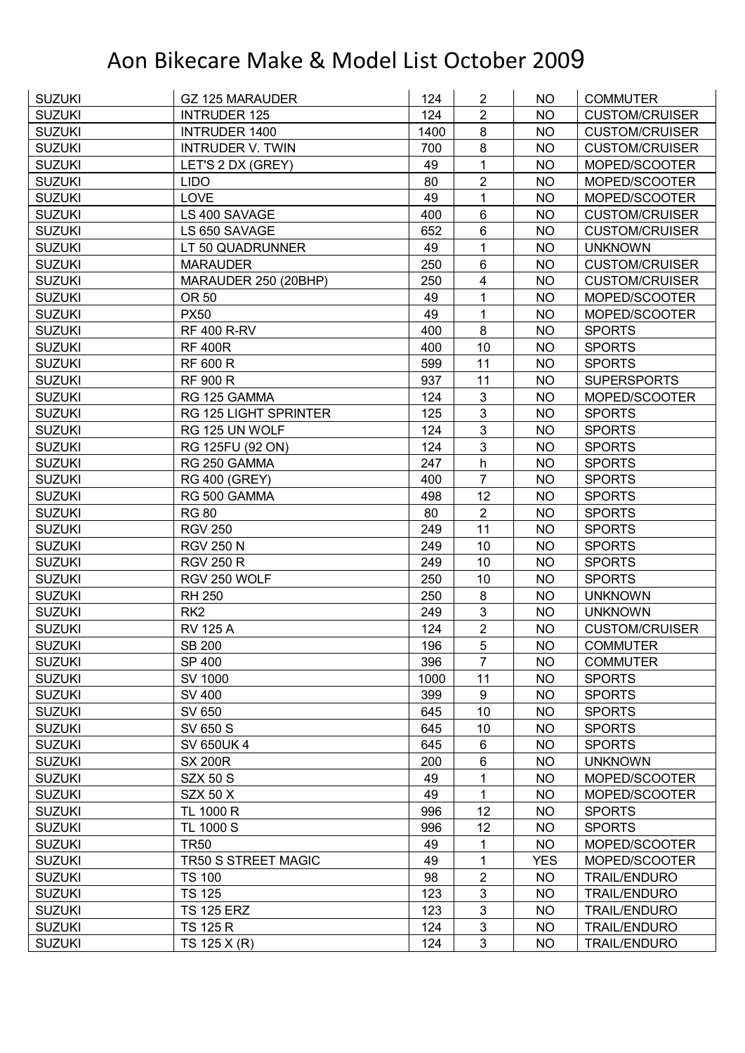# Aon Bikecare Make & Model List October 2009

| | | | | | |
|---|---|---|---|---|---|
| SUZUKI | GZ 125 MARAUDER | 124 | 2 | NO | COMMUTER |
| SUZUKI | INTRUDER 125 | 124 | 2 | NO | CUSTOM/CRUISER |
| SUZUKI | INTRUDER 1400 | 1400 | 8 | NO | CUSTOM/CRUISER |
| SUZUKI | INTRUDER V. TWIN | 700 | 8 | NO | CUSTOM/CRUISER |
| SUZUKI | LET'S 2 DX (GREY) | 49 | 1 | NO | MOPED/SCOOTER |
| SUZUKI | LIDO | 80 | 2 | NO | MOPED/SCOOTER |
| SUZUKI | LOVE | 49 | 1 | NO | MOPED/SCOOTER |
| SUZUKI | LS 400 SAVAGE | 400 | 6 | NO | CUSTOM/CRUISER |
| SUZUKI | LS 650 SAVAGE | 652 | 6 | NO | CUSTOM/CRUISER |
| SUZUKI | LT 50 QUADRUNNER | 49 | 1 | NO | UNKNOWN |
| SUZUKI | MARAUDER | 250 | 6 | NO | CUSTOM/CRUISER |
| SUZUKI | MARAUDER 250 (20BHP) | 250 | 4 | NO | CUSTOM/CRUISER |
| SUZUKI | OR 50 | 49 | 1 | NO | MOPED/SCOOTER |
| SUZUKI | PX50 | 49 | 1 | NO | MOPED/SCOOTER |
| SUZUKI | RF 400 R-RV | 400 | 8 | NO | SPORTS |
| SUZUKI | RF 400R | 400 | 10 | NO | SPORTS |
| SUZUKI | RF 600 R | 599 | 11 | NO | SPORTS |
| SUZUKI | RF 900 R | 937 | 11 | NO | SUPERSPORTS |
| SUZUKI | RG 125 GAMMA | 124 | 3 | NO | MOPED/SCOOTER |
| SUZUKI | RG 125 LIGHT SPRINTER | 125 | 3 | NO | SPORTS |
| SUZUKI | RG 125 UN WOLF | 124 | 3 | NO | SPORTS |
| SUZUKI | RG 125FU (92 ON) | 124 | 3 | NO | SPORTS |
| SUZUKI | RG 250 GAMMA | 247 | h | NO | SPORTS |
| SUZUKI | RG 400 (GREY) | 400 | 7 | NO | SPORTS |
| SUZUKI | RG 500 GAMMA | 498 | 12 | NO | SPORTS |
| SUZUKI | RG 80 | 80 | 2 | NO | SPORTS |
| SUZUKI | RGV 250 | 249 | 11 | NO | SPORTS |
| SUZUKI | RGV 250 N | 249 | 10 | NO | SPORTS |
| SUZUKI | RGV 250 R | 249 | 10 | NO | SPORTS |
| SUZUKI | RGV 250 WOLF | 250 | 10 | NO | SPORTS |
| SUZUKI | RH 250 | 250 | 8 | NO | UNKNOWN |
| SUZUKI | RK2 | 249 | 3 | NO | UNKNOWN |
| SUZUKI | RV 125 A | 124 | 2 | NO | CUSTOM/CRUISER |
| SUZUKI | SB 200 | 196 | 5 | NO | COMMUTER |
| SUZUKI | SP 400 | 396 | 7 | NO | COMMUTER |
| SUZUKI | SV 1000 | 1000 | 11 | NO | SPORTS |
| SUZUKI | SV 400 | 399 | 9 | NO | SPORTS |
| SUZUKI | SV 650 | 645 | 10 | NO | SPORTS |
| SUZUKI | SV 650 S | 645 | 10 | NO | SPORTS |
| SUZUKI | SV 650UK 4 | 645 | 6 | NO | SPORTS |
| SUZUKI | SX 200R | 200 | 6 | NO | UNKNOWN |
| SUZUKI | SZX 50 S | 49 | 1 | NO | MOPED/SCOOTER |
| SUZUKI | SZX 50 X | 49 | 1 | NO | MOPED/SCOOTER |
| SUZUKI | TL 1000 R | 996 | 12 | NO | SPORTS |
| SUZUKI | TL 1000 S | 996 | 12 | NO | SPORTS |
| SUZUKI | TR50 | 49 | 1 | NO | MOPED/SCOOTER |
| SUZUKI | TR50 S STREET MAGIC | 49 | 1 | YES | MOPED/SCOOTER |
| SUZUKI | TS 100 | 98 | 2 | NO | TRAIL/ENDURO |
| SUZUKI | TS 125 | 123 | 3 | NO | TRAIL/ENDURO |
| SUZUKI | TS 125 ERZ | 123 | 3 | NO | TRAIL/ENDURO |
| SUZUKI | TS 125 R | 124 | 3 | NO | TRAIL/ENDURO |
| SUZUKI | TS 125 X (R) | 124 | 3 | NO | TRAIL/ENDURO |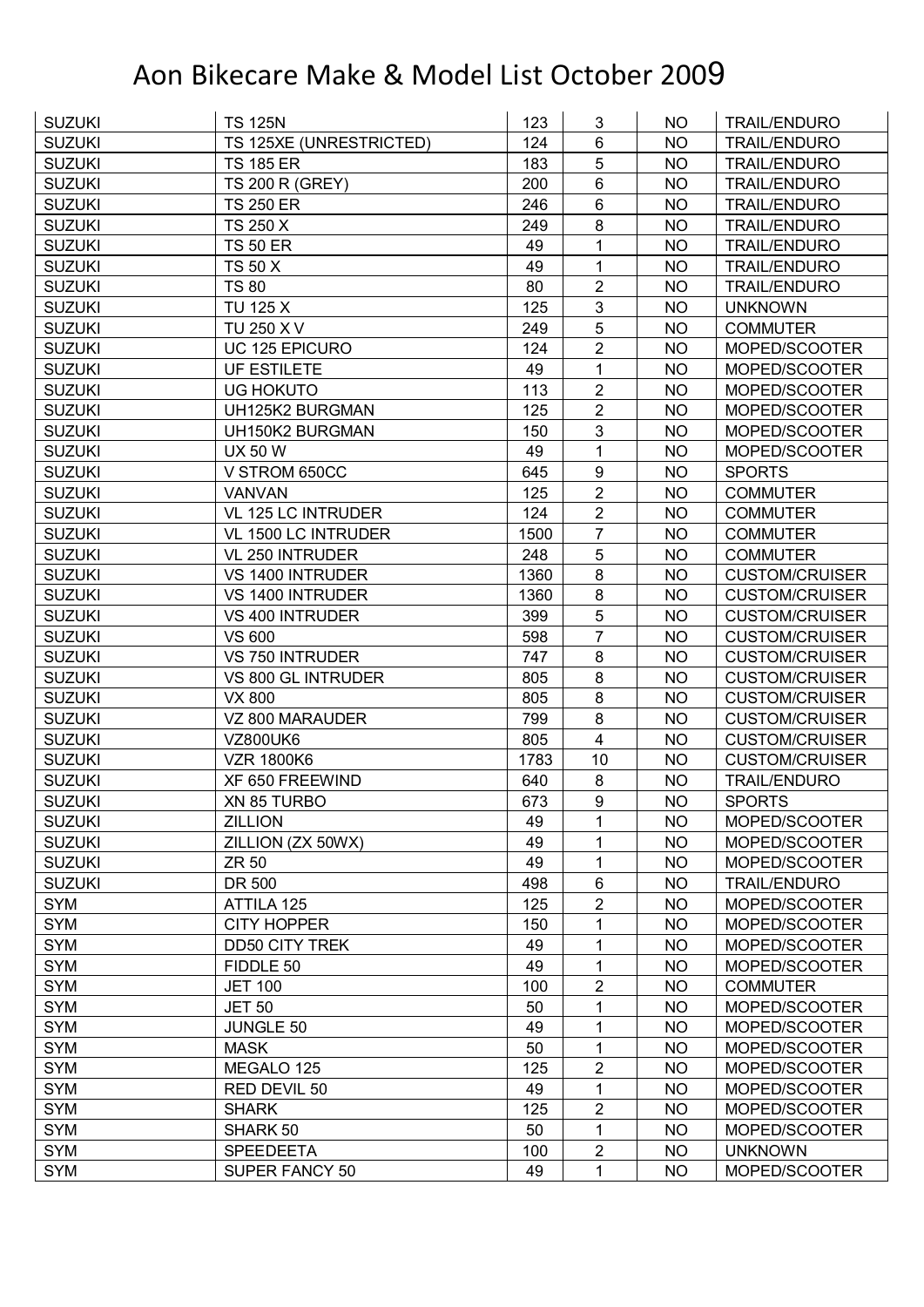# Aon Bikecare Make & Model List October 2009

| | | | | | |
|---|---|---|---|---|---|
| SUZUKI | TS 125N | 123 | 3 | NO | TRAIL/ENDURO |
| SUZUKI | TS 125XE (UNRESTRICTED) | 124 | 6 | NO | TRAIL/ENDURO |
| SUZUKI | TS 185 ER | 183 | 5 | NO | TRAIL/ENDURO |
| SUZUKI | TS 200 R (GREY) | 200 | 6 | NO | TRAIL/ENDURO |
| SUZUKI | TS 250 ER | 246 | 6 | NO | TRAIL/ENDURO |
| SUZUKI | TS 250 X | 249 | 8 | NO | TRAIL/ENDURO |
| SUZUKI | TS 50 ER | 49 | 1 | NO | TRAIL/ENDURO |
| SUZUKI | TS 50 X | 49 | 1 | NO | TRAIL/ENDURO |
| SUZUKI | TS 80 | 80 | 2 | NO | TRAIL/ENDURO |
| SUZUKI | TU 125 X | 125 | 3 | NO | UNKNOWN |
| SUZUKI | TU 250 X V | 249 | 5 | NO | COMMUTER |
| SUZUKI | UC 125 EPICURO | 124 | 2 | NO | MOPED/SCOOTER |
| SUZUKI | UF ESTILETE | 49 | 1 | NO | MOPED/SCOOTER |
| SUZUKI | UG HOKUTO | 113 | 2 | NO | MOPED/SCOOTER |
| SUZUKI | UH125K2 BURGMAN | 125 | 2 | NO | MOPED/SCOOTER |
| SUZUKI | UH150K2 BURGMAN | 150 | 3 | NO | MOPED/SCOOTER |
| SUZUKI | UX 50 W | 49 | 1 | NO | MOPED/SCOOTER |
| SUZUKI | V STROM 650CC | 645 | 9 | NO | SPORTS |
| SUZUKI | VANVAN | 125 | 2 | NO | COMMUTER |
| SUZUKI | VL 125 LC INTRUDER | 124 | 2 | NO | COMMUTER |
| SUZUKI | VL 1500 LC INTRUDER | 1500 | 7 | NO | COMMUTER |
| SUZUKI | VL 250 INTRUDER | 248 | 5 | NO | COMMUTER |
| SUZUKI | VS 1400 INTRUDER | 1360 | 8 | NO | CUSTOM/CRUISER |
| SUZUKI | VS 1400 INTRUDER | 1360 | 8 | NO | CUSTOM/CRUISER |
| SUZUKI | VS 400 INTRUDER | 399 | 5 | NO | CUSTOM/CRUISER |
| SUZUKI | VS 600 | 598 | 7 | NO | CUSTOM/CRUISER |
| SUZUKI | VS 750 INTRUDER | 747 | 8 | NO | CUSTOM/CRUISER |
| SUZUKI | VS 800 GL INTRUDER | 805 | 8 | NO | CUSTOM/CRUISER |
| SUZUKI | VX 800 | 805 | 8 | NO | CUSTOM/CRUISER |
| SUZUKI | VZ 800 MARAUDER | 799 | 8 | NO | CUSTOM/CRUISER |
| SUZUKI | VZ800UK6 | 805 | 4 | NO | CUSTOM/CRUISER |
| SUZUKI | VZR 1800K6 | 1783 | 10 | NO | CUSTOM/CRUISER |
| SUZUKI | XF 650 FREEWIND | 640 | 8 | NO | TRAIL/ENDURO |
| SUZUKI | XN 85 TURBO | 673 | 9 | NO | SPORTS |
| SUZUKI | ZILLION | 49 | 1 | NO | MOPED/SCOOTER |
| SUZUKI | ZILLION (ZX 50WX) | 49 | 1 | NO | MOPED/SCOOTER |
| SUZUKI | ZR 50 | 49 | 1 | NO | MOPED/SCOOTER |
| SUZUKI | DR 500 | 498 | 6 | NO | TRAIL/ENDURO |
| SYM | ATTILA 125 | 125 | 2 | NO | MOPED/SCOOTER |
| SYM | CITY HOPPER | 150 | 1 | NO | MOPED/SCOOTER |
| SYM | DD50 CITY TREK | 49 | 1 | NO | MOPED/SCOOTER |
| SYM | FIDDLE 50 | 49 | 1 | NO | MOPED/SCOOTER |
| SYM | JET 100 | 100 | 2 | NO | COMMUTER |
| SYM | JET 50 | 50 | 1 | NO | MOPED/SCOOTER |
| SYM | JUNGLE 50 | 49 | 1 | NO | MOPED/SCOOTER |
| SYM | MASK | 50 | 1 | NO | MOPED/SCOOTER |
| SYM | MEGALO 125 | 125 | 2 | NO | MOPED/SCOOTER |
| SYM | RED DEVIL 50 | 49 | 1 | NO | MOPED/SCOOTER |
| SYM | SHARK | 125 | 2 | NO | MOPED/SCOOTER |
| SYM | SHARK 50 | 50 | 1 | NO | MOPED/SCOOTER |
| SYM | SPEEDEETA | 100 | 2 | NO | UNKNOWN |
| SYM | SUPER FANCY 50 | 49 | 1 | NO | MOPED/SCOOTER |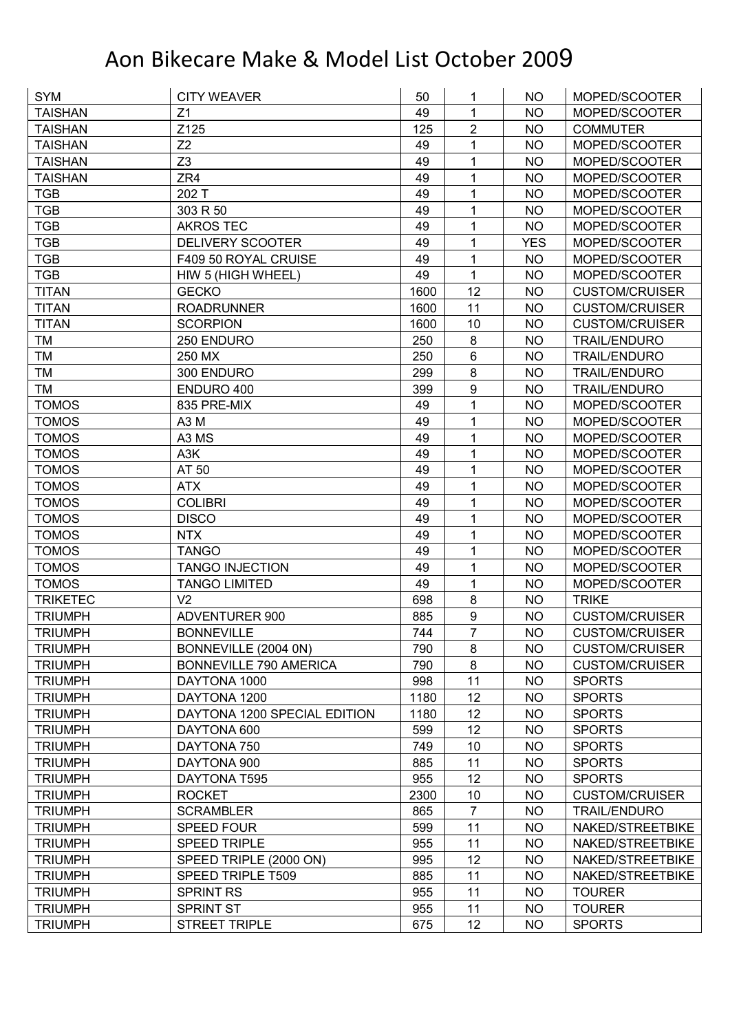# Aon Bikecare Make & Model List October 2009

| | | | | | |
|---|---|---|---|---|---|
| SYM | CITY WEAVER | 50 | 1 | NO | MOPED/SCOOTER |
| TAISHAN | Z1 | 49 | 1 | NO | MOPED/SCOOTER |
| TAISHAN | Z125 | 125 | 2 | NO | COMMUTER |
| TAISHAN | Z2 | 49 | 1 | NO | MOPED/SCOOTER |
| TAISHAN | Z3 | 49 | 1 | NO | MOPED/SCOOTER |
| TAISHAN | ZR4 | 49 | 1 | NO | MOPED/SCOOTER |
| TGB | 202 T | 49 | 1 | NO | MOPED/SCOOTER |
| TGB | 303 R 50 | 49 | 1 | NO | MOPED/SCOOTER |
| TGB | AKROS TEC | 49 | 1 | NO | MOPED/SCOOTER |
| TGB | DELIVERY SCOOTER | 49 | 1 | YES | MOPED/SCOOTER |
| TGB | F409 50 ROYAL CRUISE | 49 | 1 | NO | MOPED/SCOOTER |
| TGB | HIW 5 (HIGH WHEEL) | 49 | 1 | NO | MOPED/SCOOTER |
| TITAN | GECKO | 1600 | 12 | NO | CUSTOM/CRUISER |
| TITAN | ROADRUNNER | 1600 | 11 | NO | CUSTOM/CRUISER |
| TITAN | SCORPION | 1600 | 10 | NO | CUSTOM/CRUISER |
| TM | 250 ENDURO | 250 | 8 | NO | TRAIL/ENDURO |
| TM | 250 MX | 250 | 6 | NO | TRAIL/ENDURO |
| TM | 300 ENDURO | 299 | 8 | NO | TRAIL/ENDURO |
| TM | ENDURO 400 | 399 | 9 | NO | TRAIL/ENDURO |
| TOMOS | 835 PRE-MIX | 49 | 1 | NO | MOPED/SCOOTER |
| TOMOS | A3 M | 49 | 1 | NO | MOPED/SCOOTER |
| TOMOS | A3 MS | 49 | 1 | NO | MOPED/SCOOTER |
| TOMOS | A3K | 49 | 1 | NO | MOPED/SCOOTER |
| TOMOS | AT 50 | 49 | 1 | NO | MOPED/SCOOTER |
| TOMOS | ATX | 49 | 1 | NO | MOPED/SCOOTER |
| TOMOS | COLIBRI | 49 | 1 | NO | MOPED/SCOOTER |
| TOMOS | DISCO | 49 | 1 | NO | MOPED/SCOOTER |
| TOMOS | NTX | 49 | 1 | NO | MOPED/SCOOTER |
| TOMOS | TANGO | 49 | 1 | NO | MOPED/SCOOTER |
| TOMOS | TANGO INJECTION | 49 | 1 | NO | MOPED/SCOOTER |
| TOMOS | TANGO LIMITED | 49 | 1 | NO | MOPED/SCOOTER |
| TRIKETEC | V2 | 698 | 8 | NO | TRIKE |
| TRIUMPH | ADVENTURER 900 | 885 | 9 | NO | CUSTOM/CRUISER |
| TRIUMPH | BONNEVILLE | 744 | 7 | NO | CUSTOM/CRUISER |
| TRIUMPH | BONNEVILLE (2004 0N) | 790 | 8 | NO | CUSTOM/CRUISER |
| TRIUMPH | BONNEVILLE 790 AMERICA | 790 | 8 | NO | CUSTOM/CRUISER |
| TRIUMPH | DAYTONA 1000 | 998 | 11 | NO | SPORTS |
| TRIUMPH | DAYTONA 1200 | 1180 | 12 | NO | SPORTS |
| TRIUMPH | DAYTONA 1200 SPECIAL EDITION | 1180 | 12 | NO | SPORTS |
| TRIUMPH | DAYTONA 600 | 599 | 12 | NO | SPORTS |
| TRIUMPH | DAYTONA 750 | 749 | 10 | NO | SPORTS |
| TRIUMPH | DAYTONA 900 | 885 | 11 | NO | SPORTS |
| TRIUMPH | DAYTONA T595 | 955 | 12 | NO | SPORTS |
| TRIUMPH | ROCKET | 2300 | 10 | NO | CUSTOM/CRUISER |
| TRIUMPH | SCRAMBLER | 865 | 7 | NO | TRAIL/ENDURO |
| TRIUMPH | SPEED FOUR | 599 | 11 | NO | NAKED/STREETBIKE |
| TRIUMPH | SPEED TRIPLE | 955 | 11 | NO | NAKED/STREETBIKE |
| TRIUMPH | SPEED TRIPLE (2000 ON) | 995 | 12 | NO | NAKED/STREETBIKE |
| TRIUMPH | SPEED TRIPLE T509 | 885 | 11 | NO | NAKED/STREETBIKE |
| TRIUMPH | SPRINT RS | 955 | 11 | NO | TOURER |
| TRIUMPH | SPRINT ST | 955 | 11 | NO | TOURER |
| TRIUMPH | STREET TRIPLE | 675 | 12 | NO | SPORTS |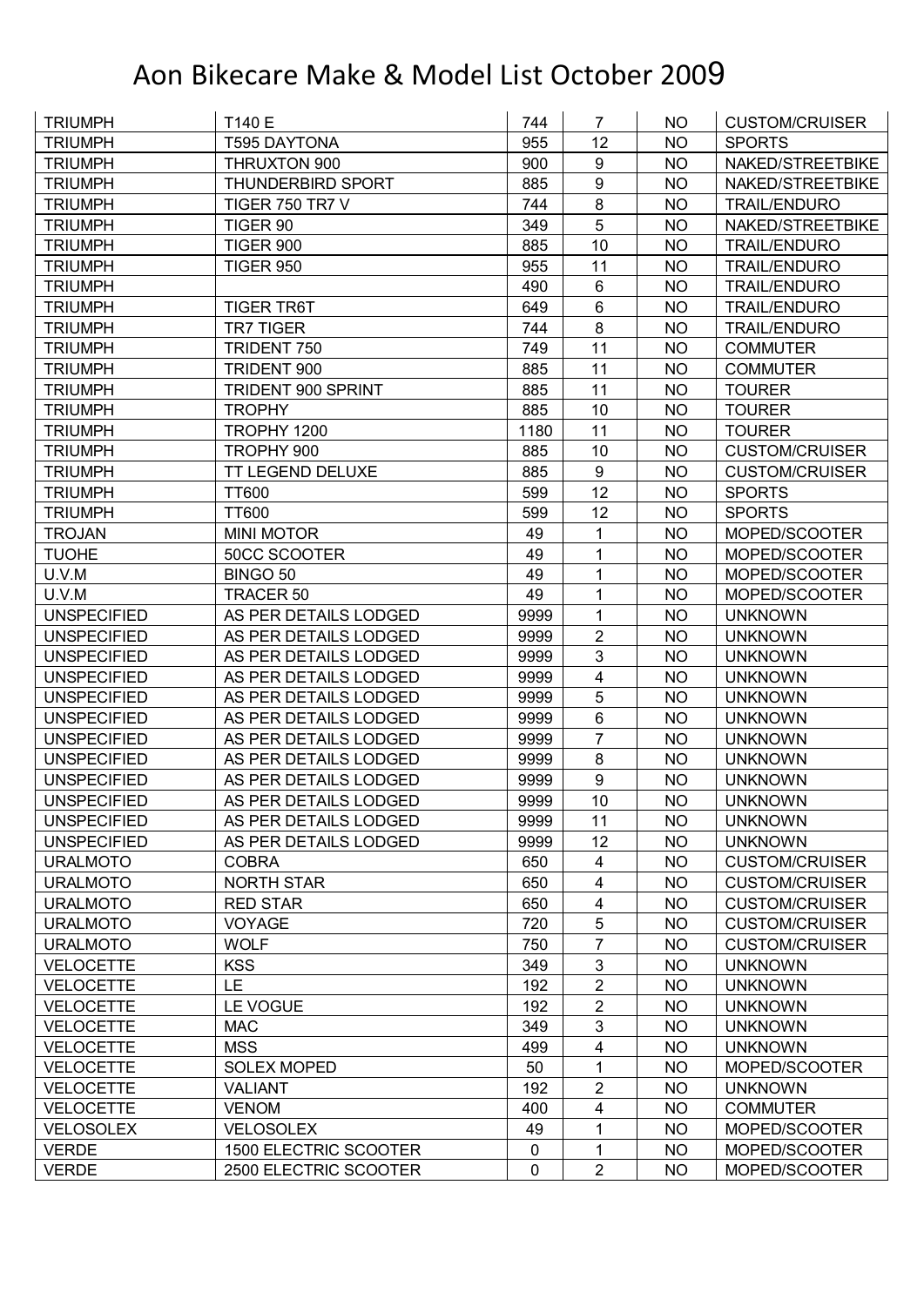# Aon Bikecare Make & Model List October 2009

| TRIUMPH | T140 E | 744 | 7 | NO | CUSTOM/CRUISER |
|---|---|---|---|---|---|
| TRIUMPH | T595 DAYTONA | 955 | 12 | NO | SPORTS |
| TRIUMPH | THRUXTON 900 | 900 | 9 | NO | NAKED/STREETBIKE |
| TRIUMPH | THUNDERBIRD SPORT | 885 | 9 | NO | NAKED/STREETBIKE |
| TRIUMPH | TIGER 750 TR7 V | 744 | 8 | NO | TRAIL/ENDURO |
| TRIUMPH | TIGER 90 | 349 | 5 | NO | NAKED/STREETBIKE |
| TRIUMPH | TIGER 900 | 885 | 10 | NO | TRAIL/ENDURO |
| TRIUMPH | TIGER 950 | 955 | 11 | NO | TRAIL/ENDURO |
| TRIUMPH | | 490 | 6 | NO | TRAIL/ENDURO |
| TRIUMPH | TIGER TR6T | 649 | 6 | NO | TRAIL/ENDURO |
| TRIUMPH | TR7 TIGER | 744 | 8 | NO | TRAIL/ENDURO |
| TRIUMPH | TRIDENT 750 | 749 | 11 | NO | COMMUTER |
| TRIUMPH | TRIDENT 900 | 885 | 11 | NO | COMMUTER |
| TRIUMPH | TRIDENT 900 SPRINT | 885 | 11 | NO | TOURER |
| TRIUMPH | TROPHY | 885 | 10 | NO | TOURER |
| TRIUMPH | TROPHY 1200 | 1180 | 11 | NO | TOURER |
| TRIUMPH | TROPHY 900 | 885 | 10 | NO | CUSTOM/CRUISER |
| TRIUMPH | TT LEGEND DELUXE | 885 | 9 | NO | CUSTOM/CRUISER |
| TRIUMPH | TT600 | 599 | 12 | NO | SPORTS |
| TRIUMPH | TT600 | 599 | 12 | NO | SPORTS |
| TROJAN | MINI MOTOR | 49 | 1 | NO | MOPED/SCOOTER |
| TUOHE | 50CC SCOOTER | 49 | 1 | NO | MOPED/SCOOTER |
| U.V.M | BINGO 50 | 49 | 1 | NO | MOPED/SCOOTER |
| U.V.M | TRACER 50 | 49 | 1 | NO | MOPED/SCOOTER |
| UNSPECIFIED | AS PER DETAILS LODGED | 9999 | 1 | NO | UNKNOWN |
| UNSPECIFIED | AS PER DETAILS LODGED | 9999 | 2 | NO | UNKNOWN |
| UNSPECIFIED | AS PER DETAILS LODGED | 9999 | 3 | NO | UNKNOWN |
| UNSPECIFIED | AS PER DETAILS LODGED | 9999 | 4 | NO | UNKNOWN |
| UNSPECIFIED | AS PER DETAILS LODGED | 9999 | 5 | NO | UNKNOWN |
| UNSPECIFIED | AS PER DETAILS LODGED | 9999 | 6 | NO | UNKNOWN |
| UNSPECIFIED | AS PER DETAILS LODGED | 9999 | 7 | NO | UNKNOWN |
| UNSPECIFIED | AS PER DETAILS LODGED | 9999 | 8 | NO | UNKNOWN |
| UNSPECIFIED | AS PER DETAILS LODGED | 9999 | 9 | NO | UNKNOWN |
| UNSPECIFIED | AS PER DETAILS LODGED | 9999 | 10 | NO | UNKNOWN |
| UNSPECIFIED | AS PER DETAILS LODGED | 9999 | 11 | NO | UNKNOWN |
| UNSPECIFIED | AS PER DETAILS LODGED | 9999 | 12 | NO | UNKNOWN |
| URALMOTO | COBRA | 650 | 4 | NO | CUSTOM/CRUISER |
| URALMOTO | NORTH STAR | 650 | 4 | NO | CUSTOM/CRUISER |
| URALMOTO | RED STAR | 650 | 4 | NO | CUSTOM/CRUISER |
| URALMOTO | VOYAGE | 720 | 5 | NO | CUSTOM/CRUISER |
| URALMOTO | WOLF | 750 | 7 | NO | CUSTOM/CRUISER |
| VELOCETTE | KSS | 349 | 3 | NO | UNKNOWN |
| VELOCETTE | LE | 192 | 2 | NO | UNKNOWN |
| VELOCETTE | LE VOGUE | 192 | 2 | NO | UNKNOWN |
| VELOCETTE | MAC | 349 | 3 | NO | UNKNOWN |
| VELOCETTE | MSS | 499 | 4 | NO | UNKNOWN |
| VELOCETTE | SOLEX MOPED | 50 | 1 | NO | MOPED/SCOOTER |
| VELOCETTE | VALIANT | 192 | 2 | NO | UNKNOWN |
| VELOCETTE | VENOM | 400 | 4 | NO | COMMUTER |
| VELOSOLEX | VELOSOLEX | 49 | 1 | NO | MOPED/SCOOTER |
| VERDE | 1500 ELECTRIC SCOOTER | 0 | 1 | NO | MOPED/SCOOTER |
| VERDE | 2500 ELECTRIC SCOOTER | 0 | 2 | NO | MOPED/SCOOTER |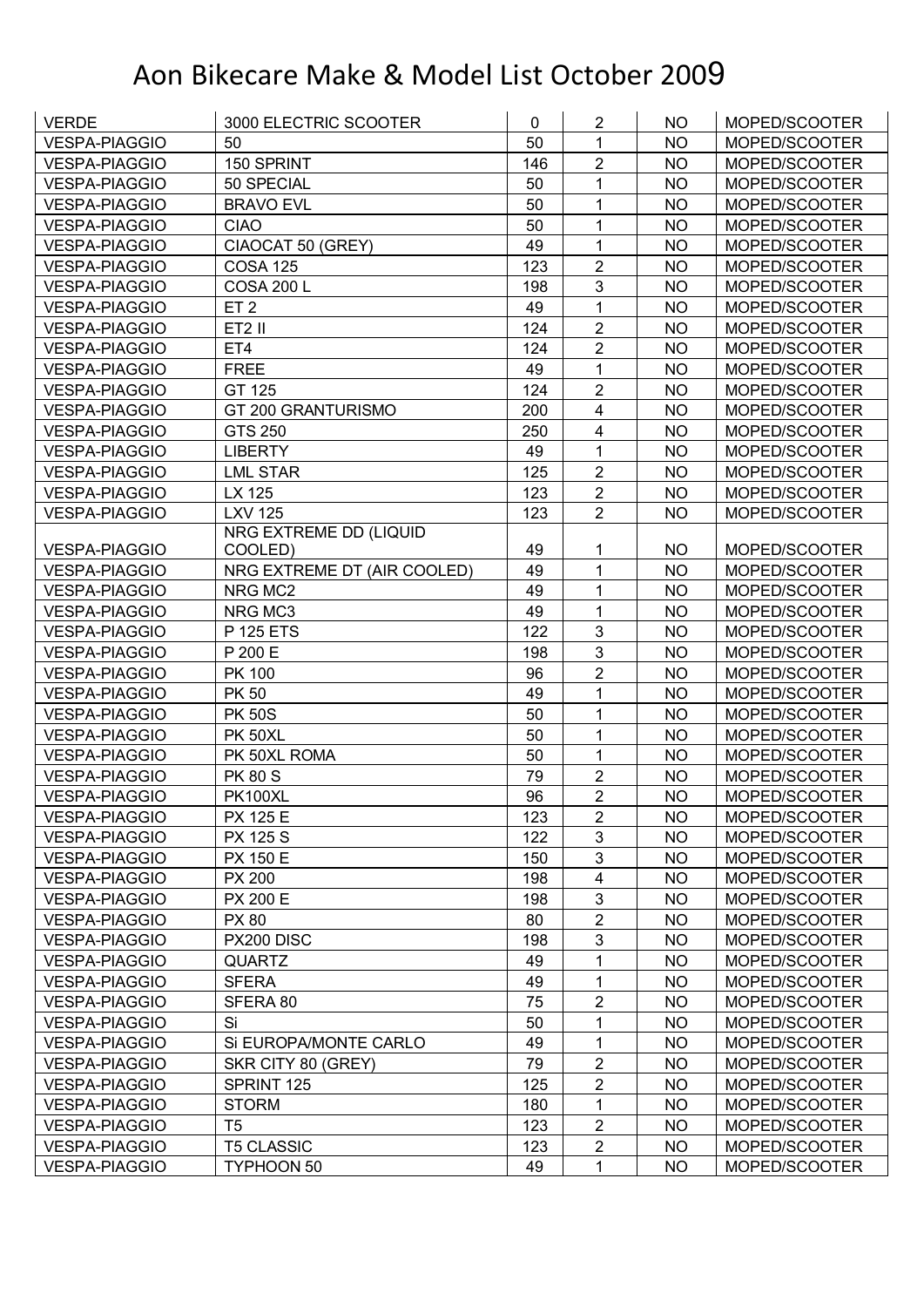# Aon Bikecare Make & Model List October 2009

| | | | | | |
|---|---|---|---|---|---|
| VERDE | 3000 ELECTRIC SCOOTER | 0 | 2 | NO | MOPED/SCOOTER |
| VESPA-PIAGGIO | 50 | 50 | 1 | NO | MOPED/SCOOTER |
| VESPA-PIAGGIO | 150 SPRINT | 146 | 2 | NO | MOPED/SCOOTER |
| VESPA-PIAGGIO | 50 SPECIAL | 50 | 1 | NO | MOPED/SCOOTER |
| VESPA-PIAGGIO | BRAVO EVL | 50 | 1 | NO | MOPED/SCOOTER |
| VESPA-PIAGGIO | CIAO | 50 | 1 | NO | MOPED/SCOOTER |
| VESPA-PIAGGIO | CIAOCAT 50 (GREY) | 49 | 1 | NO | MOPED/SCOOTER |
| VESPA-PIAGGIO | COSA 125 | 123 | 2 | NO | MOPED/SCOOTER |
| VESPA-PIAGGIO | COSA 200 L | 198 | 3 | NO | MOPED/SCOOTER |
| VESPA-PIAGGIO | ET 2 | 49 | 1 | NO | MOPED/SCOOTER |
| VESPA-PIAGGIO | ET2 II | 124 | 2 | NO | MOPED/SCOOTER |
| VESPA-PIAGGIO | ET4 | 124 | 2 | NO | MOPED/SCOOTER |
| VESPA-PIAGGIO | FREE | 49 | 1 | NO | MOPED/SCOOTER |
| VESPA-PIAGGIO | GT 125 | 124 | 2 | NO | MOPED/SCOOTER |
| VESPA-PIAGGIO | GT 200 GRANTURISMO | 200 | 4 | NO | MOPED/SCOOTER |
| VESPA-PIAGGIO | GTS 250 | 250 | 4 | NO | MOPED/SCOOTER |
| VESPA-PIAGGIO | LIBERTY | 49 | 1 | NO | MOPED/SCOOTER |
| VESPA-PIAGGIO | LML STAR | 125 | 2 | NO | MOPED/SCOOTER |
| VESPA-PIAGGIO | LX 125 | 123 | 2 | NO | MOPED/SCOOTER |
| VESPA-PIAGGIO | LXV 125 | 123 | 2 | NO | MOPED/SCOOTER |
| VESPA-PIAGGIO | NRG EXTREME DD (LIQUID COOLED) | 49 | 1 | NO | MOPED/SCOOTER |
| VESPA-PIAGGIO | NRG EXTREME DT (AIR COOLED) | 49 | 1 | NO | MOPED/SCOOTER |
| VESPA-PIAGGIO | NRG MC2 | 49 | 1 | NO | MOPED/SCOOTER |
| VESPA-PIAGGIO | NRG MC3 | 49 | 1 | NO | MOPED/SCOOTER |
| VESPA-PIAGGIO | P 125 ETS | 122 | 3 | NO | MOPED/SCOOTER |
| VESPA-PIAGGIO | P 200 E | 198 | 3 | NO | MOPED/SCOOTER |
| VESPA-PIAGGIO | PK 100 | 96 | 2 | NO | MOPED/SCOOTER |
| VESPA-PIAGGIO | PK 50 | 49 | 1 | NO | MOPED/SCOOTER |
| VESPA-PIAGGIO | PK 50S | 50 | 1 | NO | MOPED/SCOOTER |
| VESPA-PIAGGIO | PK 50XL | 50 | 1 | NO | MOPED/SCOOTER |
| VESPA-PIAGGIO | PK 50XL ROMA | 50 | 1 | NO | MOPED/SCOOTER |
| VESPA-PIAGGIO | PK 80 S | 79 | 2 | NO | MOPED/SCOOTER |
| VESPA-PIAGGIO | PK100XL | 96 | 2 | NO | MOPED/SCOOTER |
| VESPA-PIAGGIO | PX 125 E | 123 | 2 | NO | MOPED/SCOOTER |
| VESPA-PIAGGIO | PX 125 S | 122 | 3 | NO | MOPED/SCOOTER |
| VESPA-PIAGGIO | PX 150 E | 150 | 3 | NO | MOPED/SCOOTER |
| VESPA-PIAGGIO | PX 200 | 198 | 4 | NO | MOPED/SCOOTER |
| VESPA-PIAGGIO | PX 200 E | 198 | 3 | NO | MOPED/SCOOTER |
| VESPA-PIAGGIO | PX 80 | 80 | 2 | NO | MOPED/SCOOTER |
| VESPA-PIAGGIO | PX200 DISC | 198 | 3 | NO | MOPED/SCOOTER |
| VESPA-PIAGGIO | QUARTZ | 49 | 1 | NO | MOPED/SCOOTER |
| VESPA-PIAGGIO | SFERA | 49 | 1 | NO | MOPED/SCOOTER |
| VESPA-PIAGGIO | SFERA 80 | 75 | 2 | NO | MOPED/SCOOTER |
| VESPA-PIAGGIO | Si | 50 | 1 | NO | MOPED/SCOOTER |
| VESPA-PIAGGIO | Si EUROPA/MONTE CARLO | 49 | 1 | NO | MOPED/SCOOTER |
| VESPA-PIAGGIO | SKR CITY 80 (GREY) | 79 | 2 | NO | MOPED/SCOOTER |
| VESPA-PIAGGIO | SPRINT 125 | 125 | 2 | NO | MOPED/SCOOTER |
| VESPA-PIAGGIO | STORM | 180 | 1 | NO | MOPED/SCOOTER |
| VESPA-PIAGGIO | T5 | 123 | 2 | NO | MOPED/SCOOTER |
| VESPA-PIAGGIO | T5 CLASSIC | 123 | 2 | NO | MOPED/SCOOTER |
| VESPA-PIAGGIO | TYPHOON 50 | 49 | 1 | NO | MOPED/SCOOTER |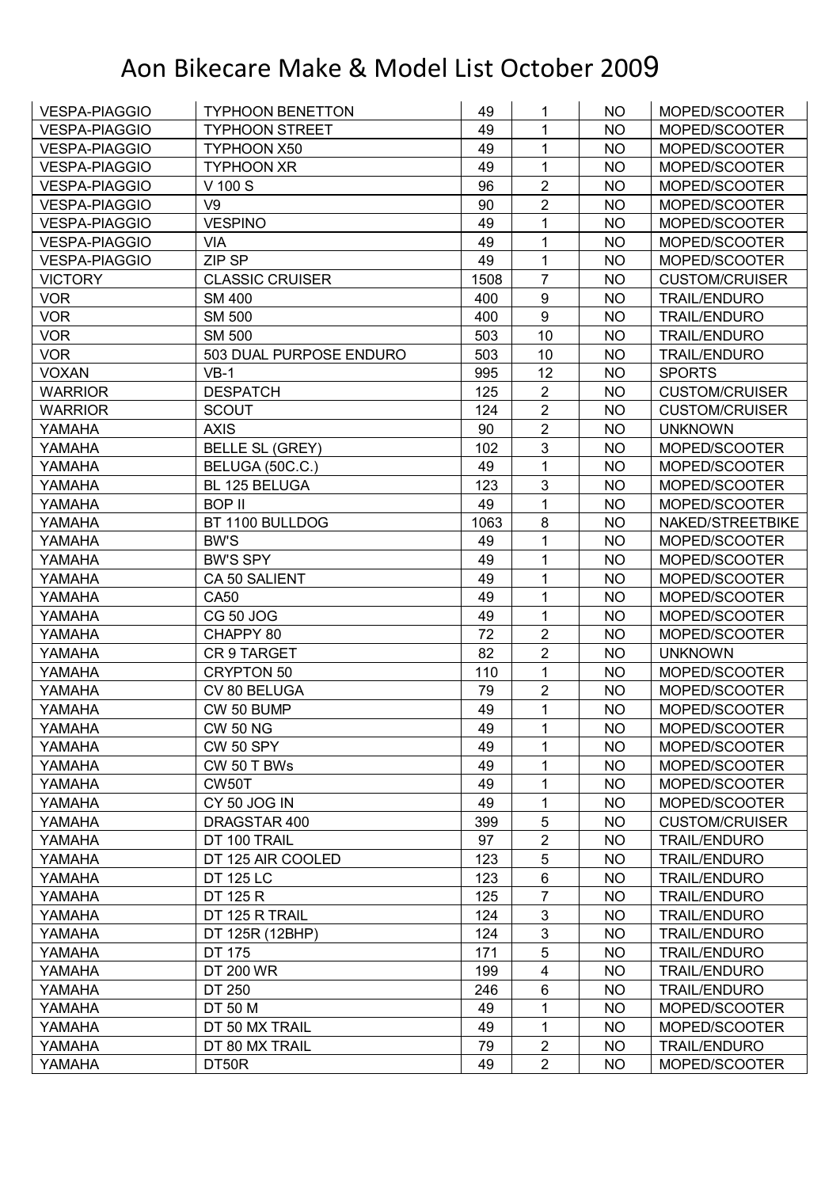# Aon Bikecare Make & Model List October 2009

| | | | | | |
|---|---|---|---|---|---|
| VESPA-PIAGGIO | TYPHOON BENETTON | 49 | 1 | NO | MOPED/SCOOTER |
| VESPA-PIAGGIO | TYPHOON STREET | 49 | 1 | NO | MOPED/SCOOTER |
| VESPA-PIAGGIO | TYPHOON X50 | 49 | 1 | NO | MOPED/SCOOTER |
| VESPA-PIAGGIO | TYPHOON XR | 49 | 1 | NO | MOPED/SCOOTER |
| VESPA-PIAGGIO | V 100 S | 96 | 2 | NO | MOPED/SCOOTER |
| VESPA-PIAGGIO | V9 | 90 | 2 | NO | MOPED/SCOOTER |
| VESPA-PIAGGIO | VESPINO | 49 | 1 | NO | MOPED/SCOOTER |
| VESPA-PIAGGIO | VIA | 49 | 1 | NO | MOPED/SCOOTER |
| VESPA-PIAGGIO | ZIP SP | 49 | 1 | NO | MOPED/SCOOTER |
| VICTORY | CLASSIC CRUISER | 1508 | 7 | NO | CUSTOM/CRUISER |
| VOR | SM 400 | 400 | 9 | NO | TRAIL/ENDURO |
| VOR | SM 500 | 400 | 9 | NO | TRAIL/ENDURO |
| VOR | SM 500 | 503 | 10 | NO | TRAIL/ENDURO |
| VOR | 503 DUAL PURPOSE ENDURO | 503 | 10 | NO | TRAIL/ENDURO |
| VOXAN | VB-1 | 995 | 12 | NO | SPORTS |
| WARRIOR | DESPATCH | 125 | 2 | NO | CUSTOM/CRUISER |
| WARRIOR | SCOUT | 124 | 2 | NO | CUSTOM/CRUISER |
| YAMAHA | AXIS | 90 | 2 | NO | UNKNOWN |
| YAMAHA | BELLE SL (GREY) | 102 | 3 | NO | MOPED/SCOOTER |
| YAMAHA | BELUGA (50C.C.) | 49 | 1 | NO | MOPED/SCOOTER |
| YAMAHA | BL 125 BELUGA | 123 | 3 | NO | MOPED/SCOOTER |
| YAMAHA | BOP II | 49 | 1 | NO | MOPED/SCOOTER |
| YAMAHA | BT 1100 BULLDOG | 1063 | 8 | NO | NAKED/STREETBIKE |
| YAMAHA | BW'S | 49 | 1 | NO | MOPED/SCOOTER |
| YAMAHA | BW'S SPY | 49 | 1 | NO | MOPED/SCOOTER |
| YAMAHA | CA 50 SALIENT | 49 | 1 | NO | MOPED/SCOOTER |
| YAMAHA | CA50 | 49 | 1 | NO | MOPED/SCOOTER |
| YAMAHA | CG 50 JOG | 49 | 1 | NO | MOPED/SCOOTER |
| YAMAHA | CHAPPY 80 | 72 | 2 | NO | MOPED/SCOOTER |
| YAMAHA | CR 9 TARGET | 82 | 2 | NO | UNKNOWN |
| YAMAHA | CRYPTON 50 | 110 | 1 | NO | MOPED/SCOOTER |
| YAMAHA | CV 80 BELUGA | 79 | 2 | NO | MOPED/SCOOTER |
| YAMAHA | CW 50 BUMP | 49 | 1 | NO | MOPED/SCOOTER |
| YAMAHA | CW 50 NG | 49 | 1 | NO | MOPED/SCOOTER |
| YAMAHA | CW 50 SPY | 49 | 1 | NO | MOPED/SCOOTER |
| YAMAHA | CW 50 T BWs | 49 | 1 | NO | MOPED/SCOOTER |
| YAMAHA | CW50T | 49 | 1 | NO | MOPED/SCOOTER |
| YAMAHA | CY 50 JOG IN | 49 | 1 | NO | MOPED/SCOOTER |
| YAMAHA | DRAGSTAR 400 | 399 | 5 | NO | CUSTOM/CRUISER |
| YAMAHA | DT 100 TRAIL | 97 | 2 | NO | TRAIL/ENDURO |
| YAMAHA | DT 125 AIR COOLED | 123 | 5 | NO | TRAIL/ENDURO |
| YAMAHA | DT 125 LC | 123 | 6 | NO | TRAIL/ENDURO |
| YAMAHA | DT 125 R | 125 | 7 | NO | TRAIL/ENDURO |
| YAMAHA | DT 125 R TRAIL | 124 | 3 | NO | TRAIL/ENDURO |
| YAMAHA | DT 125R (12BHP) | 124 | 3 | NO | TRAIL/ENDURO |
| YAMAHA | DT 175 | 171 | 5 | NO | TRAIL/ENDURO |
| YAMAHA | DT 200 WR | 199 | 4 | NO | TRAIL/ENDURO |
| YAMAHA | DT 250 | 246 | 6 | NO | TRAIL/ENDURO |
| YAMAHA | DT 50 M | 49 | 1 | NO | MOPED/SCOOTER |
| YAMAHA | DT 50 MX TRAIL | 49 | 1 | NO | MOPED/SCOOTER |
| YAMAHA | DT 80 MX TRAIL | 79 | 2 | NO | TRAIL/ENDURO |
| YAMAHA | DT50R | 49 | 2 | NO | MOPED/SCOOTER |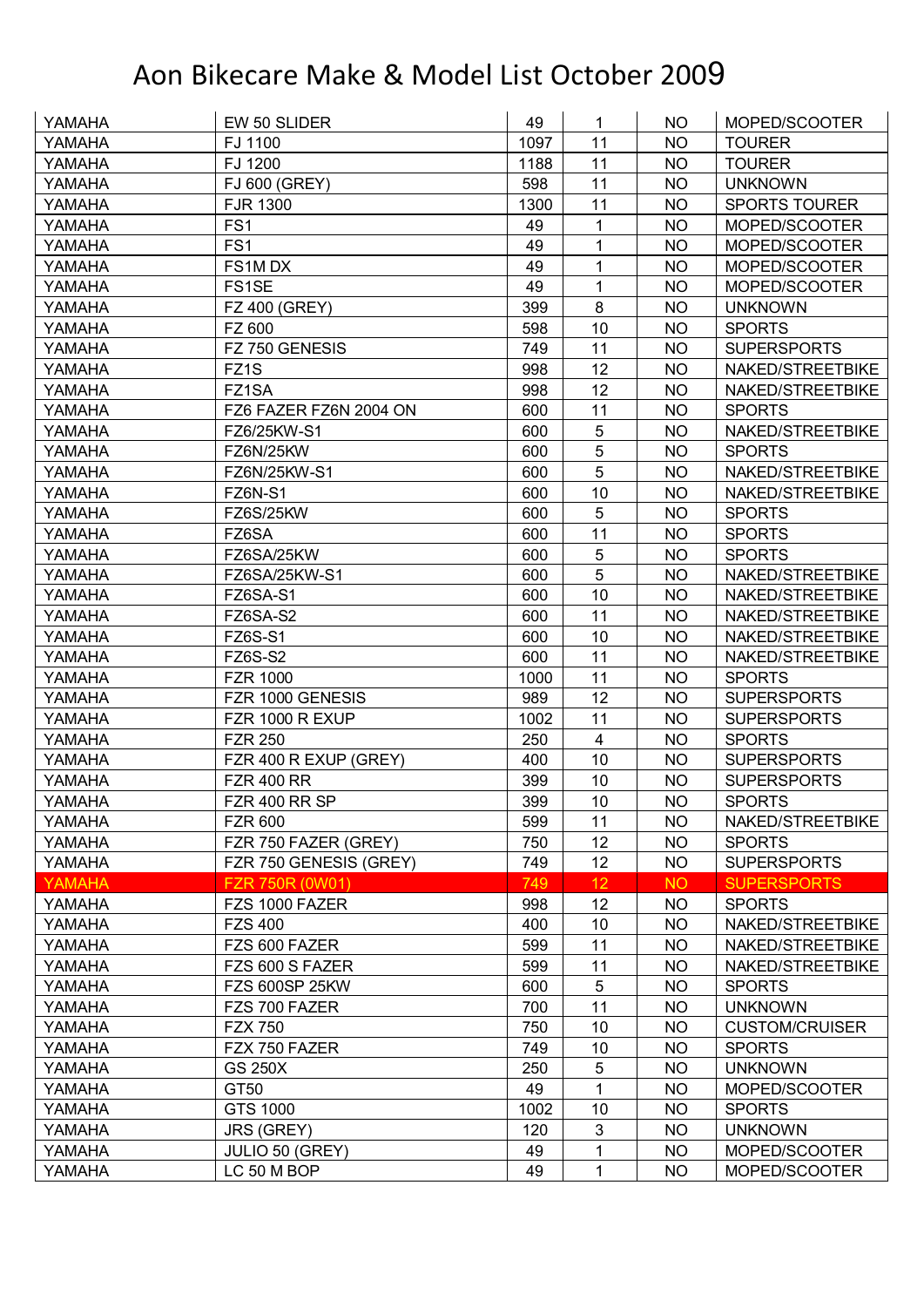# Aon Bikecare Make & Model List October 2009

| | | | | | |
|---|---|---|---|---|---|
| YAMAHA | EW 50 SLIDER | 49 | 1 | NO | MOPED/SCOOTER |
| YAMAHA | FJ 1100 | 1097 | 11 | NO | TOURER |
| YAMAHA | FJ 1200 | 1188 | 11 | NO | TOURER |
| YAMAHA | FJ 600 (GREY) | 598 | 11 | NO | UNKNOWN |
| YAMAHA | FJR 1300 | 1300 | 11 | NO | SPORTS TOURER |
| YAMAHA | FS1 | 49 | 1 | NO | MOPED/SCOOTER |
| YAMAHA | FS1 | 49 | 1 | NO | MOPED/SCOOTER |
| YAMAHA | FS1M DX | 49 | 1 | NO | MOPED/SCOOTER |
| YAMAHA | FS1SE | 49 | 1 | NO | MOPED/SCOOTER |
| YAMAHA | FZ 400 (GREY) | 399 | 8 | NO | UNKNOWN |
| YAMAHA | FZ 600 | 598 | 10 | NO | SPORTS |
| YAMAHA | FZ 750 GENESIS | 749 | 11 | NO | SUPERSPORTS |
| YAMAHA | FZ1S | 998 | 12 | NO | NAKED/STREETBIKE |
| YAMAHA | FZ1SA | 998 | 12 | NO | NAKED/STREETBIKE |
| YAMAHA | FZ6 FAZER FZ6N 2004 ON | 600 | 11 | NO | SPORTS |
| YAMAHA | FZ6/25KW-S1 | 600 | 5 | NO | NAKED/STREETBIKE |
| YAMAHA | FZ6N/25KW | 600 | 5 | NO | SPORTS |
| YAMAHA | FZ6N/25KW-S1 | 600 | 5 | NO | NAKED/STREETBIKE |
| YAMAHA | FZ6N-S1 | 600 | 10 | NO | NAKED/STREETBIKE |
| YAMAHA | FZ6S/25KW | 600 | 5 | NO | SPORTS |
| YAMAHA | FZ6SA | 600 | 11 | NO | SPORTS |
| YAMAHA | FZ6SA/25KW | 600 | 5 | NO | SPORTS |
| YAMAHA | FZ6SA/25KW-S1 | 600 | 5 | NO | NAKED/STREETBIKE |
| YAMAHA | FZ6SA-S1 | 600 | 10 | NO | NAKED/STREETBIKE |
| YAMAHA | FZ6SA-S2 | 600 | 11 | NO | NAKED/STREETBIKE |
| YAMAHA | FZ6S-S1 | 600 | 10 | NO | NAKED/STREETBIKE |
| YAMAHA | FZ6S-S2 | 600 | 11 | NO | NAKED/STREETBIKE |
| YAMAHA | FZR 1000 | 1000 | 11 | NO | SPORTS |
| YAMAHA | FZR 1000 GENESIS | 989 | 12 | NO | SUPERSPORTS |
| YAMAHA | FZR 1000 R EXUP | 1002 | 11 | NO | SUPERSPORTS |
| YAMAHA | FZR 250 | 250 | 4 | NO | SPORTS |
| YAMAHA | FZR 400 R EXUP (GREY) | 400 | 10 | NO | SUPERSPORTS |
| YAMAHA | FZR 400 RR | 399 | 10 | NO | SUPERSPORTS |
| YAMAHA | FZR 400 RR SP | 399 | 10 | NO | SPORTS |
| YAMAHA | FZR 600 | 599 | 11 | NO | NAKED/STREETBIKE |
| YAMAHA | FZR 750 FAZER (GREY) | 750 | 12 | NO | SPORTS |
| YAMAHA | FZR 750 GENESIS (GREY) | 749 | 12 | NO | SUPERSPORTS |
| YAMAHA | FZR 750R (0W01) | 749 | 12 | NO | SUPERSPORTS |
| YAMAHA | FZS 1000 FAZER | 998 | 12 | NO | SPORTS |
| YAMAHA | FZS 400 | 400 | 10 | NO | NAKED/STREETBIKE |
| YAMAHA | FZS 600 FAZER | 599 | 11 | NO | NAKED/STREETBIKE |
| YAMAHA | FZS 600 S FAZER | 599 | 11 | NO | NAKED/STREETBIKE |
| YAMAHA | FZS 600SP 25KW | 600 | 5 | NO | SPORTS |
| YAMAHA | FZS 700 FAZER | 700 | 11 | NO | UNKNOWN |
| YAMAHA | FZX 750 | 750 | 10 | NO | CUSTOM/CRUISER |
| YAMAHA | FZX 750 FAZER | 749 | 10 | NO | SPORTS |
| YAMAHA | GS 250X | 250 | 5 | NO | UNKNOWN |
| YAMAHA | GT50 | 49 | 1 | NO | MOPED/SCOOTER |
| YAMAHA | GTS 1000 | 1002 | 10 | NO | SPORTS |
| YAMAHA | JRS (GREY) | 120 | 3 | NO | UNKNOWN |
| YAMAHA | JULIO 50 (GREY) | 49 | 1 | NO | MOPED/SCOOTER |
| YAMAHA | LC 50 M BOP | 49 | 1 | NO | MOPED/SCOOTER |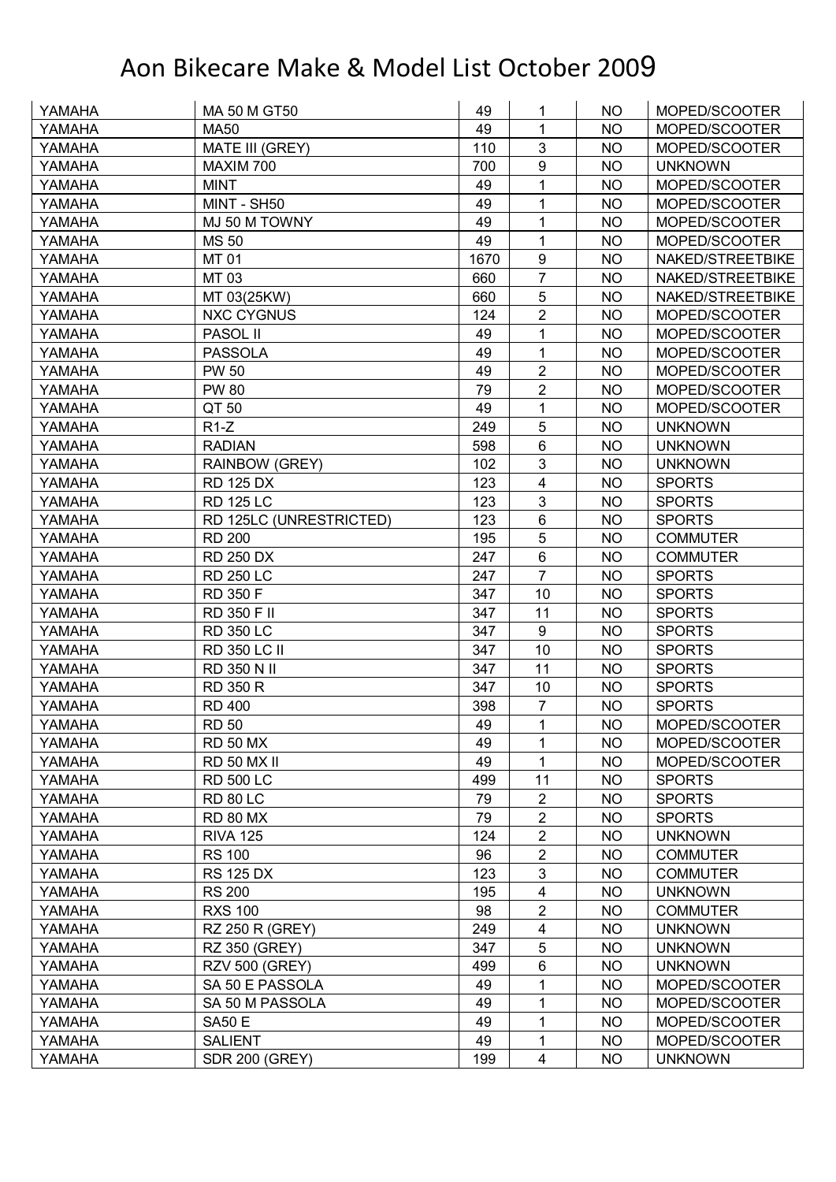# Aon Bikecare Make & Model List October 2009

| | | | | | |
|---|---|---|---|---|---|
| YAMAHA | MA 50 M GT50 | 49 | 1 | NO | MOPED/SCOOTER |
| YAMAHA | MA50 | 49 | 1 | NO | MOPED/SCOOTER |
| YAMAHA | MATE III (GREY) | 110 | 3 | NO | MOPED/SCOOTER |
| YAMAHA | MAXIM 700 | 700 | 9 | NO | UNKNOWN |
| YAMAHA | MINT | 49 | 1 | NO | MOPED/SCOOTER |
| YAMAHA | MINT - SH50 | 49 | 1 | NO | MOPED/SCOOTER |
| YAMAHA | MJ 50 M TOWNY | 49 | 1 | NO | MOPED/SCOOTER |
| YAMAHA | MS 50 | 49 | 1 | NO | MOPED/SCOOTER |
| YAMAHA | MT 01 | 1670 | 9 | NO | NAKED/STREETBIKE |
| YAMAHA | MT 03 | 660 | 7 | NO | NAKED/STREETBIKE |
| YAMAHA | MT 03(25KW) | 660 | 5 | NO | NAKED/STREETBIKE |
| YAMAHA | NXC CYGNUS | 124 | 2 | NO | MOPED/SCOOTER |
| YAMAHA | PASOL II | 49 | 1 | NO | MOPED/SCOOTER |
| YAMAHA | PASSOLA | 49 | 1 | NO | MOPED/SCOOTER |
| YAMAHA | PW 50 | 49 | 2 | NO | MOPED/SCOOTER |
| YAMAHA | PW 80 | 79 | 2 | NO | MOPED/SCOOTER |
| YAMAHA | QT 50 | 49 | 1 | NO | MOPED/SCOOTER |
| YAMAHA | R1-Z | 249 | 5 | NO | UNKNOWN |
| YAMAHA | RADIAN | 598 | 6 | NO | UNKNOWN |
| YAMAHA | RAINBOW (GREY) | 102 | 3 | NO | UNKNOWN |
| YAMAHA | RD 125 DX | 123 | 4 | NO | SPORTS |
| YAMAHA | RD 125 LC | 123 | 3 | NO | SPORTS |
| YAMAHA | RD 125LC (UNRESTRICTED) | 123 | 6 | NO | SPORTS |
| YAMAHA | RD 200 | 195 | 5 | NO | COMMUTER |
| YAMAHA | RD 250 DX | 247 | 6 | NO | COMMUTER |
| YAMAHA | RD 250 LC | 247 | 7 | NO | SPORTS |
| YAMAHA | RD 350 F | 347 | 10 | NO | SPORTS |
| YAMAHA | RD 350 F II | 347 | 11 | NO | SPORTS |
| YAMAHA | RD 350 LC | 347 | 9 | NO | SPORTS |
| YAMAHA | RD 350 LC II | 347 | 10 | NO | SPORTS |
| YAMAHA | RD 350 N II | 347 | 11 | NO | SPORTS |
| YAMAHA | RD 350 R | 347 | 10 | NO | SPORTS |
| YAMAHA | RD 400 | 398 | 7 | NO | SPORTS |
| YAMAHA | RD 50 | 49 | 1 | NO | MOPED/SCOOTER |
| YAMAHA | RD 50 MX | 49 | 1 | NO | MOPED/SCOOTER |
| YAMAHA | RD 50 MX II | 49 | 1 | NO | MOPED/SCOOTER |
| YAMAHA | RD 500 LC | 499 | 11 | NO | SPORTS |
| YAMAHA | RD 80 LC | 79 | 2 | NO | SPORTS |
| YAMAHA | RD 80 MX | 79 | 2 | NO | SPORTS |
| YAMAHA | RIVA 125 | 124 | 2 | NO | UNKNOWN |
| YAMAHA | RS 100 | 96 | 2 | NO | COMMUTER |
| YAMAHA | RS 125 DX | 123 | 3 | NO | COMMUTER |
| YAMAHA | RS 200 | 195 | 4 | NO | UNKNOWN |
| YAMAHA | RXS 100 | 98 | 2 | NO | COMMUTER |
| YAMAHA | RZ 250 R (GREY) | 249 | 4 | NO | UNKNOWN |
| YAMAHA | RZ 350 (GREY) | 347 | 5 | NO | UNKNOWN |
| YAMAHA | RZV 500 (GREY) | 499 | 6 | NO | UNKNOWN |
| YAMAHA | SA 50 E PASSOLA | 49 | 1 | NO | MOPED/SCOOTER |
| YAMAHA | SA 50 M PASSOLA | 49 | 1 | NO | MOPED/SCOOTER |
| YAMAHA | SA50 E | 49 | 1 | NO | MOPED/SCOOTER |
| YAMAHA | SALIENT | 49 | 1 | NO | MOPED/SCOOTER |
| YAMAHA | SDR 200 (GREY) | 199 | 4 | NO | UNKNOWN |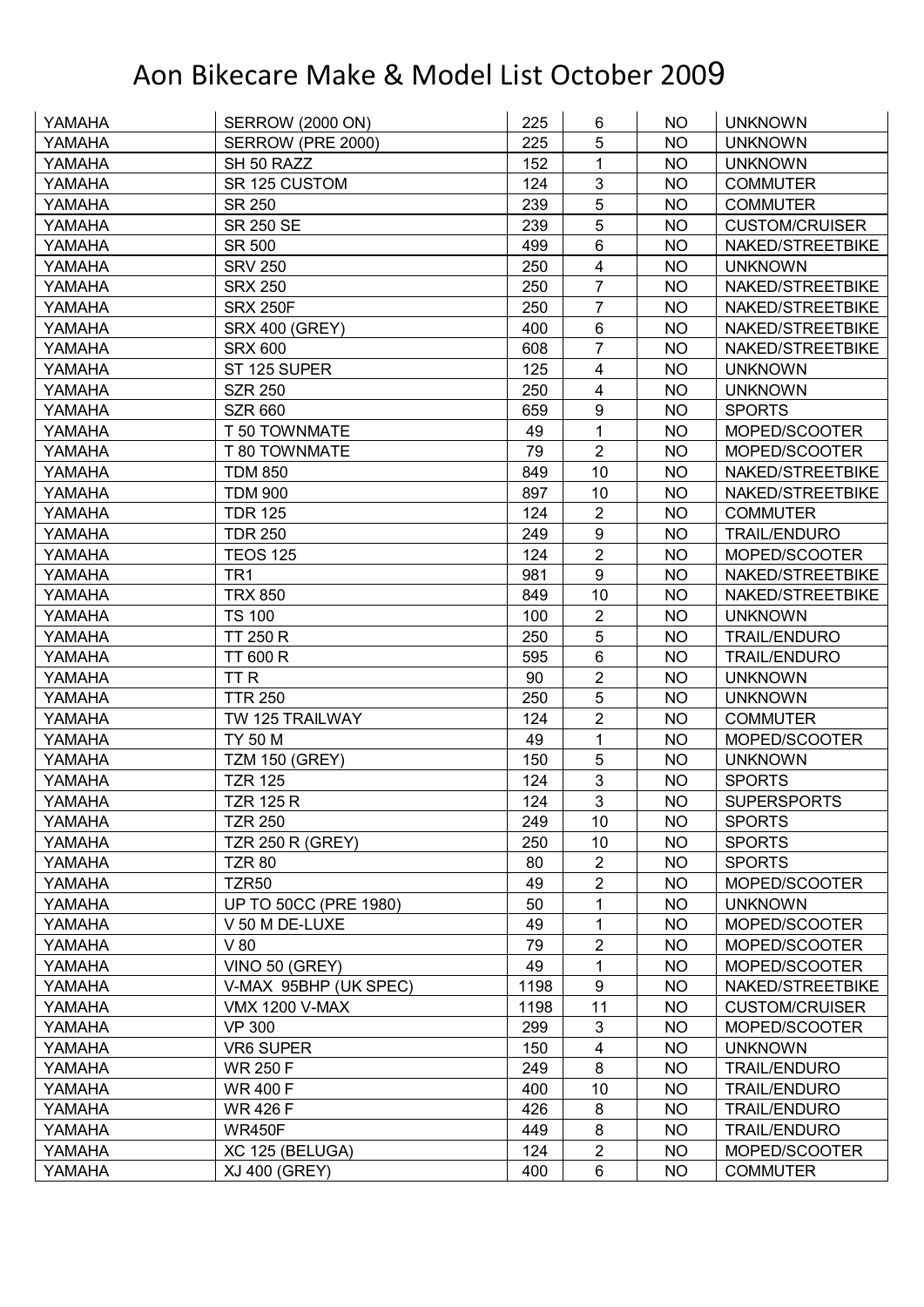# Aon Bikecare Make & Model List October 2009

| | | | | | |
|---|---|---|---|---|---|
| YAMAHA | SERROW (2000 ON) | 225 | 6 | NO | UNKNOWN |
| YAMAHA | SERROW (PRE 2000) | 225 | 5 | NO | UNKNOWN |
| YAMAHA | SH 50 RAZZ | 152 | 1 | NO | UNKNOWN |
| YAMAHA | SR 125 CUSTOM | 124 | 3 | NO | COMMUTER |
| YAMAHA | SR 250 | 239 | 5 | NO | COMMUTER |
| YAMAHA | SR 250 SE | 239 | 5 | NO | CUSTOM/CRUISER |
| YAMAHA | SR 500 | 499 | 6 | NO | NAKED/STREETBIKE |
| YAMAHA | SRV 250 | 250 | 4 | NO | UNKNOWN |
| YAMAHA | SRX 250 | 250 | 7 | NO | NAKED/STREETBIKE |
| YAMAHA | SRX 250F | 250 | 7 | NO | NAKED/STREETBIKE |
| YAMAHA | SRX 400 (GREY) | 400 | 6 | NO | NAKED/STREETBIKE |
| YAMAHA | SRX 600 | 608 | 7 | NO | NAKED/STREETBIKE |
| YAMAHA | ST 125 SUPER | 125 | 4 | NO | UNKNOWN |
| YAMAHA | SZR 250 | 250 | 4 | NO | UNKNOWN |
| YAMAHA | SZR 660 | 659 | 9 | NO | SPORTS |
| YAMAHA | T 50 TOWNMATE | 49 | 1 | NO | MOPED/SCOOTER |
| YAMAHA | T 80 TOWNMATE | 79 | 2 | NO | MOPED/SCOOTER |
| YAMAHA | TDM 850 | 849 | 10 | NO | NAKED/STREETBIKE |
| YAMAHA | TDM 900 | 897 | 10 | NO | NAKED/STREETBIKE |
| YAMAHA | TDR 125 | 124 | 2 | NO | COMMUTER |
| YAMAHA | TDR 250 | 249 | 9 | NO | TRAIL/ENDURO |
| YAMAHA | TEOS 125 | 124 | 2 | NO | MOPED/SCOOTER |
| YAMAHA | TR1 | 981 | 9 | NO | NAKED/STREETBIKE |
| YAMAHA | TRX 850 | 849 | 10 | NO | NAKED/STREETBIKE |
| YAMAHA | TS 100 | 100 | 2 | NO | UNKNOWN |
| YAMAHA | TT 250 R | 250 | 5 | NO | TRAIL/ENDURO |
| YAMAHA | TT 600 R | 595 | 6 | NO | TRAIL/ENDURO |
| YAMAHA | TT R | 90 | 2 | NO | UNKNOWN |
| YAMAHA | TTR 250 | 250 | 5 | NO | UNKNOWN |
| YAMAHA | TW 125 TRAILWAY | 124 | 2 | NO | COMMUTER |
| YAMAHA | TY 50 M | 49 | 1 | NO | MOPED/SCOOTER |
| YAMAHA | TZM 150 (GREY) | 150 | 5 | NO | UNKNOWN |
| YAMAHA | TZR 125 | 124 | 3 | NO | SPORTS |
| YAMAHA | TZR 125 R | 124 | 3 | NO | SUPERSPORTS |
| YAMAHA | TZR 250 | 249 | 10 | NO | SPORTS |
| YAMAHA | TZR 250 R (GREY) | 250 | 10 | NO | SPORTS |
| YAMAHA | TZR 80 | 80 | 2 | NO | SPORTS |
| YAMAHA | TZR50 | 49 | 2 | NO | MOPED/SCOOTER |
| YAMAHA | UP TO 50CC (PRE 1980) | 50 | 1 | NO | UNKNOWN |
| YAMAHA | V 50 M DE-LUXE | 49 | 1 | NO | MOPED/SCOOTER |
| YAMAHA | V 80 | 79 | 2 | NO | MOPED/SCOOTER |
| YAMAHA | VINO 50 (GREY) | 49 | 1 | NO | MOPED/SCOOTER |
| YAMAHA | V-MAX 95BHP (UK SPEC) | 1198 | 9 | NO | NAKED/STREETBIKE |
| YAMAHA | VMX 1200 V-MAX | 1198 | 11 | NO | CUSTOM/CRUISER |
| YAMAHA | VP 300 | 299 | 3 | NO | MOPED/SCOOTER |
| YAMAHA | VR6 SUPER | 150 | 4 | NO | UNKNOWN |
| YAMAHA | WR 250 F | 249 | 8 | NO | TRAIL/ENDURO |
| YAMAHA | WR 400 F | 400 | 10 | NO | TRAIL/ENDURO |
| YAMAHA | WR 426 F | 426 | 8 | NO | TRAIL/ENDURO |
| YAMAHA | WR450F | 449 | 8 | NO | TRAIL/ENDURO |
| YAMAHA | XC 125 (BELUGA) | 124 | 2 | NO | MOPED/SCOOTER |
| YAMAHA | XJ 400 (GREY) | 400 | 6 | NO | COMMUTER |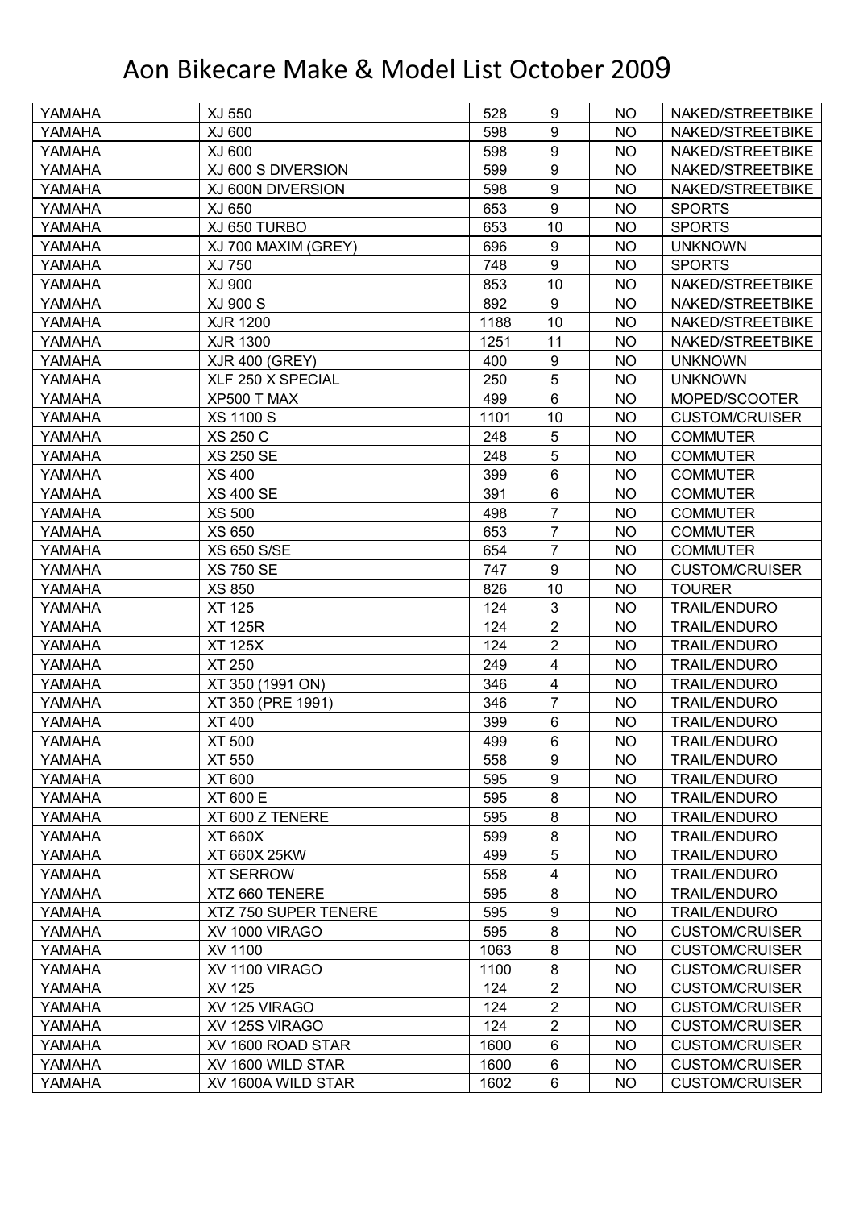# Aon Bikecare Make & Model List October 2009

| YAMAHA | XJ 550 | 528 | 9 | NO | NAKED/STREETBIKE |
|---|---|---|---|---|---|
| YAMAHA | XJ 600 | 598 | 9 | NO | NAKED/STREETBIKE |
| YAMAHA | XJ 600 | 598 | 9 | NO | NAKED/STREETBIKE |
| YAMAHA | XJ 600 S DIVERSION | 599 | 9 | NO | NAKED/STREETBIKE |
| YAMAHA | XJ 600N DIVERSION | 598 | 9 | NO | NAKED/STREETBIKE |
| YAMAHA | XJ 650 | 653 | 9 | NO | SPORTS |
| YAMAHA | XJ 650 TURBO | 653 | 10 | NO | SPORTS |
| YAMAHA | XJ 700 MAXIM (GREY) | 696 | 9 | NO | UNKNOWN |
| YAMAHA | XJ 750 | 748 | 9 | NO | SPORTS |
| YAMAHA | XJ 900 | 853 | 10 | NO | NAKED/STREETBIKE |
| YAMAHA | XJ 900 S | 892 | 9 | NO | NAKED/STREETBIKE |
| YAMAHA | XJR 1200 | 1188 | 10 | NO | NAKED/STREETBIKE |
| YAMAHA | XJR 1300 | 1251 | 11 | NO | NAKED/STREETBIKE |
| YAMAHA | XJR 400 (GREY) | 400 | 9 | NO | UNKNOWN |
| YAMAHA | XLF 250 X SPECIAL | 250 | 5 | NO | UNKNOWN |
| YAMAHA | XP500 T MAX | 499 | 6 | NO | MOPED/SCOOTER |
| YAMAHA | XS 1100 S | 1101 | 10 | NO | CUSTOM/CRUISER |
| YAMAHA | XS 250 C | 248 | 5 | NO | COMMUTER |
| YAMAHA | XS 250 SE | 248 | 5 | NO | COMMUTER |
| YAMAHA | XS 400 | 399 | 6 | NO | COMMUTER |
| YAMAHA | XS 400 SE | 391 | 6 | NO | COMMUTER |
| YAMAHA | XS 500 | 498 | 7 | NO | COMMUTER |
| YAMAHA | XS 650 | 653 | 7 | NO | COMMUTER |
| YAMAHA | XS 650 S/SE | 654 | 7 | NO | COMMUTER |
| YAMAHA | XS 750 SE | 747 | 9 | NO | CUSTOM/CRUISER |
| YAMAHA | XS 850 | 826 | 10 | NO | TOURER |
| YAMAHA | XT 125 | 124 | 3 | NO | TRAIL/ENDURO |
| YAMAHA | XT 125R | 124 | 2 | NO | TRAIL/ENDURO |
| YAMAHA | XT 125X | 124 | 2 | NO | TRAIL/ENDURO |
| YAMAHA | XT 250 | 249 | 4 | NO | TRAIL/ENDURO |
| YAMAHA | XT 350 (1991 ON) | 346 | 4 | NO | TRAIL/ENDURO |
| YAMAHA | XT 350 (PRE 1991) | 346 | 7 | NO | TRAIL/ENDURO |
| YAMAHA | XT 400 | 399 | 6 | NO | TRAIL/ENDURO |
| YAMAHA | XT 500 | 499 | 6 | NO | TRAIL/ENDURO |
| YAMAHA | XT 550 | 558 | 9 | NO | TRAIL/ENDURO |
| YAMAHA | XT 600 | 595 | 9 | NO | TRAIL/ENDURO |
| YAMAHA | XT 600 E | 595 | 8 | NO | TRAIL/ENDURO |
| YAMAHA | XT 600 Z TENERE | 595 | 8 | NO | TRAIL/ENDURO |
| YAMAHA | XT 660X | 599 | 8 | NO | TRAIL/ENDURO |
| YAMAHA | XT 660X 25KW | 499 | 5 | NO | TRAIL/ENDURO |
| YAMAHA | XT SERROW | 558 | 4 | NO | TRAIL/ENDURO |
| YAMAHA | XTZ 660 TENERE | 595 | 8 | NO | TRAIL/ENDURO |
| YAMAHA | XTZ 750 SUPER TENERE | 595 | 9 | NO | TRAIL/ENDURO |
| YAMAHA | XV 1000 VIRAGO | 595 | 8 | NO | CUSTOM/CRUISER |
| YAMAHA | XV 1100 | 1063 | 8 | NO | CUSTOM/CRUISER |
| YAMAHA | XV 1100 VIRAGO | 1100 | 8 | NO | CUSTOM/CRUISER |
| YAMAHA | XV 125 | 124 | 2 | NO | CUSTOM/CRUISER |
| YAMAHA | XV 125 VIRAGO | 124 | 2 | NO | CUSTOM/CRUISER |
| YAMAHA | XV 125S VIRAGO | 124 | 2 | NO | CUSTOM/CRUISER |
| YAMAHA | XV 1600 ROAD STAR | 1600 | 6 | NO | CUSTOM/CRUISER |
| YAMAHA | XV 1600 WILD STAR | 1600 | 6 | NO | CUSTOM/CRUISER |
| YAMAHA | XV 1600A WILD STAR | 1602 | 6 | NO | CUSTOM/CRUISER |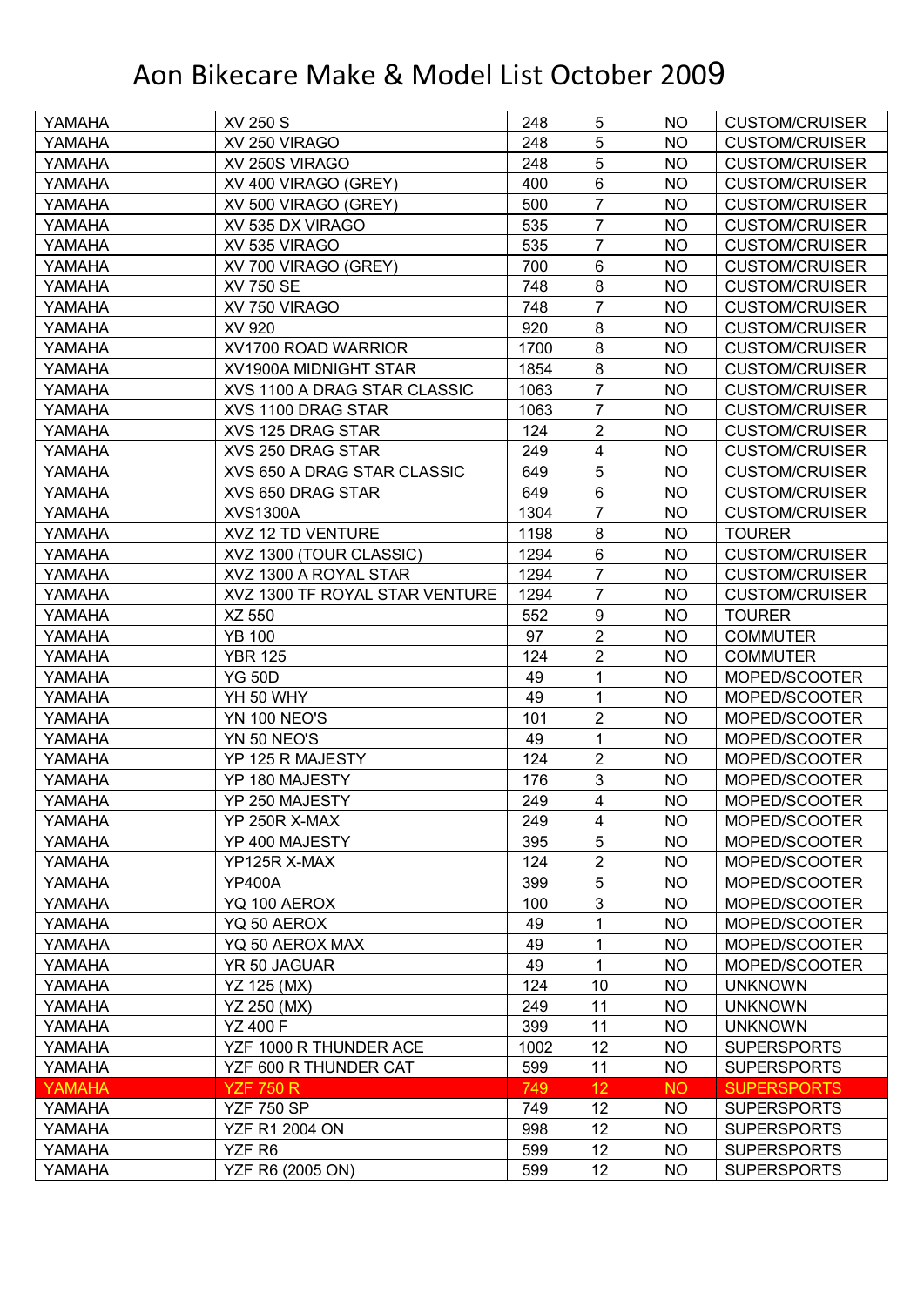# Aon Bikecare Make & Model List October 2009

| | | | | | |
|---|---|---|---|---|---|
| YAMAHA | XV 250 S | 248 | 5 | NO | CUSTOM/CRUISER |
| YAMAHA | XV 250 VIRAGO | 248 | 5 | NO | CUSTOM/CRUISER |
| YAMAHA | XV 250S VIRAGO | 248 | 5 | NO | CUSTOM/CRUISER |
| YAMAHA | XV 400 VIRAGO (GREY) | 400 | 6 | NO | CUSTOM/CRUISER |
| YAMAHA | XV 500 VIRAGO (GREY) | 500 | 7 | NO | CUSTOM/CRUISER |
| YAMAHA | XV 535 DX VIRAGO | 535 | 7 | NO | CUSTOM/CRUISER |
| YAMAHA | XV 535 VIRAGO | 535 | 7 | NO | CUSTOM/CRUISER |
| YAMAHA | XV 700 VIRAGO (GREY) | 700 | 6 | NO | CUSTOM/CRUISER |
| YAMAHA | XV 750 SE | 748 | 8 | NO | CUSTOM/CRUISER |
| YAMAHA | XV 750 VIRAGO | 748 | 7 | NO | CUSTOM/CRUISER |
| YAMAHA | XV 920 | 920 | 8 | NO | CUSTOM/CRUISER |
| YAMAHA | XV1700 ROAD WARRIOR | 1700 | 8 | NO | CUSTOM/CRUISER |
| YAMAHA | XV1900A MIDNIGHT STAR | 1854 | 8 | NO | CUSTOM/CRUISER |
| YAMAHA | XVS 1100 A DRAG STAR CLASSIC | 1063 | 7 | NO | CUSTOM/CRUISER |
| YAMAHA | XVS 1100 DRAG STAR | 1063 | 7 | NO | CUSTOM/CRUISER |
| YAMAHA | XVS 125 DRAG STAR | 124 | 2 | NO | CUSTOM/CRUISER |
| YAMAHA | XVS 250 DRAG STAR | 249 | 4 | NO | CUSTOM/CRUISER |
| YAMAHA | XVS 650 A DRAG STAR CLASSIC | 649 | 5 | NO | CUSTOM/CRUISER |
| YAMAHA | XVS 650 DRAG STAR | 649 | 6 | NO | CUSTOM/CRUISER |
| YAMAHA | XVS1300A | 1304 | 7 | NO | CUSTOM/CRUISER |
| YAMAHA | XVZ 12 TD VENTURE | 1198 | 8 | NO | TOURER |
| YAMAHA | XVZ 1300 (TOUR CLASSIC) | 1294 | 6 | NO | CUSTOM/CRUISER |
| YAMAHA | XVZ 1300 A ROYAL STAR | 1294 | 7 | NO | CUSTOM/CRUISER |
| YAMAHA | XVZ 1300 TF ROYAL STAR VENTURE | 1294 | 7 | NO | CUSTOM/CRUISER |
| YAMAHA | XZ 550 | 552 | 9 | NO | TOURER |
| YAMAHA | YB 100 | 97 | 2 | NO | COMMUTER |
| YAMAHA | YBR 125 | 124 | 2 | NO | COMMUTER |
| YAMAHA | YG 50D | 49 | 1 | NO | MOPED/SCOOTER |
| YAMAHA | YH 50 WHY | 49 | 1 | NO | MOPED/SCOOTER |
| YAMAHA | YN 100 NEO'S | 101 | 2 | NO | MOPED/SCOOTER |
| YAMAHA | YN 50 NEO'S | 49 | 1 | NO | MOPED/SCOOTER |
| YAMAHA | YP 125 R MAJESTY | 124 | 2 | NO | MOPED/SCOOTER |
| YAMAHA | YP 180 MAJESTY | 176 | 3 | NO | MOPED/SCOOTER |
| YAMAHA | YP 250 MAJESTY | 249 | 4 | NO | MOPED/SCOOTER |
| YAMAHA | YP 250R X-MAX | 249 | 4 | NO | MOPED/SCOOTER |
| YAMAHA | YP 400 MAJESTY | 395 | 5 | NO | MOPED/SCOOTER |
| YAMAHA | YP125R X-MAX | 124 | 2 | NO | MOPED/SCOOTER |
| YAMAHA | YP400A | 399 | 5 | NO | MOPED/SCOOTER |
| YAMAHA | YQ 100 AEROX | 100 | 3 | NO | MOPED/SCOOTER |
| YAMAHA | YQ 50 AEROX | 49 | 1 | NO | MOPED/SCOOTER |
| YAMAHA | YQ 50 AEROX MAX | 49 | 1 | NO | MOPED/SCOOTER |
| YAMAHA | YR 50 JAGUAR | 49 | 1 | NO | MOPED/SCOOTER |
| YAMAHA | YZ 125 (MX) | 124 | 10 | NO | UNKNOWN |
| YAMAHA | YZ 250 (MX) | 249 | 11 | NO | UNKNOWN |
| YAMAHA | YZ 400 F | 399 | 11 | NO | UNKNOWN |
| YAMAHA | YZF 1000 R THUNDER ACE | 1002 | 12 | NO | SUPERSPORTS |
| YAMAHA | YZF 600 R THUNDER CAT | 599 | 11 | NO | SUPERSPORTS |
| YAMAHA | YZF 750 R | 749 | 12 | NO | SUPERSPORTS |
| YAMAHA | YZF 750 SP | 749 | 12 | NO | SUPERSPORTS |
| YAMAHA | YZF R1 2004 ON | 998 | 12 | NO | SUPERSPORTS |
| YAMAHA | YZF R6 | 599 | 12 | NO | SUPERSPORTS |
| YAMAHA | YZF R6 (2005 ON) | 599 | 12 | NO | SUPERSPORTS |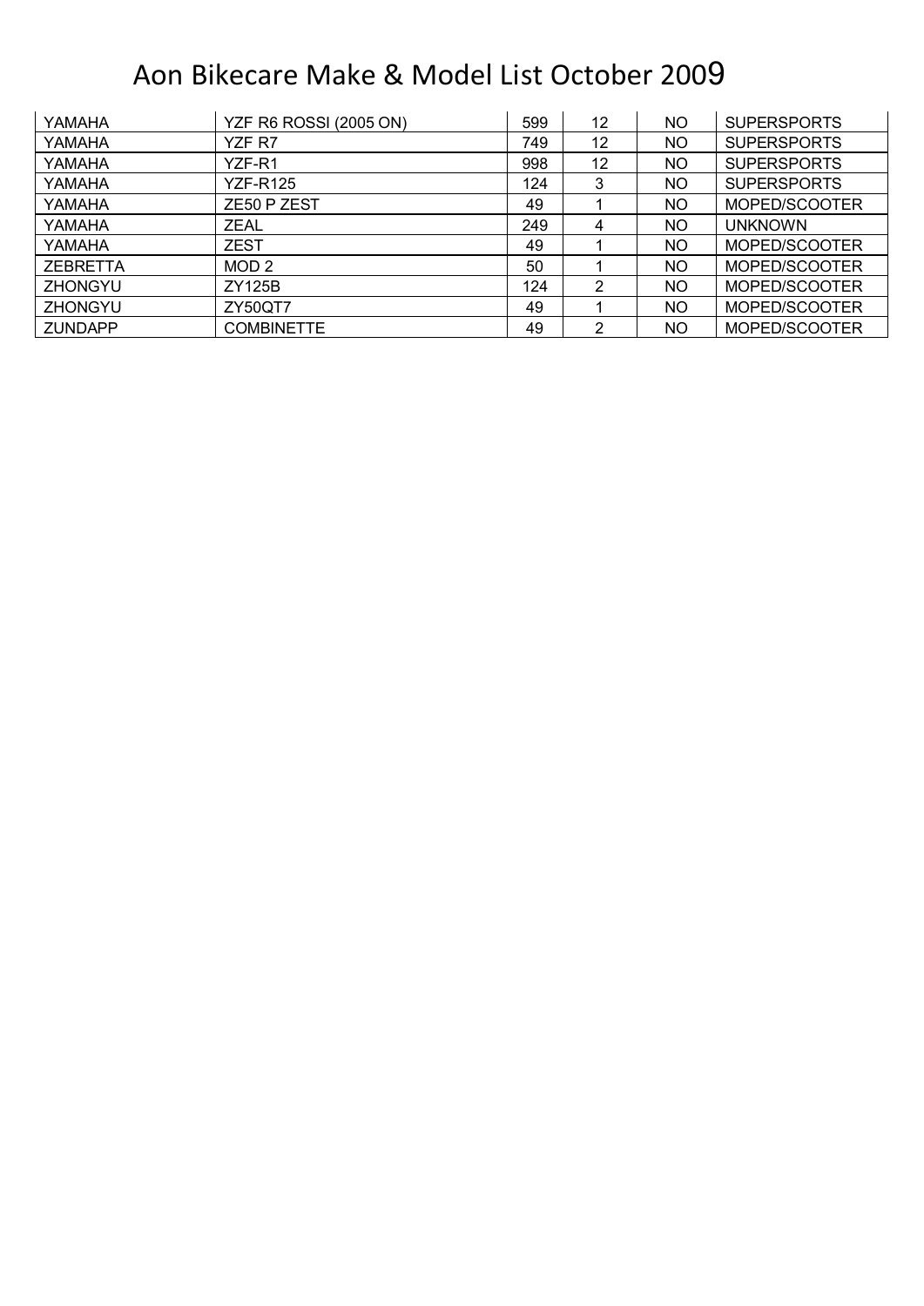# Aon Bikecare Make & Model List October 2009

| | | | | | |
|---|---|---|---|---|---|
| YAMAHA | YZF R6 ROSSI (2005 ON) | 599 | 12 | NO | SUPERSPORTS |
| YAMAHA | YZF R7 | 749 | 12 | NO | SUPERSPORTS |
| YAMAHA | YZF-R1 | 998 | 12 | NO | SUPERSPORTS |
| YAMAHA | YZF-R125 | 124 | 3 | NO | SUPERSPORTS |
| YAMAHA | ZE50 P ZEST | 49 | 1 | NO | MOPED/SCOOTER |
| YAMAHA | ZEAL | 249 | 4 | NO | UNKNOWN |
| YAMAHA | ZEST | 49 | 1 | NO | MOPED/SCOOTER |
| ZEBRETTA | MOD 2 | 50 | 1 | NO | MOPED/SCOOTER |
| ZHONGYU | ZY125B | 124 | 2 | NO | MOPED/SCOOTER |
| ZHONGYU | ZY50QT7 | 49 | 1 | NO | MOPED/SCOOTER |
| ZUNDAPP | COMBINETTE | 49 | 2 | NO | MOPED/SCOOTER |